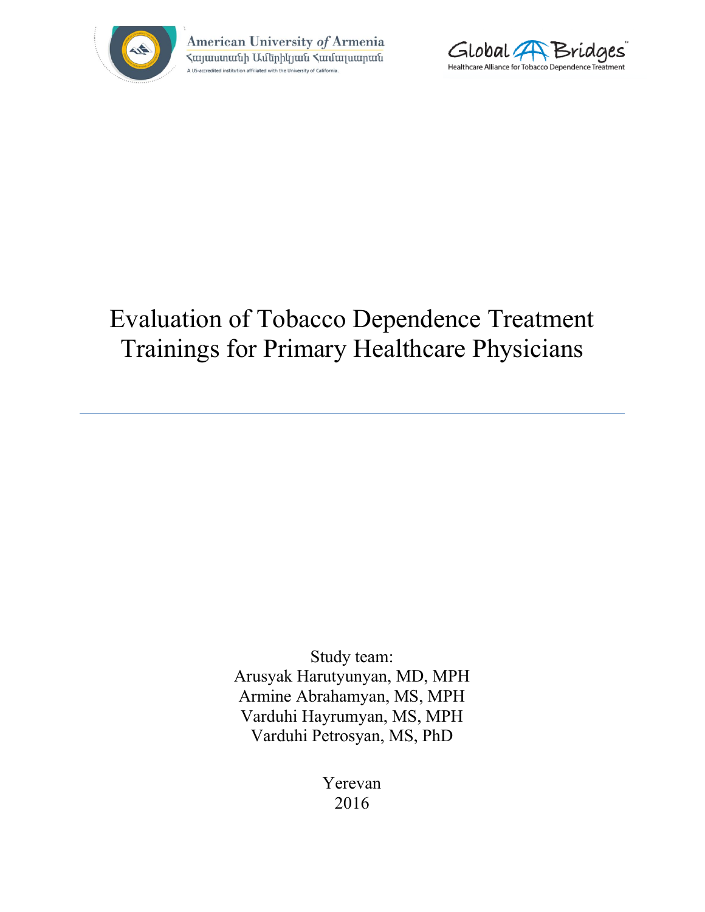American University of Armenia
Հայաստանի Ամերիկյան Համալսարան
A US-accredited institution affiliated with the University of California.

Global Bridges™
Healthcare Alliance for Tobacco Dependence Treatment

# Evaluation of Tobacco Dependence Treatment Trainings for Primary Healthcare Physicians

Study team:
Arusyak Harutyunyan, MD, MPH
Armine Abrahamyan, MS, MPH
Varduhi Hayrumyan, MS, MPH
Varduhi Petrosyan, MS, PhD

Yerevan
2016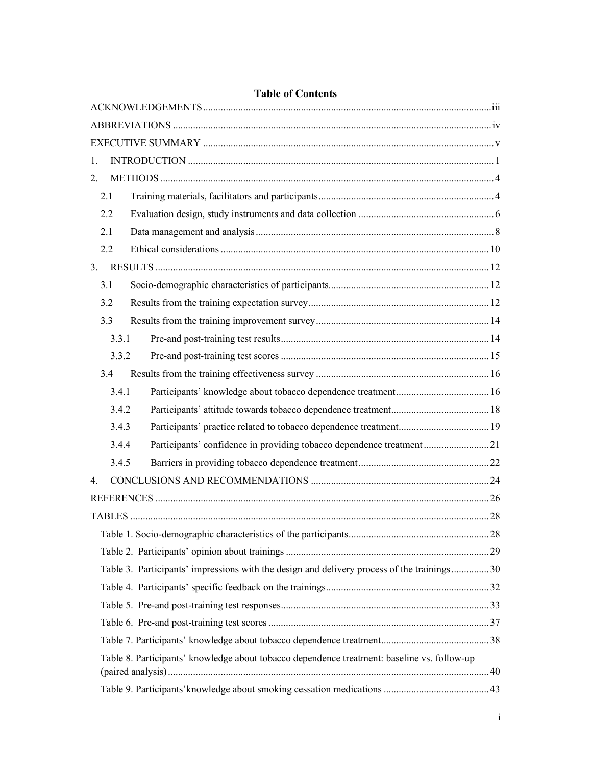# Table of Contents

ACKNOWLEDGEMENTS ..... iii

ABBREVIATIONS ..... iv

EXECUTIVE SUMMARY ..... v

1. INTRODUCTION ..... 1
2. METHODS ..... 4
   - 2.1 Training materials, facilitators and participants ..... 4
   - 2.2 Evaluation design, study instruments and data collection ..... 6
   - 2.1 Data management and analysis ..... 8
   - 2.2 Ethical considerations ..... 10
3. RESULTS ..... 12
   - 3.1 Socio-demographic characteristics of participants ..... 12
   - 3.2 Results from the training expectation survey ..... 12
   - 3.3 Results from the training improvement survey ..... 14
     - 3.3.1 Pre-and post-training test results ..... 14
     - 3.3.2 Pre-and post-training test scores ..... 15
   - 3.4 Results from the training effectiveness survey ..... 16
     - 3.4.1 Participants' knowledge about tobacco dependence treatment ..... 16
     - 3.4.2 Participants' attitude towards tobacco dependence treatment ..... 18
     - 3.4.3 Participants' practice related to tobacco dependence treatment ..... 19
     - 3.4.4 Participants' confidence in providing tobacco dependence treatment ..... 21
     - 3.4.5 Barriers in providing tobacco dependence treatment ..... 22
4. CONCLUSIONS AND RECOMMENDATIONS ..... 24

REFERENCES ..... 26

TABLES ..... 28

- Table 1. Socio-demographic characteristics of the participants ..... 28
- Table 2. Participants' opinion about trainings ..... 29
- Table 3. Participants' impressions with the design and delivery process of the trainings ..... 30
- Table 4. Participants' specific feedback on the trainings ..... 32
- Table 5. Pre-and post-training test responses ..... 33
- Table 6. Pre-and post-training test scores ..... 37
- Table 7. Participants' knowledge about tobacco dependence treatment ..... 38
- Table 8. Participants' knowledge about tobacco dependence treatment: baseline vs. follow-up (paired analysis) ..... 40
- Table 9. Participants'knowledge about smoking cessation medications ..... 43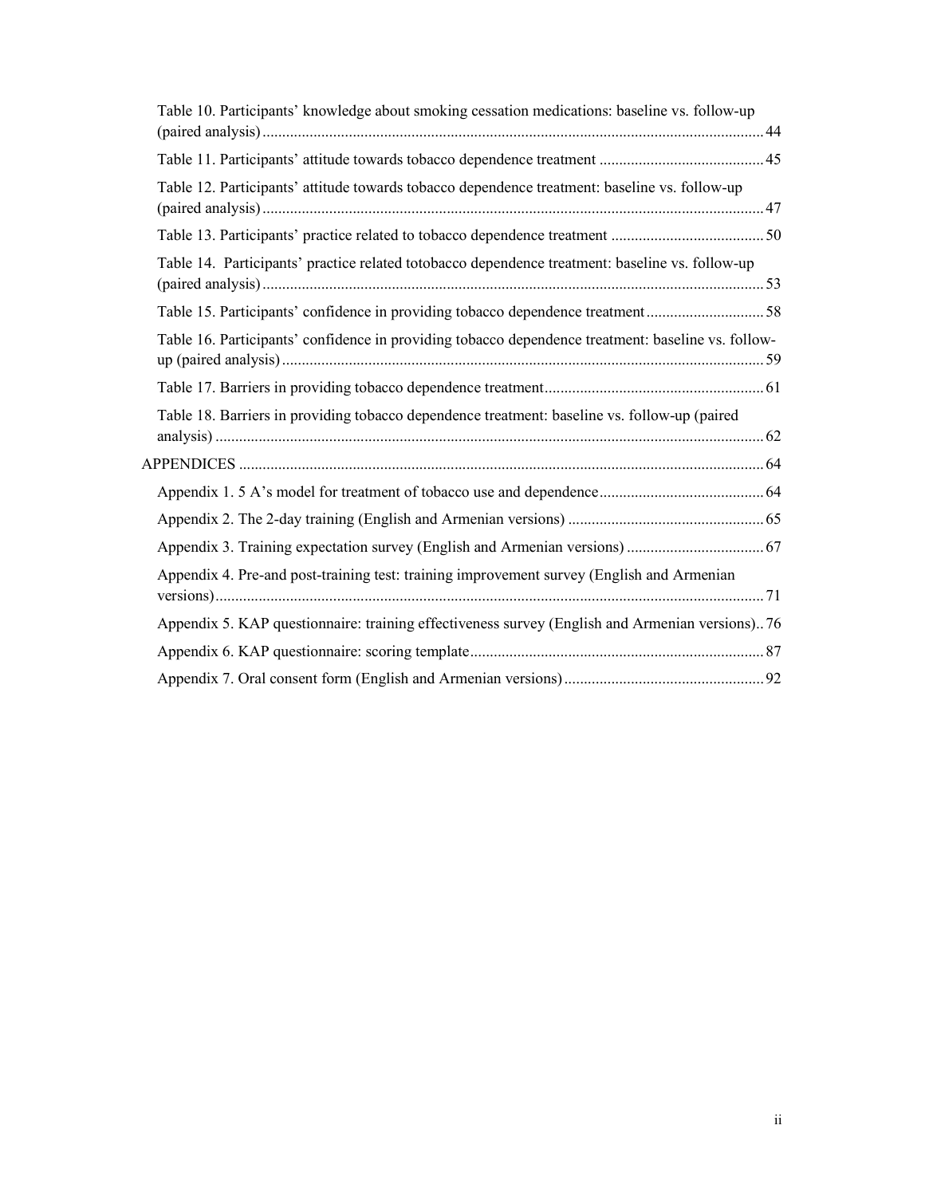Table 10. Participants' knowledge about smoking cessation medications: baseline vs. follow-up (paired analysis) ... 44

Table 11. Participants' attitude towards tobacco dependence treatment ... 45

Table 12. Participants' attitude towards tobacco dependence treatment: baseline vs. follow-up (paired analysis) ... 47

Table 13. Participants' practice related to tobacco dependence treatment ... 50

Table 14. Participants' practice related totobacco dependence treatment: baseline vs. follow-up (paired analysis) ... 53

Table 15. Participants' confidence in providing tobacco dependence treatment ... 58

Table 16. Participants' confidence in providing tobacco dependence treatment: baseline vs. follow-up (paired analysis) ... 59

Table 17. Barriers in providing tobacco dependence treatment ... 61

Table 18. Barriers in providing tobacco dependence treatment: baseline vs. follow-up (paired analysis) ... 62

APPENDICES ... 64

Appendix 1. 5 A's model for treatment of tobacco use and dependence ... 64

Appendix 2. The 2-day training (English and Armenian versions) ... 65

Appendix 3. Training expectation survey (English and Armenian versions) ... 67

Appendix 4. Pre-and post-training test: training improvement survey (English and Armenian versions) ... 71

Appendix 5. KAP questionnaire: training effectiveness survey (English and Armenian versions) .. 76

Appendix 6. KAP questionnaire: scoring template ... 87

Appendix 7. Oral consent form (English and Armenian versions) ... 92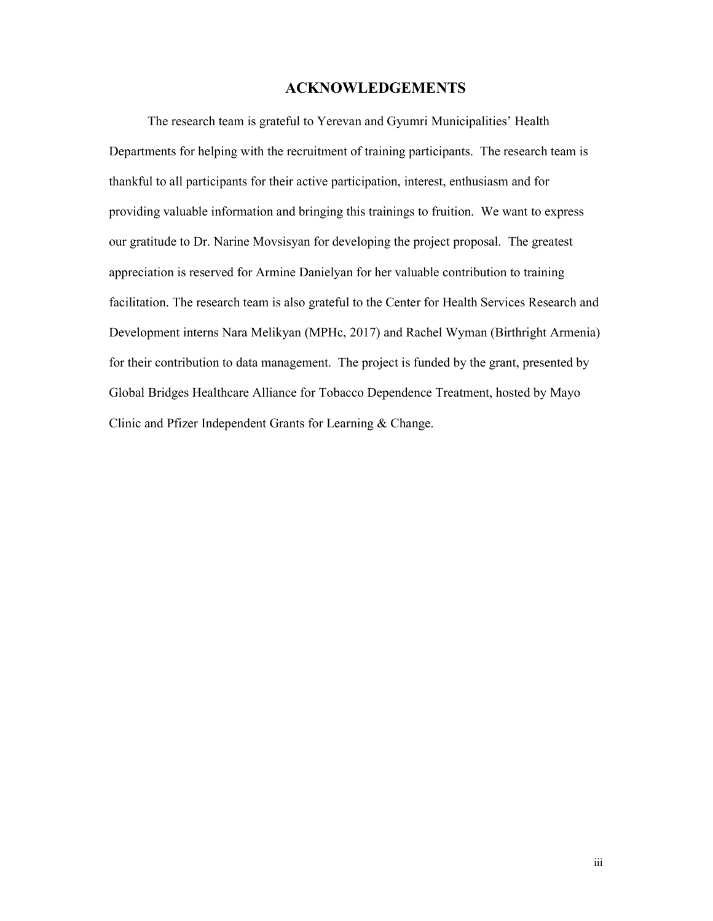# ACKNOWLEDGEMENTS

The research team is grateful to Yerevan and Gyumri Municipalities' Health Departments for helping with the recruitment of training participants. The research team is thankful to all participants for their active participation, interest, enthusiasm and for providing valuable information and bringing this trainings to fruition. We want to express our gratitude to Dr. Narine Movsisyan for developing the project proposal. The greatest appreciation is reserved for Armine Danielyan for her valuable contribution to training facilitation. The research team is also grateful to the Center for Health Services Research and Development interns Nara Melikyan (MPHc, 2017) and Rachel Wyman (Birthright Armenia) for their contribution to data management. The project is funded by the grant, presented by Global Bridges Healthcare Alliance for Tobacco Dependence Treatment, hosted by Mayo Clinic and Pfizer Independent Grants for Learning & Change.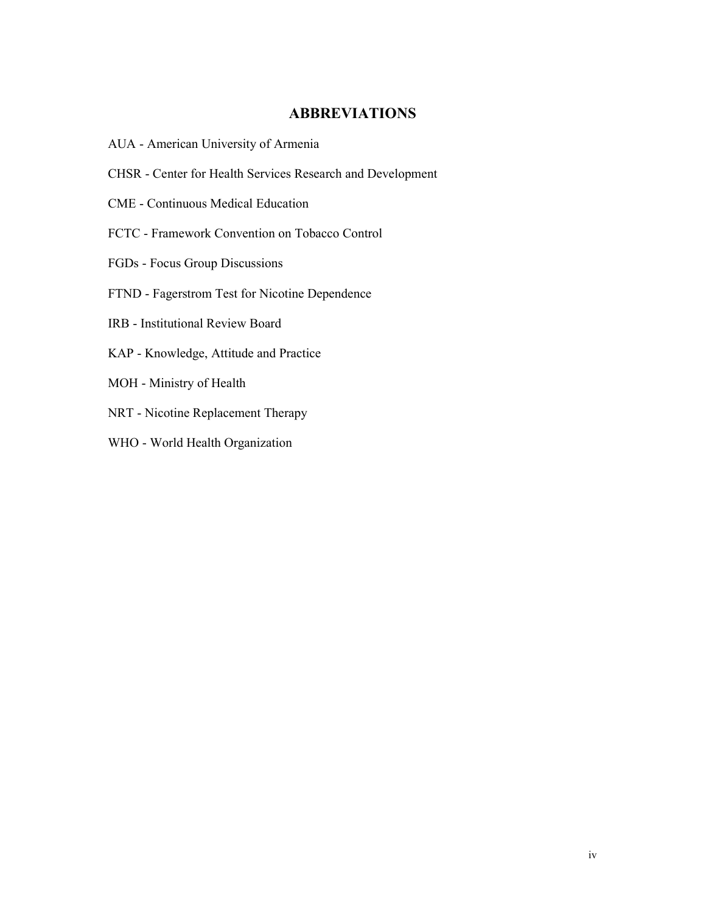## ABBREVIATIONS

AUA - American University of Armenia

CHSR - Center for Health Services Research and Development

CME - Continuous Medical Education

FCTC - Framework Convention on Tobacco Control

FGDs - Focus Group Discussions

FTND - Fagerstrom Test for Nicotine Dependence

IRB - Institutional Review Board

KAP - Knowledge, Attitude and Practice

MOH - Ministry of Health

NRT - Nicotine Replacement Therapy

WHO - World Health Organization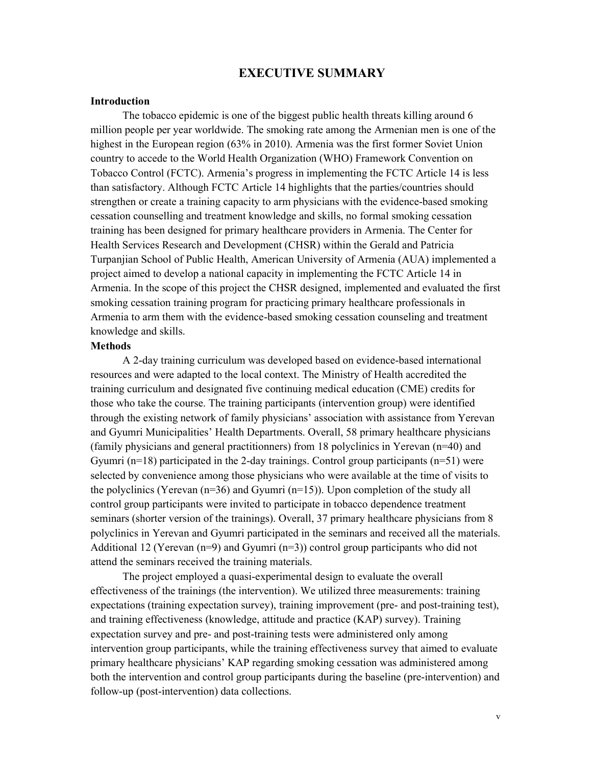# EXECUTIVE SUMMARY

**Introduction**

The tobacco epidemic is one of the biggest public health threats killing around 6 million people per year worldwide. The smoking rate among the Armenian men is one of the highest in the European region (63% in 2010). Armenia was the first former Soviet Union country to accede to the World Health Organization (WHO) Framework Convention on Tobacco Control (FCTC). Armenia's progress in implementing the FCTC Article 14 is less than satisfactory. Although FCTC Article 14 highlights that the parties/countries should strengthen or create a training capacity to arm physicians with the evidence-based smoking cessation counselling and treatment knowledge and skills, no formal smoking cessation training has been designed for primary healthcare providers in Armenia. The Center for Health Services Research and Development (CHSR) within the Gerald and Patricia Turpanjian School of Public Health, American University of Armenia (AUA) implemented a project aimed to develop a national capacity in implementing the FCTC Article 14 in Armenia. In the scope of this project the CHSR designed, implemented and evaluated the first smoking cessation training program for practicing primary healthcare professionals in Armenia to arm them with the evidence-based smoking cessation counseling and treatment knowledge and skills.

**Methods**

A 2-day training curriculum was developed based on evidence-based international resources and were adapted to the local context. The Ministry of Health accredited the training curriculum and designated five continuing medical education (CME) credits for those who take the course. The training participants (intervention group) were identified through the existing network of family physicians' association with assistance from Yerevan and Gyumri Municipalities' Health Departments. Overall, 58 primary healthcare physicians (family physicians and general practitionners) from 18 polyclinics in Yerevan (n=40) and Gyumri (n=18) participated in the 2-day trainings. Control group participants (n=51) were selected by convenience among those physicians who were available at the time of visits to the polyclinics (Yerevan (n=36) and Gyumri (n=15)). Upon completion of the study all control group participants were invited to participate in tobacco dependence treatment seminars (shorter version of the trainings). Overall, 37 primary healthcare physicians from 8 polyclinics in Yerevan and Gyumri participated in the seminars and received all the materials. Additional 12 (Yerevan (n=9) and Gyumri (n=3)) control group participants who did not attend the seminars received the training materials.

The project employed a quasi-experimental design to evaluate the overall effectiveness of the trainings (the intervention). We utilized three measurements: training expectations (training expectation survey), training improvement (pre- and post-training test), and training effectiveness (knowledge, attitude and practice (KAP) survey). Training expectation survey and pre- and post-training tests were administered only among intervention group participants, while the training effectiveness survey that aimed to evaluate primary healthcare physicians' KAP regarding smoking cessation was administered among both the intervention and control group participants during the baseline (pre-intervention) and follow-up (post-intervention) data collections.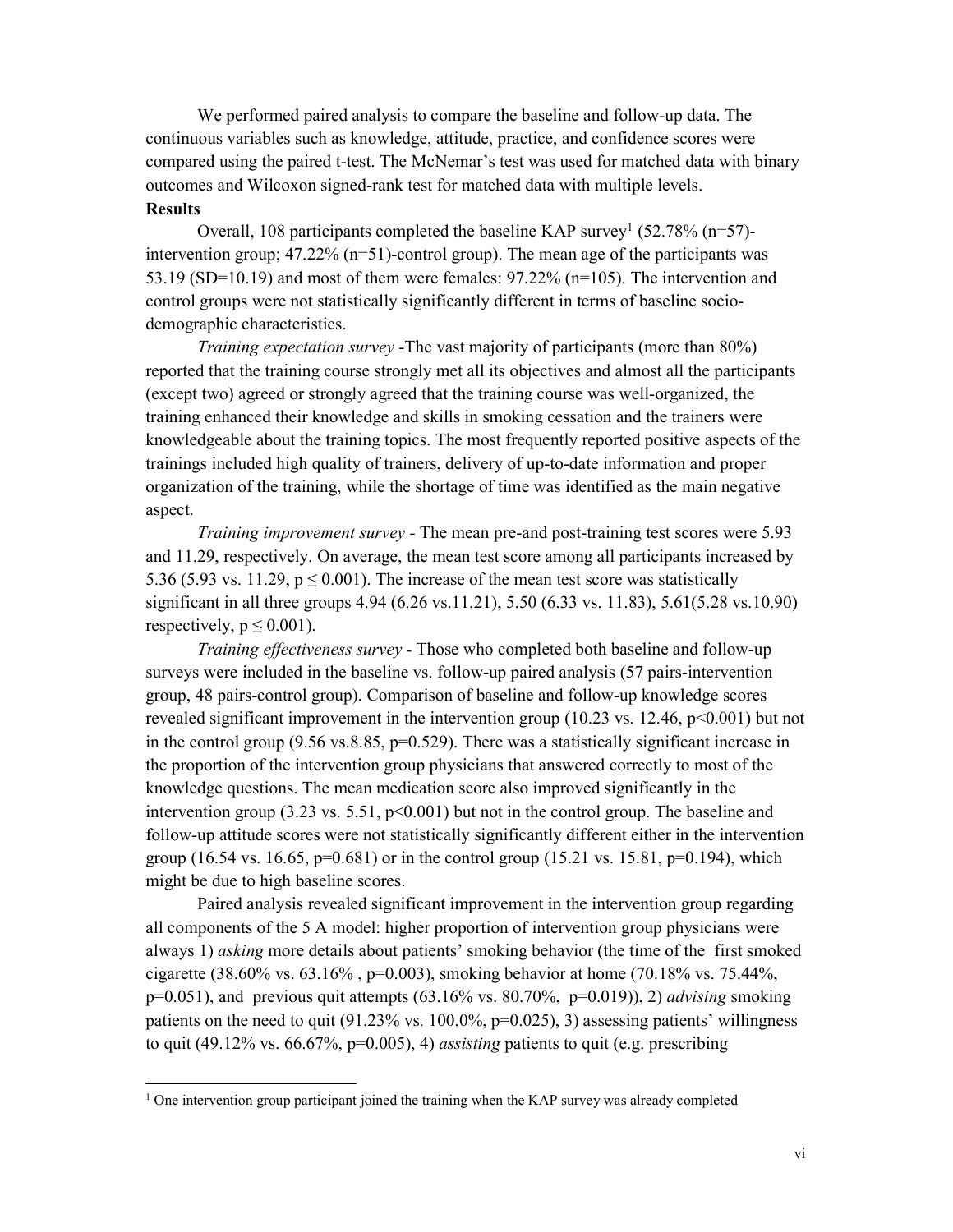We performed paired analysis to compare the baseline and follow-up data. The continuous variables such as knowledge, attitude, practice, and confidence scores were compared using the paired t-test. The McNemar's test was used for matched data with binary outcomes and Wilcoxon signed-rank test for matched data with multiple levels.

**Results**

Overall, 108 participants completed the baseline KAP survey[1] (52.78% (n=57)-intervention group; 47.22% (n=51)-control group). The mean age of the participants was 53.19 (SD=10.19) and most of them were females: 97.22% (n=105). The intervention and control groups were not statistically significantly different in terms of baseline socio-demographic characteristics.

*Training expectation survey* -The vast majority of participants (more than 80%) reported that the training course strongly met all its objectives and almost all the participants (except two) agreed or strongly agreed that the training course was well-organized, the training enhanced their knowledge and skills in smoking cessation and the trainers were knowledgeable about the training topics. The most frequently reported positive aspects of the trainings included high quality of trainers, delivery of up-to-date information and proper organization of the training, while the shortage of time was identified as the main negative aspect.

*Training improvement survey* - The mean pre-and post-training test scores were 5.93 and 11.29, respectively. On average, the mean test score among all participants increased by 5.36 (5.93 vs. 11.29, $p \leq 0.001$). The increase of the mean test score was statistically significant in all three groups 4.94 (6.26 vs.11.21), 5.50 (6.33 vs. 11.83), 5.61(5.28 vs.10.90) respectively, $p \leq 0.001$).

*Training effectiveness survey* - Those who completed both baseline and follow-up surveys were included in the baseline vs. follow-up paired analysis (57 pairs-intervention group, 48 pairs-control group). Comparison of baseline and follow-up knowledge scores revealed significant improvement in the intervention group (10.23 vs. 12.46, $p<0.001$) but not in the control group (9.56 vs.8.85, p=0.529). There was a statistically significant increase in the proportion of the intervention group physicians that answered correctly to most of the knowledge questions. The mean medication score also improved significantly in the intervention group (3.23 vs. 5.51, $p<0.001$) but not in the control group. The baseline and follow-up attitude scores were not statistically significantly different either in the intervention group (16.54 vs. 16.65, p=0.681) or in the control group (15.21 vs. 15.81, p=0.194), which might be due to high baseline scores.

Paired analysis revealed significant improvement in the intervention group regarding all components of the 5 A model: higher proportion of intervention group physicians were always 1) *asking* more details about patients' smoking behavior (the time of the first smoked cigarette (38.60% vs. 63.16% , p=0.003), smoking behavior at home (70.18% vs. 75.44%, p=0.051), and previous quit attempts (63.16% vs. 80.70%, p=0.019)), 2) *advising* smoking patients on the need to quit (91.23% vs. 100.0%, p=0.025), 3) assessing patients' willingness to quit (49.12% vs. 66.67%, p=0.005), 4) *assisting* patients to quit (e.g. prescribing

[1] One intervention group participant joined the training when the KAP survey was already completed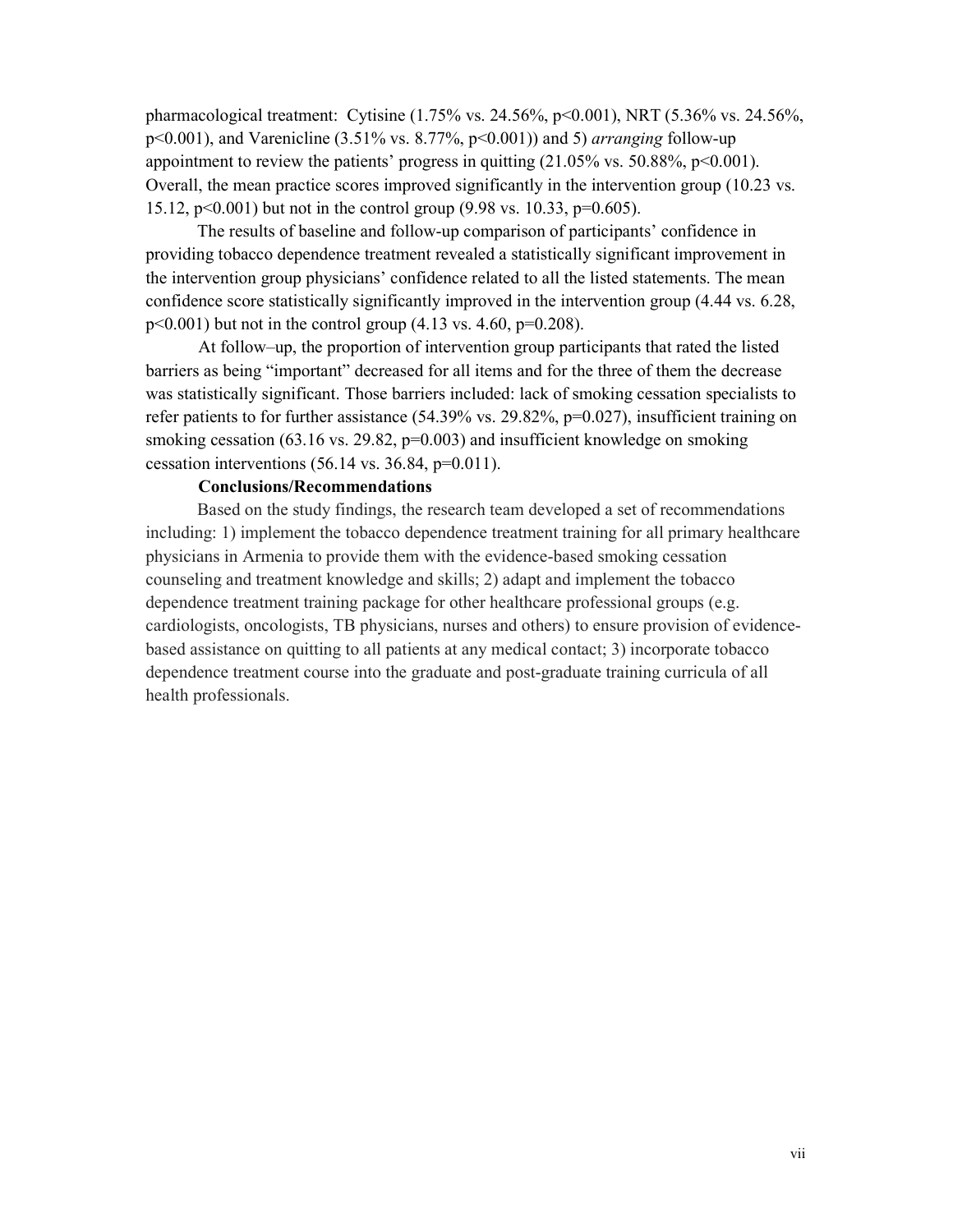pharmacological treatment: Cytisine (1.75% vs. 24.56%, $p<0.001$), NRT (5.36% vs. 24.56%, $p<0.001$), and Varenicline (3.51% vs. 8.77%, $p<0.001$)) and 5) *arranging* follow-up appointment to review the patients' progress in quitting (21.05% vs. 50.88%, $p<0.001$). Overall, the mean practice scores improved significantly in the intervention group (10.23 vs. 15.12, $p<0.001$) but not in the control group (9.98 vs. 10.33, $p=0.605$).

The results of baseline and follow-up comparison of participants' confidence in providing tobacco dependence treatment revealed a statistically significant improvement in the intervention group physicians' confidence related to all the listed statements. The mean confidence score statistically significantly improved in the intervention group (4.44 vs. 6.28, $p<0.001$) but not in the control group (4.13 vs. 4.60, $p=0.208$).

At follow–up, the proportion of intervention group participants that rated the listed barriers as being "important" decreased for all items and for the three of them the decrease was statistically significant. Those barriers included: lack of smoking cessation specialists to refer patients to for further assistance (54.39% vs. 29.82%, $p=0.027$), insufficient training on smoking cessation (63.16 vs. 29.82, $p=0.003$) and insufficient knowledge on smoking cessation interventions (56.14 vs. 36.84, $p=0.011$).

**Conclusions/Recommendations**

Based on the study findings, the research team developed a set of recommendations including: 1) implement the tobacco dependence treatment training for all primary healthcare physicians in Armenia to provide them with the evidence-based smoking cessation counseling and treatment knowledge and skills; 2) adapt and implement the tobacco dependence treatment training package for other healthcare professional groups (e.g. cardiologists, oncologists, TB physicians, nurses and others) to ensure provision of evidence-based assistance on quitting to all patients at any medical contact; 3) incorporate tobacco dependence treatment course into the graduate and post-graduate training curricula of all health professionals.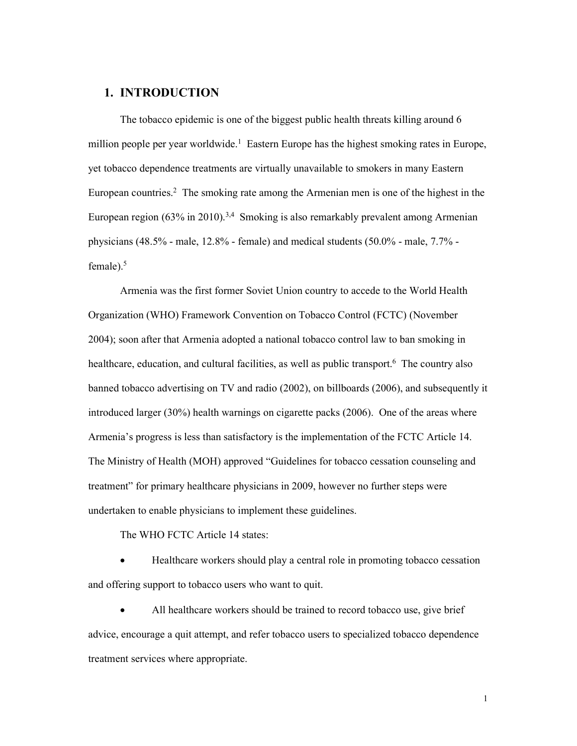# 1. INTRODUCTION

The tobacco epidemic is one of the biggest public health threats killing around 6 million people per year worldwide.[1] Eastern Europe has the highest smoking rates in Europe, yet tobacco dependence treatments are virtually unavailable to smokers in many Eastern European countries.[2] The smoking rate among the Armenian men is one of the highest in the European region (63% in 2010).[3,4] Smoking is also remarkably prevalent among Armenian physicians (48.5% - male, 12.8% - female) and medical students (50.0% - male, 7.7% - female).[5]

Armenia was the first former Soviet Union country to accede to the World Health Organization (WHO) Framework Convention on Tobacco Control (FCTC) (November 2004); soon after that Armenia adopted a national tobacco control law to ban smoking in healthcare, education, and cultural facilities, as well as public transport.[6] The country also banned tobacco advertising on TV and radio (2002), on billboards (2006), and subsequently it introduced larger (30%) health warnings on cigarette packs (2006). One of the areas where Armenia's progress is less than satisfactory is the implementation of the FCTC Article 14. The Ministry of Health (MOH) approved "Guidelines for tobacco cessation counseling and treatment" for primary healthcare physicians in 2009, however no further steps were undertaken to enable physicians to implement these guidelines.

The WHO FCTC Article 14 states:

- Healthcare workers should play a central role in promoting tobacco cessation and offering support to tobacco users who want to quit.
- All healthcare workers should be trained to record tobacco use, give brief advice, encourage a quit attempt, and refer tobacco users to specialized tobacco dependence treatment services where appropriate.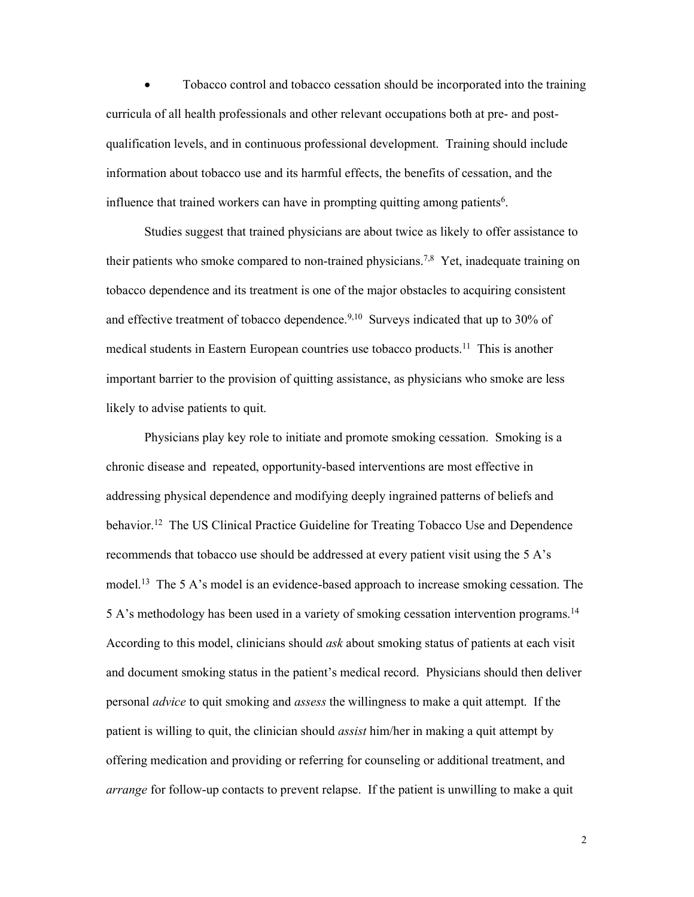- Tobacco control and tobacco cessation should be incorporated into the training curricula of all health professionals and other relevant occupations both at pre- and post-qualification levels, and in continuous professional development. Training should include information about tobacco use and its harmful effects, the benefits of cessation, and the influence that trained workers can have in prompting quitting among patients[6].

Studies suggest that trained physicians are about twice as likely to offer assistance to their patients who smoke compared to non-trained physicians.[7,8] Yet, inadequate training on tobacco dependence and its treatment is one of the major obstacles to acquiring consistent and effective treatment of tobacco dependence.[9,10] Surveys indicated that up to 30% of medical students in Eastern European countries use tobacco products.[11] This is another important barrier to the provision of quitting assistance, as physicians who smoke are less likely to advise patients to quit.

Physicians play key role to initiate and promote smoking cessation. Smoking is a chronic disease and repeated, opportunity-based interventions are most effective in addressing physical dependence and modifying deeply ingrained patterns of beliefs and behavior.[12] The US Clinical Practice Guideline for Treating Tobacco Use and Dependence recommends that tobacco use should be addressed at every patient visit using the 5 A's model.[13] The 5 A's model is an evidence-based approach to increase smoking cessation. The 5 A's methodology has been used in a variety of smoking cessation intervention programs.[14] According to this model, clinicians should *ask* about smoking status of patients at each visit and document smoking status in the patient's medical record. Physicians should then deliver personal *advice* to quit smoking and *assess* the willingness to make a quit attempt. If the patient is willing to quit, the clinician should *assist* him/her in making a quit attempt by offering medication and providing or referring for counseling or additional treatment, and *arrange* for follow-up contacts to prevent relapse. If the patient is unwilling to make a quit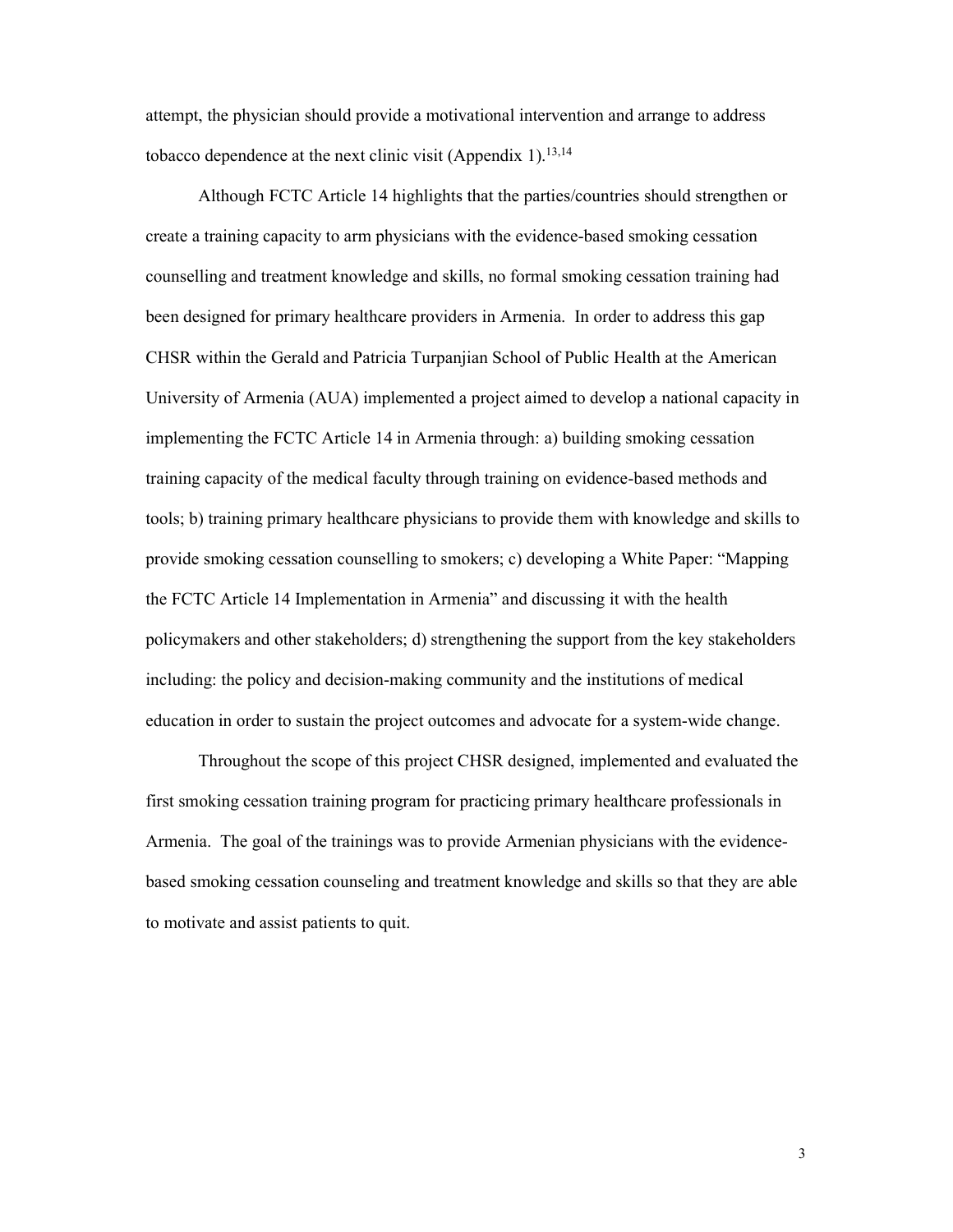attempt, the physician should provide a motivational intervention and arrange to address tobacco dependence at the next clinic visit (Appendix 1).[13,14]

Although FCTC Article 14 highlights that the parties/countries should strengthen or create a training capacity to arm physicians with the evidence-based smoking cessation counselling and treatment knowledge and skills, no formal smoking cessation training had been designed for primary healthcare providers in Armenia. In order to address this gap CHSR within the Gerald and Patricia Turpanjian School of Public Health at the American University of Armenia (AUA) implemented a project aimed to develop a national capacity in implementing the FCTC Article 14 in Armenia through: a) building smoking cessation training capacity of the medical faculty through training on evidence-based methods and tools; b) training primary healthcare physicians to provide them with knowledge and skills to provide smoking cessation counselling to smokers; c) developing a White Paper: "Mapping the FCTC Article 14 Implementation in Armenia" and discussing it with the health policymakers and other stakeholders; d) strengthening the support from the key stakeholders including: the policy and decision-making community and the institutions of medical education in order to sustain the project outcomes and advocate for a system-wide change.

Throughout the scope of this project CHSR designed, implemented and evaluated the first smoking cessation training program for practicing primary healthcare professionals in Armenia. The goal of the trainings was to provide Armenian physicians with the evidence-based smoking cessation counseling and treatment knowledge and skills so that they are able to motivate and assist patients to quit.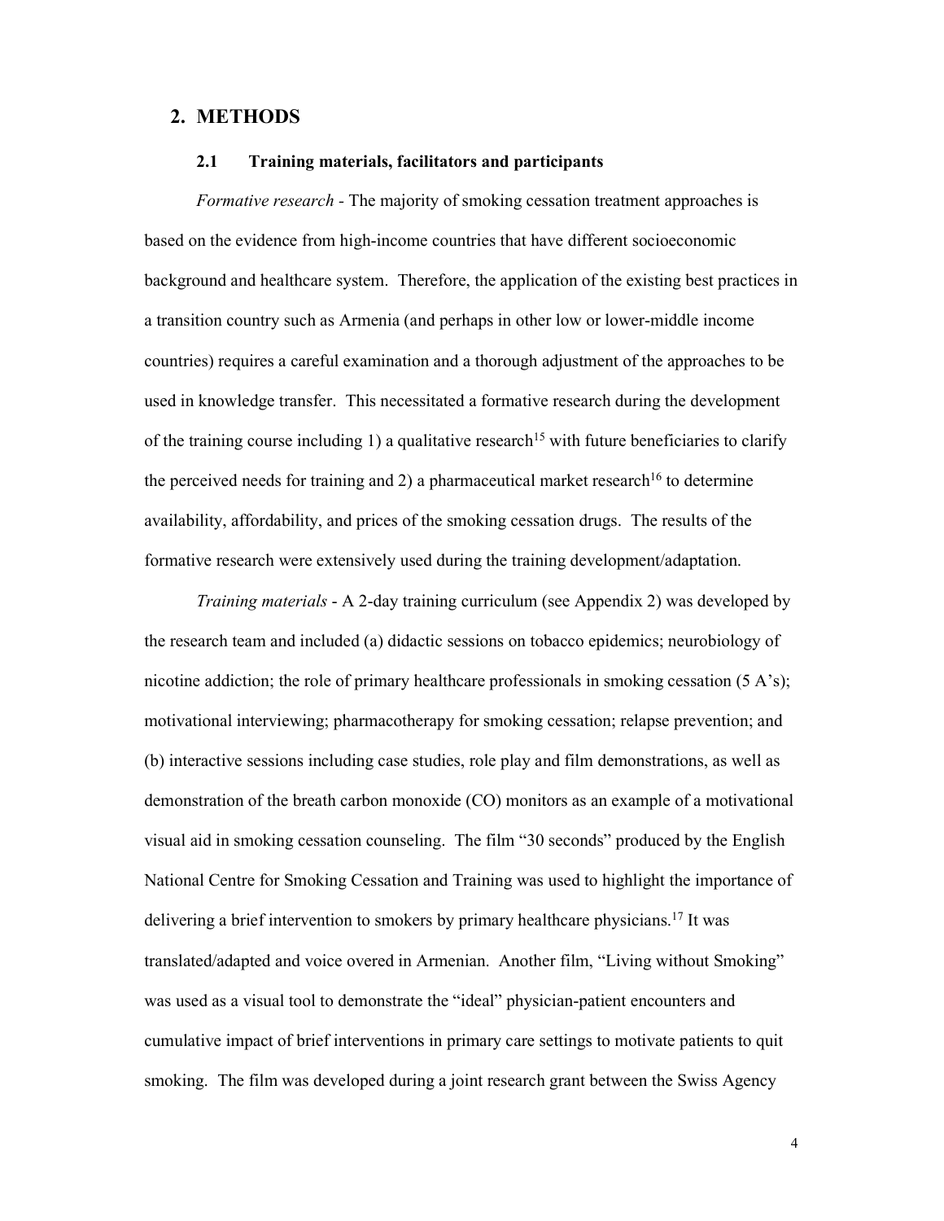## 2. METHODS

### 2.1 Training materials, facilitators and participants

*Formative research* - The majority of smoking cessation treatment approaches is based on the evidence from high-income countries that have different socioeconomic background and healthcare system. Therefore, the application of the existing best practices in a transition country such as Armenia (and perhaps in other low or lower-middle income countries) requires a careful examination and a thorough adjustment of the approaches to be used in knowledge transfer. This necessitated a formative research during the development of the training course including 1) a qualitative research[15] with future beneficiaries to clarify the perceived needs for training and 2) a pharmaceutical market research[16] to determine availability, affordability, and prices of the smoking cessation drugs. The results of the formative research were extensively used during the training development/adaptation.

*Training materials* - A 2-day training curriculum (see Appendix 2) was developed by the research team and included (a) didactic sessions on tobacco epidemics; neurobiology of nicotine addiction; the role of primary healthcare professionals in smoking cessation (5 A's); motivational interviewing; pharmacotherapy for smoking cessation; relapse prevention; and (b) interactive sessions including case studies, role play and film demonstrations, as well as demonstration of the breath carbon monoxide (CO) monitors as an example of a motivational visual aid in smoking cessation counseling. The film "30 seconds" produced by the English National Centre for Smoking Cessation and Training was used to highlight the importance of delivering a brief intervention to smokers by primary healthcare physicians.[17] It was translated/adapted and voice overed in Armenian. Another film, "Living without Smoking" was used as a visual tool to demonstrate the "ideal" physician-patient encounters and cumulative impact of brief interventions in primary care settings to motivate patients to quit smoking. The film was developed during a joint research grant between the Swiss Agency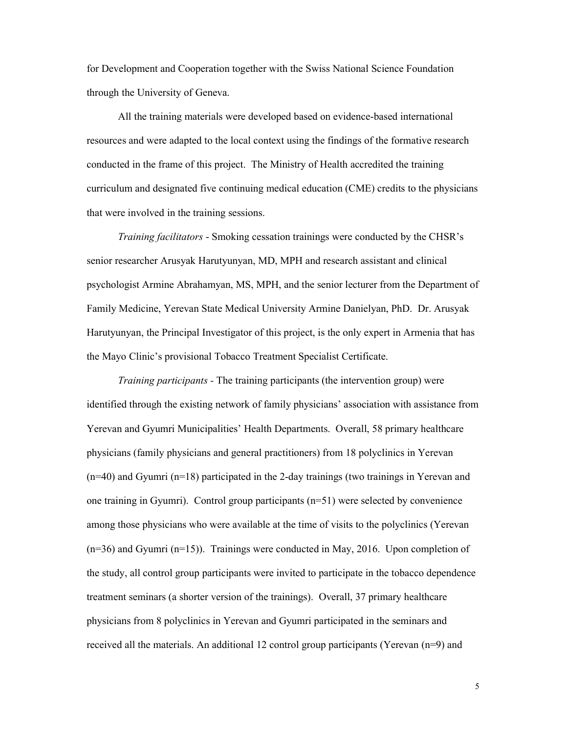for Development and Cooperation together with the Swiss National Science Foundation through the University of Geneva.

All the training materials were developed based on evidence-based international resources and were adapted to the local context using the findings of the formative research conducted in the frame of this project. The Ministry of Health accredited the training curriculum and designated five continuing medical education (CME) credits to the physicians that were involved in the training sessions.

*Training facilitators* - Smoking cessation trainings were conducted by the CHSR's senior researcher Arusyak Harutyunyan, MD, MPH and research assistant and clinical psychologist Armine Abrahamyan, MS, MPH, and the senior lecturer from the Department of Family Medicine, Yerevan State Medical University Armine Danielyan, PhD. Dr. Arusyak Harutyunyan, the Principal Investigator of this project, is the only expert in Armenia that has the Mayo Clinic's provisional Tobacco Treatment Specialist Certificate.

*Training participants* - The training participants (the intervention group) were identified through the existing network of family physicians' association with assistance from Yerevan and Gyumri Municipalities' Health Departments. Overall, 58 primary healthcare physicians (family physicians and general practitioners) from 18 polyclinics in Yerevan (n=40) and Gyumri (n=18) participated in the 2-day trainings (two trainings in Yerevan and one training in Gyumri). Control group participants (n=51) were selected by convenience among those physicians who were available at the time of visits to the polyclinics (Yerevan (n=36) and Gyumri (n=15)). Trainings were conducted in May, 2016. Upon completion of the study, all control group participants were invited to participate in the tobacco dependence treatment seminars (a shorter version of the trainings). Overall, 37 primary healthcare physicians from 8 polyclinics in Yerevan and Gyumri participated in the seminars and received all the materials. An additional 12 control group participants (Yerevan (n=9) and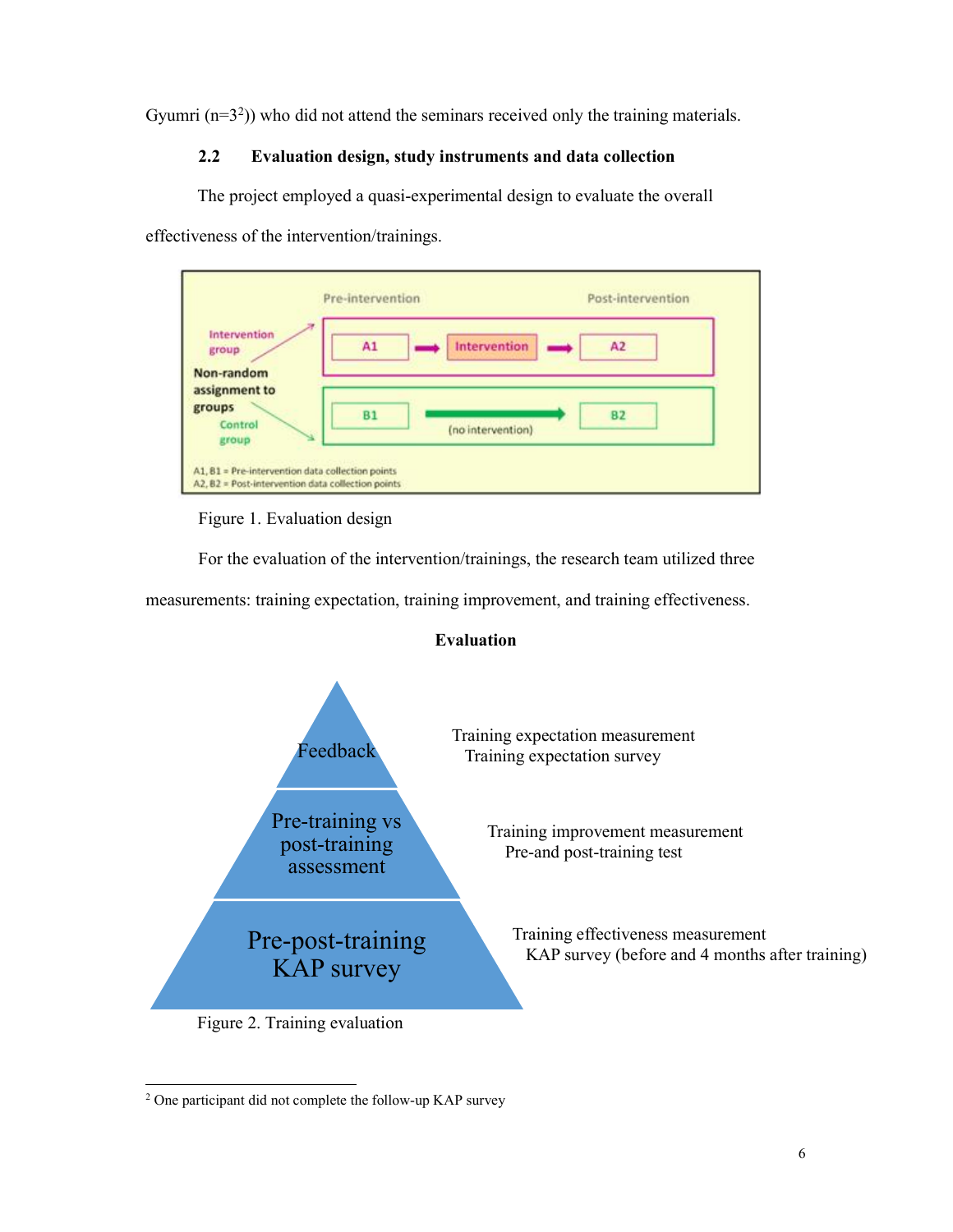Gyumri (n=3[2])) who did not attend the seminars received only the training materials.

### 2.2 Evaluation design, study instruments and data collection

The project employed a quasi-experimental design to evaluate the overall effectiveness of the intervention/trainings.

Figure 1. Evaluation design

For the evaluation of the intervention/trainings, the research team utilized three measurements: training expectation, training improvement, and training effectiveness.

Figure 2. Training evaluation

[2] One participant did not complete the follow-up KAP survey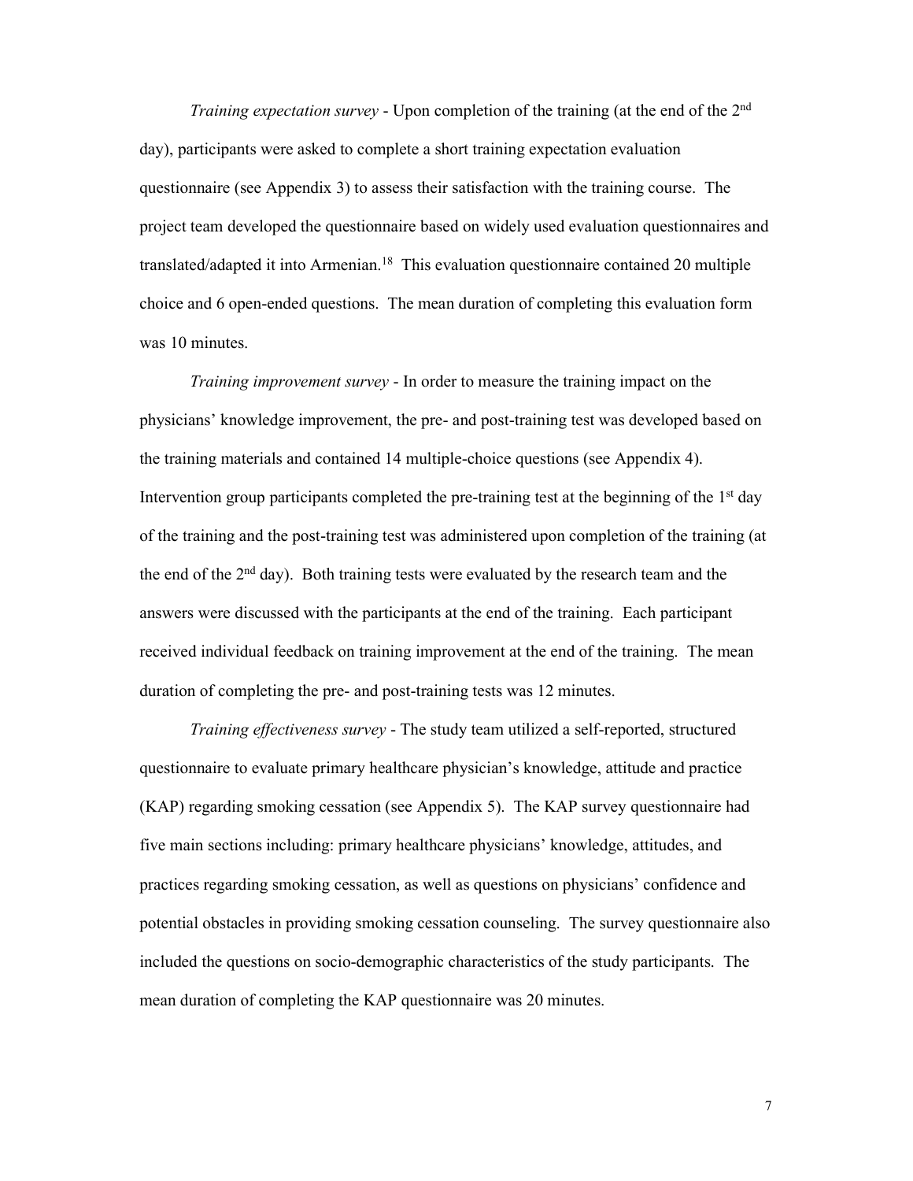*Training expectation survey* - Upon completion of the training (at the end of the 2nd day), participants were asked to complete a short training expectation evaluation questionnaire (see Appendix 3) to assess their satisfaction with the training course. The project team developed the questionnaire based on widely used evaluation questionnaires and translated/adapted it into Armenian.[18] This evaluation questionnaire contained 20 multiple choice and 6 open-ended questions. The mean duration of completing this evaluation form was 10 minutes.

*Training improvement survey* - In order to measure the training impact on the physicians' knowledge improvement, the pre- and post-training test was developed based on the training materials and contained 14 multiple-choice questions (see Appendix 4). Intervention group participants completed the pre-training test at the beginning of the 1st day of the training and the post-training test was administered upon completion of the training (at the end of the 2nd day). Both training tests were evaluated by the research team and the answers were discussed with the participants at the end of the training. Each participant received individual feedback on training improvement at the end of the training. The mean duration of completing the pre- and post-training tests was 12 minutes.

*Training effectiveness survey* - The study team utilized a self-reported, structured questionnaire to evaluate primary healthcare physician's knowledge, attitude and practice (KAP) regarding smoking cessation (see Appendix 5). The KAP survey questionnaire had five main sections including: primary healthcare physicians' knowledge, attitudes, and practices regarding smoking cessation, as well as questions on physicians' confidence and potential obstacles in providing smoking cessation counseling. The survey questionnaire also included the questions on socio-demographic characteristics of the study participants. The mean duration of completing the KAP questionnaire was 20 minutes.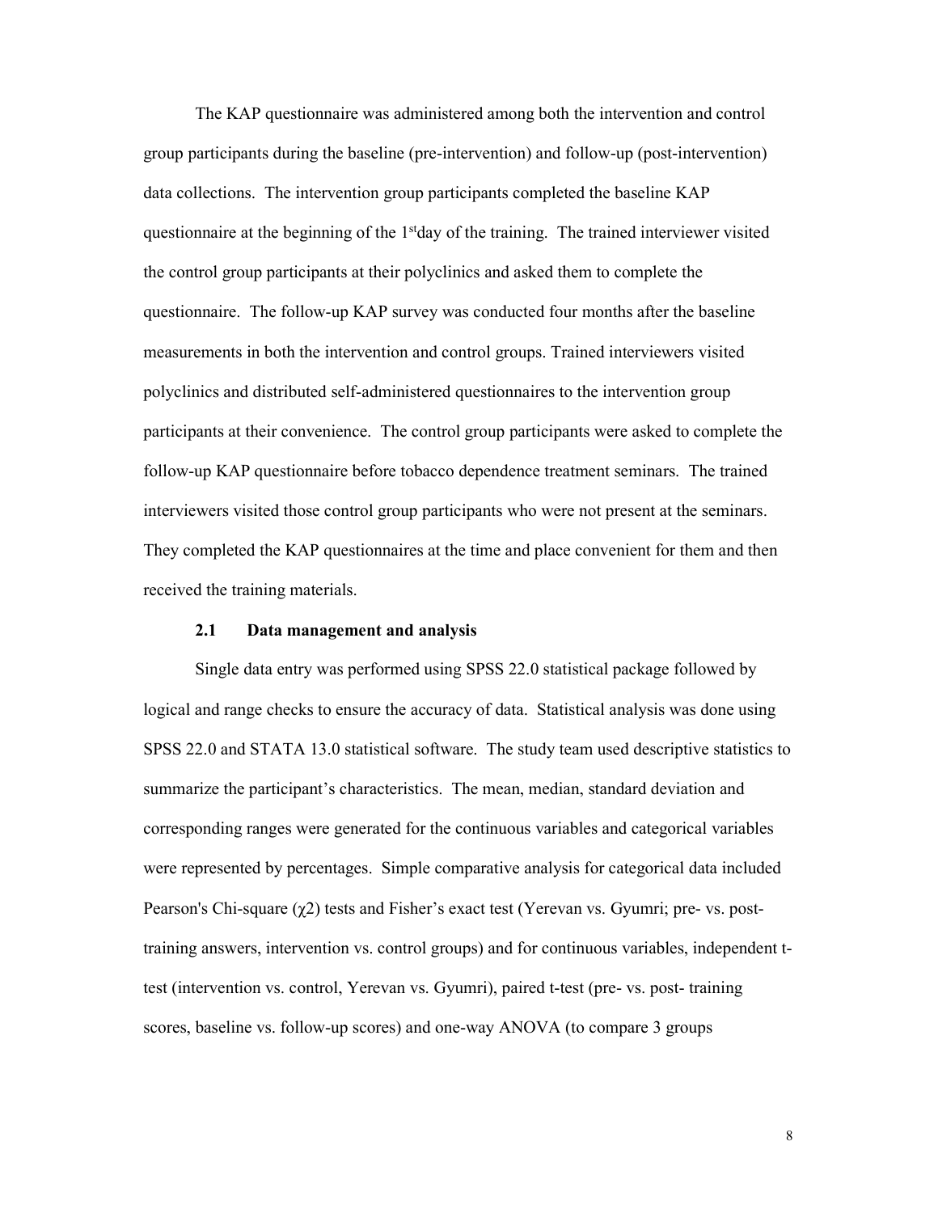The KAP questionnaire was administered among both the intervention and control group participants during the baseline (pre-intervention) and follow-up (post-intervention) data collections. The intervention group participants completed the baseline KAP questionnaire at the beginning of the 1st day of the training. The trained interviewer visited the control group participants at their polyclinics and asked them to complete the questionnaire. The follow-up KAP survey was conducted four months after the baseline measurements in both the intervention and control groups. Trained interviewers visited polyclinics and distributed self-administered questionnaires to the intervention group participants at their convenience. The control group participants were asked to complete the follow-up KAP questionnaire before tobacco dependence treatment seminars. The trained interviewers visited those control group participants who were not present at the seminars. They completed the KAP questionnaires at the time and place convenient for them and then received the training materials.

### 2.1 Data management and analysis

Single data entry was performed using SPSS 22.0 statistical package followed by logical and range checks to ensure the accuracy of data. Statistical analysis was done using SPSS 22.0 and STATA 13.0 statistical software. The study team used descriptive statistics to summarize the participant's characteristics. The mean, median, standard deviation and corresponding ranges were generated for the continuous variables and categorical variables were represented by percentages. Simple comparative analysis for categorical data included Pearson's Chi-square ($\chi 2$) tests and Fisher's exact test (Yerevan vs. Gyumri; pre- vs. post-training answers, intervention vs. control groups) and for continuous variables, independent t-test (intervention vs. control, Yerevan vs. Gyumri), paired t-test (pre- vs. post- training scores, baseline vs. follow-up scores) and one-way ANOVA (to compare 3 groups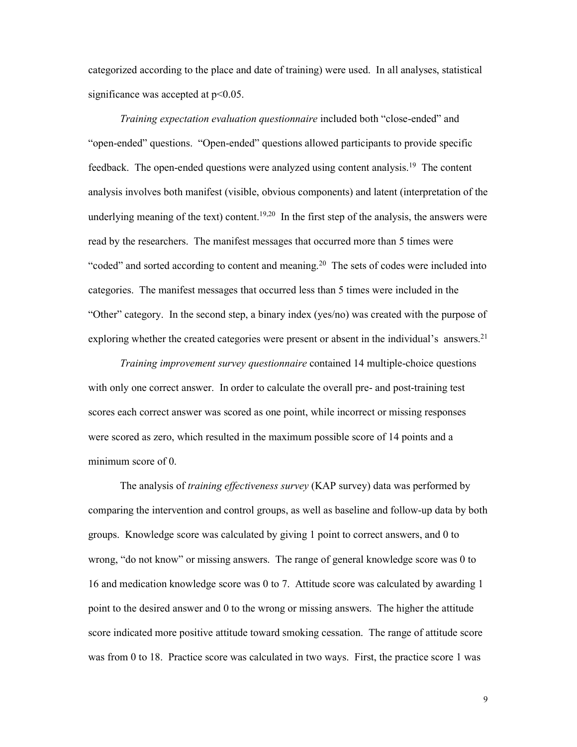categorized according to the place and date of training) were used. In all analyses, statistical significance was accepted at $p<0.05$.

*Training expectation evaluation questionnaire* included both "close-ended" and "open-ended" questions. "Open-ended" questions allowed participants to provide specific feedback. The open-ended questions were analyzed using content analysis.[19] The content analysis involves both manifest (visible, obvious components) and latent (interpretation of the underlying meaning of the text) content.[19,20] In the first step of the analysis, the answers were read by the researchers. The manifest messages that occurred more than 5 times were "coded" and sorted according to content and meaning.[20] The sets of codes were included into categories. The manifest messages that occurred less than 5 times were included in the "Other" category. In the second step, a binary index (yes/no) was created with the purpose of exploring whether the created categories were present or absent in the individual's answers.[21]

*Training improvement survey questionnaire* contained 14 multiple-choice questions with only one correct answer. In order to calculate the overall pre- and post-training test scores each correct answer was scored as one point, while incorrect or missing responses were scored as zero, which resulted in the maximum possible score of 14 points and a minimum score of 0.

The analysis of *training effectiveness survey* (KAP survey) data was performed by comparing the intervention and control groups, as well as baseline and follow-up data by both groups. Knowledge score was calculated by giving 1 point to correct answers, and 0 to wrong, "do not know" or missing answers. The range of general knowledge score was 0 to 16 and medication knowledge score was 0 to 7. Attitude score was calculated by awarding 1 point to the desired answer and 0 to the wrong or missing answers. The higher the attitude score indicated more positive attitude toward smoking cessation. The range of attitude score was from 0 to 18. Practice score was calculated in two ways. First, the practice score 1 was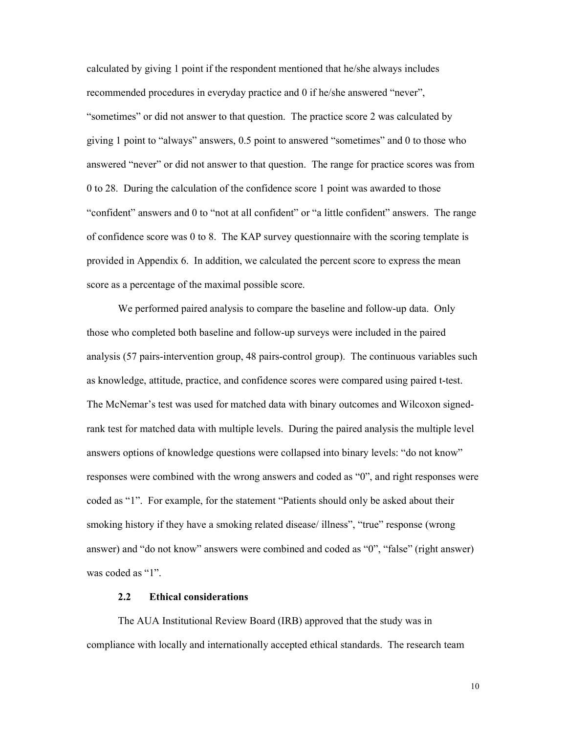calculated by giving 1 point if the respondent mentioned that he/she always includes recommended procedures in everyday practice and 0 if he/she answered "never", "sometimes" or did not answer to that question. The practice score 2 was calculated by giving 1 point to "always" answers, 0.5 point to answered "sometimes" and 0 to those who answered "never" or did not answer to that question. The range for practice scores was from 0 to 28. During the calculation of the confidence score 1 point was awarded to those "confident" answers and 0 to "not at all confident" or "a little confident" answers. The range of confidence score was 0 to 8. The KAP survey questionnaire with the scoring template is provided in Appendix 6. In addition, we calculated the percent score to express the mean score as a percentage of the maximal possible score.

We performed paired analysis to compare the baseline and follow-up data. Only those who completed both baseline and follow-up surveys were included in the paired analysis (57 pairs-intervention group, 48 pairs-control group). The continuous variables such as knowledge, attitude, practice, and confidence scores were compared using paired t-test. The McNemar's test was used for matched data with binary outcomes and Wilcoxon signed-rank test for matched data with multiple levels. During the paired analysis the multiple level answers options of knowledge questions were collapsed into binary levels: "do not know" responses were combined with the wrong answers and coded as "0", and right responses were coded as "1". For example, for the statement "Patients should only be asked about their smoking history if they have a smoking related disease/ illness", "true" response (wrong answer) and "do not know" answers were combined and coded as "0", "false" (right answer) was coded as "1".

### 2.2 Ethical considerations

The AUA Institutional Review Board (IRB) approved that the study was in compliance with locally and internationally accepted ethical standards. The research team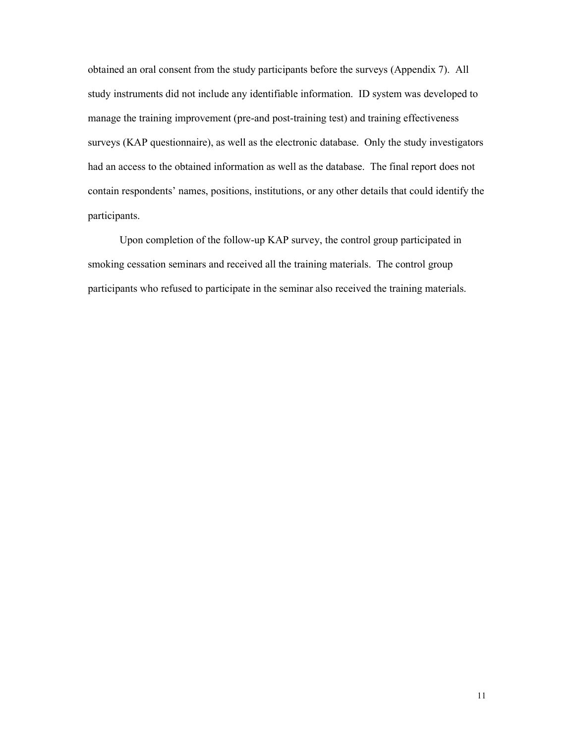obtained an oral consent from the study participants before the surveys (Appendix 7). All study instruments did not include any identifiable information. ID system was developed to manage the training improvement (pre-and post-training test) and training effectiveness surveys (KAP questionnaire), as well as the electronic database. Only the study investigators had an access to the obtained information as well as the database. The final report does not contain respondents' names, positions, institutions, or any other details that could identify the participants.

Upon completion of the follow-up KAP survey, the control group participated in smoking cessation seminars and received all the training materials. The control group participants who refused to participate in the seminar also received the training materials.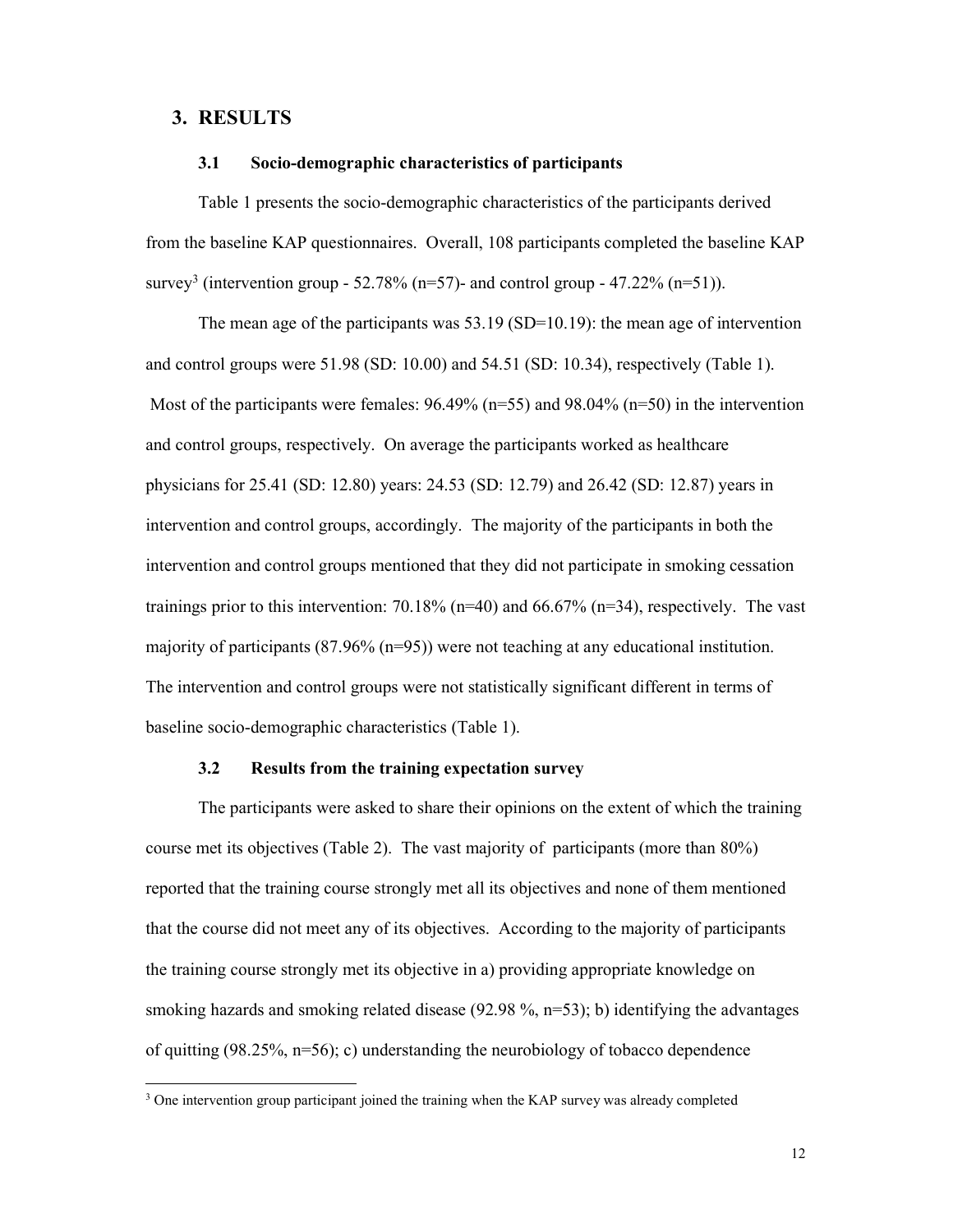# 3. RESULTS

## 3.1 Socio-demographic characteristics of participants

Table 1 presents the socio-demographic characteristics of the participants derived from the baseline KAP questionnaires. Overall, 108 participants completed the baseline KAP survey[3] (intervention group - 52.78% (n=57)- and control group - 47.22% (n=51)).

The mean age of the participants was 53.19 (SD=10.19): the mean age of intervention and control groups were 51.98 (SD: 10.00) and 54.51 (SD: 10.34), respectively (Table 1). Most of the participants were females: 96.49% (n=55) and 98.04% (n=50) in the intervention and control groups, respectively. On average the participants worked as healthcare physicians for 25.41 (SD: 12.80) years: 24.53 (SD: 12.79) and 26.42 (SD: 12.87) years in intervention and control groups, accordingly. The majority of the participants in both the intervention and control groups mentioned that they did not participate in smoking cessation trainings prior to this intervention: 70.18% (n=40) and 66.67% (n=34), respectively. The vast majority of participants (87.96% (n=95)) were not teaching at any educational institution. The intervention and control groups were not statistically significant different in terms of baseline socio-demographic characteristics (Table 1).

## 3.2 Results from the training expectation survey

The participants were asked to share their opinions on the extent of which the training course met its objectives (Table 2). The vast majority of participants (more than 80%) reported that the training course strongly met all its objectives and none of them mentioned that the course did not meet any of its objectives. According to the majority of participants the training course strongly met its objective in a) providing appropriate knowledge on smoking hazards and smoking related disease (92.98 %, n=53); b) identifying the advantages of quitting (98.25%, n=56); c) understanding the neurobiology of tobacco dependence

---

[3] One intervention group participant joined the training when the KAP survey was already completed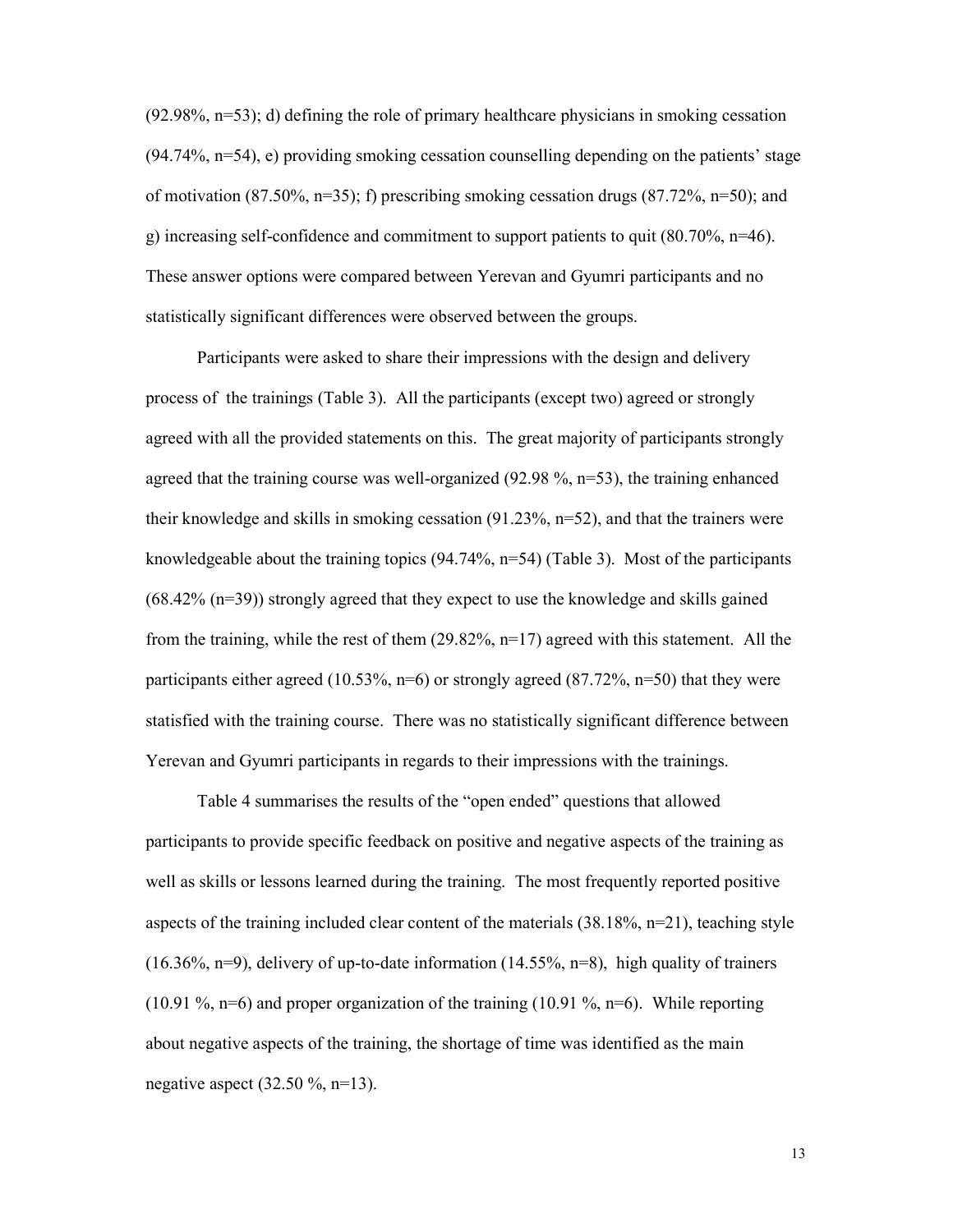(92.98%, n=53); d) defining the role of primary healthcare physicians in smoking cessation (94.74%, n=54), e) providing smoking cessation counselling depending on the patients' stage of motivation (87.50%, n=35); f) prescribing smoking cessation drugs (87.72%, n=50); and g) increasing self-confidence and commitment to support patients to quit (80.70%, n=46). These answer options were compared between Yerevan and Gyumri participants and no statistically significant differences were observed between the groups.

Participants were asked to share their impressions with the design and delivery process of the trainings (Table 3). All the participants (except two) agreed or strongly agreed with all the provided statements on this. The great majority of participants strongly agreed that the training course was well-organized (92.98 %, n=53), the training enhanced their knowledge and skills in smoking cessation (91.23%, n=52), and that the trainers were knowledgeable about the training topics (94.74%, n=54) (Table 3). Most of the participants (68.42% (n=39)) strongly agreed that they expect to use the knowledge and skills gained from the training, while the rest of them (29.82%, n=17) agreed with this statement. All the participants either agreed (10.53%, n=6) or strongly agreed (87.72%, n=50) that they were statisfied with the training course. There was no statistically significant difference between Yerevan and Gyumri participants in regards to their impressions with the trainings.

Table 4 summarises the results of the "open ended" questions that allowed participants to provide specific feedback on positive and negative aspects of the training as well as skills or lessons learned during the training. The most frequently reported positive aspects of the training included clear content of the materials (38.18%, n=21), teaching style (16.36%, n=9), delivery of up-to-date information (14.55%, n=8), high quality of trainers (10.91 %, n=6) and proper organization of the training (10.91 %, n=6). While reporting about negative aspects of the training, the shortage of time was identified as the main negative aspect (32.50 %, n=13).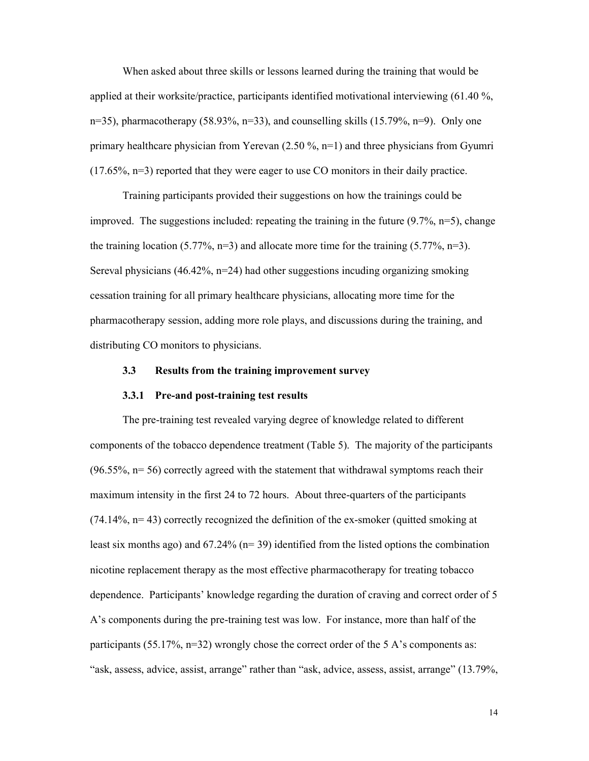When asked about three skills or lessons learned during the training that would be applied at their worksite/practice, participants identified motivational interviewing (61.40 %, n=35), pharmacotherapy (58.93%, n=33), and counselling skills (15.79%, n=9). Only one primary healthcare physician from Yerevan (2.50 %, n=1) and three physicians from Gyumri (17.65%, n=3) reported that they were eager to use CO monitors in their daily practice.

Training participants provided their suggestions on how the trainings could be improved. The suggestions included: repeating the training in the future (9.7%, n=5), change the training location (5.77%, n=3) and allocate more time for the training (5.77%, n=3). Sereval physicians (46.42%, n=24) had other suggestions incuding organizing smoking cessation training for all primary healthcare physicians, allocating more time for the pharmacotherapy session, adding more role plays, and discussions during the training, and distributing CO monitors to physicians.

### 3.3 Results from the training improvement survey

#### 3.3.1 Pre-and post-training test results

The pre-training test revealed varying degree of knowledge related to different components of the tobacco dependence treatment (Table 5). The majority of the participants (96.55%, n= 56) correctly agreed with the statement that withdrawal symptoms reach their maximum intensity in the first 24 to 72 hours. About three-quarters of the participants (74.14%, n= 43) correctly recognized the definition of the ex-smoker (quitted smoking at least six months ago) and 67.24% (n= 39) identified from the listed options the combination nicotine replacement therapy as the most effective pharmacotherapy for treating tobacco dependence. Participants' knowledge regarding the duration of craving and correct order of 5 A's components during the pre-training test was low. For instance, more than half of the participants (55.17%, n=32) wrongly chose the correct order of the 5 A's components as: "ask, assess, advice, assist, arrange" rather than "ask, advice, assess, assist, arrange" (13.79%,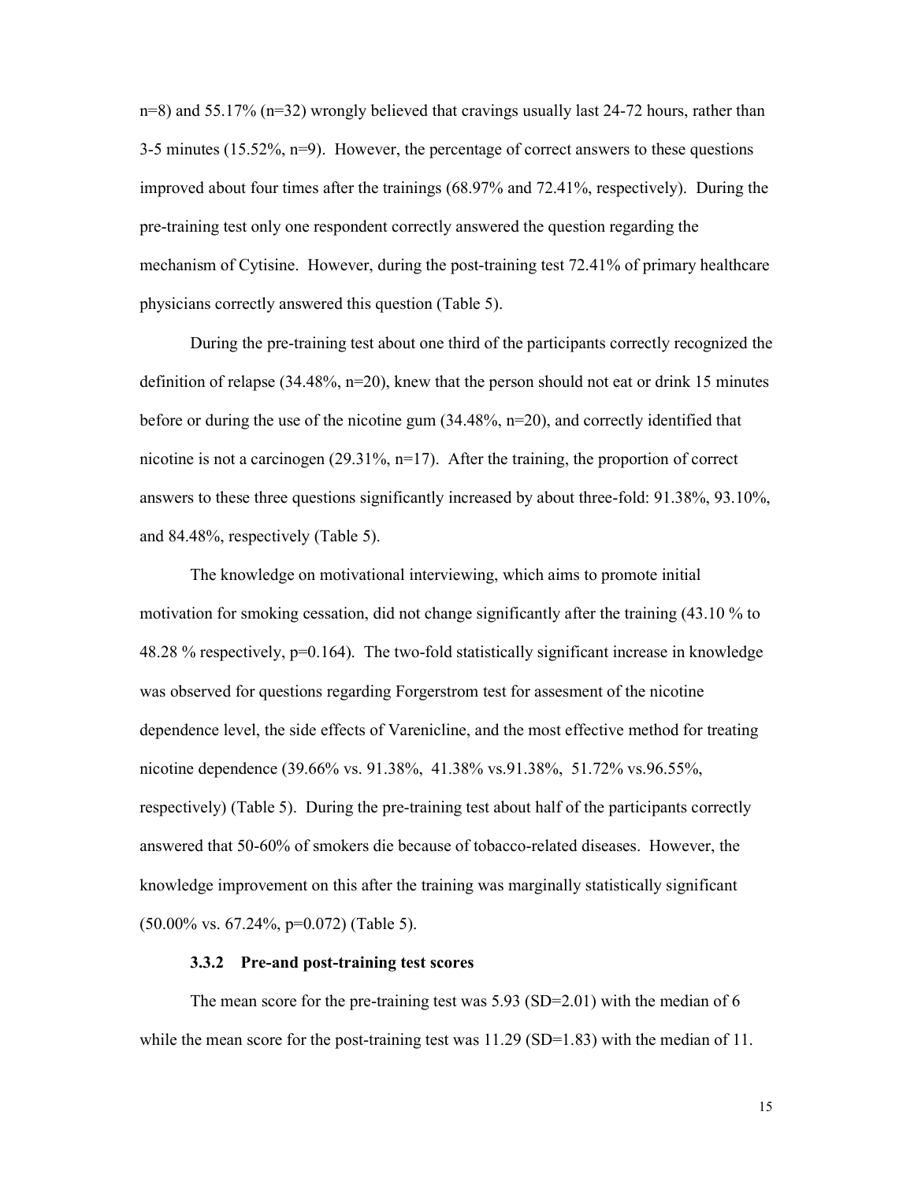n=8) and 55.17% (n=32) wrongly believed that cravings usually last 24-72 hours, rather than 3-5 minutes (15.52%, n=9). However, the percentage of correct answers to these questions improved about four times after the trainings (68.97% and 72.41%, respectively). During the pre-training test only one respondent correctly answered the question regarding the mechanism of Cytisine. However, during the post-training test 72.41% of primary healthcare physicians correctly answered this question (Table 5).

During the pre-training test about one third of the participants correctly recognized the definition of relapse (34.48%, n=20), knew that the person should not eat or drink 15 minutes before or during the use of the nicotine gum (34.48%, n=20), and correctly identified that nicotine is not a carcinogen (29.31%, n=17). After the training, the proportion of correct answers to these three questions significantly increased by about three-fold: 91.38%, 93.10%, and 84.48%, respectively (Table 5).

The knowledge on motivational interviewing, which aims to promote initial motivation for smoking cessation, did not change significantly after the training (43.10 % to 48.28 % respectively, p=0.164). The two-fold statistically significant increase in knowledge was observed for questions regarding Forgerstrom test for assesment of the nicotine dependence level, the side effects of Varenicline, and the most effective method for treating nicotine dependence (39.66% vs. 91.38%, 41.38% vs.91.38%, 51.72% vs.96.55%, respectively) (Table 5). During the pre-training test about half of the participants correctly answered that 50-60% of smokers die because of tobacco-related diseases. However, the knowledge improvement on this after the training was marginally statistically significant (50.00% vs. 67.24%, p=0.072) (Table 5).

### 3.3.2 Pre-and post-training test scores

The mean score for the pre-training test was 5.93 (SD=2.01) with the median of 6 while the mean score for the post-training test was 11.29 (SD=1.83) with the median of 11.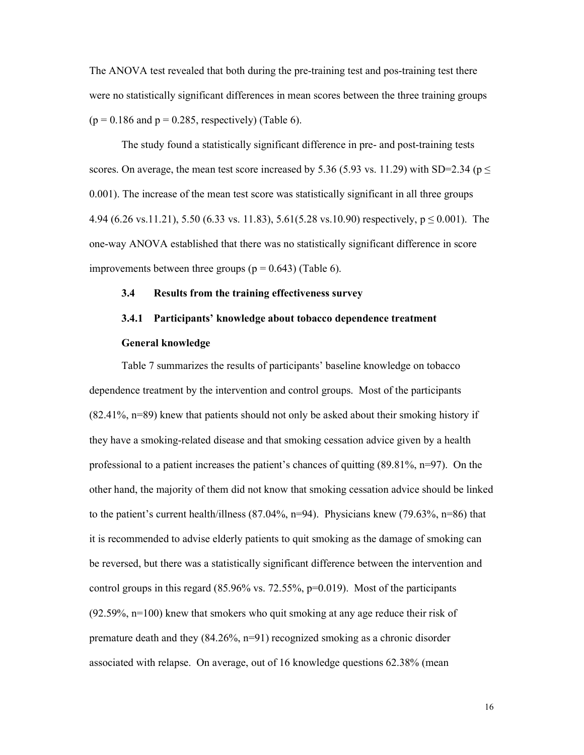The ANOVA test revealed that both during the pre-training test and pos-training test there were no statistically significant differences in mean scores between the three training groups ($p = 0.186$ and $p = 0.285$, respectively) (Table 6).

The study found a statistically significant difference in pre- and post-training tests scores. On average, the mean test score increased by 5.36 (5.93 vs. 11.29) with SD=2.34 ($p \leq 0.001$). The increase of the mean test score was statistically significant in all three groups 4.94 (6.26 vs.11.21), 5.50 (6.33 vs. 11.83), 5.61(5.28 vs.10.90) respectively, $p \leq 0.001$). The one-way ANOVA established that there was no statistically significant difference in score improvements between three groups ($p = 0.643$) (Table 6).

### 3.4 Results from the training effectiveness survey

#### 3.4.1 Participants' knowledge about tobacco dependence treatment

**General knowledge**

Table 7 summarizes the results of participants' baseline knowledge on tobacco dependence treatment by the intervention and control groups. Most of the participants (82.41%, n=89) knew that patients should not only be asked about their smoking history if they have a smoking-related disease and that smoking cessation advice given by a health professional to a patient increases the patient's chances of quitting (89.81%, n=97). On the other hand, the majority of them did not know that smoking cessation advice should be linked to the patient's current health/illness (87.04%, n=94). Physicians knew (79.63%, n=86) that it is recommended to advise elderly patients to quit smoking as the damage of smoking can be reversed, but there was a statistically significant difference between the intervention and control groups in this regard (85.96% vs. 72.55%, p=0.019). Most of the participants (92.59%, n=100) knew that smokers who quit smoking at any age reduce their risk of premature death and they (84.26%, n=91) recognized smoking as a chronic disorder associated with relapse. On average, out of 16 knowledge questions 62.38% (mean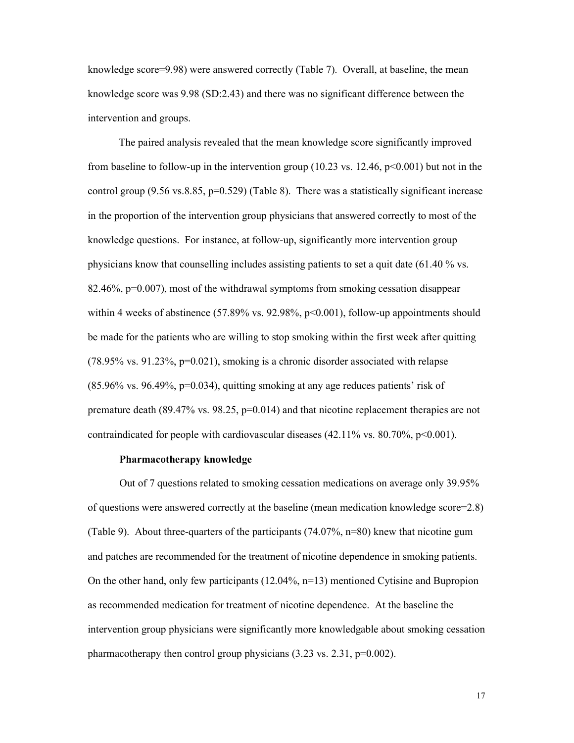knowledge score=9.98) were answered correctly (Table 7). Overall, at baseline, the mean knowledge score was 9.98 (SD:2.43) and there was no significant difference between the intervention and groups.

The paired analysis revealed that the mean knowledge score significantly improved from baseline to follow-up in the intervention group (10.23 vs. 12.46, $p<0.001$) but not in the control group (9.56 vs.8.85, $p=0.529$) (Table 8). There was a statistically significant increase in the proportion of the intervention group physicians that answered correctly to most of the knowledge questions. For instance, at follow-up, significantly more intervention group physicians know that counselling includes assisting patients to set a quit date (61.40 % vs. 82.46%, $p=0.007$), most of the withdrawal symptoms from smoking cessation disappear within 4 weeks of abstinence (57.89% vs. 92.98%, $p<0.001$), follow-up appointments should be made for the patients who are willing to stop smoking within the first week after quitting (78.95% vs. 91.23%, $p=0.021$), smoking is a chronic disorder associated with relapse (85.96% vs. 96.49%, $p=0.034$), quitting smoking at any age reduces patients' risk of premature death (89.47% vs. 98.25, $p=0.014$) and that nicotine replacement therapies are not contraindicated for people with cardiovascular diseases (42.11% vs. 80.70%, $p<0.001$).

**Pharmacotherapy knowledge**

Out of 7 questions related to smoking cessation medications on average only 39.95% of questions were answered correctly at the baseline (mean medication knowledge score=2.8) (Table 9). About three-quarters of the participants (74.07%, n=80) knew that nicotine gum and patches are recommended for the treatment of nicotine dependence in smoking patients. On the other hand, only few participants (12.04%, n=13) mentioned Cytisine and Bupropion as recommended medication for treatment of nicotine dependence. At the baseline the intervention group physicians were significantly more knowledgable about smoking cessation pharmacotherapy then control group physicians (3.23 vs. 2.31, $p=0.002$).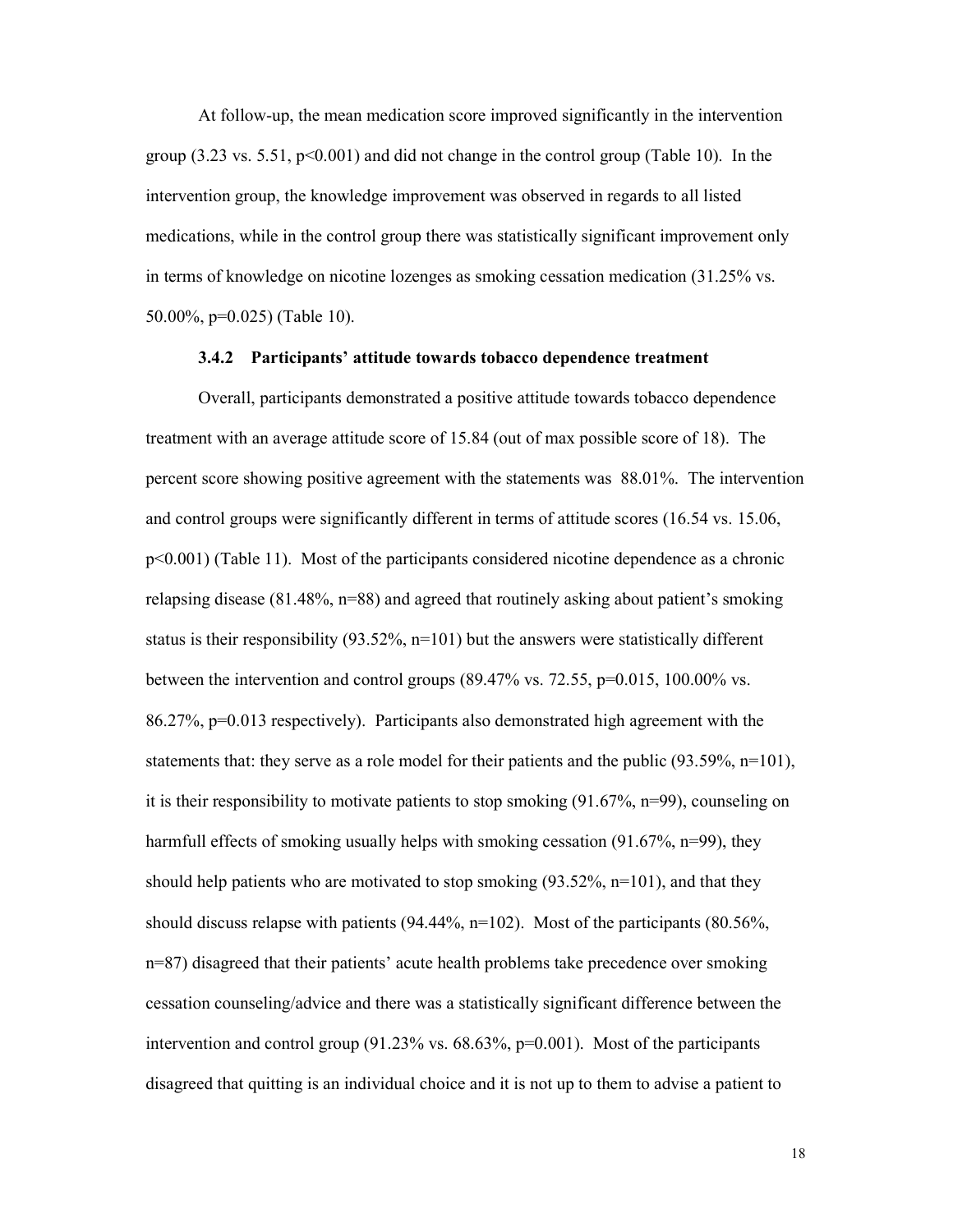At follow-up, the mean medication score improved significantly in the intervention group (3.23 vs. 5.51, $p<0.001$) and did not change in the control group (Table 10). In the intervention group, the knowledge improvement was observed in regards to all listed medications, while in the control group there was statistically significant improvement only in terms of knowledge on nicotine lozenges as smoking cessation medication (31.25% vs. 50.00%, $p=0.025$) (Table 10).

### 3.4.2 Participants' attitude towards tobacco dependence treatment

Overall, participants demonstrated a positive attitude towards tobacco dependence treatment with an average attitude score of 15.84 (out of max possible score of 18). The percent score showing positive agreement with the statements was 88.01%. The intervention and control groups were significantly different in terms of attitude scores (16.54 vs. 15.06, $p<0.001$) (Table 11). Most of the participants considered nicotine dependence as a chronic relapsing disease (81.48%, n=88) and agreed that routinely asking about patient's smoking status is their responsibility (93.52%, n=101) but the answers were statistically different between the intervention and control groups (89.47% vs. 72.55, $p=0.015$, 100.00% vs. 86.27%, $p=0.013$ respectively). Participants also demonstrated high agreement with the statements that: they serve as a role model for their patients and the public (93.59%, n=101), it is their responsibility to motivate patients to stop smoking (91.67%, n=99), counseling on harmfull effects of smoking usually helps with smoking cessation (91.67%, n=99), they should help patients who are motivated to stop smoking (93.52%, n=101), and that they should discuss relapse with patients (94.44%, n=102). Most of the participants (80.56%, n=87) disagreed that their patients' acute health problems take precedence over smoking cessation counseling/advice and there was a statistically significant difference between the intervention and control group (91.23% vs. 68.63%, $p=0.001$). Most of the participants disagreed that quitting is an individual choice and it is not up to them to advise a patient to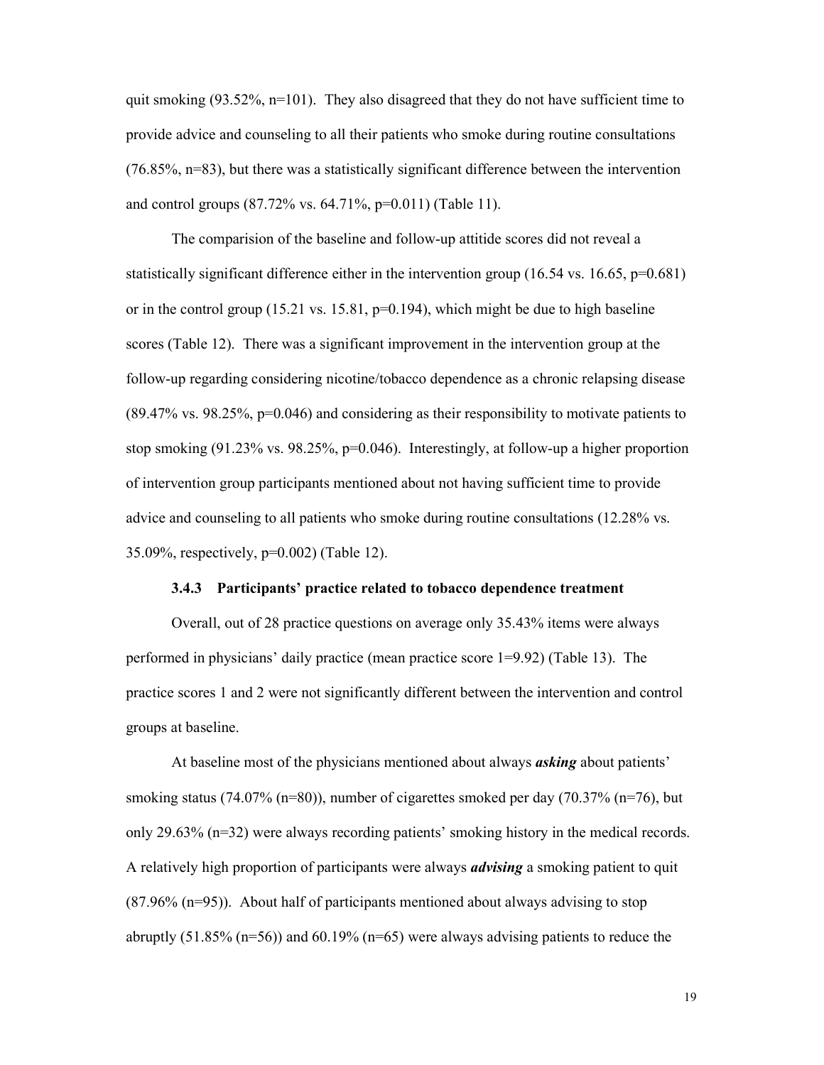quit smoking (93.52%, n=101). They also disagreed that they do not have sufficient time to provide advice and counseling to all their patients who smoke during routine consultations (76.85%, n=83), but there was a statistically significant difference between the intervention and control groups (87.72% vs. 64.71%, p=0.011) (Table 11).

The comparision of the baseline and follow-up attitide scores did not reveal a statistically significant difference either in the intervention group (16.54 vs. 16.65, p=0.681) or in the control group (15.21 vs. 15.81, p=0.194), which might be due to high baseline scores (Table 12). There was a significant improvement in the intervention group at the follow-up regarding considering nicotine/tobacco dependence as a chronic relapsing disease (89.47% vs. 98.25%, p=0.046) and considering as their responsibility to motivate patients to stop smoking (91.23% vs. 98.25%, p=0.046). Interestingly, at follow-up a higher proportion of intervention group participants mentioned about not having sufficient time to provide advice and counseling to all patients who smoke during routine consultations (12.28% vs. 35.09%, respectively, p=0.002) (Table 12).

### 3.4.3 Participants' practice related to tobacco dependence treatment

Overall, out of 28 practice questions on average only 35.43% items were always performed in physicians' daily practice (mean practice score 1=9.92) (Table 13). The practice scores 1 and 2 were not significantly different between the intervention and control groups at baseline.

At baseline most of the physicians mentioned about always ***asking*** about patients' smoking status (74.07% (n=80)), number of cigarettes smoked per day (70.37% (n=76), but only 29.63% (n=32) were always recording patients' smoking history in the medical records. A relatively high proportion of participants were always ***advising*** a smoking patient to quit (87.96% (n=95)). About half of participants mentioned about always advising to stop abruptly (51.85% (n=56)) and 60.19% (n=65) were always advising patients to reduce the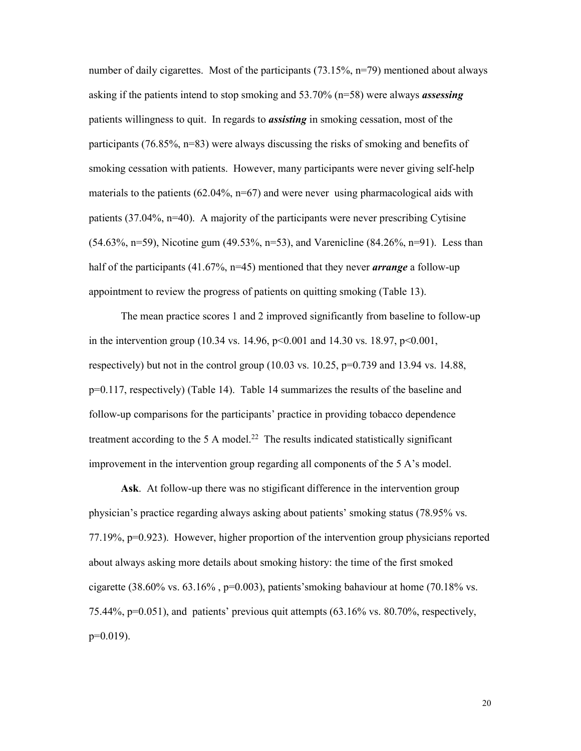number of daily cigarettes. Most of the participants (73.15%, n=79) mentioned about always asking if the patients intend to stop smoking and 53.70% (n=58) were always ***assessing*** patients willingness to quit. In regards to ***assisting*** in smoking cessation, most of the participants (76.85%, n=83) were always discussing the risks of smoking and benefits of smoking cessation with patients. However, many participants were never giving self-help materials to the patients (62.04%, n=67) and were never using pharmacological aids with patients (37.04%, n=40). A majority of the participants were never prescribing Cytisine (54.63%, n=59), Nicotine gum (49.53%, n=53), and Varenicline (84.26%, n=91). Less than half of the participants (41.67%, n=45) mentioned that they never ***arrange*** a follow-up appointment to review the progress of patients on quitting smoking (Table 13).

The mean practice scores 1 and 2 improved significantly from baseline to follow-up in the intervention group (10.34 vs. 14.96, p<0.001 and 14.30 vs. 18.97, p<0.001, respectively) but not in the control group (10.03 vs. 10.25, p=0.739 and 13.94 vs. 14.88, p=0.117, respectively) (Table 14). Table 14 summarizes the results of the baseline and follow-up comparisons for the participants' practice in providing tobacco dependence treatment according to the 5 A model.[22] The results indicated statistically significant improvement in the intervention group regarding all components of the 5 A's model.

**Ask**. At follow-up there was no stigificant difference in the intervention group physician's practice regarding always asking about patients' smoking status (78.95% vs. 77.19%, p=0.923). However, higher proportion of the intervention group physicians reported about always asking more details about smoking history: the time of the first smoked cigarette (38.60% vs. 63.16% , p=0.003), patients'smoking bahaviour at home (70.18% vs. 75.44%, p=0.051), and patients' previous quit attempts (63.16% vs. 80.70%, respectively, p=0.019).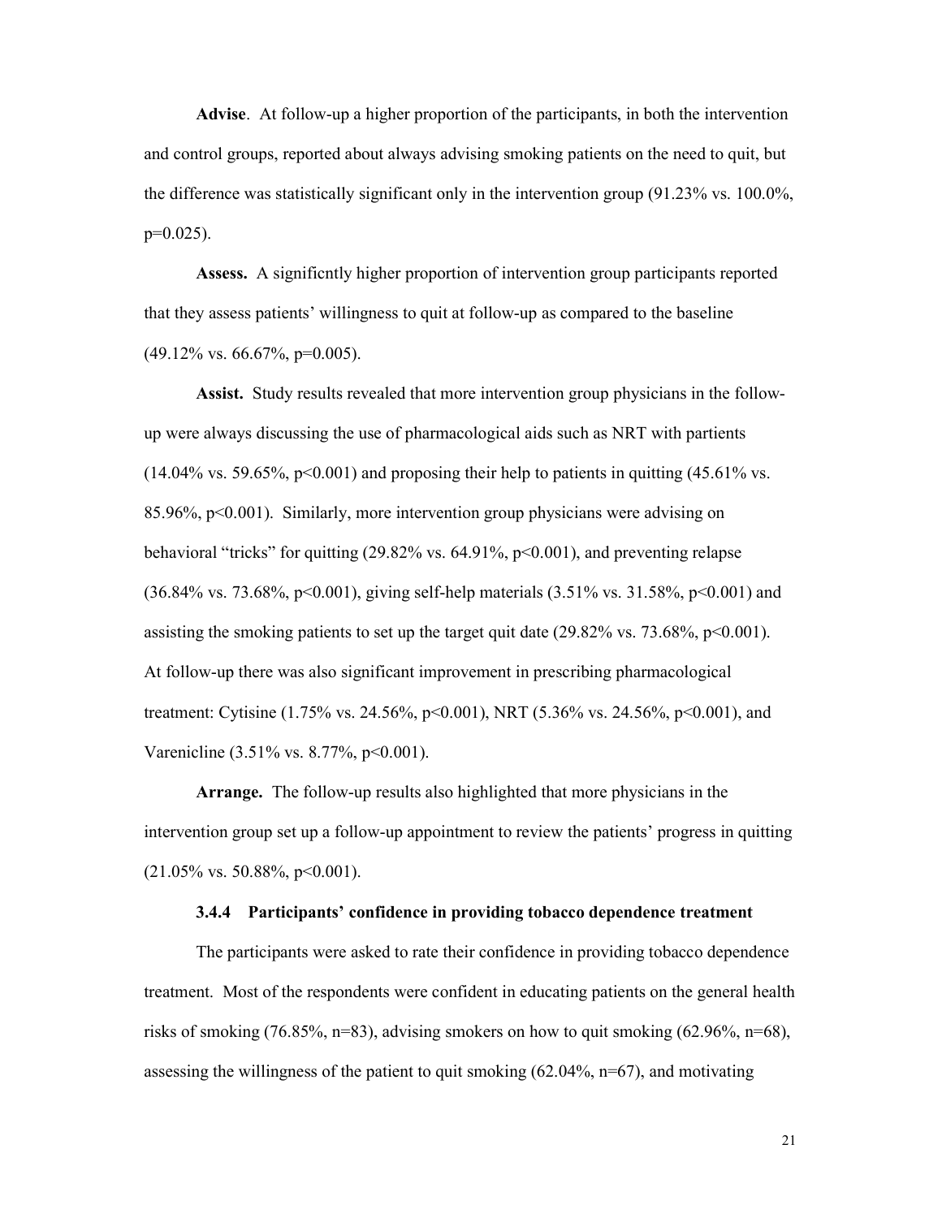**Advise**. At follow-up a higher proportion of the participants, in both the intervention and control groups, reported about always advising smoking patients on the need to quit, but the difference was statistically significant only in the intervention group (91.23% vs. 100.0%, p=0.025).

**Assess.** A significntly higher proportion of intervention group participants reported that they assess patients' willingness to quit at follow-up as compared to the baseline (49.12% vs. 66.67%, p=0.005).

**Assist.** Study results revealed that more intervention group physicians in the follow-up were always discussing the use of pharmacological aids such as NRT with partients (14.04% vs. 59.65%, p<0.001) and proposing their help to patients in quitting (45.61% vs. 85.96%, p<0.001). Similarly, more intervention group physicians were advising on behavioral "tricks" for quitting (29.82% vs. 64.91%, p<0.001), and preventing relapse (36.84% vs. 73.68%, p<0.001), giving self-help materials (3.51% vs. 31.58%, p<0.001) and assisting the smoking patients to set up the target quit date (29.82% vs. 73.68%, p<0.001). At follow-up there was also significant improvement in prescribing pharmacological treatment: Cytisine (1.75% vs. 24.56%, p<0.001), NRT (5.36% vs. 24.56%, p<0.001), and Varenicline (3.51% vs. 8.77%, p<0.001).

**Arrange.** The follow-up results also highlighted that more physicians in the intervention group set up a follow-up appointment to review the patients' progress in quitting (21.05% vs. 50.88%, p<0.001).

#### 3.4.4 Participants' confidence in providing tobacco dependence treatment

The participants were asked to rate their confidence in providing tobacco dependence treatment. Most of the respondents were confident in educating patients on the general health risks of smoking (76.85%, n=83), advising smokers on how to quit smoking (62.96%, n=68), assessing the willingness of the patient to quit smoking (62.04%, n=67), and motivating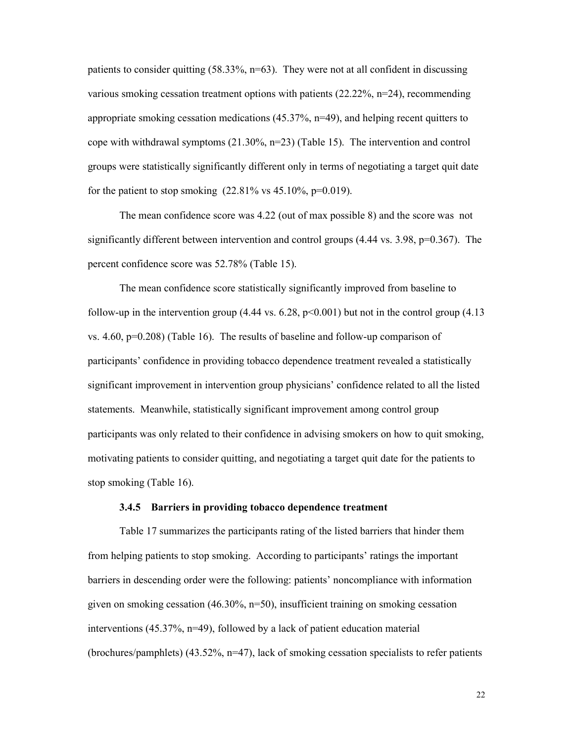patients to consider quitting (58.33%, n=63). They were not at all confident in discussing various smoking cessation treatment options with patients (22.22%, n=24), recommending appropriate smoking cessation medications (45.37%, n=49), and helping recent quitters to cope with withdrawal symptoms (21.30%, n=23) (Table 15). The intervention and control groups were statistically significantly different only in terms of negotiating a target quit date for the patient to stop smoking (22.81% vs 45.10%, p=0.019).

The mean confidence score was 4.22 (out of max possible 8) and the score was not significantly different between intervention and control groups (4.44 vs. 3.98, p=0.367). The percent confidence score was 52.78% (Table 15).

The mean confidence score statistically significantly improved from baseline to follow-up in the intervention group (4.44 vs. 6.28, p<0.001) but not in the control group (4.13 vs. 4.60, p=0.208) (Table 16). The results of baseline and follow-up comparison of participants' confidence in providing tobacco dependence treatment revealed a statistically significant improvement in intervention group physicians' confidence related to all the listed statements. Meanwhile, statistically significant improvement among control group participants was only related to their confidence in advising smokers on how to quit smoking, motivating patients to consider quitting, and negotiating a target quit date for the patients to stop smoking (Table 16).

#### 3.4.5 Barriers in providing tobacco dependence treatment

Table 17 summarizes the participants rating of the listed barriers that hinder them from helping patients to stop smoking. According to participants' ratings the important barriers in descending order were the following: patients' noncompliance with information given on smoking cessation (46.30%, n=50), insufficient training on smoking cessation interventions (45.37%, n=49), followed by a lack of patient education material (brochures/pamphlets) (43.52%, n=47), lack of smoking cessation specialists to refer patients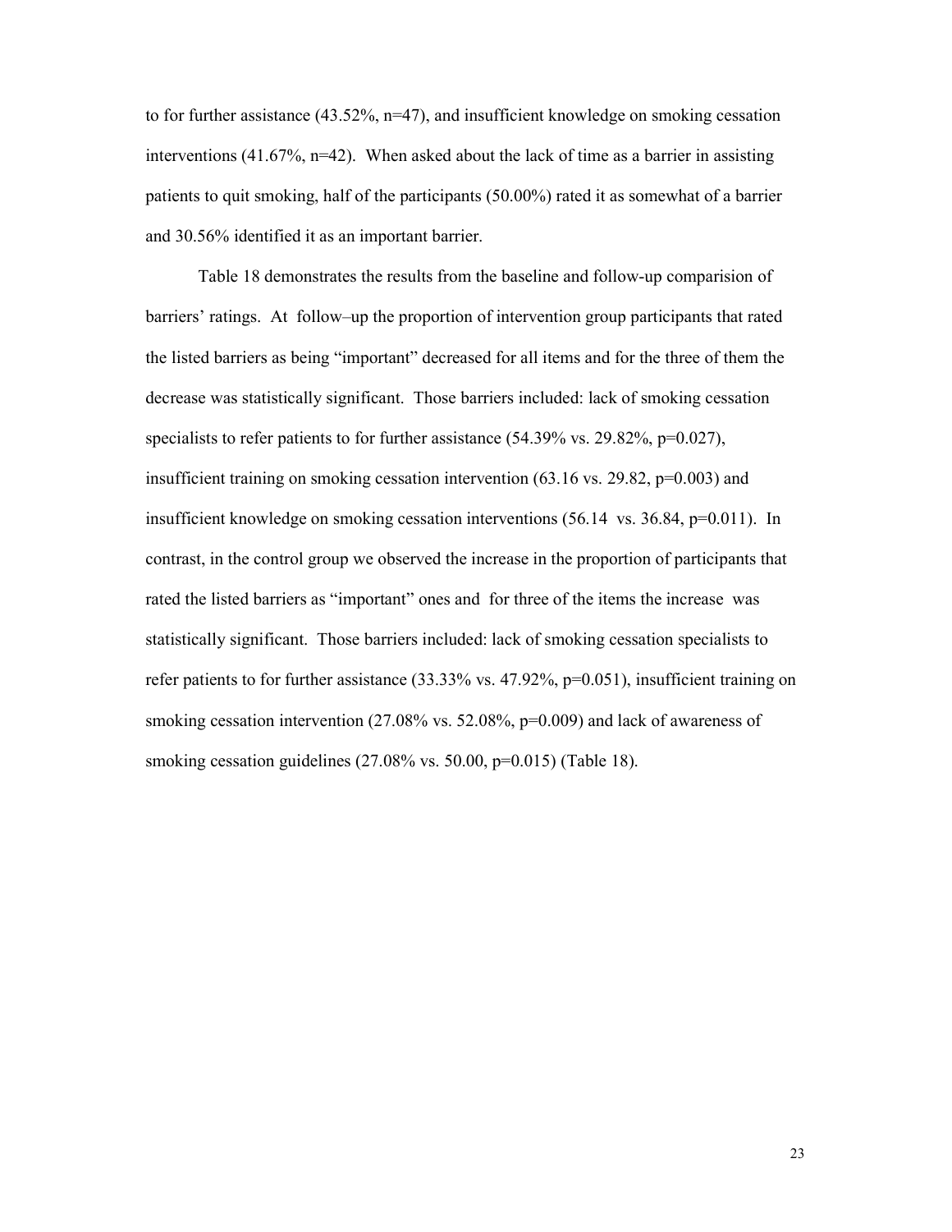to for further assistance (43.52%, n=47), and insufficient knowledge on smoking cessation interventions (41.67%, n=42). When asked about the lack of time as a barrier in assisting patients to quit smoking, half of the participants (50.00%) rated it as somewhat of a barrier and 30.56% identified it as an important barrier.

Table 18 demonstrates the results from the baseline and follow-up comparision of barriers' ratings. At follow–up the proportion of intervention group participants that rated the listed barriers as being "important" decreased for all items and for the three of them the decrease was statistically significant. Those barriers included: lack of smoking cessation specialists to refer patients to for further assistance (54.39% vs. 29.82%, p=0.027), insufficient training on smoking cessation intervention (63.16 vs. 29.82, p=0.003) and insufficient knowledge on smoking cessation interventions (56.14 vs. 36.84, p=0.011). In contrast, in the control group we observed the increase in the proportion of participants that rated the listed barriers as "important" ones and for three of the items the increase was statistically significant. Those barriers included: lack of smoking cessation specialists to refer patients to for further assistance (33.33% vs. 47.92%, p=0.051), insufficient training on smoking cessation intervention (27.08% vs. 52.08%, p=0.009) and lack of awareness of smoking cessation guidelines (27.08% vs. 50.00, p=0.015) (Table 18).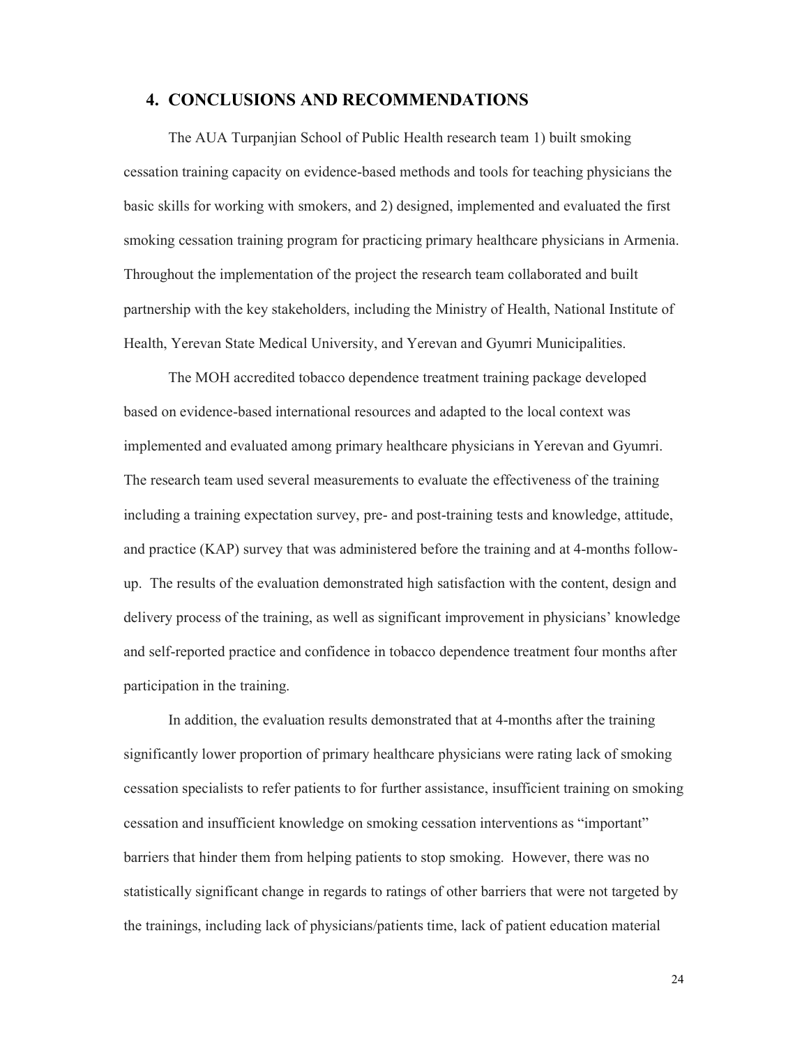## 4. CONCLUSIONS AND RECOMMENDATIONS

The AUA Turpanjian School of Public Health research team 1) built smoking cessation training capacity on evidence-based methods and tools for teaching physicians the basic skills for working with smokers, and 2) designed, implemented and evaluated the first smoking cessation training program for practicing primary healthcare physicians in Armenia. Throughout the implementation of the project the research team collaborated and built partnership with the key stakeholders, including the Ministry of Health, National Institute of Health, Yerevan State Medical University, and Yerevan and Gyumri Municipalities.

The MOH accredited tobacco dependence treatment training package developed based on evidence-based international resources and adapted to the local context was implemented and evaluated among primary healthcare physicians in Yerevan and Gyumri. The research team used several measurements to evaluate the effectiveness of the training including a training expectation survey, pre- and post-training tests and knowledge, attitude, and practice (KAP) survey that was administered before the training and at 4-months follow-up. The results of the evaluation demonstrated high satisfaction with the content, design and delivery process of the training, as well as significant improvement in physicians' knowledge and self-reported practice and confidence in tobacco dependence treatment four months after participation in the training.

In addition, the evaluation results demonstrated that at 4-months after the training significantly lower proportion of primary healthcare physicians were rating lack of smoking cessation specialists to refer patients to for further assistance, insufficient training on smoking cessation and insufficient knowledge on smoking cessation interventions as "important" barriers that hinder them from helping patients to stop smoking. However, there was no statistically significant change in regards to ratings of other barriers that were not targeted by the trainings, including lack of physicians/patients time, lack of patient education material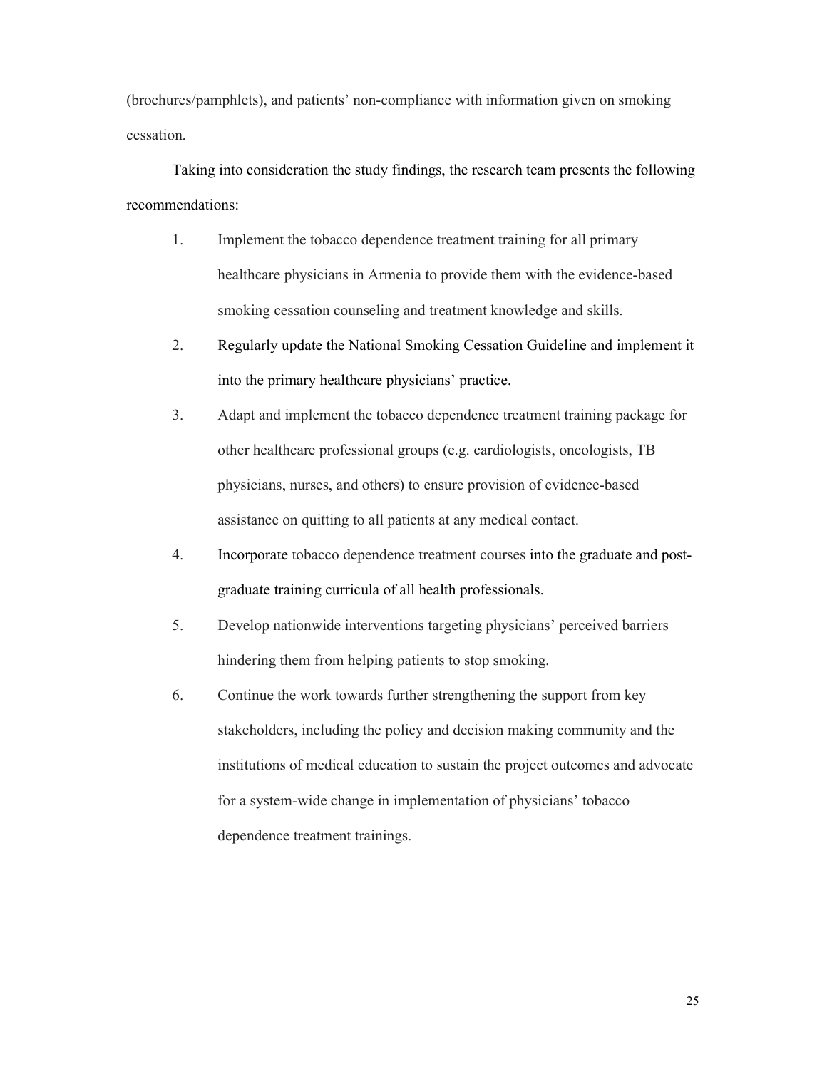(brochures/pamphlets), and patients' non-compliance with information given on smoking cessation.

Taking into consideration the study findings, the research team presents the following recommendations:

1. Implement the tobacco dependence treatment training for all primary healthcare physicians in Armenia to provide them with the evidence-based smoking cessation counseling and treatment knowledge and skills.
2. Regularly update the National Smoking Cessation Guideline and implement it into the primary healthcare physicians' practice.
3. Adapt and implement the tobacco dependence treatment training package for other healthcare professional groups (e.g. cardiologists, oncologists, TB physicians, nurses, and others) to ensure provision of evidence-based assistance on quitting to all patients at any medical contact.
4. Incorporate tobacco dependence treatment courses into the graduate and post-graduate training curricula of all health professionals.
5. Develop nationwide interventions targeting physicians' perceived barriers hindering them from helping patients to stop smoking.
6. Continue the work towards further strengthening the support from key stakeholders, including the policy and decision making community and the institutions of medical education to sustain the project outcomes and advocate for a system-wide change in implementation of physicians' tobacco dependence treatment trainings.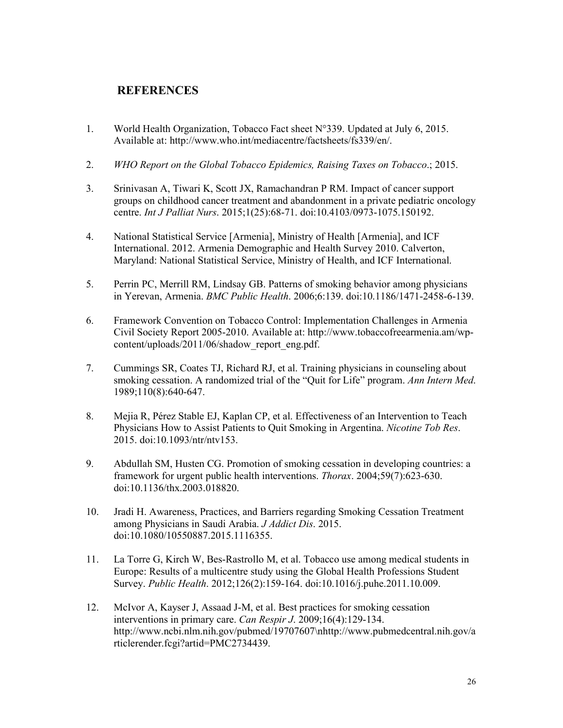## REFERENCES

1. World Health Organization, Tobacco Fact sheet N°339. Updated at July 6, 2015. Available at: http://www.who.int/mediacentre/factsheets/fs339/en/.

2. *WHO Report on the Global Tobacco Epidemics, Raising Taxes on Tobacco*.; 2015.

3. Srinivasan A, Tiwari K, Scott JX, Ramachandran P RM. Impact of cancer support groups on childhood cancer treatment and abandonment in a private pediatric oncology centre. *Int J Palliat Nurs*. 2015;1(25):68-71. doi:10.4103/0973-1075.150192.

4. National Statistical Service [Armenia], Ministry of Health [Armenia], and ICF International. 2012. Armenia Demographic and Health Survey 2010. Calverton, Maryland: National Statistical Service, Ministry of Health, and ICF International.

5. Perrin PC, Merrill RM, Lindsay GB. Patterns of smoking behavior among physicians in Yerevan, Armenia. *BMC Public Health*. 2006;6:139. doi:10.1186/1471-2458-6-139.

6. Framework Convention on Tobacco Control: Implementation Challenges in Armenia Civil Society Report 2005-2010. Available at: http://www.tobaccofreearmenia.am/wp-content/uploads/2011/06/shadow_report_eng.pdf.

7. Cummings SR, Coates TJ, Richard RJ, et al. Training physicians in counseling about smoking cessation. A randomized trial of the "Quit for Life" program. *Ann Intern Med*. 1989;110(8):640-647.

8. Mejia R, Pérez Stable EJ, Kaplan CP, et al. Effectiveness of an Intervention to Teach Physicians How to Assist Patients to Quit Smoking in Argentina. *Nicotine Tob Res*. 2015. doi:10.1093/ntr/ntv153.

9. Abdullah SM, Husten CG. Promotion of smoking cessation in developing countries: a framework for urgent public health interventions. *Thorax*. 2004;59(7):623-630. doi:10.1136/thx.2003.018820.

10. Jradi H. Awareness, Practices, and Barriers regarding Smoking Cessation Treatment among Physicians in Saudi Arabia. *J Addict Dis*. 2015. doi:10.1080/10550887.2015.1116355.

11. La Torre G, Kirch W, Bes-Rastrollo M, et al. Tobacco use among medical students in Europe: Results of a multicentre study using the Global Health Professions Student Survey. *Public Health*. 2012;126(2):159-164. doi:10.1016/j.puhe.2011.10.009.

12. McIvor A, Kayser J, Assaad J-M, et al. Best practices for smoking cessation interventions in primary care. *Can Respir J*. 2009;16(4):129-134. http://www.ncbi.nlm.nih.gov/pubmed/19707607\nhttp://www.pubmedcentral.nih.gov/articlerender.fcgi?artid=PMC2734439.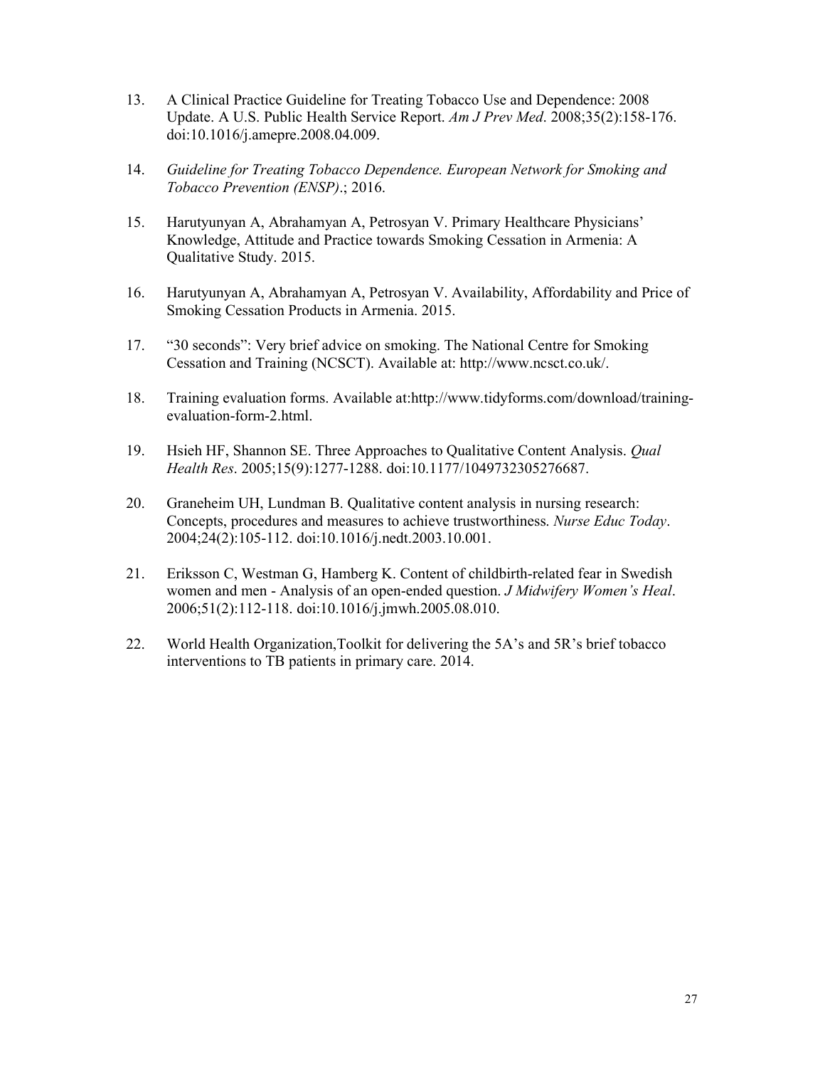13. A Clinical Practice Guideline for Treating Tobacco Use and Dependence: 2008 Update. A U.S. Public Health Service Report. *Am J Prev Med*. 2008;35(2):158-176. doi:10.1016/j.amepre.2008.04.009.

14. *Guideline for Treating Tobacco Dependence. European Network for Smoking and Tobacco Prevention (ENSP)*.; 2016.

15. Harutyunyan A, Abrahamyan A, Petrosyan V. Primary Healthcare Physicians' Knowledge, Attitude and Practice towards Smoking Cessation in Armenia: A Qualitative Study. 2015.

16. Harutyunyan A, Abrahamyan A, Petrosyan V. Availability, Affordability and Price of Smoking Cessation Products in Armenia. 2015.

17. "30 seconds": Very brief advice on smoking. The National Centre for Smoking Cessation and Training (NCSCT). Available at: http://www.ncsct.co.uk/.

18. Training evaluation forms. Available at:http://www.tidyforms.com/download/training-evaluation-form-2.html.

19. Hsieh HF, Shannon SE. Three Approaches to Qualitative Content Analysis. *Qual Health Res*. 2005;15(9):1277-1288. doi:10.1177/1049732305276687.

20. Graneheim UH, Lundman B. Qualitative content analysis in nursing research: Concepts, procedures and measures to achieve trustworthiness. *Nurse Educ Today*. 2004;24(2):105-112. doi:10.1016/j.nedt.2003.10.001.

21. Eriksson C, Westman G, Hamberg K. Content of childbirth-related fear in Swedish women and men - Analysis of an open-ended question. *J Midwifery Women's Heal*. 2006;51(2):112-118. doi:10.1016/j.jmwh.2005.08.010.

22. World Health Organization,Toolkit for delivering the 5A's and 5R's brief tobacco interventions to TB patients in primary care. 2014.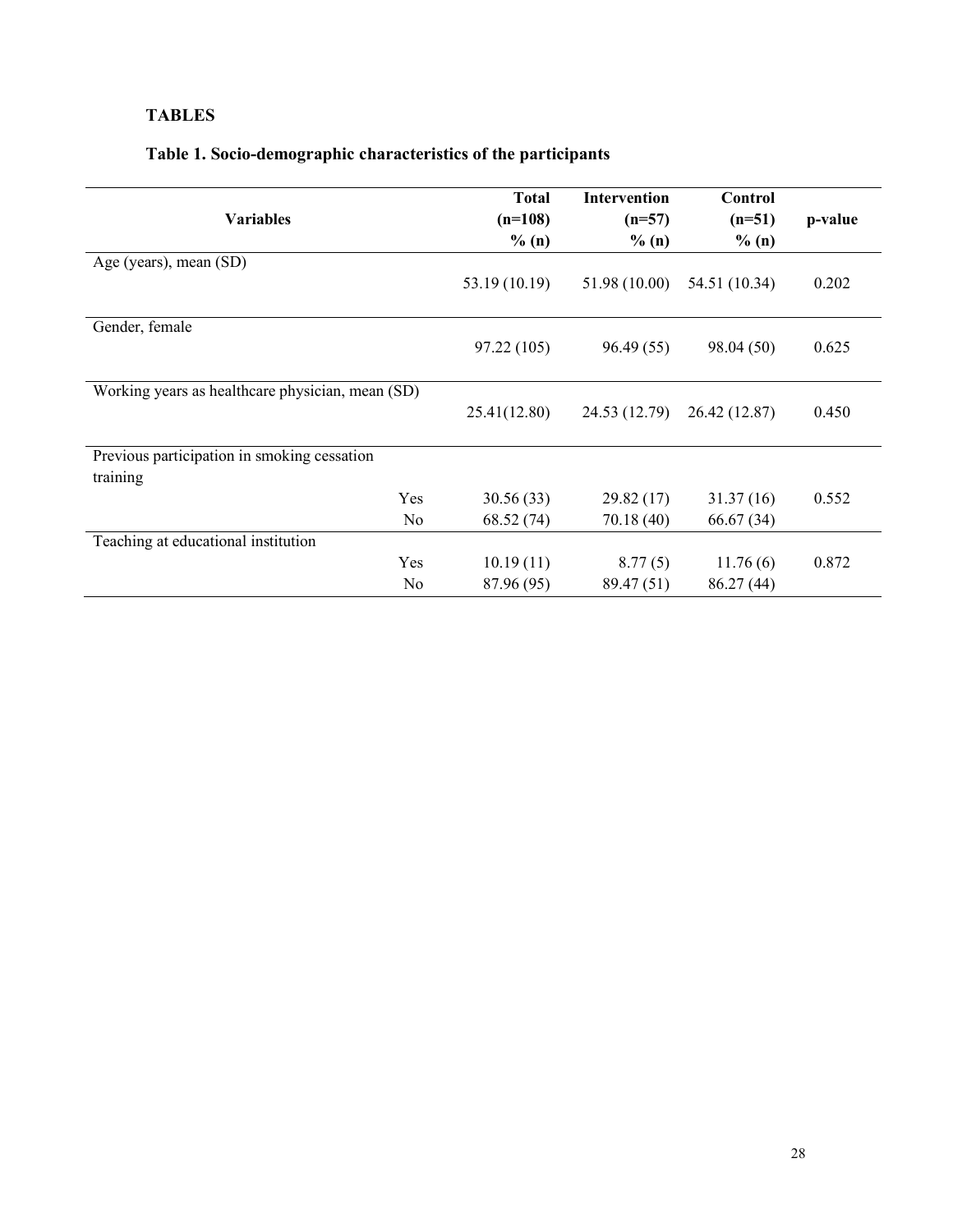# TABLES

## Table 1. Socio-demographic characteristics of the participants

| Variables | | Total (n=108) % (n) | Intervention (n=57) % (n) | Control (n=51) % (n) | p-value |
|---|---|---|---|---|---|
| Age (years), mean (SD) | | 53.19 (10.19) | 51.98 (10.00) | 54.51 (10.34) | 0.202 |
| Gender, female | | 97.22 (105) | 96.49 (55) | 98.04 (50) | 0.625 |
| Working years as healthcare physician, mean (SD) | | 25.41(12.80) | 24.53 (12.79) | 26.42 (12.87) | 0.450 |
| Previous participation in smoking cessation training | Yes | 30.56 (33) | 29.82 (17) | 31.37 (16) | 0.552 |
| | No | 68.52 (74) | 70.18 (40) | 66.67 (34) | |
| Teaching at educational institution | Yes | 10.19 (11) | 8.77 (5) | 11.76 (6) | 0.872 |
| | No | 87.96 (95) | 89.47 (51) | 86.27 (44) | |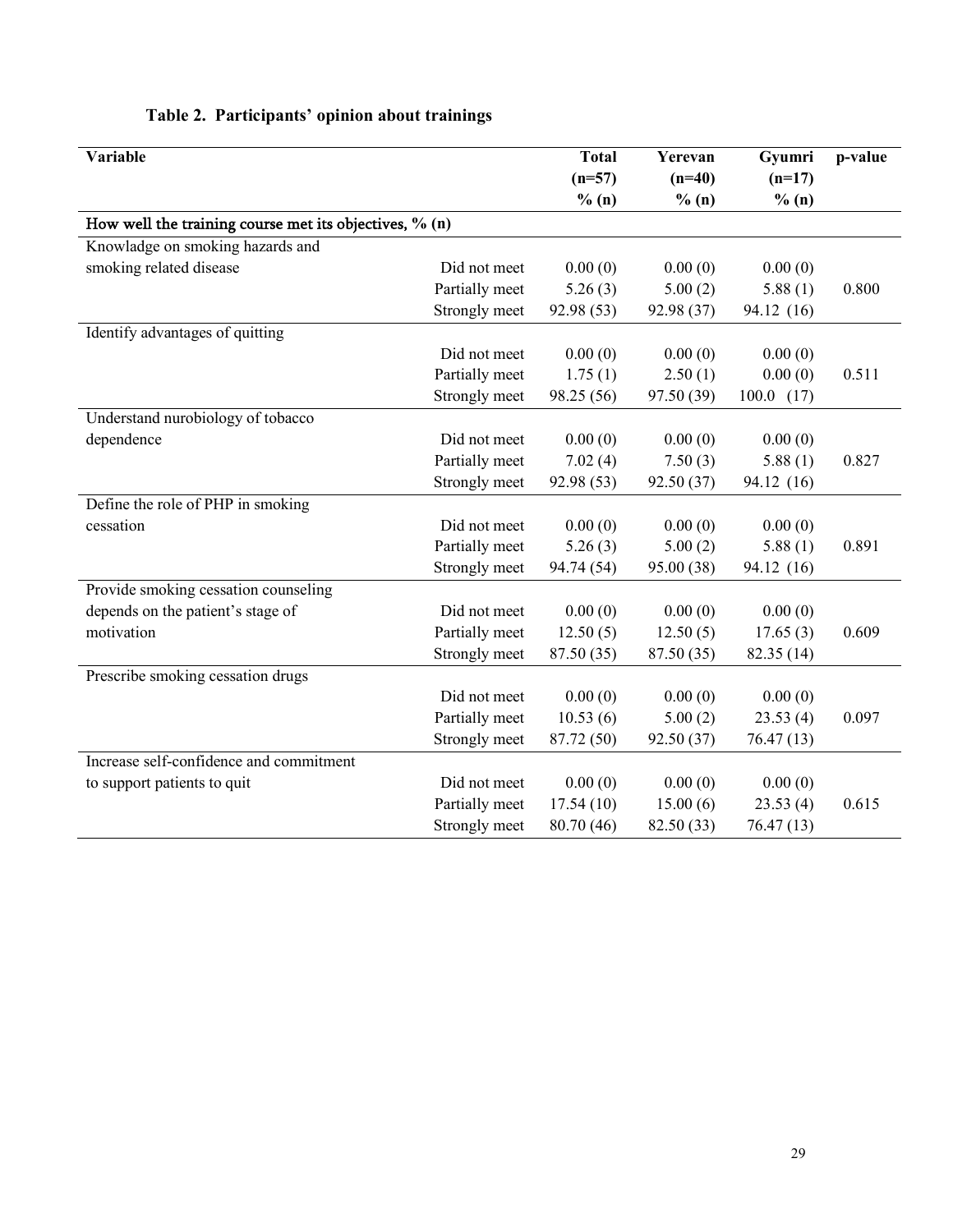**Table 2. Participants' opinion about trainings**

| Variable | | Total (n=57) % (n) | Yerevan (n=40) % (n) | Gyumri (n=17) % (n) | p-value |
|---|---|---|---|---|---|
| **How well the training course met its objectives, % (n)** | | | | | |
| Knowladge on smoking hazards and smoking related disease | Did not meet | 0.00 (0) | 0.00 (0) | 0.00 (0) | |
| | Partially meet | 5.26 (3) | 5.00 (2) | 5.88 (1) | 0.800 |
| | Strongly meet | 92.98 (53) | 92.98 (37) | 94.12 (16) | |
| Identify advantages of quitting | Did not meet | 0.00 (0) | 0.00 (0) | 0.00 (0) | |
| | Partially meet | 1.75 (1) | 2.50 (1) | 0.00 (0) | 0.511 |
| | Strongly meet | 98.25 (56) | 97.50 (39) | 100.0 (17) | |
| Understand nurobiology of tobacco dependence | Did not meet | 0.00 (0) | 0.00 (0) | 0.00 (0) | |
| | Partially meet | 7.02 (4) | 7.50 (3) | 5.88 (1) | 0.827 |
| | Strongly meet | 92.98 (53) | 92.50 (37) | 94.12 (16) | |
| Define the role of PHP in smoking cessation | Did not meet | 0.00 (0) | 0.00 (0) | 0.00 (0) | |
| | Partially meet | 5.26 (3) | 5.00 (2) | 5.88 (1) | 0.891 |
| | Strongly meet | 94.74 (54) | 95.00 (38) | 94.12 (16) | |
| Provide smoking cessation counseling depends on the patient's stage of motivation | Did not meet | 0.00 (0) | 0.00 (0) | 0.00 (0) | |
| | Partially meet | 12.50 (5) | 12.50 (5) | 17.65 (3) | 0.609 |
| | Strongly meet | 87.50 (35) | 87.50 (35) | 82.35 (14) | |
| Prescribe smoking cessation drugs | Did not meet | 0.00 (0) | 0.00 (0) | 0.00 (0) | |
| | Partially meet | 10.53 (6) | 5.00 (2) | 23.53 (4) | 0.097 |
| | Strongly meet | 87.72 (50) | 92.50 (37) | 76.47 (13) | |
| Increase self-confidence and commitment to support patients to quit | Did not meet | 0.00 (0) | 0.00 (0) | 0.00 (0) | |
| | Partially meet | 17.54 (10) | 15.00 (6) | 23.53 (4) | 0.615 |
| | Strongly meet | 80.70 (46) | 82.50 (33) | 76.47 (13) | |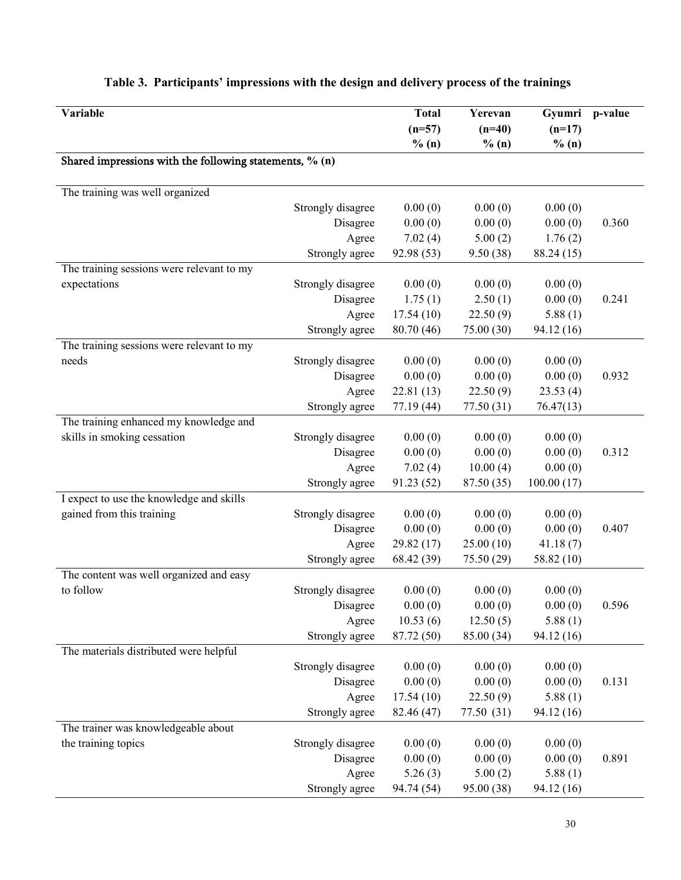**Table 3. Participants' impressions with the design and delivery process of the trainings**

| Variable | | Total (n=57) % (n) | Yerevan (n=40) % (n) | Gyumri (n=17) % (n) | p-value |
|---|---|---|---|---|---|
| **Shared impressions with the following statements, % (n)** | | | | | |
| The training was well organized | Strongly disagree | 0.00 (0) | 0.00 (0) | 0.00 (0) | |
| | Disagree | 0.00 (0) | 0.00 (0) | 0.00 (0) | 0.360 |
| | Agree | 7.02 (4) | 5.00 (2) | 1.76 (2) | |
| | Strongly agree | 92.98 (53) | 9.50 (38) | 88.24 (15) | |
| The training sessions were relevant to my expectations | Strongly disagree | 0.00 (0) | 0.00 (0) | 0.00 (0) | |
| | Disagree | 1.75 (1) | 2.50 (1) | 0.00 (0) | 0.241 |
| | Agree | 17.54 (10) | 22.50 (9) | 5.88 (1) | |
| | Strongly agree | 80.70 (46) | 75.00 (30) | 94.12 (16) | |
| The training sessions were relevant to my needs | Strongly disagree | 0.00 (0) | 0.00 (0) | 0.00 (0) | |
| | Disagree | 0.00 (0) | 0.00 (0) | 0.00 (0) | 0.932 |
| | Agree | 22.81 (13) | 22.50 (9) | 23.53 (4) | |
| | Strongly agree | 77.19 (44) | 77.50 (31) | 76.47(13) | |
| The training enhanced my knowledge and skills in smoking cessation | Strongly disagree | 0.00 (0) | 0.00 (0) | 0.00 (0) | |
| | Disagree | 0.00 (0) | 0.00 (0) | 0.00 (0) | 0.312 |
| | Agree | 7.02 (4) | 10.00 (4) | 0.00 (0) | |
| | Strongly agree | 91.23 (52) | 87.50 (35) | 100.00 (17) | |
| I expect to use the knowledge and skills gained from this training | Strongly disagree | 0.00 (0) | 0.00 (0) | 0.00 (0) | |
| | Disagree | 0.00 (0) | 0.00 (0) | 0.00 (0) | 0.407 |
| | Agree | 29.82 (17) | 25.00 (10) | 41.18 (7) | |
| | Strongly agree | 68.42 (39) | 75.50 (29) | 58.82 (10) | |
| The content was well organized and easy to follow | Strongly disagree | 0.00 (0) | 0.00 (0) | 0.00 (0) | |
| | Disagree | 0.00 (0) | 0.00 (0) | 0.00 (0) | 0.596 |
| | Agree | 10.53 (6) | 12.50 (5) | 5.88 (1) | |
| | Strongly agree | 87.72 (50) | 85.00 (34) | 94.12 (16) | |
| The materials distributed were helpful | Strongly disagree | 0.00 (0) | 0.00 (0) | 0.00 (0) | |
| | Disagree | 0.00 (0) | 0.00 (0) | 0.00 (0) | 0.131 |
| | Agree | 17.54 (10) | 22.50 (9) | 5.88 (1) | |
| | Strongly agree | 82.46 (47) | 77.50 (31) | 94.12 (16) | |
| The trainer was knowledgeable about the training topics | Strongly disagree | 0.00 (0) | 0.00 (0) | 0.00 (0) | |
| | Disagree | 0.00 (0) | 0.00 (0) | 0.00 (0) | 0.891 |
| | Agree | 5.26 (3) | 5.00 (2) | 5.88 (1) | |
| | Strongly agree | 94.74 (54) | 95.00 (38) | 94.12 (16) | |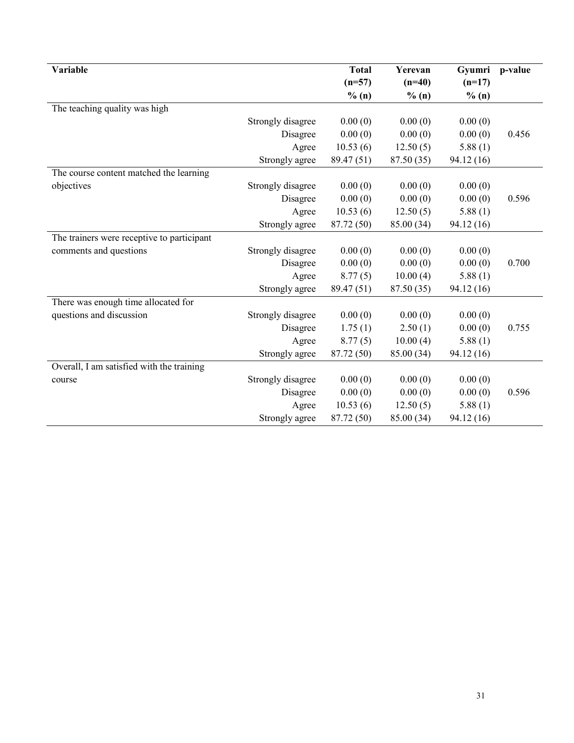| Variable | | Total (n=57) % (n) | Yerevan (n=40) % (n) | Gyumri (n=17) % (n) | p-value |
|---|---|---|---|---|---|
| The teaching quality was high | | | | | |
| | Strongly disagree | 0.00 (0) | 0.00 (0) | 0.00 (0) | |
| | Disagree | 0.00 (0) | 0.00 (0) | 0.00 (0) | 0.456 |
| | Agree | 10.53 (6) | 12.50 (5) | 5.88 (1) | |
| | Strongly agree | 89.47 (51) | 87.50 (35) | 94.12 (16) | |
| The course content matched the learning objectives | Strongly disagree | 0.00 (0) | 0.00 (0) | 0.00 (0) | |
| | Disagree | 0.00 (0) | 0.00 (0) | 0.00 (0) | 0.596 |
| | Agree | 10.53 (6) | 12.50 (5) | 5.88 (1) | |
| | Strongly agree | 87.72 (50) | 85.00 (34) | 94.12 (16) | |
| The trainers were receptive to participant comments and questions | Strongly disagree | 0.00 (0) | 0.00 (0) | 0.00 (0) | |
| | Disagree | 0.00 (0) | 0.00 (0) | 0.00 (0) | 0.700 |
| | Agree | 8.77 (5) | 10.00 (4) | 5.88 (1) | |
| | Strongly agree | 89.47 (51) | 87.50 (35) | 94.12 (16) | |
| There was enough time allocated for questions and discussion | Strongly disagree | 0.00 (0) | 0.00 (0) | 0.00 (0) | |
| | Disagree | 1.75 (1) | 2.50 (1) | 0.00 (0) | 0.755 |
| | Agree | 8.77 (5) | 10.00 (4) | 5.88 (1) | |
| | Strongly agree | 87.72 (50) | 85.00 (34) | 94.12 (16) | |
| Overall, I am satisfied with the training course | Strongly disagree | 0.00 (0) | 0.00 (0) | 0.00 (0) | |
| | Disagree | 0.00 (0) | 0.00 (0) | 0.00 (0) | 0.596 |
| | Agree | 10.53 (6) | 12.50 (5) | 5.88 (1) | |
| | Strongly agree | 87.72 (50) | 85.00 (34) | 94.12 (16) | |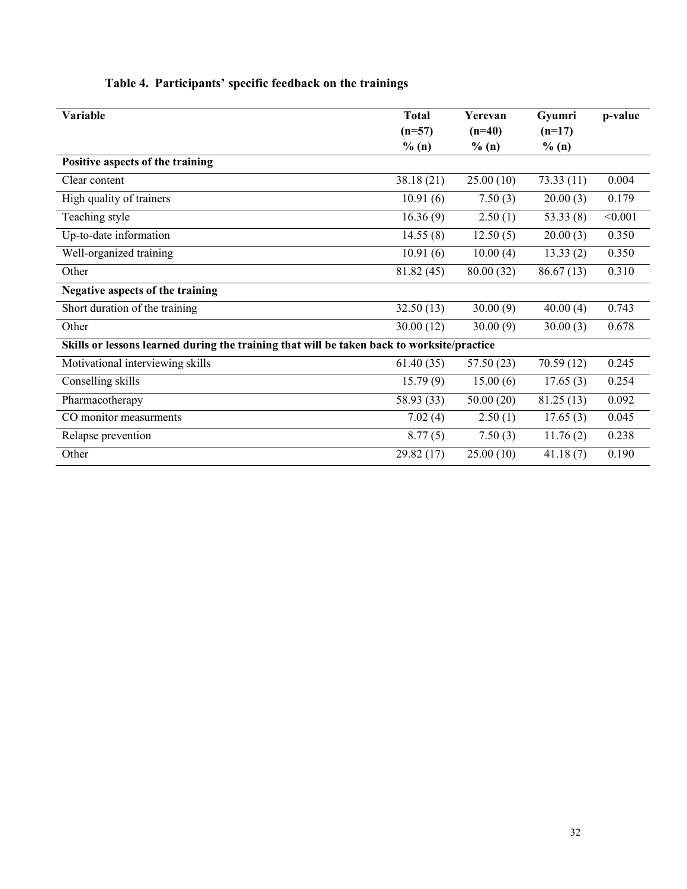**Table 4. Participants' specific feedback on the trainings**

| Variable | Total (n=57) % (n) | Yerevan (n=40) % (n) | Gyumri (n=17) % (n) | p-value |
|---|---|---|---|---|
| **Positive aspects of the training** | | | | |
| Clear content | 38.18 (21) | 25.00 (10) | 73.33 (11) | 0.004 |
| High quality of trainers | 10.91 (6) | 7.50 (3) | 20.00 (3) | 0.179 |
| Teaching style | 16.36 (9) | 2.50 (1) | 53.33 (8) | <0.001 |
| Up-to-date information | 14.55 (8) | 12.50 (5) | 20.00 (3) | 0.350 |
| Well-organized training | 10.91 (6) | 10.00 (4) | 13.33 (2) | 0.350 |
| Other | 81.82 (45) | 80.00 (32) | 86.67 (13) | 0.310 |
| **Negative aspects of the training** | | | | |
| Short duration of the training | 32.50 (13) | 30.00 (9) | 40.00 (4) | 0.743 |
| Other | 30.00 (12) | 30.00 (9) | 30.00 (3) | 0.678 |
| **Skills or lessons learned during the training that will be taken back to worksite/practice** | | | | |
| Motivational interviewing skills | 61.40 (35) | 57.50 (23) | 70.59 (12) | 0.245 |
| Conselling skills | 15.79 (9) | 15.00 (6) | 17.65 (3) | 0.254 |
| Pharmacotherapy | 58.93 (33) | 50.00 (20) | 81.25 (13) | 0.092 |
| CO monitor measurments | 7.02 (4) | 2.50 (1) | 17.65 (3) | 0.045 |
| Relapse prevention | 8.77 (5) | 7.50 (3) | 11.76 (2) | 0.238 |
| Other | 29.82 (17) | 25.00 (10) | 41.18 (7) | 0.190 |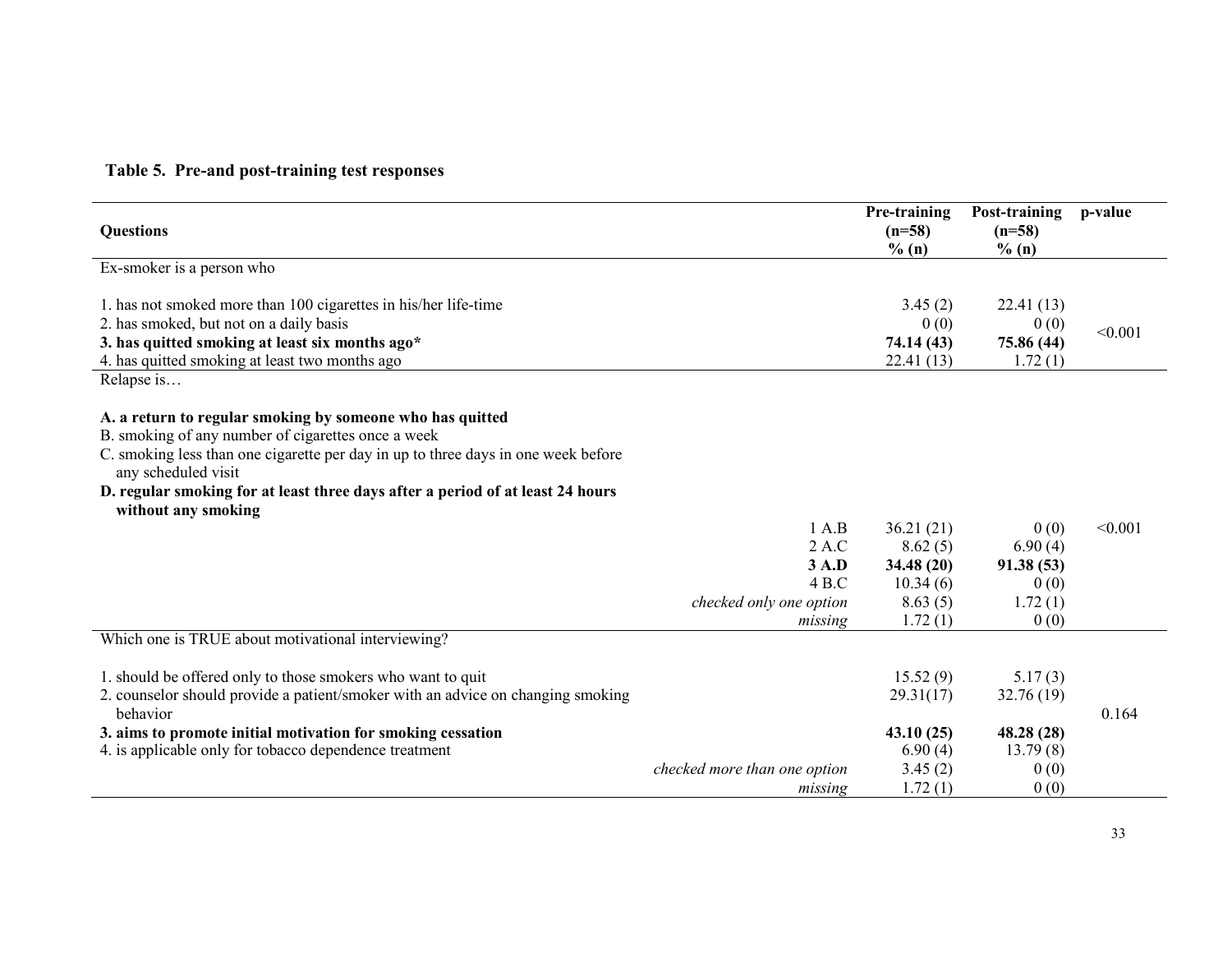**Table 5. Pre-and post-training test responses**

| Questions | Pre-training (n=58) % (n) | Post-training (n=58) % (n) | p-value |
|---|---|---|---|
| Ex-smoker is a person who | | | |
| 1. has not smoked more than 100 cigarettes in his/her life-time | 3.45 (2) | 22.41 (13) | <0.001 |
| 2. has smoked, but not on a daily basis | 0 (0) | 0 (0) | |
| **3. has quitted smoking at least six months ago*** | **74.14 (43)** | **75.86 (44)** | |
| 4. has quitted smoking at least two months ago | 22.41 (13) | 1.72 (1) | |
| Relapse is… **A. a return to regular smoking by someone who has quitted** B. smoking of any number of cigarettes once a week C. smoking less than one cigarette per day in up to three days in one week before any scheduled visit **D. regular smoking for at least three days after a period of at least 24 hours without any smoking** | | | |
| 1 A.B | 36.21 (21) | 0 (0) | <0.001 |
| 2 A.C | 8.62 (5) | 6.90 (4) | |
| **3 A.D** | **34.48 (20)** | **91.38 (53)** | |
| 4 B.C | 10.34 (6) | 0 (0) | |
| *checked only one option* | 8.63 (5) | 1.72 (1) | |
| *missing* | 1.72 (1) | 0 (0) | |
| Which one is TRUE about motivational interviewing? | | | |
| 1. should be offered only to those smokers who want to quit | 15.52 (9) | 5.17 (3) | 0.164 |
| 2. counselor should provide a patient/smoker with an advice on changing smoking behavior | 29.31(17) | 32.76 (19) | |
| **3. aims to promote initial motivation for smoking cessation** | **43.10 (25)** | **48.28 (28)** | |
| 4. is applicable only for tobacco dependence treatment | 6.90 (4) | 13.79 (8) | |
| *checked more than one option* | 3.45 (2) | 0 (0) | |
| *missing* | 1.72 (1) | 0 (0) | |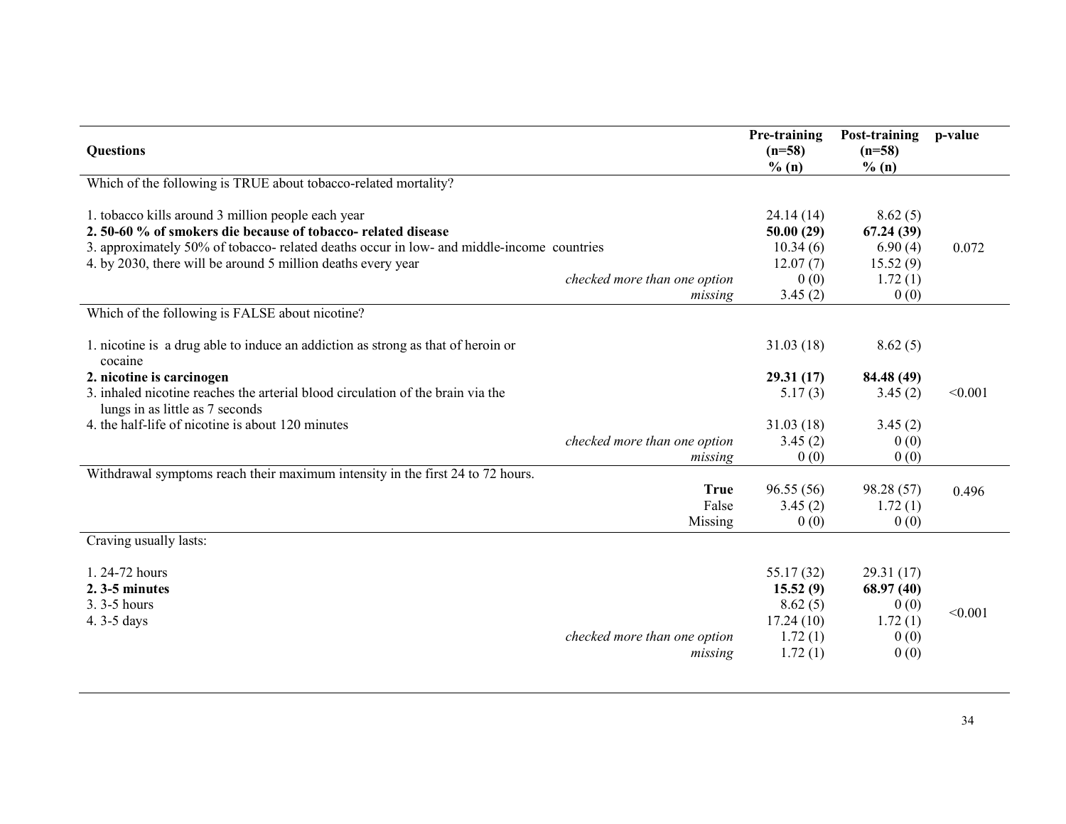| Questions | Pre-training (n=58) % (n) | Post-training (n=58) % (n) | p-value |
|---|---|---|---|
| Which of the following is TRUE about tobacco-related mortality? | | | |
| 1. tobacco kills around 3 million people each year | 24.14 (14) | 8.62 (5) | |
| **2. 50-60 % of smokers die because of tobacco- related disease** | **50.00 (29)** | **67.24 (39)** | |
| 3. approximately 50% of tobacco- related deaths occur in low- and middle-income countries | 10.34 (6) | 6.90 (4) | 0.072 |
| 4. by 2030, there will be around 5 million deaths every year | 12.07 (7) | 15.52 (9) | |
| *checked more than one option* | 0 (0) | 1.72 (1) | |
| *missing* | 3.45 (2) | 0 (0) | |
| Which of the following is FALSE about nicotine? | | | |
| 1. nicotine is a drug able to induce an addiction as strong as that of heroin or cocaine | 31.03 (18) | 8.62 (5) | |
| **2. nicotine is carcinogen** | **29.31 (17)** | **84.48 (49)** | |
| 3. inhaled nicotine reaches the arterial blood circulation of the brain via the lungs in as little as 7 seconds | 5.17 (3) | 3.45 (2) | <0.001 |
| 4. the half-life of nicotine is about 120 minutes | 31.03 (18) | 3.45 (2) | |
| *checked more than one option* | 3.45 (2) | 0 (0) | |
| *missing* | 0 (0) | 0 (0) | |
| Withdrawal symptoms reach their maximum intensity in the first 24 to 72 hours. | | | |
| **True** | 96.55 (56) | 98.28 (57) | 0.496 |
| False | 3.45 (2) | 1.72 (1) | |
| Missing | 0 (0) | 0 (0) | |
| Craving usually lasts: | | | |
| 1. 24-72 hours | 55.17 (32) | 29.31 (17) | |
| **2. 3-5 minutes** | **15.52 (9)** | **68.97 (40)** | |
| 3. 3-5 hours | 8.62 (5) | 0 (0) | <0.001 |
| 4. 3-5 days | 17.24 (10) | 1.72 (1) | |
| *checked more than one option* | 1.72 (1) | 0 (0) | |
| *missing* | 1.72 (1) | 0 (0) | |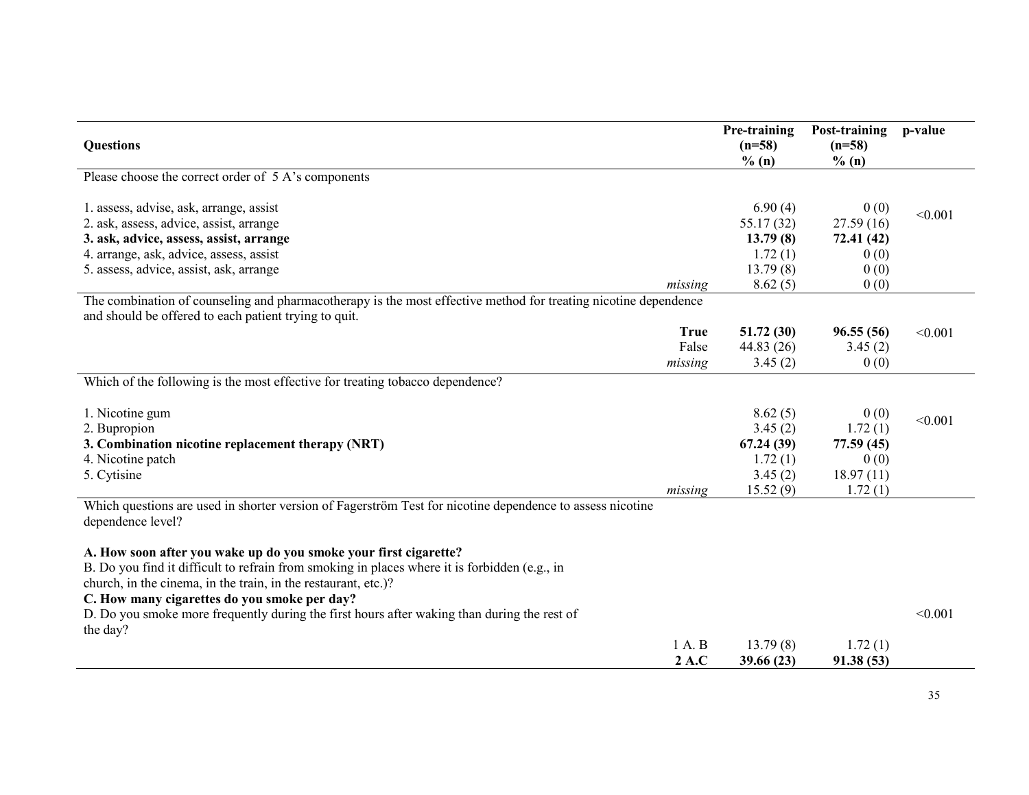| Questions | | Pre-training (n=58) % (n) | Post-training (n=58) % (n) | p-value |
|---|---|---|---|---|
| Please choose the correct order of 5 A's components | | | | |
| 1. assess, advise, ask, arrange, assist | | 6.90 (4) | 0 (0) | <0.001 |
| 2. ask, assess, advice, assist, arrange | | 55.17 (32) | 27.59 (16) | |
| **3. ask, advice, assess, assist, arrange** | | **13.79 (8)** | **72.41 (42)** | |
| 4. arrange, ask, advice, assess, assist | | 1.72 (1) | 0 (0) | |
| 5. assess, advice, assist, ask, arrange | | 13.79 (8) | 0 (0) | |
| | *missing* | 8.62 (5) | 0 (0) | |
| The combination of counseling and pharmacotherapy is the most effective method for treating nicotine dependence and should be offered to each patient trying to quit. | | | | |
| | **True** | **51.72 (30)** | **96.55 (56)** | <0.001 |
| | False | 44.83 (26) | 3.45 (2) | |
| | *missing* | 3.45 (2) | 0 (0) | |
| Which of the following is the most effective for treating tobacco dependence? | | | | |
| 1. Nicotine gum | | 8.62 (5) | 0 (0) | <0.001 |
| 2. Bupropion | | 3.45 (2) | 1.72 (1) | |
| **3. Combination nicotine replacement therapy (NRT)** | | **67.24 (39)** | **77.59 (45)** | |
| 4. Nicotine patch | | 1.72 (1) | 0 (0) | |
| 5. Cytisine | | 3.45 (2) | 18.97 (11) | |
| | *missing* | 15.52 (9) | 1.72 (1) | |
| Which questions are used in shorter version of Fagerström Test for nicotine dependence to assess nicotine dependence level?<br><br>**A. How soon after you wake up do you smoke your first cigarette?**<br>B. Do you find it difficult to refrain from smoking in places where it is forbidden (e.g., in church, in the cinema, in the train, in the restaurant, etc.)?<br>**C. How many cigarettes do you smoke per day?**<br>D. Do you smoke more frequently during the first hours after waking than during the rest of the day? | | | | <0.001 |
| | 1 A. B | 13.79 (8) | 1.72 (1) | |
| | **2 A.C** | **39.66 (23)** | **91.38 (53)** | |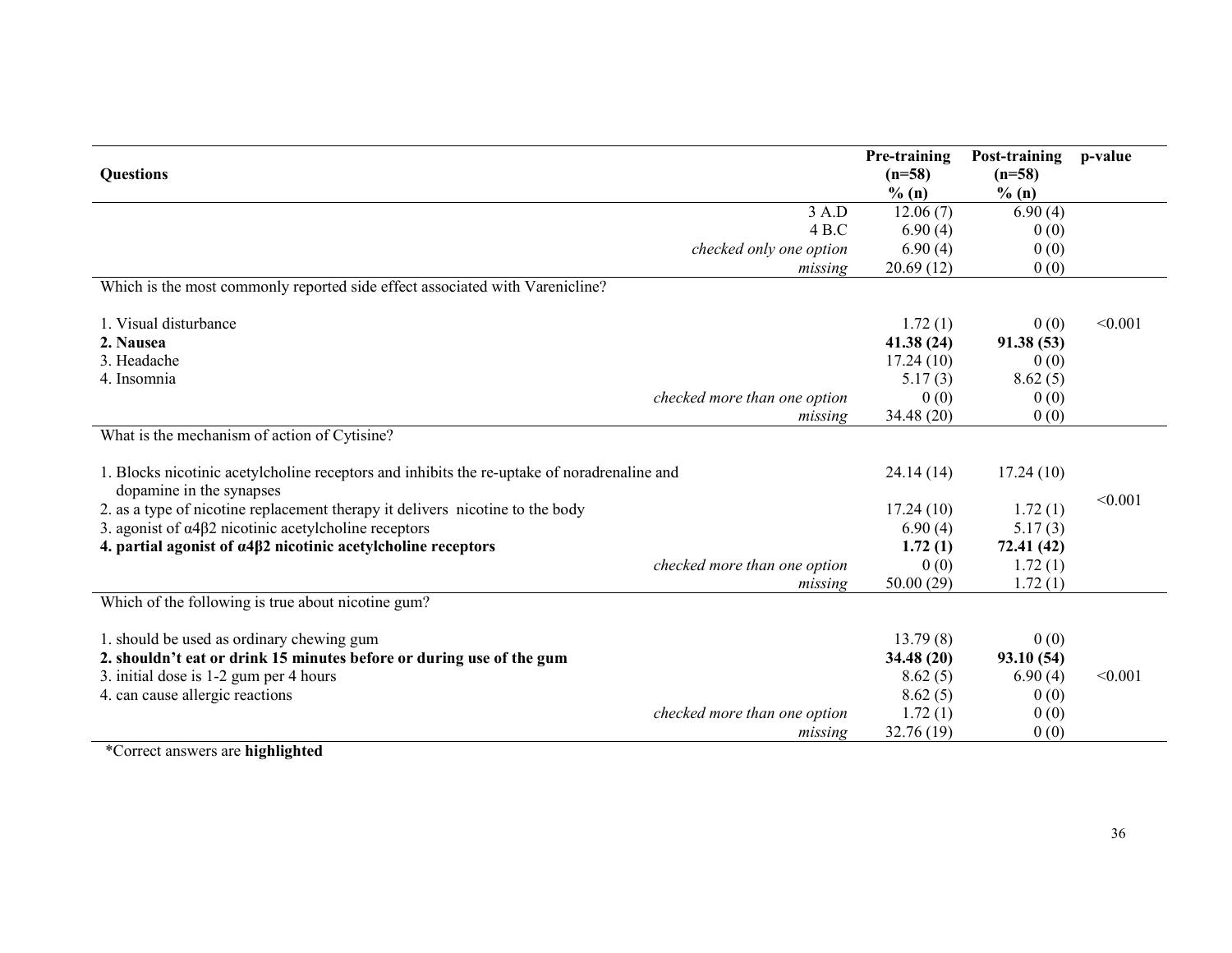| Questions | Pre-training (n=58) % (n) | Post-training (n=58) % (n) | p-value |
|---|---|---|---|
| 3 A.D | 12.06 (7) | 6.90 (4) | |
| 4 B.C | 6.90 (4) | 0 (0) | |
| *checked only one option* | 6.90 (4) | 0 (0) | |
| *missing* | 20.69 (12) | 0 (0) | |
| Which is the most commonly reported side effect associated with Varenicline? | | | |
| 1. Visual disturbance | 1.72 (1) | 0 (0) | <0.001 |
| **2. Nausea** | **41.38 (24)** | **91.38 (53)** | |
| 3. Headache | 17.24 (10) | 0 (0) | |
| 4. Insomnia | 5.17 (3) | 8.62 (5) | |
| *checked more than one option* | 0 (0) | 0 (0) | |
| *missing* | 34.48 (20) | 0 (0) | |
| What is the mechanism of action of Cytisine? | | | |
| 1. Blocks nicotinic acetylcholine receptors and inhibits the re-uptake of noradrenaline and dopamine in the synapses | 24.14 (14) | 17.24 (10) | |
| 2. as a type of nicotine replacement therapy it delivers nicotine to the body | 17.24 (10) | 1.72 (1) | <0.001 |
| 3. agonist of α4β2 nicotinic acetylcholine receptors | 6.90 (4) | 5.17 (3) | |
| **4. partial agonist of α4β2 nicotinic acetylcholine receptors** | **1.72 (1)** | **72.41 (42)** | |
| *checked more than one option* | 0 (0) | 1.72 (1) | |
| *missing* | 50.00 (29) | 1.72 (1) | |
| Which of the following is true about nicotine gum? | | | |
| 1. should be used as ordinary chewing gum | 13.79 (8) | 0 (0) | |
| **2. shouldn't eat or drink 15 minutes before or during use of the gum** | **34.48 (20)** | **93.10 (54)** | |
| 3. initial dose is 1-2 gum per 4 hours | 8.62 (5) | 6.90 (4) | <0.001 |
| 4. can cause allergic reactions | 8.62 (5) | 0 (0) | |
| *checked more than one option* | 1.72 (1) | 0 (0) | |
| *missing* | 32.76 (19) | 0 (0) | |

*Correct answers are **highlighted**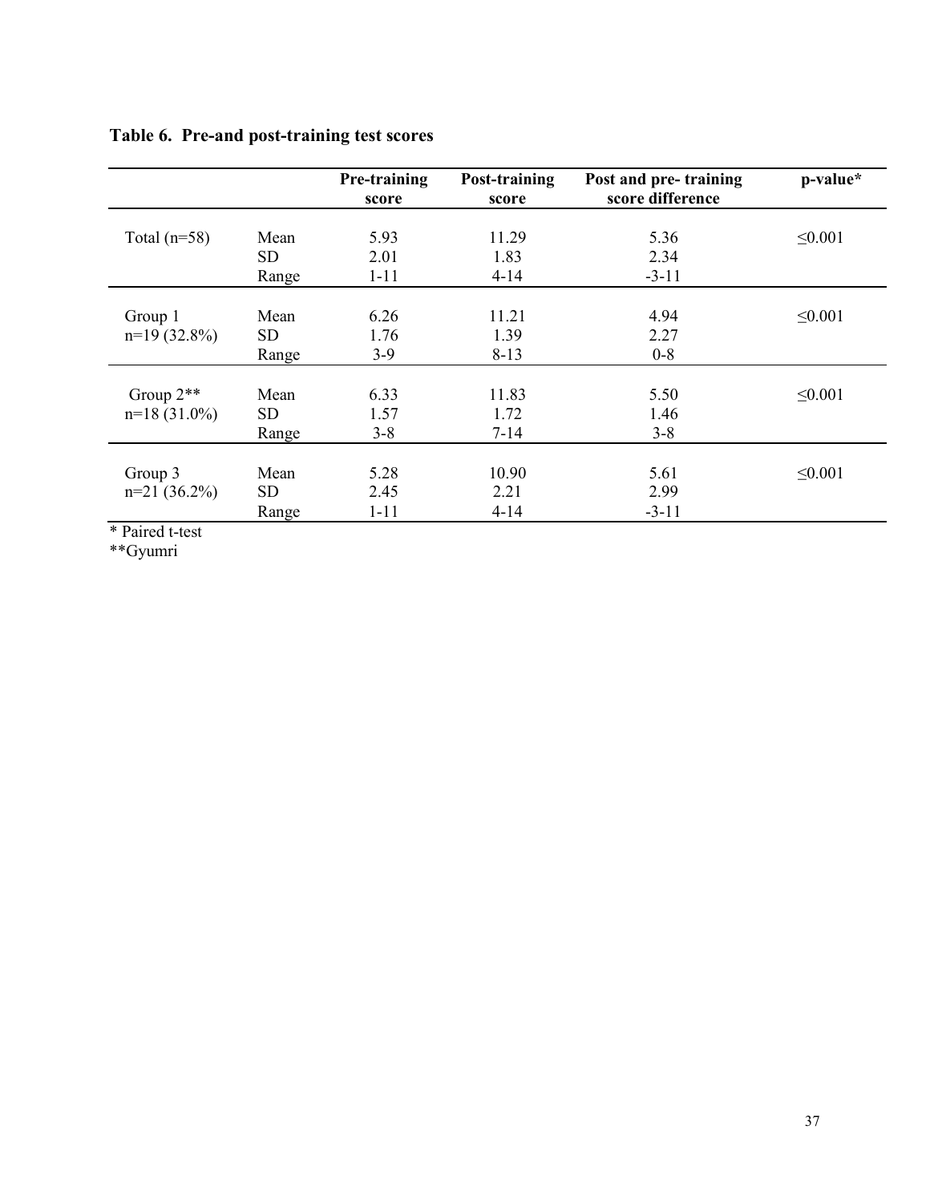**Table 6. Pre-and post-training test scores**

| | | Pre-training score | Post-training score | Post and pre- training score difference | p-value* |
|---|---|---|---|---|---|
| Total (n=58) | Mean | 5.93 | 11.29 | 5.36 | ≤0.001 |
| | SD | 2.01 | 1.83 | 2.34 | |
| | Range | 1-11 | 4-14 | -3-11 | |
| Group 1 n=19 (32.8%) | Mean | 6.26 | 11.21 | 4.94 | ≤0.001 |
| | SD | 1.76 | 1.39 | 2.27 | |
| | Range | 3-9 | 8-13 | 0-8 | |
| Group 2** n=18 (31.0%) | Mean | 6.33 | 11.83 | 5.50 | ≤0.001 |
| | SD | 1.57 | 1.72 | 1.46 | |
| | Range | 3-8 | 7-14 | 3-8 | |
| Group 3 n=21 (36.2%) | Mean | 5.28 | 10.90 | 5.61 | ≤0.001 |
| | SD | 2.45 | 2.21 | 2.99 | |
| | Range | 1-11 | 4-14 | -3-11 | |

* Paired t-test

**Gyumri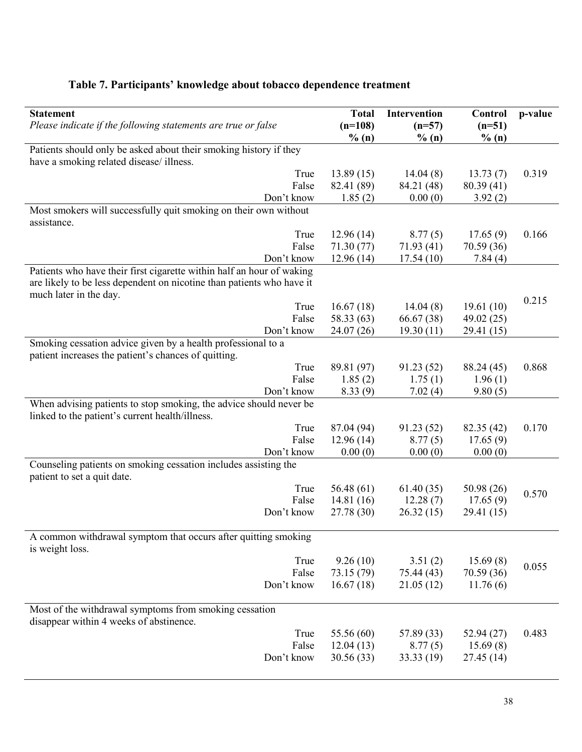**Table 7. Participants' knowledge about tobacco dependence treatment**

| **Statement**<br>*Please indicate if the following statements are true or false* | **Total (n=108) % (n)** | **Intervention (n=57) % (n)** | **Control (n=51) % (n)** | **p-value** |
|---|---|---|---|---|
| Patients should only be asked about their smoking history if they have a smoking related disease/ illness. | | | | |
| True | 13.89 (15) | 14.04 (8) | 13.73 (7) | 0.319 |
| False | 82.41 (89) | 84.21 (48) | 80.39 (41) | |
| Don't know | 1.85 (2) | 0.00 (0) | 3.92 (2) | |
| Most smokers will successfully quit smoking on their own without assistance. | | | | |
| True | 12.96 (14) | 8.77 (5) | 17.65 (9) | 0.166 |
| False | 71.30 (77) | 71.93 (41) | 70.59 (36) | |
| Don't know | 12.96 (14) | 17.54 (10) | 7.84 (4) | |
| Patients who have their first cigarette within half an hour of waking are likely to be less dependent on nicotine than patients who have it much later in the day. | | | | |
| True | 16.67 (18) | 14.04 (8) | 19.61 (10) | 0.215 |
| False | 58.33 (63) | 66.67 (38) | 49.02 (25) | |
| Don't know | 24.07 (26) | 19.30 (11) | 29.41 (15) | |
| Smoking cessation advice given by a health professional to a patient increases the patient's chances of quitting. | | | | |
| True | 89.81 (97) | 91.23 (52) | 88.24 (45) | 0.868 |
| False | 1.85 (2) | 1.75 (1) | 1.96 (1) | |
| Don't know | 8.33 (9) | 7.02 (4) | 9.80 (5) | |
| When advising patients to stop smoking, the advice should never be linked to the patient's current health/illness. | | | | |
| True | 87.04 (94) | 91.23 (52) | 82.35 (42) | 0.170 |
| False | 12.96 (14) | 8.77 (5) | 17.65 (9) | |
| Don't know | 0.00 (0) | 0.00 (0) | 0.00 (0) | |
| Counseling patients on smoking cessation includes assisting the patient to set a quit date. | | | | |
| True | 56.48 (61) | 61.40 (35) | 50.98 (26) | 0.570 |
| False | 14.81 (16) | 12.28 (7) | 17.65 (9) | |
| Don't know | 27.78 (30) | 26.32 (15) | 29.41 (15) | |
| A common withdrawal symptom that occurs after quitting smoking is weight loss. | | | | |
| True | 9.26 (10) | 3.51 (2) | 15.69 (8) | 0.055 |
| False | 73.15 (79) | 75.44 (43) | 70.59 (36) | |
| Don't know | 16.67 (18) | 21.05 (12) | 11.76 (6) | |
| Most of the withdrawal symptoms from smoking cessation disappear within 4 weeks of abstinence. | | | | |
| True | 55.56 (60) | 57.89 (33) | 52.94 (27) | 0.483 |
| False | 12.04 (13) | 8.77 (5) | 15.69 (8) | |
| Don't know | 30.56 (33) | 33.33 (19) | 27.45 (14) | |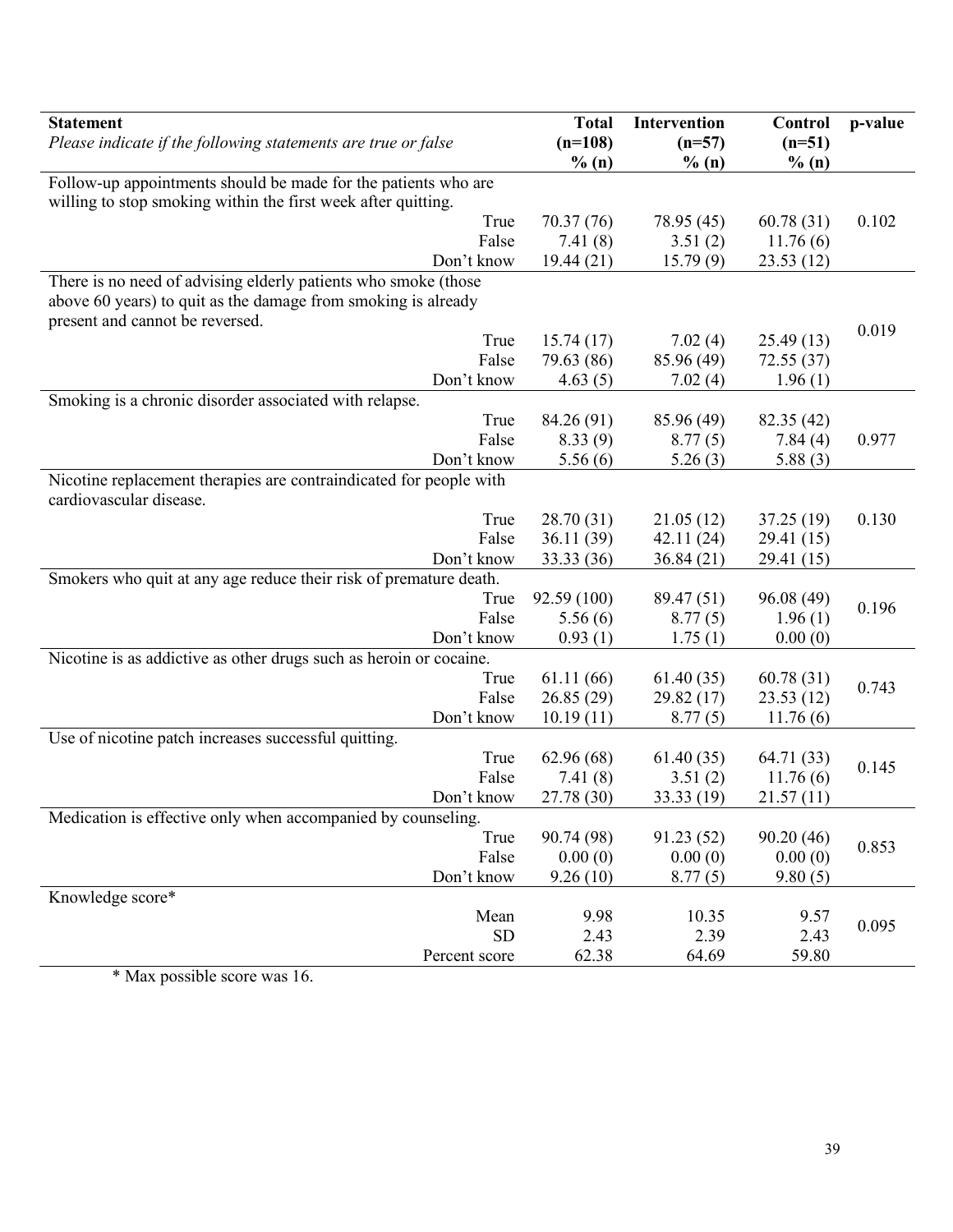| Statement<br>*Please indicate if the following statements are true or false* | | Total (n=108) % (n) | Intervention (n=57) % (n) | Control (n=51) % (n) | p-value |
|---|---|---|---|---|---|
| Follow-up appointments should be made for the patients who are willing to stop smoking within the first week after quitting. | | | | | |
| | True | 70.37 (76) | 78.95 (45) | 60.78 (31) | 0.102 |
| | False | 7.41 (8) | 3.51 (2) | 11.76 (6) | |
| | Don't know | 19.44 (21) | 15.79 (9) | 23.53 (12) | |
| There is no need of advising elderly patients who smoke (those above 60 years) to quit as the damage from smoking is already present and cannot be reversed. | | | | | 0.019 |
| | True | 15.74 (17) | 7.02 (4) | 25.49 (13) | |
| | False | 79.63 (86) | 85.96 (49) | 72.55 (37) | |
| | Don't know | 4.63 (5) | 7.02 (4) | 1.96 (1) | |
| Smoking is a chronic disorder associated with relapse. | | | | | |
| | True | 84.26 (91) | 85.96 (49) | 82.35 (42) | |
| | False | 8.33 (9) | 8.77 (5) | 7.84 (4) | 0.977 |
| | Don't know | 5.56 (6) | 5.26 (3) | 5.88 (3) | |
| Nicotine replacement therapies are contraindicated for people with cardiovascular disease. | | | | | |
| | True | 28.70 (31) | 21.05 (12) | 37.25 (19) | 0.130 |
| | False | 36.11 (39) | 42.11 (24) | 29.41 (15) | |
| | Don't know | 33.33 (36) | 36.84 (21) | 29.41 (15) | |
| Smokers who quit at any age reduce their risk of premature death. | | | | | |
| | True | 92.59 (100) | 89.47 (51) | 96.08 (49) | 0.196 |
| | False | 5.56 (6) | 8.77 (5) | 1.96 (1) | |
| | Don't know | 0.93 (1) | 1.75 (1) | 0.00 (0) | |
| Nicotine is as addictive as other drugs such as heroin or cocaine. | | | | | |
| | True | 61.11 (66) | 61.40 (35) | 60.78 (31) | 0.743 |
| | False | 26.85 (29) | 29.82 (17) | 23.53 (12) | |
| | Don't know | 10.19 (11) | 8.77 (5) | 11.76 (6) | |
| Use of nicotine patch increases successful quitting. | | | | | |
| | True | 62.96 (68) | 61.40 (35) | 64.71 (33) | 0.145 |
| | False | 7.41 (8) | 3.51 (2) | 11.76 (6) | |
| | Don't know | 27.78 (30) | 33.33 (19) | 21.57 (11) | |
| Medication is effective only when accompanied by counseling. | | | | | |
| | True | 90.74 (98) | 91.23 (52) | 90.20 (46) | 0.853 |
| | False | 0.00 (0) | 0.00 (0) | 0.00 (0) | |
| | Don't know | 9.26 (10) | 8.77 (5) | 9.80 (5) | |
| Knowledge score* | | | | | |
| | Mean | 9.98 | 10.35 | 9.57 | 0.095 |
| | SD | 2.43 | 2.39 | 2.43 | |
| | Percent score | 62.38 | 64.69 | 59.80 | |

* Max possible score was 16.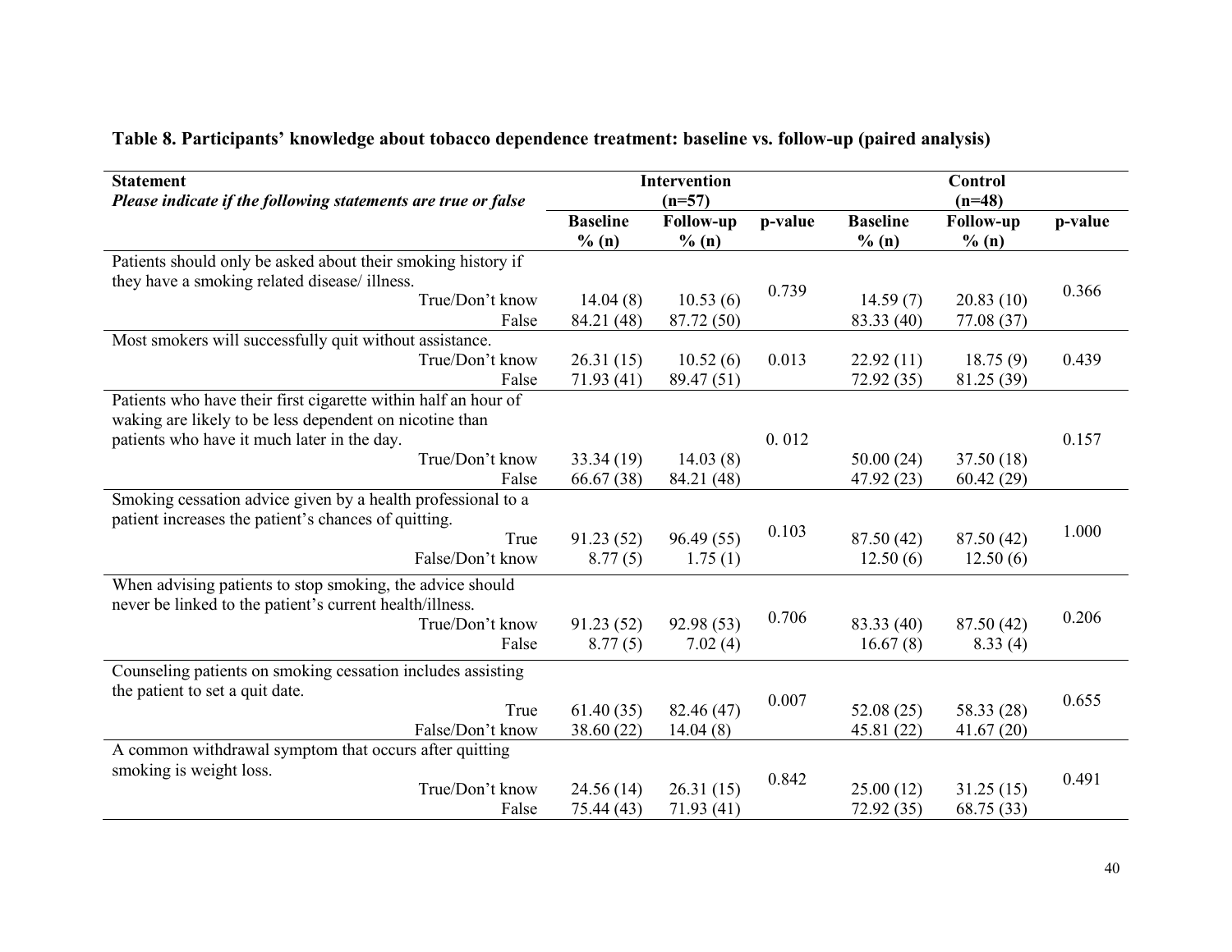**Table 8. Participants' knowledge about tobacco dependence treatment: baseline vs. follow-up (paired analysis)**

| **Statement** *Please indicate if the following statements are true or false* | **Intervention (n=57)** | | | **Control (n=48)** | | |
|---|---|---|---|---|---|---|
| | **Baseline % (n)** | **Follow-up % (n)** | **p-value** | **Baseline % (n)** | **Follow-up % (n)** | **p-value** |
| Patients should only be asked about their smoking history if they have a smoking related disease/ illness. | | | 0.739 | | | 0.366 |
| True/Don't know | 14.04 (8) | 10.53 (6) | | 14.59 (7) | 20.83 (10) | |
| False | 84.21 (48) | 87.72 (50) | | 83.33 (40) | 77.08 (37) | |
| Most smokers will successfully quit without assistance. | | | | | | |
| True/Don't know | 26.31 (15) | 10.52 (6) | 0.013 | 22.92 (11) | 18.75 (9) | 0.439 |
| False | 71.93 (41) | 89.47 (51) | | 72.92 (35) | 81.25 (39) | |
| Patients who have their first cigarette within half an hour of waking are likely to be less dependent on nicotine than patients who have it much later in the day. | | | 0. 012 | | | 0.157 |
| True/Don't know | 33.34 (19) | 14.03 (8) | | 50.00 (24) | 37.50 (18) | |
| False | 66.67 (38) | 84.21 (48) | | 47.92 (23) | 60.42 (29) | |
| Smoking cessation advice given by a health professional to a patient increases the patient's chances of quitting. | | | 0.103 | | | 1.000 |
| True | 91.23 (52) | 96.49 (55) | | 87.50 (42) | 87.50 (42) | |
| False/Don't know | 8.77 (5) | 1.75 (1) | | 12.50 (6) | 12.50 (6) | |
| When advising patients to stop smoking, the advice should never be linked to the patient's current health/illness. | | | 0.706 | | | 0.206 |
| True/Don't know | 91.23 (52) | 92.98 (53) | | 83.33 (40) | 87.50 (42) | |
| False | 8.77 (5) | 7.02 (4) | | 16.67 (8) | 8.33 (4) | |
| Counseling patients on smoking cessation includes assisting the patient to set a quit date. | | | 0.007 | | | 0.655 |
| True | 61.40 (35) | 82.46 (47) | | 52.08 (25) | 58.33 (28) | |
| False/Don't know | 38.60 (22) | 14.04 (8) | | 45.81 (22) | 41.67 (20) | |
| A common withdrawal symptom that occurs after quitting smoking is weight loss. | | | 0.842 | | | 0.491 |
| True/Don't know | 24.56 (14) | 26.31 (15) | | 25.00 (12) | 31.25 (15) | |
| False | 75.44 (43) | 71.93 (41) | | 72.92 (35) | 68.75 (33) | |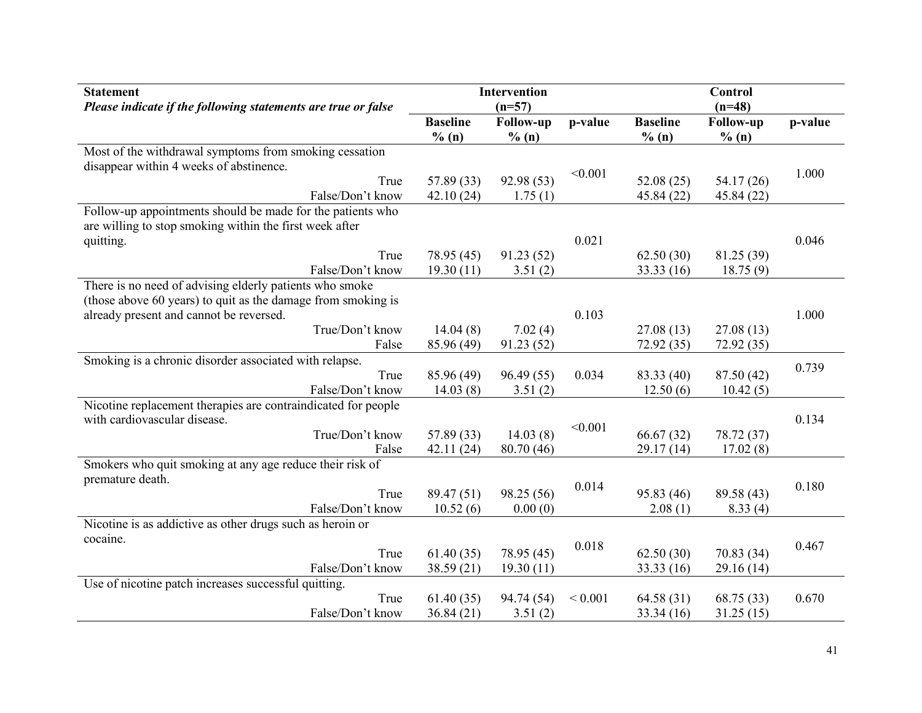| **Statement**<br>***Please indicate if the following statements are true or false*** | **Intervention (n=57)** | | | **Control (n=48)** | | |
|---|---|---|---|---|---|---|
| | **Baseline % (n)** | **Follow-up % (n)** | **p-value** | **Baseline % (n)** | **Follow-up % (n)** | **p-value** |
| Most of the withdrawal symptoms from smoking cessation disappear within 4 weeks of abstinence. | | | <0.001 | | | 1.000 |
| True | 57.89 (33) | 92.98 (53) | | 52.08 (25) | 54.17 (26) | |
| False/Don't know | 42.10 (24) | 1.75 (1) | | 45.84 (22) | 45.84 (22) | |
| Follow-up appointments should be made for the patients who are willing to stop smoking within the first week after quitting. | | | 0.021 | | | 0.046 |
| True | 78.95 (45) | 91.23 (52) | | 62.50 (30) | 81.25 (39) | |
| False/Don't know | 19.30 (11) | 3.51 (2) | | 33.33 (16) | 18.75 (9) | |
| There is no need of advising elderly patients who smoke (those above 60 years) to quit as the damage from smoking is already present and cannot be reversed. | | | 0.103 | | | 1.000 |
| True/Don't know | 14.04 (8) | 7.02 (4) | | 27.08 (13) | 27.08 (13) | |
| False | 85.96 (49) | 91.23 (52) | | 72.92 (35) | 72.92 (35) | |
| Smoking is a chronic disorder associated with relapse. | | | | | | 0.739 |
| True | 85.96 (49) | 96.49 (55) | 0.034 | 83.33 (40) | 87.50 (42) | |
| False/Don't know | 14.03 (8) | 3.51 (2) | | 12.50 (6) | 10.42 (5) | |
| Nicotine replacement therapies are contraindicated for people with cardiovascular disease. | | | <0.001 | | | 0.134 |
| True/Don't know | 57.89 (33) | 14.03 (8) | | 66.67 (32) | 78.72 (37) | |
| False | 42.11 (24) | 80.70 (46) | | 29.17 (14) | 17.02 (8) | |
| Smokers who quit smoking at any age reduce their risk of premature death. | | | 0.014 | | | 0.180 |
| True | 89.47 (51) | 98.25 (56) | | 95.83 (46) | 89.58 (43) | |
| False/Don't know | 10.52 (6) | 0.00 (0) | | 2.08 (1) | 8.33 (4) | |
| Nicotine is as addictive as other drugs such as heroin or cocaine. | | | 0.018 | | | 0.467 |
| True | 61.40 (35) | 78.95 (45) | | 62.50 (30) | 70.83 (34) | |
| False/Don't know | 38.59 (21) | 19.30 (11) | | 33.33 (16) | 29.16 (14) | |
| Use of nicotine patch increases successful quitting. | | | | | | |
| True | 61.40 (35) | 94.74 (54) | < 0.001 | 64.58 (31) | 68.75 (33) | 0.670 |
| False/Don't know | 36.84 (21) | 3.51 (2) | | 33.34 (16) | 31.25 (15) | |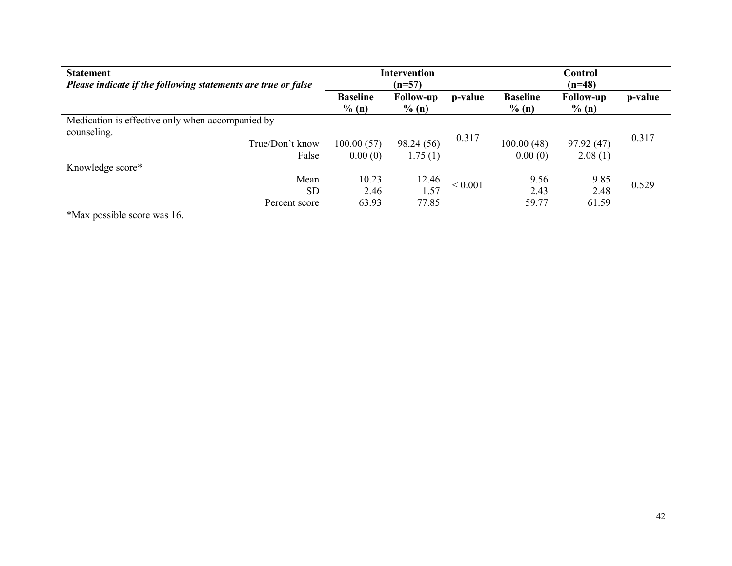| **Statement**<br>***Please indicate if the following statements are true or false*** | **Intervention (n=57)** | | | **Control (n=48)** | | |
|---|---|---|---|---|---|---|
| | **Baseline % (n)** | **Follow-up % (n)** | **p-value** | **Baseline % (n)** | **Follow-up % (n)** | **p-value** |
| Medication is effective only when accompanied by counseling. | | | | | | |
| True/Don't know | 100.00 (57) | 98.24 (56) | 0.317 | 100.00 (48) | 97.92 (47) | 0.317 |
| False | 0.00 (0) | 1.75 (1) | | 0.00 (0) | 2.08 (1) | |
| Knowledge score* | | | | | | |
| Mean | 10.23 | 12.46 | < 0.001 | 9.56 | 9.85 | 0.529 |
| SD | 2.46 | 1.57 | | 2.43 | 2.48 | |
| Percent score | 63.93 | 77.85 | | 59.77 | 61.59 | |

*Max possible score was 16.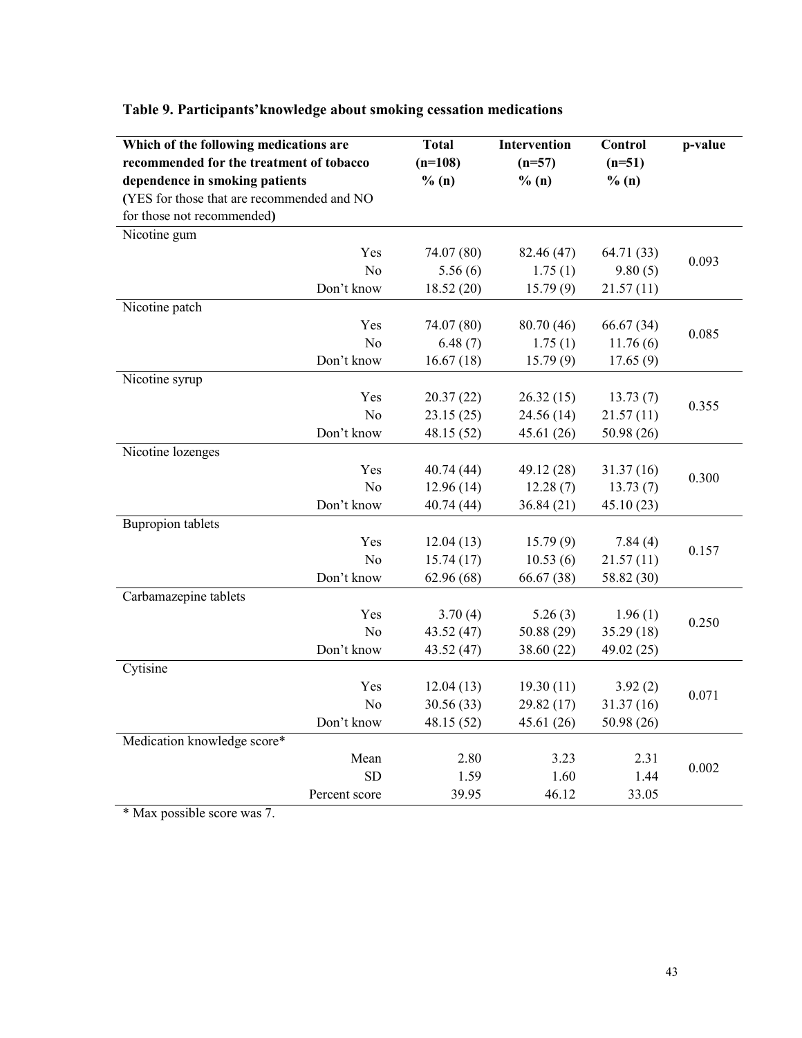**Table 9. Participants'knowledge about smoking cessation medications**

| Which of the following medications are recommended for the treatment of tobacco dependence in smoking patients (YES for those that are recommended and NO for those not recommended) | | Total (n=108) % (n) | Intervention (n=57) % (n) | Control (n=51) % (n) | p-value |
|---|---|---|---|---|---|
| Nicotine gum | | | | | |
| | Yes | 74.07 (80) | 82.46 (47) | 64.71 (33) | 0.093 |
| | No | 5.56 (6) | 1.75 (1) | 9.80 (5) | |
| | Don't know | 18.52 (20) | 15.79 (9) | 21.57 (11) | |
| Nicotine patch | | | | | |
| | Yes | 74.07 (80) | 80.70 (46) | 66.67 (34) | 0.085 |
| | No | 6.48 (7) | 1.75 (1) | 11.76 (6) | |
| | Don't know | 16.67 (18) | 15.79 (9) | 17.65 (9) | |
| Nicotine syrup | | | | | |
| | Yes | 20.37 (22) | 26.32 (15) | 13.73 (7) | 0.355 |
| | No | 23.15 (25) | 24.56 (14) | 21.57 (11) | |
| | Don't know | 48.15 (52) | 45.61 (26) | 50.98 (26) | |
| Nicotine lozenges | | | | | |
| | Yes | 40.74 (44) | 49.12 (28) | 31.37 (16) | 0.300 |
| | No | 12.96 (14) | 12.28 (7) | 13.73 (7) | |
| | Don't know | 40.74 (44) | 36.84 (21) | 45.10 (23) | |
| Bupropion tablets | | | | | |
| | Yes | 12.04 (13) | 15.79 (9) | 7.84 (4) | 0.157 |
| | No | 15.74 (17) | 10.53 (6) | 21.57 (11) | |
| | Don't know | 62.96 (68) | 66.67 (38) | 58.82 (30) | |
| Carbamazepine tablets | | | | | |
| | Yes | 3.70 (4) | 5.26 (3) | 1.96 (1) | 0.250 |
| | No | 43.52 (47) | 50.88 (29) | 35.29 (18) | |
| | Don't know | 43.52 (47) | 38.60 (22) | 49.02 (25) | |
| Cytisine | | | | | |
| | Yes | 12.04 (13) | 19.30 (11) | 3.92 (2) | 0.071 |
| | No | 30.56 (33) | 29.82 (17) | 31.37 (16) | |
| | Don't know | 48.15 (52) | 45.61 (26) | 50.98 (26) | |
| Medication knowledge score* | | | | | |
| | Mean | 2.80 | 3.23 | 2.31 | 0.002 |
| | SD | 1.59 | 1.60 | 1.44 | |
| | Percent score | 39.95 | 46.12 | 33.05 | |

* Max possible score was 7.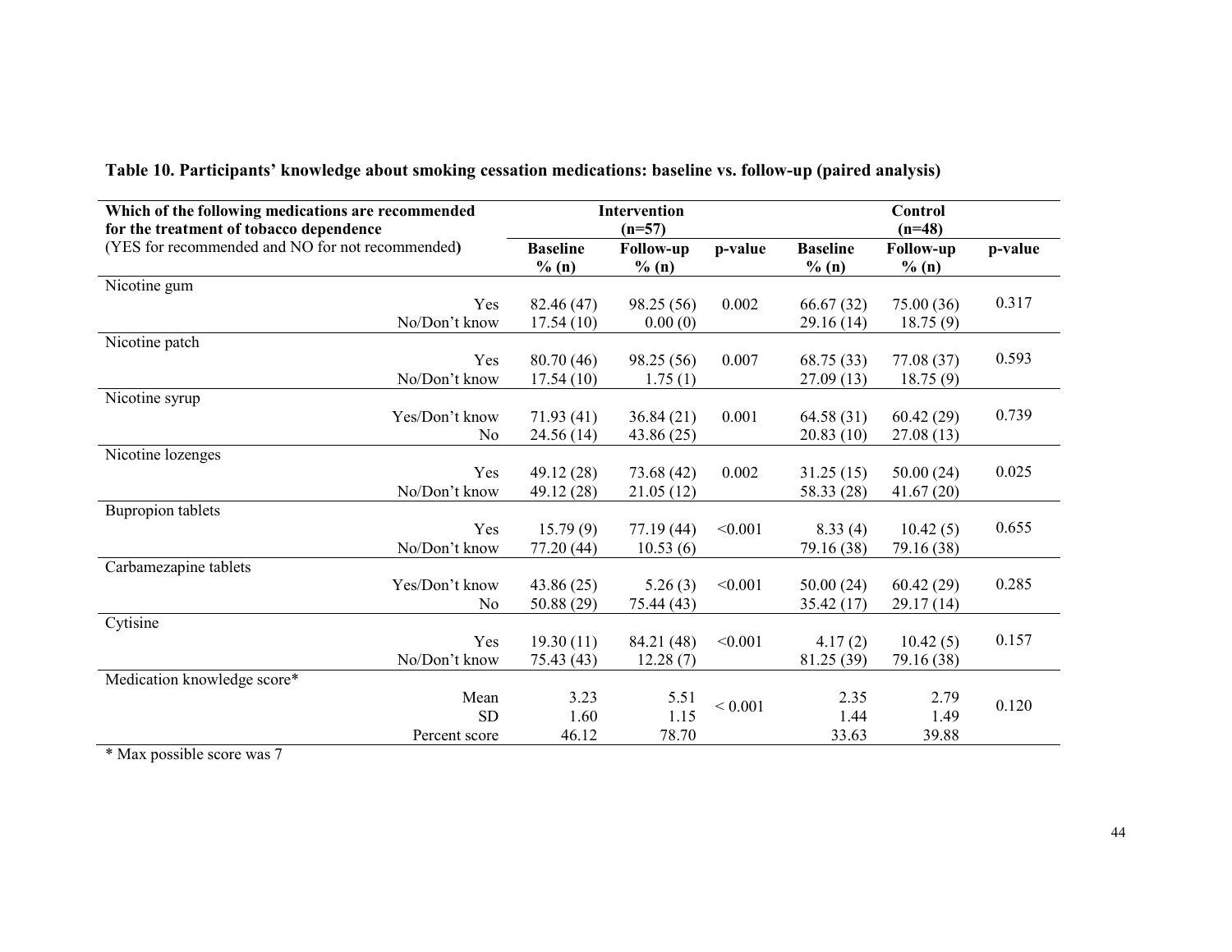**Table 10. Participants' knowledge about smoking cessation medications: baseline vs. follow-up (paired analysis)**

| Which of the following medications are recommended for the treatment of tobacco dependence (YES for recommended and NO for not recommended) | | Intervention (n=57) | | | Control (n=48) | | |
|---|---|---|---|---|---|---|---|
| | | Baseline % (n) | Follow-up % (n) | p-value | Baseline % (n) | Follow-up % (n) | p-value |
| Nicotine gum | | | | | | | |
| | Yes | 82.46 (47) | 98.25 (56) | 0.002 | 66.67 (32) | 75.00 (36) | 0.317 |
| | No/Don't know | 17.54 (10) | 0.00 (0) | | 29.16 (14) | 18.75 (9) | |
| Nicotine patch | | | | | | | |
| | Yes | 80.70 (46) | 98.25 (56) | 0.007 | 68.75 (33) | 77.08 (37) | 0.593 |
| | No/Don't know | 17.54 (10) | 1.75 (1) | | 27.09 (13) | 18.75 (9) | |
| Nicotine syrup | | | | | | | |
| | Yes/Don't know | 71.93 (41) | 36.84 (21) | 0.001 | 64.58 (31) | 60.42 (29) | 0.739 |
| | No | 24.56 (14) | 43.86 (25) | | 20.83 (10) | 27.08 (13) | |
| Nicotine lozenges | | | | | | | |
| | Yes | 49.12 (28) | 73.68 (42) | 0.002 | 31.25 (15) | 50.00 (24) | 0.025 |
| | No/Don't know | 49.12 (28) | 21.05 (12) | | 58.33 (28) | 41.67 (20) | |
| Bupropion tablets | | | | | | | |
| | Yes | 15.79 (9) | 77.19 (44) | <0.001 | 8.33 (4) | 10.42 (5) | 0.655 |
| | No/Don't know | 77.20 (44) | 10.53 (6) | | 79.16 (38) | 79.16 (38) | |
| Carbamezapine tablets | | | | | | | |
| | Yes/Don't know | 43.86 (25) | 5.26 (3) | <0.001 | 50.00 (24) | 60.42 (29) | 0.285 |
| | No | 50.88 (29) | 75.44 (43) | | 35.42 (17) | 29.17 (14) | |
| Cytisine | | | | | | | |
| | Yes | 19.30 (11) | 84.21 (48) | <0.001 | 4.17 (2) | 10.42 (5) | 0.157 |
| | No/Don't know | 75.43 (43) | 12.28 (7) | | 81.25 (39) | 79.16 (38) | |
| Medication knowledge score* | | | | | | | |
| | Mean | 3.23 | 5.51 | < 0.001 | 2.35 | 2.79 | 0.120 |
| | SD | 1.60 | 1.15 | | 1.44 | 1.49 | |
| | Percent score | 46.12 | 78.70 | | 33.63 | 39.88 | |

* Max possible score was 7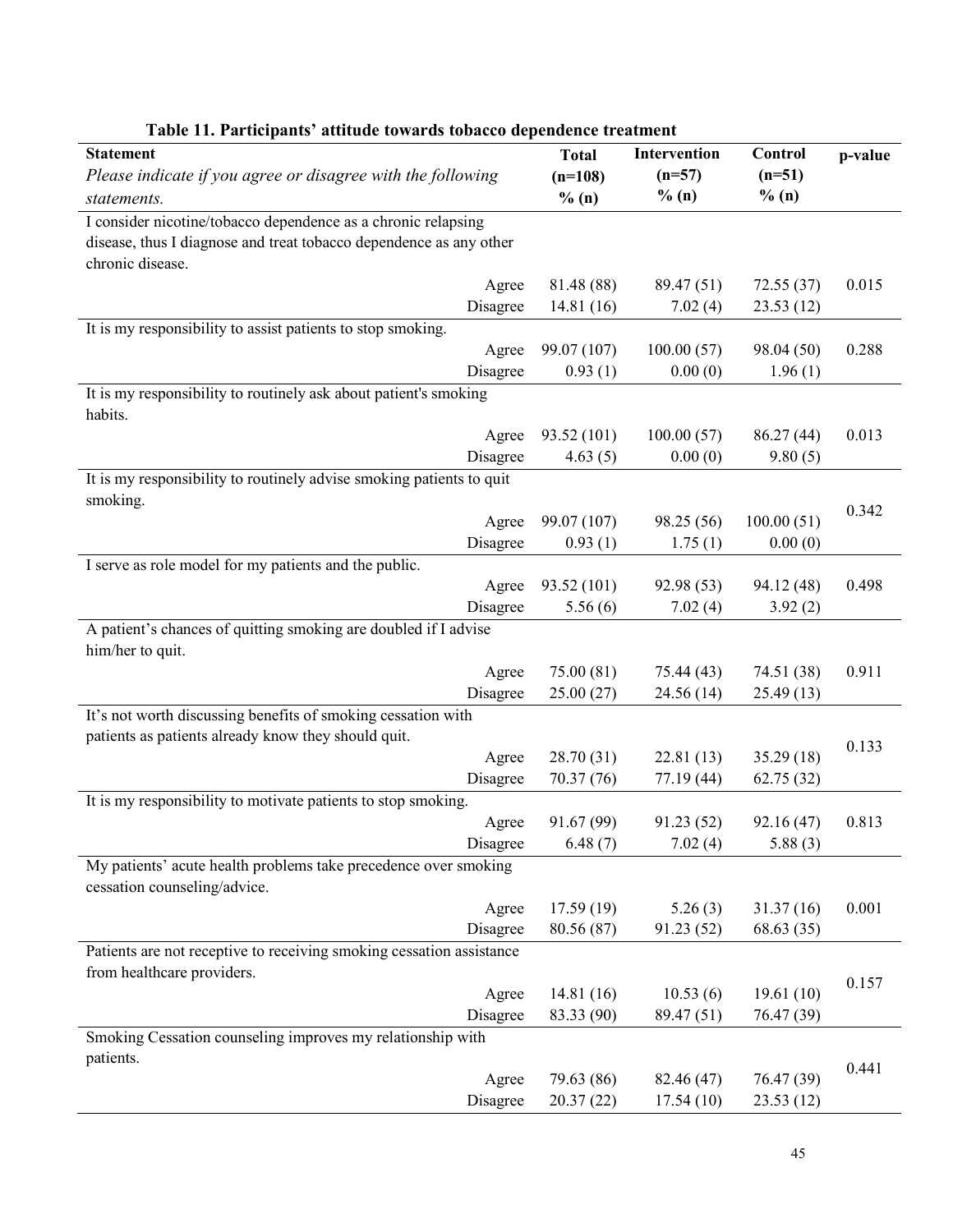**Table 11. Participants' attitude towards tobacco dependence treatment**

| Statement<br>*Please indicate if you agree or disagree with the following statements.* | | Total (n=108) % (n) | Intervention (n=57) % (n) | Control (n=51) % (n) | p-value |
|---|---|---|---|---|---|
| I consider nicotine/tobacco dependence as a chronic relapsing disease, thus I diagnose and treat tobacco dependence as any other chronic disease. | | | | | |
| | Agree | 81.48 (88) | 89.47 (51) | 72.55 (37) | 0.015 |
| | Disagree | 14.81 (16) | 7.02 (4) | 23.53 (12) | |
| It is my responsibility to assist patients to stop smoking. | | | | | |
| | Agree | 99.07 (107) | 100.00 (57) | 98.04 (50) | 0.288 |
| | Disagree | 0.93 (1) | 0.00 (0) | 1.96 (1) | |
| It is my responsibility to routinely ask about patient's smoking habits. | | | | | |
| | Agree | 93.52 (101) | 100.00 (57) | 86.27 (44) | 0.013 |
| | Disagree | 4.63 (5) | 0.00 (0) | 9.80 (5) | |
| It is my responsibility to routinely advise smoking patients to quit smoking. | | | | | |
| | Agree | 99.07 (107) | 98.25 (56) | 100.00 (51) | 0.342 |
| | Disagree | 0.93 (1) | 1.75 (1) | 0.00 (0) | |
| I serve as role model for my patients and the public. | | | | | |
| | Agree | 93.52 (101) | 92.98 (53) | 94.12 (48) | 0.498 |
| | Disagree | 5.56 (6) | 7.02 (4) | 3.92 (2) | |
| A patient's chances of quitting smoking are doubled if I advise him/her to quit. | | | | | |
| | Agree | 75.00 (81) | 75.44 (43) | 74.51 (38) | 0.911 |
| | Disagree | 25.00 (27) | 24.56 (14) | 25.49 (13) | |
| It's not worth discussing benefits of smoking cessation with patients as patients already know they should quit. | | | | | |
| | Agree | 28.70 (31) | 22.81 (13) | 35.29 (18) | 0.133 |
| | Disagree | 70.37 (76) | 77.19 (44) | 62.75 (32) | |
| It is my responsibility to motivate patients to stop smoking. | | | | | |
| | Agree | 91.67 (99) | 91.23 (52) | 92.16 (47) | 0.813 |
| | Disagree | 6.48 (7) | 7.02 (4) | 5.88 (3) | |
| My patients' acute health problems take precedence over smoking cessation counseling/advice. | | | | | |
| | Agree | 17.59 (19) | 5.26 (3) | 31.37 (16) | 0.001 |
| | Disagree | 80.56 (87) | 91.23 (52) | 68.63 (35) | |
| Patients are not receptive to receiving smoking cessation assistance from healthcare providers. | | | | | |
| | Agree | 14.81 (16) | 10.53 (6) | 19.61 (10) | 0.157 |
| | Disagree | 83.33 (90) | 89.47 (51) | 76.47 (39) | |
| Smoking Cessation counseling improves my relationship with patients. | | | | | |
| | Agree | 79.63 (86) | 82.46 (47) | 76.47 (39) | 0.441 |
| | Disagree | 20.37 (22) | 17.54 (10) | 23.53 (12) | |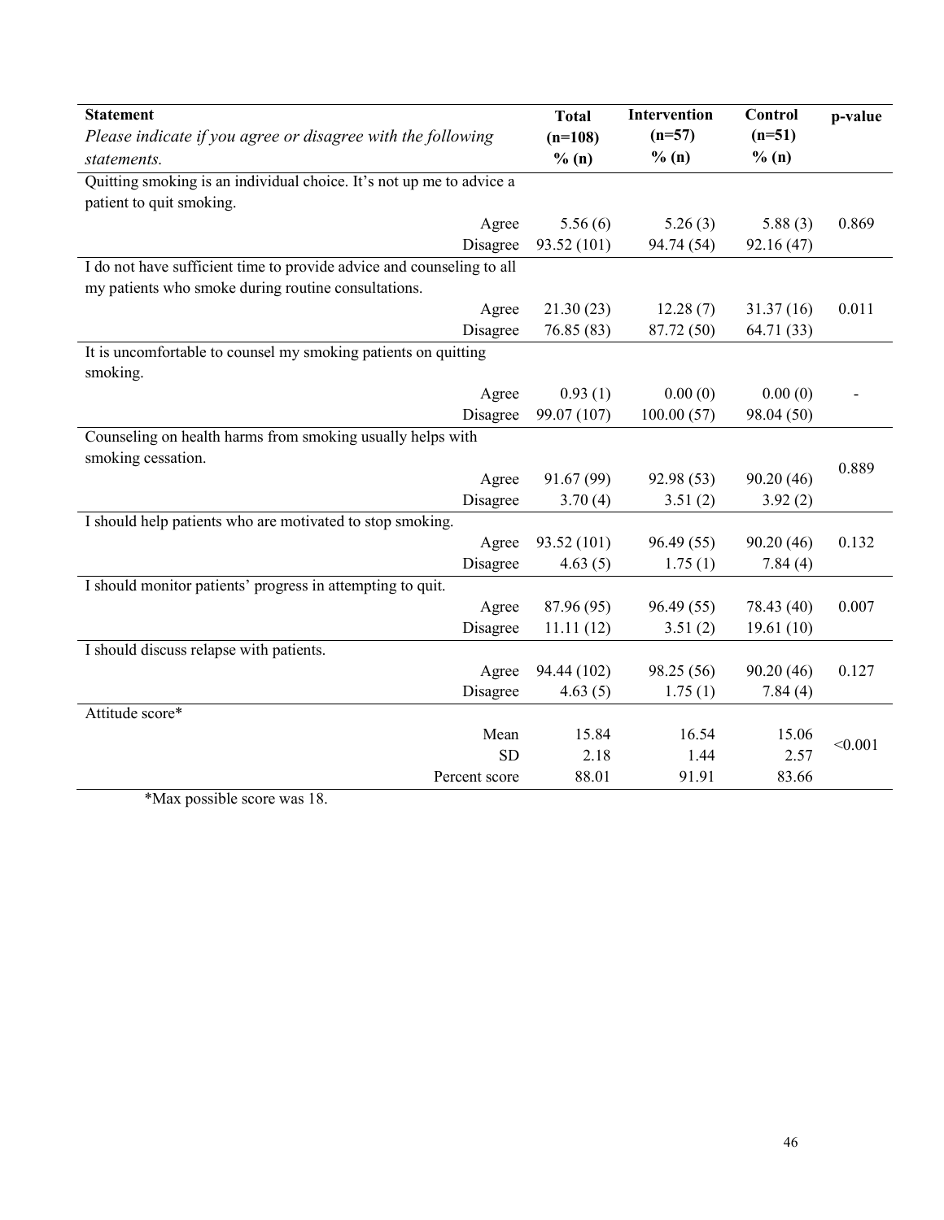| Statement *Please indicate if you agree or disagree with the following statements.* | | Total (n=108) % (n) | Intervention (n=57) % (n) | Control (n=51) % (n) | p-value |
|---|---|---|---|---|---|
| Quitting smoking is an individual choice. It's not up me to advice a patient to quit smoking. | | | | | |
| | Agree | 5.56 (6) | 5.26 (3) | 5.88 (3) | 0.869 |
| | Disagree | 93.52 (101) | 94.74 (54) | 92.16 (47) | |
| I do not have sufficient time to provide advice and counseling to all my patients who smoke during routine consultations. | | | | | |
| | Agree | 21.30 (23) | 12.28 (7) | 31.37 (16) | 0.011 |
| | Disagree | 76.85 (83) | 87.72 (50) | 64.71 (33) | |
| It is uncomfortable to counsel my smoking patients on quitting smoking. | | | | | |
| | Agree | 0.93 (1) | 0.00 (0) | 0.00 (0) | - |
| | Disagree | 99.07 (107) | 100.00 (57) | 98.04 (50) | |
| Counseling on health harms from smoking usually helps with smoking cessation. | | | | | |
| | Agree | 91.67 (99) | 92.98 (53) | 90.20 (46) | 0.889 |
| | Disagree | 3.70 (4) | 3.51 (2) | 3.92 (2) | |
| I should help patients who are motivated to stop smoking. | | | | | |
| | Agree | 93.52 (101) | 96.49 (55) | 90.20 (46) | 0.132 |
| | Disagree | 4.63 (5) | 1.75 (1) | 7.84 (4) | |
| I should monitor patients' progress in attempting to quit. | | | | | |
| | Agree | 87.96 (95) | 96.49 (55) | 78.43 (40) | 0.007 |
| | Disagree | 11.11 (12) | 3.51 (2) | 19.61 (10) | |
| I should discuss relapse with patients. | | | | | |
| | Agree | 94.44 (102) | 98.25 (56) | 90.20 (46) | 0.127 |
| | Disagree | 4.63 (5) | 1.75 (1) | 7.84 (4) | |
| Attitude score* | | | | | |
| | Mean | 15.84 | 16.54 | 15.06 | <0.001 |
| | SD | 2.18 | 1.44 | 2.57 | |
| | Percent score | 88.01 | 91.91 | 83.66 | |

*Max possible score was 18.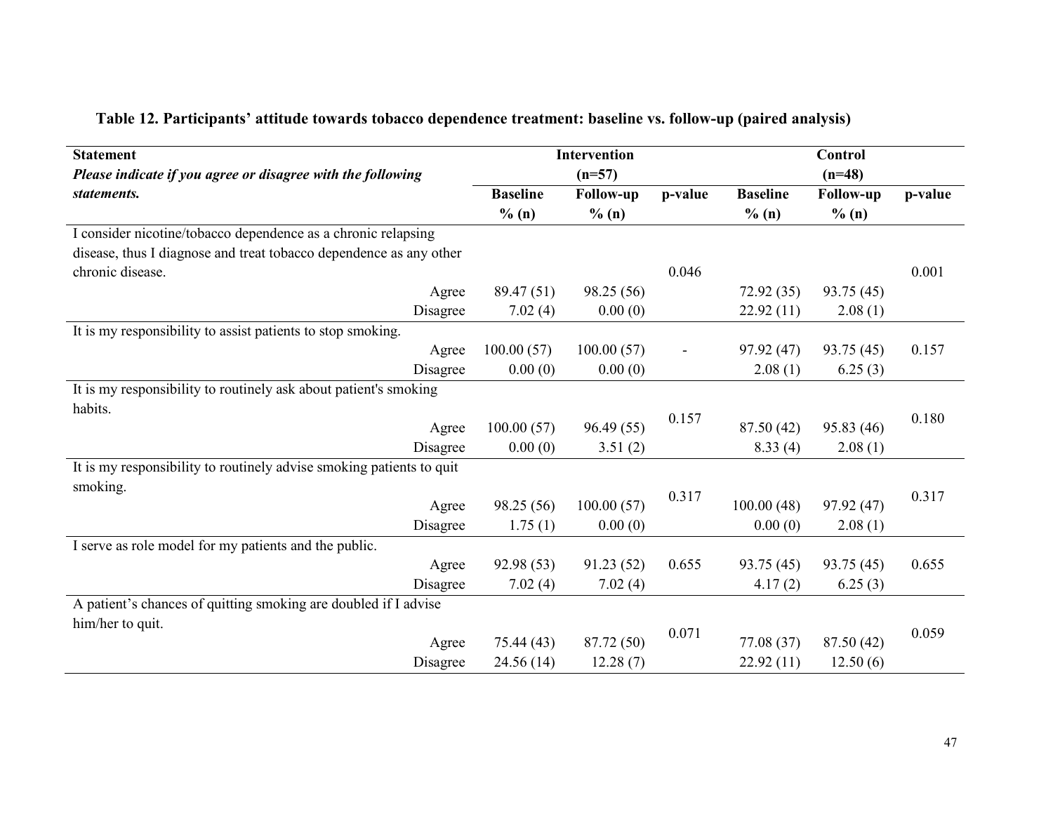**Table 12. Participants' attitude towards tobacco dependence treatment: baseline vs. follow-up (paired analysis)**

| Statement *Please indicate if you agree or disagree with the following statements.* | Intervention (n=57) | | | Control (n=48) | | |
|---|---|---|---|---|---|---|
| | Baseline % (n) | Follow-up % (n) | p-value | Baseline % (n) | Follow-up % (n) | p-value |
| I consider nicotine/tobacco dependence as a chronic relapsing disease, thus I diagnose and treat tobacco dependence as any other chronic disease. | | | 0.046 | | | 0.001 |
| Agree | 89.47 (51) | 98.25 (56) | | 72.92 (35) | 93.75 (45) | |
| Disagree | 7.02 (4) | 0.00 (0) | | 22.92 (11) | 2.08 (1) | |
| It is my responsibility to assist patients to stop smoking. | | | | | | |
| Agree | 100.00 (57) | 100.00 (57) | - | 97.92 (47) | 93.75 (45) | 0.157 |
| Disagree | 0.00 (0) | 0.00 (0) | | 2.08 (1) | 6.25 (3) | |
| It is my responsibility to routinely ask about patient's smoking habits. | | | 0.157 | | | 0.180 |
| Agree | 100.00 (57) | 96.49 (55) | | 87.50 (42) | 95.83 (46) | |
| Disagree | 0.00 (0) | 3.51 (2) | | 8.33 (4) | 2.08 (1) | |
| It is my responsibility to routinely advise smoking patients to quit smoking. | | | 0.317 | | | 0.317 |
| Agree | 98.25 (56) | 100.00 (57) | | 100.00 (48) | 97.92 (47) | |
| Disagree | 1.75 (1) | 0.00 (0) | | 0.00 (0) | 2.08 (1) | |
| I serve as role model for my patients and the public. | | | | | | |
| Agree | 92.98 (53) | 91.23 (52) | 0.655 | 93.75 (45) | 93.75 (45) | 0.655 |
| Disagree | 7.02 (4) | 7.02 (4) | | 4.17 (2) | 6.25 (3) | |
| A patient's chances of quitting smoking are doubled if I advise him/her to quit. | | | 0.071 | | | 0.059 |
| Agree | 75.44 (43) | 87.72 (50) | | 77.08 (37) | 87.50 (42) | |
| Disagree | 24.56 (14) | 12.28 (7) | | 22.92 (11) | 12.50 (6) | |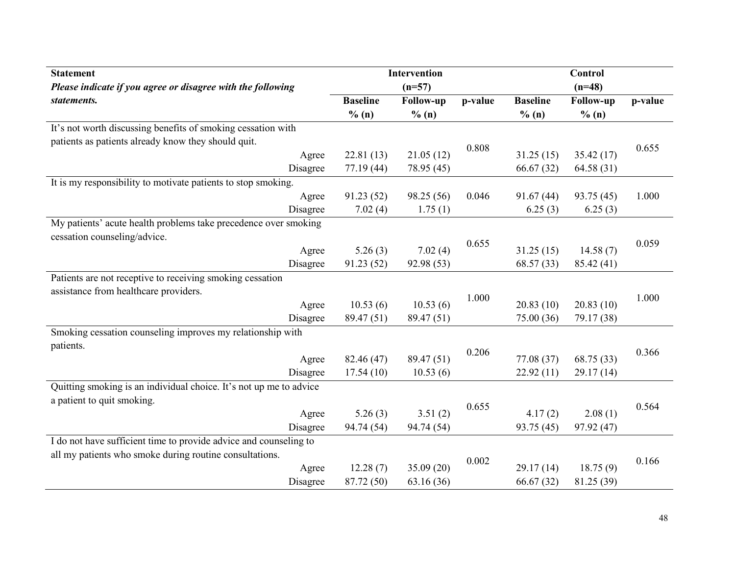| Statement<br>*Please indicate if you agree or disagree with the following statements.* | Intervention (n=57) | | | Control (n=48) | | |
|---|---|---|---|---|---|---|
| | Baseline % (n) | Follow-up % (n) | p-value | Baseline % (n) | Follow-up % (n) | p-value |
| It's not worth discussing benefits of smoking cessation with patients as patients already know they should quit. | | | 0.808 | | | 0.655 |
| Agree | 22.81 (13) | 21.05 (12) | | 31.25 (15) | 35.42 (17) | |
| Disagree | 77.19 (44) | 78.95 (45) | | 66.67 (32) | 64.58 (31) | |
| It is my responsibility to motivate patients to stop smoking. | | | | | | |
| Agree | 91.23 (52) | 98.25 (56) | 0.046 | 91.67 (44) | 93.75 (45) | 1.000 |
| Disagree | 7.02 (4) | 1.75 (1) | | 6.25 (3) | 6.25 (3) | |
| My patients' acute health problems take precedence over smoking cessation counseling/advice. | | | 0.655 | | | 0.059 |
| Agree | 5.26 (3) | 7.02 (4) | | 31.25 (15) | 14.58 (7) | |
| Disagree | 91.23 (52) | 92.98 (53) | | 68.57 (33) | 85.42 (41) | |
| Patients are not receptive to receiving smoking cessation assistance from healthcare providers. | | | 1.000 | | | 1.000 |
| Agree | 10.53 (6) | 10.53 (6) | | 20.83 (10) | 20.83 (10) | |
| Disagree | 89.47 (51) | 89.47 (51) | | 75.00 (36) | 79.17 (38) | |
| Smoking cessation counseling improves my relationship with patients. | | | 0.206 | | | 0.366 |
| Agree | 82.46 (47) | 89.47 (51) | | 77.08 (37) | 68.75 (33) | |
| Disagree | 17.54 (10) | 10.53 (6) | | 22.92 (11) | 29.17 (14) | |
| Quitting smoking is an individual choice. It's not up me to advice a patient to quit smoking. | | | 0.655 | | | 0.564 |
| Agree | 5.26 (3) | 3.51 (2) | | 4.17 (2) | 2.08 (1) | |
| Disagree | 94.74 (54) | 94.74 (54) | | 93.75 (45) | 97.92 (47) | |
| I do not have sufficient time to provide advice and counseling to all my patients who smoke during routine consultations. | | | 0.002 | | | 0.166 |
| Agree | 12.28 (7) | 35.09 (20) | | 29.17 (14) | 18.75 (9) | |
| Disagree | 87.72 (50) | 63.16 (36) | | 66.67 (32) | 81.25 (39) | |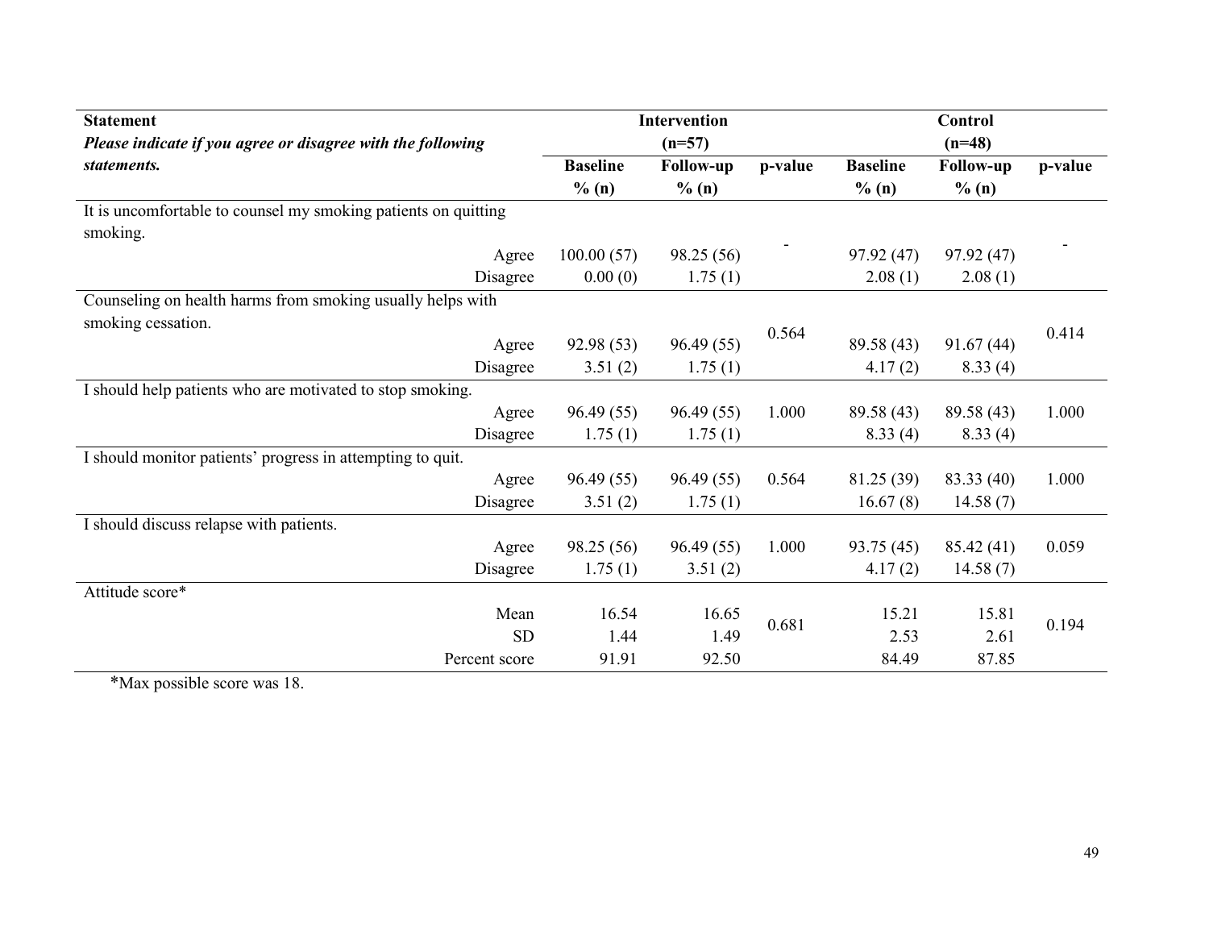| **Statement** *Please indicate if you agree or disagree with the following statements.* | | **Intervention (n=57)** | | | **Control (n=48)** | | |
|---|---|---|---|---|---|---|---|
| | | **Baseline % (n)** | **Follow-up % (n)** | **p-value** | **Baseline % (n)** | **Follow-up % (n)** | **p-value** |
| It is uncomfortable to counsel my smoking patients on quitting smoking. | Agree | 100.00 (57) | 98.25 (56) | - | 97.92 (47) | 97.92 (47) | - |
| | Disagree | 0.00 (0) | 1.75 (1) | | 2.08 (1) | 2.08 (1) | |
| Counseling on health harms from smoking usually helps with smoking cessation. | Agree | 92.98 (53) | 96.49 (55) | 0.564 | 89.58 (43) | 91.67 (44) | 0.414 |
| | Disagree | 3.51 (2) | 1.75 (1) | | 4.17 (2) | 8.33 (4) | |
| I should help patients who are motivated to stop smoking. | Agree | 96.49 (55) | 96.49 (55) | 1.000 | 89.58 (43) | 89.58 (43) | 1.000 |
| | Disagree | 1.75 (1) | 1.75 (1) | | 8.33 (4) | 8.33 (4) | |
| I should monitor patients' progress in attempting to quit. | Agree | 96.49 (55) | 96.49 (55) | 0.564 | 81.25 (39) | 83.33 (40) | 1.000 |
| | Disagree | 3.51 (2) | 1.75 (1) | | 16.67 (8) | 14.58 (7) | |
| I should discuss relapse with patients. | Agree | 98.25 (56) | 96.49 (55) | 1.000 | 93.75 (45) | 85.42 (41) | 0.059 |
| | Disagree | 1.75 (1) | 3.51 (2) | | 4.17 (2) | 14.58 (7) | |
| Attitude score* | Mean | 16.54 | 16.65 | 0.681 | 15.21 | 15.81 | 0.194 |
| | SD | 1.44 | 1.49 | | 2.53 | 2.61 | |
| | Percent score | 91.91 | 92.50 | | 84.49 | 87.85 | |

*Max possible score was 18.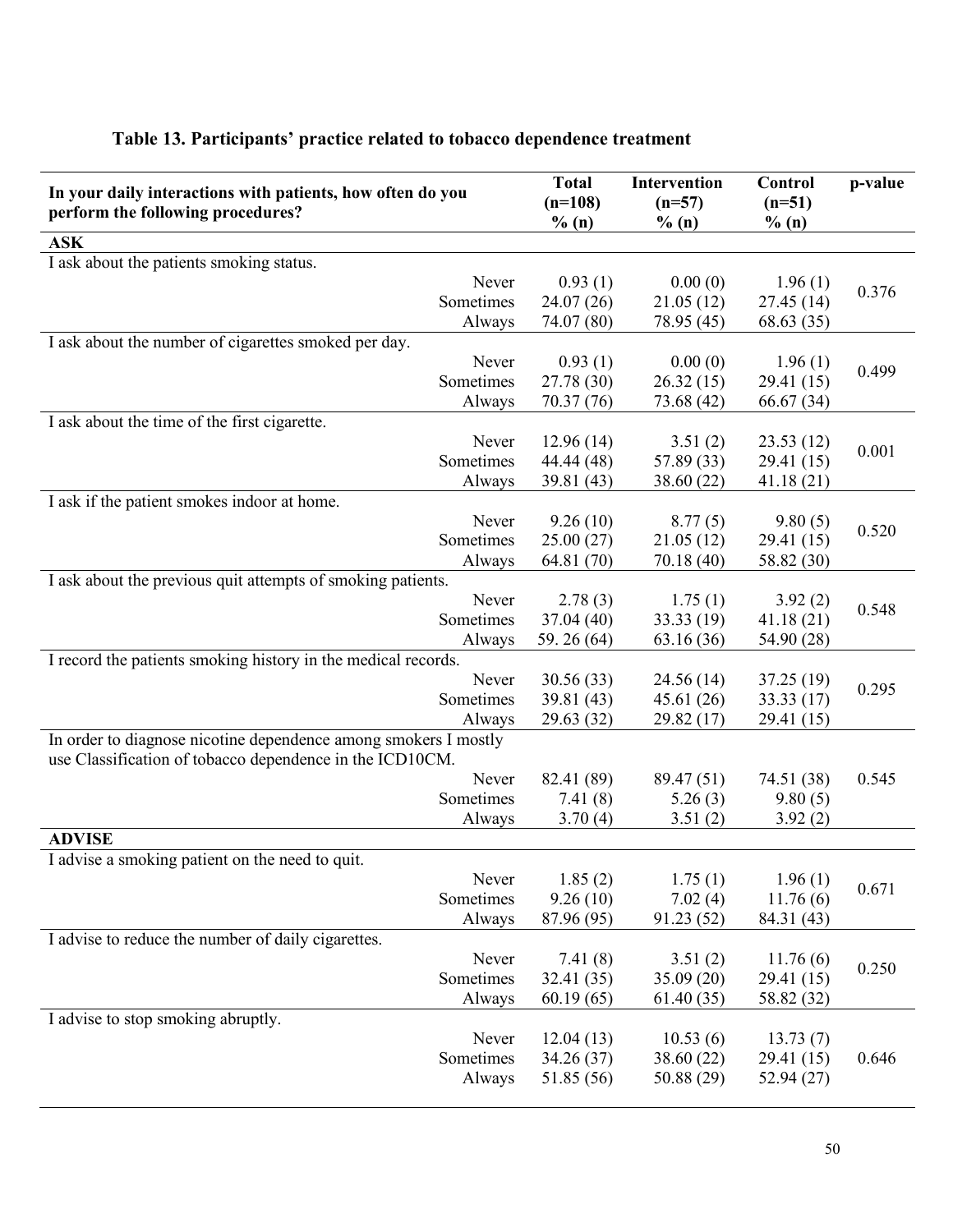**Table 13. Participants' practice related to tobacco dependence treatment**

| In your daily interactions with patients, how often do you perform the following procedures? | | Total (n=108) % (n) | Intervention (n=57) % (n) | Control (n=51) % (n) | p-value |
|---|---|---|---|---|---|
| **ASK** | | | | | |
| I ask about the patients smoking status. | | | | | |
| | Never | 0.93 (1) | 0.00 (0) | 1.96 (1) | 0.376 |
| | Sometimes | 24.07 (26) | 21.05 (12) | 27.45 (14) | |
| | Always | 74.07 (80) | 78.95 (45) | 68.63 (35) | |
| I ask about the number of cigarettes smoked per day. | | | | | |
| | Never | 0.93 (1) | 0.00 (0) | 1.96 (1) | 0.499 |
| | Sometimes | 27.78 (30) | 26.32 (15) | 29.41 (15) | |
| | Always | 70.37 (76) | 73.68 (42) | 66.67 (34) | |
| I ask about the time of the first cigarette. | | | | | |
| | Never | 12.96 (14) | 3.51 (2) | 23.53 (12) | 0.001 |
| | Sometimes | 44.44 (48) | 57.89 (33) | 29.41 (15) | |
| | Always | 39.81 (43) | 38.60 (22) | 41.18 (21) | |
| I ask if the patient smokes indoor at home. | | | | | |
| | Never | 9.26 (10) | 8.77 (5) | 9.80 (5) | 0.520 |
| | Sometimes | 25.00 (27) | 21.05 (12) | 29.41 (15) | |
| | Always | 64.81 (70) | 70.18 (40) | 58.82 (30) | |
| I ask about the previous quit attempts of smoking patients. | | | | | |
| | Never | 2.78 (3) | 1.75 (1) | 3.92 (2) | 0.548 |
| | Sometimes | 37.04 (40) | 33.33 (19) | 41.18 (21) | |
| | Always | 59. 26 (64) | 63.16 (36) | 54.90 (28) | |
| I record the patients smoking history in the medical records. | | | | | |
| | Never | 30.56 (33) | 24.56 (14) | 37.25 (19) | 0.295 |
| | Sometimes | 39.81 (43) | 45.61 (26) | 33.33 (17) | |
| | Always | 29.63 (32) | 29.82 (17) | 29.41 (15) | |
| In order to diagnose nicotine dependence among smokers I mostly use Classification of tobacco dependence in the ICD10CM. | | | | | |
| | Never | 82.41 (89) | 89.47 (51) | 74.51 (38) | 0.545 |
| | Sometimes | 7.41 (8) | 5.26 (3) | 9.80 (5) | |
| | Always | 3.70 (4) | 3.51 (2) | 3.92 (2) | |
| **ADVISE** | | | | | |
| I advise a smoking patient on the need to quit. | | | | | |
| | Never | 1.85 (2) | 1.75 (1) | 1.96 (1) | 0.671 |
| | Sometimes | 9.26 (10) | 7.02 (4) | 11.76 (6) | |
| | Always | 87.96 (95) | 91.23 (52) | 84.31 (43) | |
| I advise to reduce the number of daily cigarettes. | | | | | |
| | Never | 7.41 (8) | 3.51 (2) | 11.76 (6) | 0.250 |
| | Sometimes | 32.41 (35) | 35.09 (20) | 29.41 (15) | |
| | Always | 60.19 (65) | 61.40 (35) | 58.82 (32) | |
| I advise to stop smoking abruptly. | | | | | |
| | Never | 12.04 (13) | 10.53 (6) | 13.73 (7) | |
| | Sometimes | 34.26 (37) | 38.60 (22) | 29.41 (15) | 0.646 |
| | Always | 51.85 (56) | 50.88 (29) | 52.94 (27) | |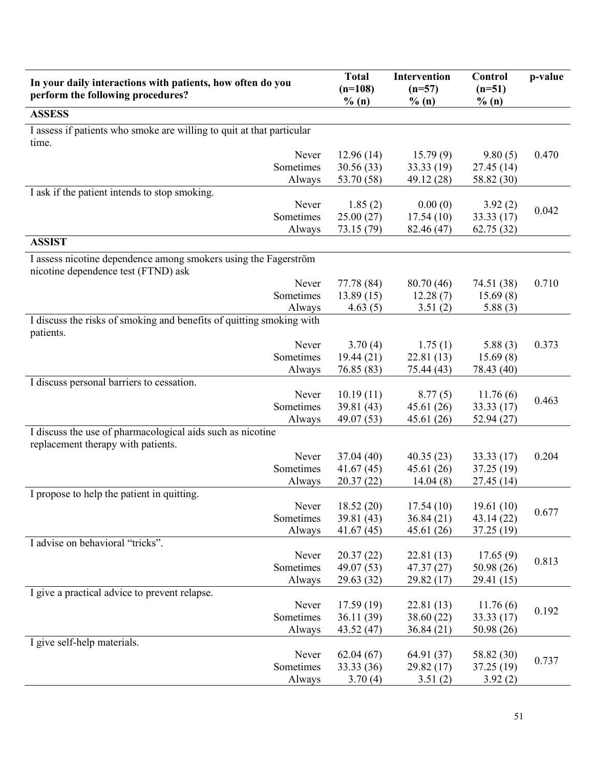| In your daily interactions with patients, how often do you perform the following procedures? | Total (n=108) % (n) | Intervention (n=57) % (n) | Control (n=51) % (n) | p-value |
|---|---|---|---|---|
| **ASSESS** | | | | |
| I assess if patients who smoke are willing to quit at that particular time. | | | | |
| Never | 12.96 (14) | 15.79 (9) | 9.80 (5) | 0.470 |
| Sometimes | 30.56 (33) | 33.33 (19) | 27.45 (14) | |
| Always | 53.70 (58) | 49.12 (28) | 58.82 (30) | |
| I ask if the patient intends to stop smoking. | | | | |
| Never | 1.85 (2) | 0.00 (0) | 3.92 (2) | 0.042 |
| Sometimes | 25.00 (27) | 17.54 (10) | 33.33 (17) | |
| Always | 73.15 (79) | 82.46 (47) | 62.75 (32) | |
| **ASSIST** | | | | |
| I assess nicotine dependence among smokers using the Fagerström nicotine dependence test (FTND) ask | | | | |
| Never | 77.78 (84) | 80.70 (46) | 74.51 (38) | 0.710 |
| Sometimes | 13.89 (15) | 12.28 (7) | 15.69 (8) | |
| Always | 4.63 (5) | 3.51 (2) | 5.88 (3) | |
| I discuss the risks of smoking and benefits of quitting smoking with patients. | | | | |
| Never | 3.70 (4) | 1.75 (1) | 5.88 (3) | 0.373 |
| Sometimes | 19.44 (21) | 22.81 (13) | 15.69 (8) | |
| Always | 76.85 (83) | 75.44 (43) | 78.43 (40) | |
| I discuss personal barriers to cessation. | | | | |
| Never | 10.19 (11) | 8.77 (5) | 11.76 (6) | 0.463 |
| Sometimes | 39.81 (43) | 45.61 (26) | 33.33 (17) | |
| Always | 49.07 (53) | 45.61 (26) | 52.94 (27) | |
| I discuss the use of pharmacological aids such as nicotine replacement therapy with patients. | | | | |
| Never | 37.04 (40) | 40.35 (23) | 33.33 (17) | 0.204 |
| Sometimes | 41.67 (45) | 45.61 (26) | 37.25 (19) | |
| Always | 20.37 (22) | 14.04 (8) | 27.45 (14) | |
| I propose to help the patient in quitting. | | | | |
| Never | 18.52 (20) | 17.54 (10) | 19.61 (10) | 0.677 |
| Sometimes | 39.81 (43) | 36.84 (21) | 43.14 (22) | |
| Always | 41.67 (45) | 45.61 (26) | 37.25 (19) | |
| I advise on behavioral "tricks". | | | | |
| Never | 20.37 (22) | 22.81 (13) | 17.65 (9) | 0.813 |
| Sometimes | 49.07 (53) | 47.37 (27) | 50.98 (26) | |
| Always | 29.63 (32) | 29.82 (17) | 29.41 (15) | |
| I give a practical advice to prevent relapse. | | | | |
| Never | 17.59 (19) | 22.81 (13) | 11.76 (6) | 0.192 |
| Sometimes | 36.11 (39) | 38.60 (22) | 33.33 (17) | |
| Always | 43.52 (47) | 36.84 (21) | 50.98 (26) | |
| I give self-help materials. | | | | |
| Never | 62.04 (67) | 64.91 (37) | 58.82 (30) | 0.737 |
| Sometimes | 33.33 (36) | 29.82 (17) | 37.25 (19) | |
| Always | 3.70 (4) | 3.51 (2) | 3.92 (2) | |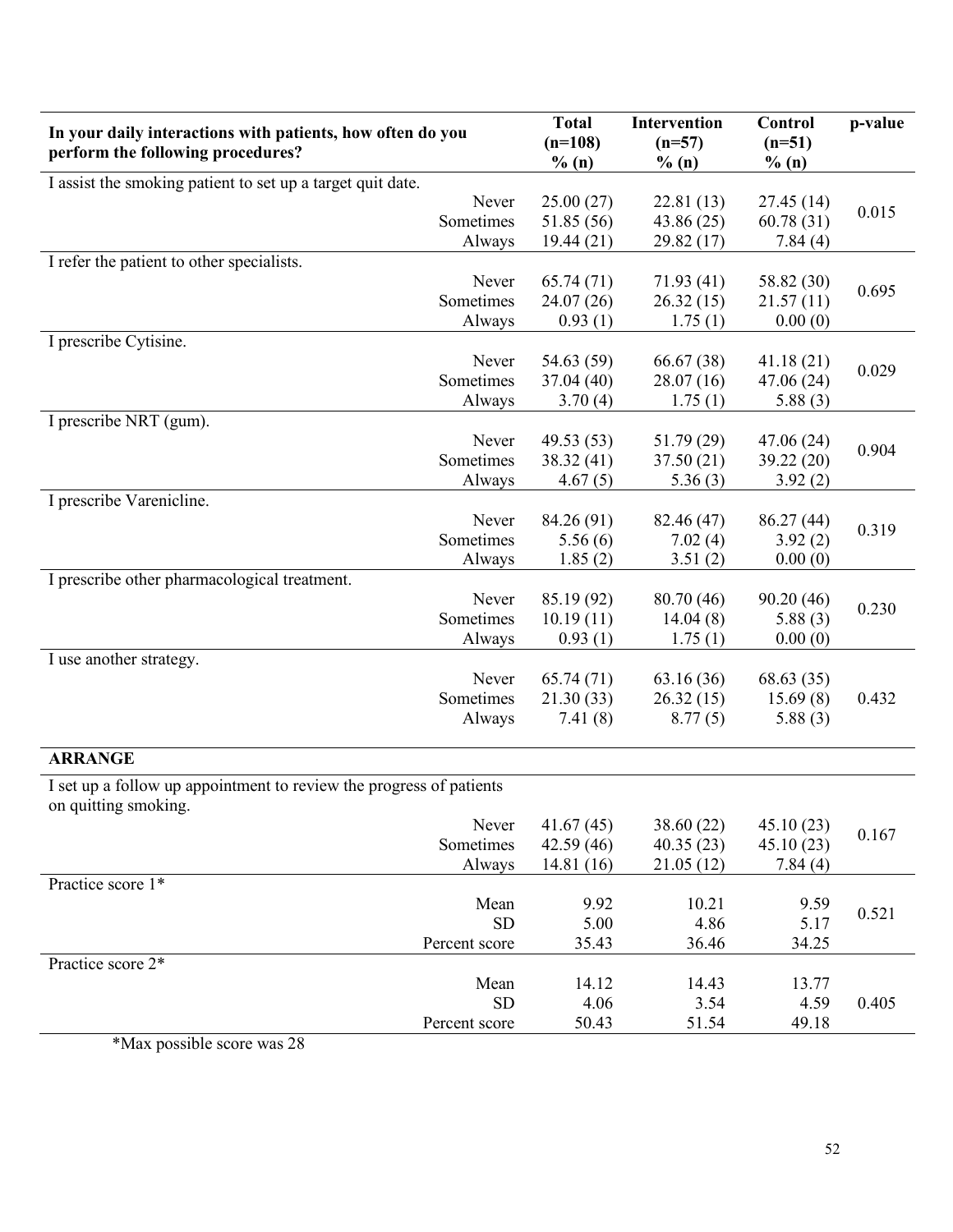| In your daily interactions with patients, how often do you perform the following procedures? | | Total (n=108) % (n) | Intervention (n=57) % (n) | Control (n=51) % (n) | p-value |
|---|---|---|---|---|---|
| I assist the smoking patient to set up a target quit date. | | | | | |
| | Never | 25.00 (27) | 22.81 (13) | 27.45 (14) | 0.015 |
| | Sometimes | 51.85 (56) | 43.86 (25) | 60.78 (31) | |
| | Always | 19.44 (21) | 29.82 (17) | 7.84 (4) | |
| I refer the patient to other specialists. | | | | | |
| | Never | 65.74 (71) | 71.93 (41) | 58.82 (30) | 0.695 |
| | Sometimes | 24.07 (26) | 26.32 (15) | 21.57 (11) | |
| | Always | 0.93 (1) | 1.75 (1) | 0.00 (0) | |
| I prescribe Cytisine. | | | | | |
| | Never | 54.63 (59) | 66.67 (38) | 41.18 (21) | 0.029 |
| | Sometimes | 37.04 (40) | 28.07 (16) | 47.06 (24) | |
| | Always | 3.70 (4) | 1.75 (1) | 5.88 (3) | |
| I prescribe NRT (gum). | | | | | |
| | Never | 49.53 (53) | 51.79 (29) | 47.06 (24) | 0.904 |
| | Sometimes | 38.32 (41) | 37.50 (21) | 39.22 (20) | |
| | Always | 4.67 (5) | 5.36 (3) | 3.92 (2) | |
| I prescribe Varenicline. | | | | | |
| | Never | 84.26 (91) | 82.46 (47) | 86.27 (44) | 0.319 |
| | Sometimes | 5.56 (6) | 7.02 (4) | 3.92 (2) | |
| | Always | 1.85 (2) | 3.51 (2) | 0.00 (0) | |
| I prescribe other pharmacological treatment. | | | | | |
| | Never | 85.19 (92) | 80.70 (46) | 90.20 (46) | 0.230 |
| | Sometimes | 10.19 (11) | 14.04 (8) | 5.88 (3) | |
| | Always | 0.93 (1) | 1.75 (1) | 0.00 (0) | |
| I use another strategy. | | | | | |
| | Never | 65.74 (71) | 63.16 (36) | 68.63 (35) | 0.432 |
| | Sometimes | 21.30 (33) | 26.32 (15) | 15.69 (8) | |
| | Always | 7.41 (8) | 8.77 (5) | 5.88 (3) | |
| **ARRANGE** | | | | | |
| I set up a follow up appointment to review the progress of patients on quitting smoking. | | | | | |
| | Never | 41.67 (45) | 38.60 (22) | 45.10 (23) | 0.167 |
| | Sometimes | 42.59 (46) | 40.35 (23) | 45.10 (23) | |
| | Always | 14.81 (16) | 21.05 (12) | 7.84 (4) | |
| Practice score 1* | | | | | |
| | Mean | 9.92 | 10.21 | 9.59 | 0.521 |
| | SD | 5.00 | 4.86 | 5.17 | |
| | Percent score | 35.43 | 36.46 | 34.25 | |
| Practice score 2* | | | | | |
| | Mean | 14.12 | 14.43 | 13.77 | 0.405 |
| | SD | 4.06 | 3.54 | 4.59 | |
| | Percent score | 50.43 | 51.54 | 49.18 | |

*Max possible score was 28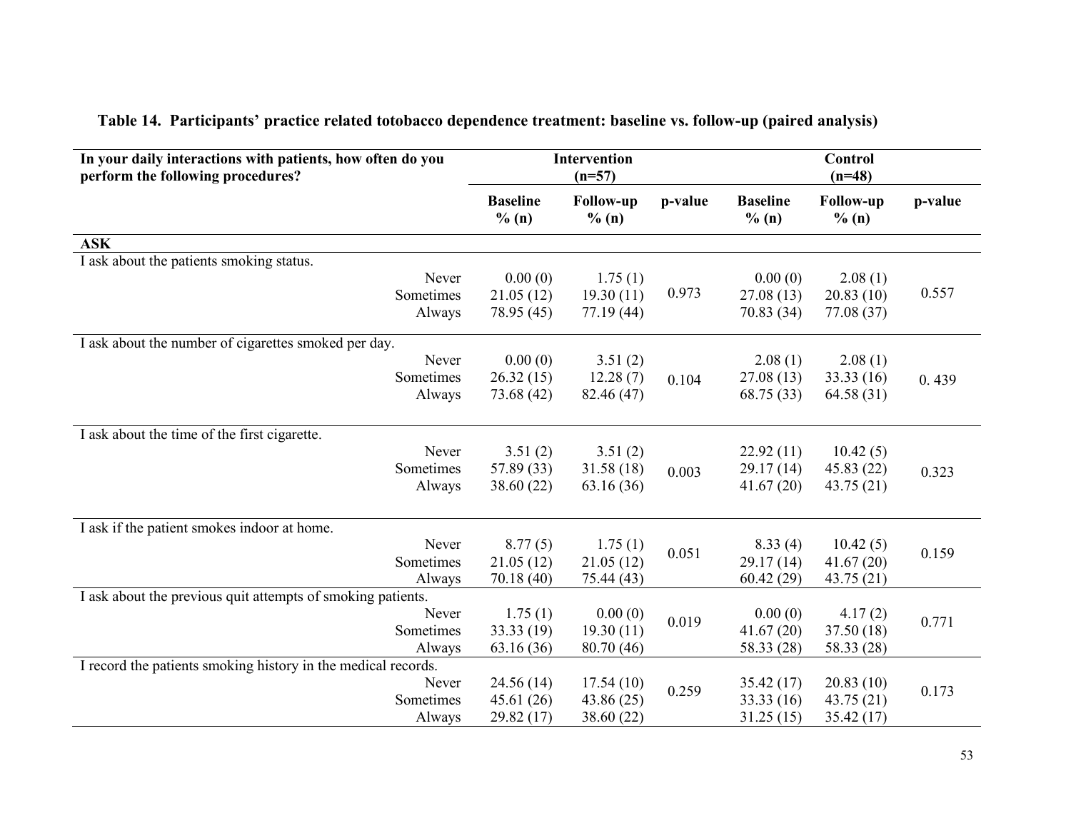**Table 14. Participants' practice related totobacco dependence treatment: baseline vs. follow-up (paired analysis)**

| In your daily interactions with patients, how often do you perform the following procedures? | Intervention (n=57) | | | Control (n=48) | | |
|---|---|---|---|---|---|---|
| | Baseline % (n) | Follow-up % (n) | p-value | Baseline % (n) | Follow-up % (n) | p-value |
| **ASK** | | | | | | |
| I ask about the patients smoking status. | | | | | | |
| Never | 0.00 (0) | 1.75 (1) | 0.973 | 0.00 (0) | 2.08 (1) | 0.557 |
| Sometimes | 21.05 (12) | 19.30 (11) | | 27.08 (13) | 20.83 (10) | |
| Always | 78.95 (45) | 77.19 (44) | | 70.83 (34) | 77.08 (37) | |
| I ask about the number of cigarettes smoked per day. | | | | | | |
| Never | 0.00 (0) | 3.51 (2) | 0.104 | 2.08 (1) | 2.08 (1) | 0. 439 |
| Sometimes | 26.32 (15) | 12.28 (7) | | 27.08 (13) | 33.33 (16) | |
| Always | 73.68 (42) | 82.46 (47) | | 68.75 (33) | 64.58 (31) | |
| I ask about the time of the first cigarette. | | | | | | |
| Never | 3.51 (2) | 3.51 (2) | 0.003 | 22.92 (11) | 10.42 (5) | 0.323 |
| Sometimes | 57.89 (33) | 31.58 (18) | | 29.17 (14) | 45.83 (22) | |
| Always | 38.60 (22) | 63.16 (36) | | 41.67 (20) | 43.75 (21) | |
| I ask if the patient smokes indoor at home. | | | | | | |
| Never | 8.77 (5) | 1.75 (1) | 0.051 | 8.33 (4) | 10.42 (5) | 0.159 |
| Sometimes | 21.05 (12) | 21.05 (12) | | 29.17 (14) | 41.67 (20) | |
| Always | 70.18 (40) | 75.44 (43) | | 60.42 (29) | 43.75 (21) | |
| I ask about the previous quit attempts of smoking patients. | | | | | | |
| Never | 1.75 (1) | 0.00 (0) | 0.019 | 0.00 (0) | 4.17 (2) | 0.771 |
| Sometimes | 33.33 (19) | 19.30 (11) | | 41.67 (20) | 37.50 (18) | |
| Always | 63.16 (36) | 80.70 (46) | | 58.33 (28) | 58.33 (28) | |
| I record the patients smoking history in the medical records. | | | | | | |
| Never | 24.56 (14) | 17.54 (10) | 0.259 | 35.42 (17) | 20.83 (10) | 0.173 |
| Sometimes | 45.61 (26) | 43.86 (25) | | 33.33 (16) | 43.75 (21) | |
| Always | 29.82 (17) | 38.60 (22) | | 31.25 (15) | 35.42 (17) | |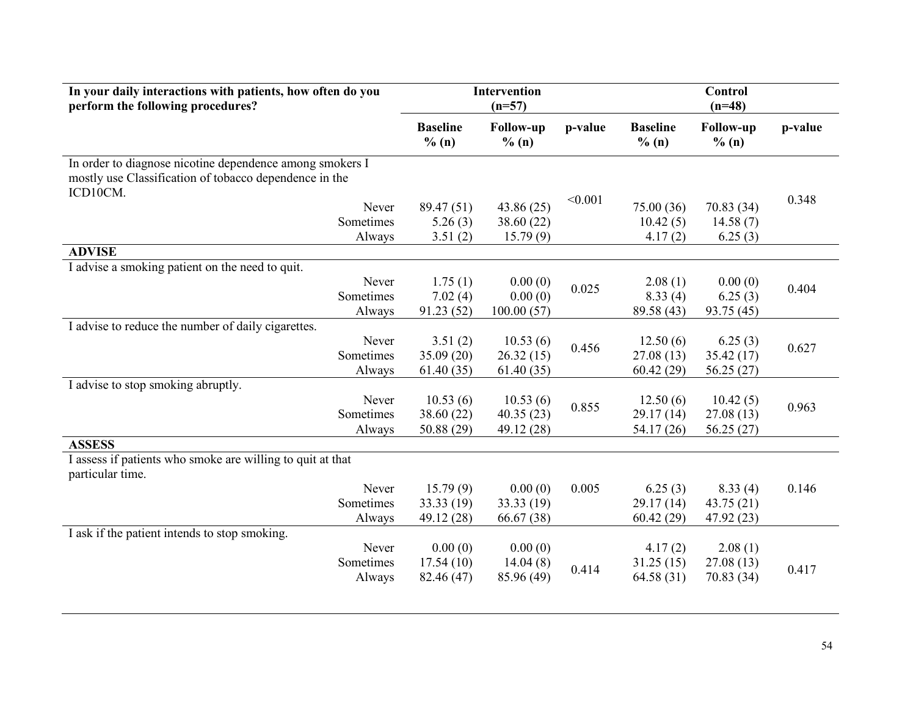| In your daily interactions with patients, how often do you perform the following procedures? | | Intervention (n=57) | | | Control (n=48) | | |
|---|---|---|---|---|---|---|---|
| | | Baseline % (n) | Follow-up % (n) | p-value | Baseline % (n) | Follow-up % (n) | p-value |
| In order to diagnose nicotine dependence among smokers I mostly use Classification of tobacco dependence in the ICD10CM. | | | | | | | |
| | Never | 89.47 (51) | 43.86 (25) | <0.001 | 75.00 (36) | 70.83 (34) | 0.348 |
| | Sometimes | 5.26 (3) | 38.60 (22) | | 10.42 (5) | 14.58 (7) | |
| | Always | 3.51 (2) | 15.79 (9) | | 4.17 (2) | 6.25 (3) | |
| **ADVISE** | | | | | | | |
| I advise a smoking patient on the need to quit. | | | | | | | |
| | Never | 1.75 (1) | 0.00 (0) | 0.025 | 2.08 (1) | 0.00 (0) | 0.404 |
| | Sometimes | 7.02 (4) | 0.00 (0) | | 8.33 (4) | 6.25 (3) | |
| | Always | 91.23 (52) | 100.00 (57) | | 89.58 (43) | 93.75 (45) | |
| I advise to reduce the number of daily cigarettes. | | | | | | | |
| | Never | 3.51 (2) | 10.53 (6) | 0.456 | 12.50 (6) | 6.25 (3) | 0.627 |
| | Sometimes | 35.09 (20) | 26.32 (15) | | 27.08 (13) | 35.42 (17) | |
| | Always | 61.40 (35) | 61.40 (35) | | 60.42 (29) | 56.25 (27) | |
| I advise to stop smoking abruptly. | | | | | | | |
| | Never | 10.53 (6) | 10.53 (6) | 0.855 | 12.50 (6) | 10.42 (5) | 0.963 |
| | Sometimes | 38.60 (22) | 40.35 (23) | | 29.17 (14) | 27.08 (13) | |
| | Always | 50.88 (29) | 49.12 (28) | | 54.17 (26) | 56.25 (27) | |
| **ASSESS** | | | | | | | |
| I assess if patients who smoke are willing to quit at that particular time. | | | | | | | |
| | Never | 15.79 (9) | 0.00 (0) | 0.005 | 6.25 (3) | 8.33 (4) | 0.146 |
| | Sometimes | 33.33 (19) | 33.33 (19) | | 29.17 (14) | 43.75 (21) | |
| | Always | 49.12 (28) | 66.67 (38) | | 60.42 (29) | 47.92 (23) | |
| I ask if the patient intends to stop smoking. | | | | | | | |
| | Never | 0.00 (0) | 0.00 (0) | 0.414 | 4.17 (2) | 2.08 (1) | 0.417 |
| | Sometimes | 17.54 (10) | 14.04 (8) | | 31.25 (15) | 27.08 (13) | |
| | Always | 82.46 (47) | 85.96 (49) | | 64.58 (31) | 70.83 (34) | |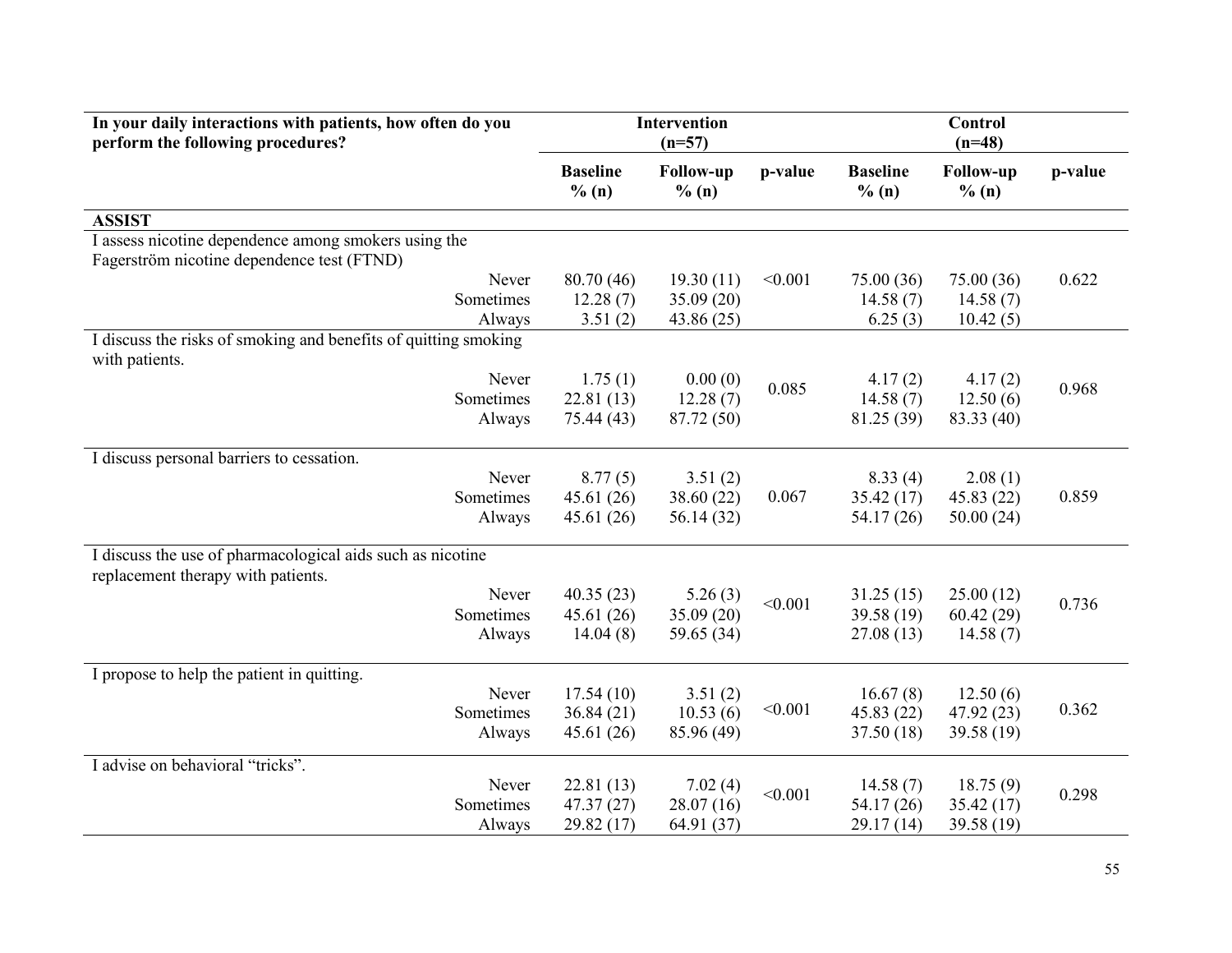| In your daily interactions with patients, how often do you perform the following procedures? | Intervention (n=57) | | | Control (n=48) | | |
|---|---|---|---|---|---|---|
| | Baseline % (n) | Follow-up % (n) | p-value | Baseline % (n) | Follow-up % (n) | p-value |
| **ASSIST** | | | | | | |
| I assess nicotine dependence among smokers using the Fagerström nicotine dependence test (FTND) | | | | | | |
| Never | 80.70 (46) | 19.30 (11) | <0.001 | 75.00 (36) | 75.00 (36) | 0.622 |
| Sometimes | 12.28 (7) | 35.09 (20) | | 14.58 (7) | 14.58 (7) | |
| Always | 3.51 (2) | 43.86 (25) | | 6.25 (3) | 10.42 (5) | |
| I discuss the risks of smoking and benefits of quitting smoking with patients. | | | | | | |
| Never | 1.75 (1) | 0.00 (0) | 0.085 | 4.17 (2) | 4.17 (2) | 0.968 |
| Sometimes | 22.81 (13) | 12.28 (7) | | 14.58 (7) | 12.50 (6) | |
| Always | 75.44 (43) | 87.72 (50) | | 81.25 (39) | 83.33 (40) | |
| I discuss personal barriers to cessation. | | | | | | |
| Never | 8.77 (5) | 3.51 (2) | 0.067 | 8.33 (4) | 2.08 (1) | 0.859 |
| Sometimes | 45.61 (26) | 38.60 (22) | | 35.42 (17) | 45.83 (22) | |
| Always | 45.61 (26) | 56.14 (32) | | 54.17 (26) | 50.00 (24) | |
| I discuss the use of pharmacological aids such as nicotine replacement therapy with patients. | | | | | | |
| Never | 40.35 (23) | 5.26 (3) | <0.001 | 31.25 (15) | 25.00 (12) | 0.736 |
| Sometimes | 45.61 (26) | 35.09 (20) | | 39.58 (19) | 60.42 (29) | |
| Always | 14.04 (8) | 59.65 (34) | | 27.08 (13) | 14.58 (7) | |
| I propose to help the patient in quitting. | | | | | | |
| Never | 17.54 (10) | 3.51 (2) | <0.001 | 16.67 (8) | 12.50 (6) | 0.362 |
| Sometimes | 36.84 (21) | 10.53 (6) | | 45.83 (22) | 47.92 (23) | |
| Always | 45.61 (26) | 85.96 (49) | | 37.50 (18) | 39.58 (19) | |
| I advise on behavioral "tricks". | | | | | | |
| Never | 22.81 (13) | 7.02 (4) | <0.001 | 14.58 (7) | 18.75 (9) | 0.298 |
| Sometimes | 47.37 (27) | 28.07 (16) | | 54.17 (26) | 35.42 (17) | |
| Always | 29.82 (17) | 64.91 (37) | | 29.17 (14) | 39.58 (19) | |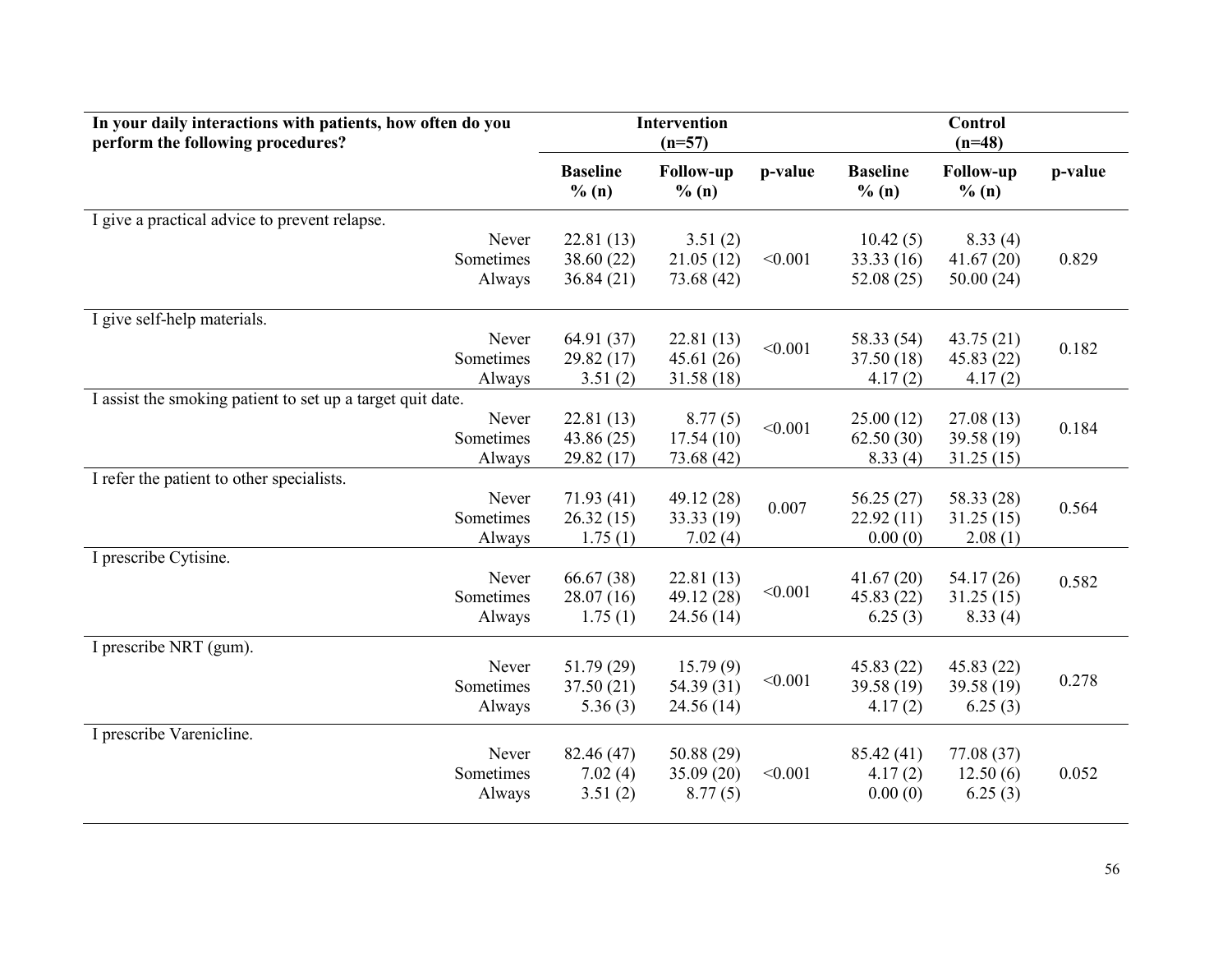| In your daily interactions with patients, how often do you perform the following procedures? | Intervention (n=57) | | | Control (n=48) | | |
|---|---|---|---|---|---|---|
| | Baseline % (n) | Follow-up % (n) | p-value | Baseline % (n) | Follow-up % (n) | p-value |
| **I give a practical advice to prevent relapse.** | | | | | | |
| Never | 22.81 (13) | 3.51 (2) | <0.001 | 10.42 (5) | 8.33 (4) | 0.829 |
| Sometimes | 38.60 (22) | 21.05 (12) | | 33.33 (16) | 41.67 (20) | |
| Always | 36.84 (21) | 73.68 (42) | | 52.08 (25) | 50.00 (24) | |
| **I give self-help materials.** | | | | | | |
| Never | 64.91 (37) | 22.81 (13) | <0.001 | 58.33 (54) | 43.75 (21) | 0.182 |
| Sometimes | 29.82 (17) | 45.61 (26) | | 37.50 (18) | 45.83 (22) | |
| Always | 3.51 (2) | 31.58 (18) | | 4.17 (2) | 4.17 (2) | |
| **I assist the smoking patient to set up a target quit date.** | | | | | | |
| Never | 22.81 (13) | 8.77 (5) | <0.001 | 25.00 (12) | 27.08 (13) | 0.184 |
| Sometimes | 43.86 (25) | 17.54 (10) | | 62.50 (30) | 39.58 (19) | |
| Always | 29.82 (17) | 73.68 (42) | | 8.33 (4) | 31.25 (15) | |
| **I refer the patient to other specialists.** | | | | | | |
| Never | 71.93 (41) | 49.12 (28) | 0.007 | 56.25 (27) | 58.33 (28) | 0.564 |
| Sometimes | 26.32 (15) | 33.33 (19) | | 22.92 (11) | 31.25 (15) | |
| Always | 1.75 (1) | 7.02 (4) | | 0.00 (0) | 2.08 (1) | |
| **I prescribe Cytisine.** | | | | | | |
| Never | 66.67 (38) | 22.81 (13) | <0.001 | 41.67 (20) | 54.17 (26) | 0.582 |
| Sometimes | 28.07 (16) | 49.12 (28) | | 45.83 (22) | 31.25 (15) | |
| Always | 1.75 (1) | 24.56 (14) | | 6.25 (3) | 8.33 (4) | |
| **I prescribe NRT (gum).** | | | | | | |
| Never | 51.79 (29) | 15.79 (9) | <0.001 | 45.83 (22) | 45.83 (22) | 0.278 |
| Sometimes | 37.50 (21) | 54.39 (31) | | 39.58 (19) | 39.58 (19) | |
| Always | 5.36 (3) | 24.56 (14) | | 4.17 (2) | 6.25 (3) | |
| **I prescribe Varenicline.** | | | | | | |
| Never | 82.46 (47) | 50.88 (29) | <0.001 | 85.42 (41) | 77.08 (37) | 0.052 |
| Sometimes | 7.02 (4) | 35.09 (20) | | 4.17 (2) | 12.50 (6) | |
| Always | 3.51 (2) | 8.77 (5) | | 0.00 (0) | 6.25 (3) | |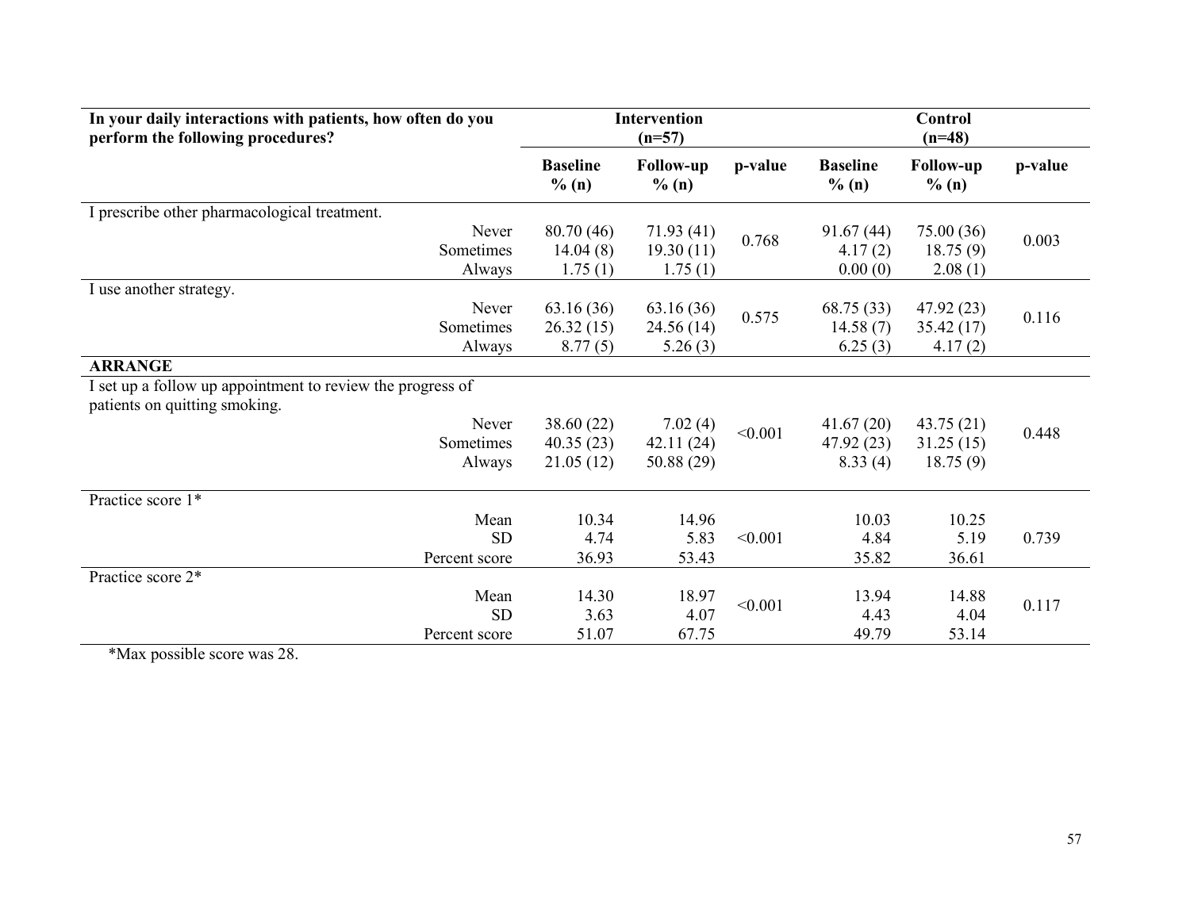| In your daily interactions with patients, how often do you perform the following procedures? | | Intervention (n=57) | | | Control (n=48) | | |
|---|---|---|---|---|---|---|---|
| | | Baseline % (n) | Follow-up % (n) | p-value | Baseline % (n) | Follow-up % (n) | p-value |
| I prescribe other pharmacological treatment. | | | | | | | |
| | Never | 80.70 (46) | 71.93 (41) | 0.768 | 91.67 (44) | 75.00 (36) | 0.003 |
| | Sometimes | 14.04 (8) | 19.30 (11) | | 4.17 (2) | 18.75 (9) | |
| | Always | 1.75 (1) | 1.75 (1) | | 0.00 (0) | 2.08 (1) | |
| I use another strategy. | | | | | | | |
| | Never | 63.16 (36) | 63.16 (36) | 0.575 | 68.75 (33) | 47.92 (23) | 0.116 |
| | Sometimes | 26.32 (15) | 24.56 (14) | | 14.58 (7) | 35.42 (17) | |
| | Always | 8.77 (5) | 5.26 (3) | | 6.25 (3) | 4.17 (2) | |
| **ARRANGE** | | | | | | | |
| I set up a follow up appointment to review the progress of patients on quitting smoking. | | | | | | | |
| | Never | 38.60 (22) | 7.02 (4) | <0.001 | 41.67 (20) | 43.75 (21) | 0.448 |
| | Sometimes | 40.35 (23) | 42.11 (24) | | 47.92 (23) | 31.25 (15) | |
| | Always | 21.05 (12) | 50.88 (29) | | 8.33 (4) | 18.75 (9) | |
| Practice score 1* | | | | | | | |
| | Mean | 10.34 | 14.96 | <0.001 | 10.03 | 10.25 | 0.739 |
| | SD | 4.74 | 5.83 | | 4.84 | 5.19 | |
| | Percent score | 36.93 | 53.43 | | 35.82 | 36.61 | |
| Practice score 2* | | | | | | | |
| | Mean | 14.30 | 18.97 | <0.001 | 13.94 | 14.88 | 0.117 |
| | SD | 3.63 | 4.07 | | 4.43 | 4.04 | |
| | Percent score | 51.07 | 67.75 | | 49.79 | 53.14 | |

*Max possible score was 28.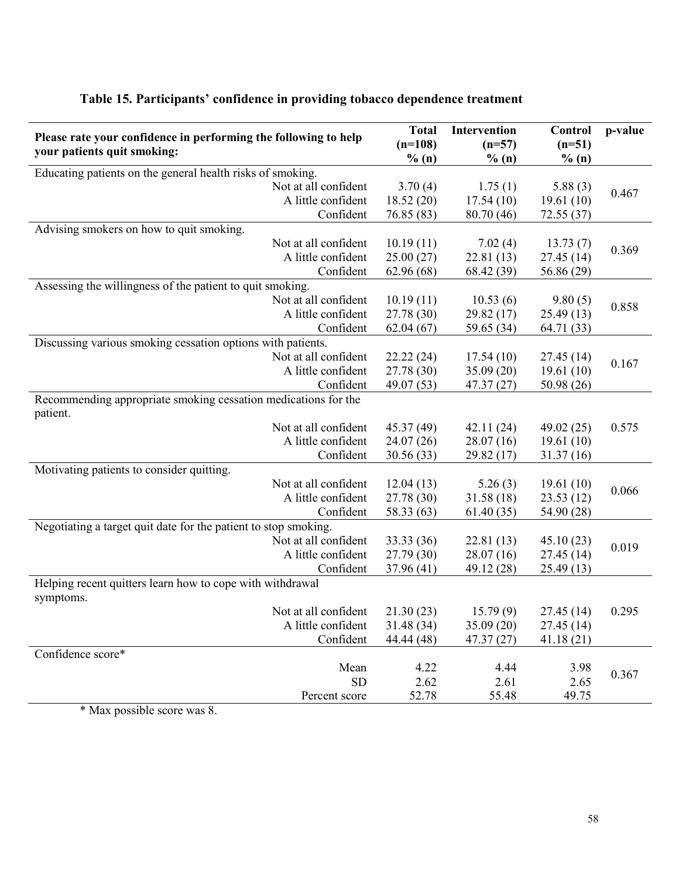**Table 15. Participants' confidence in providing tobacco dependence treatment**

| Please rate your confidence in performing the following to help your patients quit smoking: | Total (n=108) % (n) | Intervention (n=57) % (n) | Control (n=51) % (n) | p-value |
|---|---|---|---|---|
| Educating patients on the general health risks of smoking. | | | | |
| Not at all confident | 3.70 (4) | 1.75 (1) | 5.88 (3) | 0.467 |
| A little confident | 18.52 (20) | 17.54 (10) | 19.61 (10) | |
| Confident | 76.85 (83) | 80.70 (46) | 72.55 (37) | |
| Advising smokers on how to quit smoking. | | | | |
| Not at all confident | 10.19 (11) | 7.02 (4) | 13.73 (7) | 0.369 |
| A little confident | 25.00 (27) | 22.81 (13) | 27.45 (14) | |
| Confident | 62.96 (68) | 68.42 (39) | 56.86 (29) | |
| Assessing the willingness of the patient to quit smoking. | | | | |
| Not at all confident | 10.19 (11) | 10.53 (6) | 9.80 (5) | 0.858 |
| A little confident | 27.78 (30) | 29.82 (17) | 25.49 (13) | |
| Confident | 62.04 (67) | 59.65 (34) | 64.71 (33) | |
| Discussing various smoking cessation options with patients. | | | | |
| Not at all confident | 22.22 (24) | 17.54 (10) | 27.45 (14) | 0.167 |
| A little confident | 27.78 (30) | 35.09 (20) | 19.61 (10) | |
| Confident | 49.07 (53) | 47.37 (27) | 50.98 (26) | |
| Recommending appropriate smoking cessation medications for the patient. | | | | |
| Not at all confident | 45.37 (49) | 42.11 (24) | 49.02 (25) | 0.575 |
| A little confident | 24.07 (26) | 28.07 (16) | 19.61 (10) | |
| Confident | 30.56 (33) | 29.82 (17) | 31.37 (16) | |
| Motivating patients to consider quitting. | | | | |
| Not at all confident | 12.04 (13) | 5.26 (3) | 19.61 (10) | 0.066 |
| A little confident | 27.78 (30) | 31.58 (18) | 23.53 (12) | |
| Confident | 58.33 (63) | 61.40 (35) | 54.90 (28) | |
| Negotiating a target quit date for the patient to stop smoking. | | | | |
| Not at all confident | 33.33 (36) | 22.81 (13) | 45.10 (23) | 0.019 |
| A little confident | 27.79 (30) | 28.07 (16) | 27.45 (14) | |
| Confident | 37.96 (41) | 49.12 (28) | 25.49 (13) | |
| Helping recent quitters learn how to cope with withdrawal symptoms. | | | | |
| Not at all confident | 21.30 (23) | 15.79 (9) | 27.45 (14) | 0.295 |
| A little confident | 31.48 (34) | 35.09 (20) | 27.45 (14) | |
| Confident | 44.44 (48) | 47.37 (27) | 41.18 (21) | |
| Confidence score* | | | | |
| Mean | 4.22 | 4.44 | 3.98 | 0.367 |
| SD | 2.62 | 2.61 | 2.65 | |
| Percent score | 52.78 | 55.48 | 49.75 | |

* Max possible score was 8.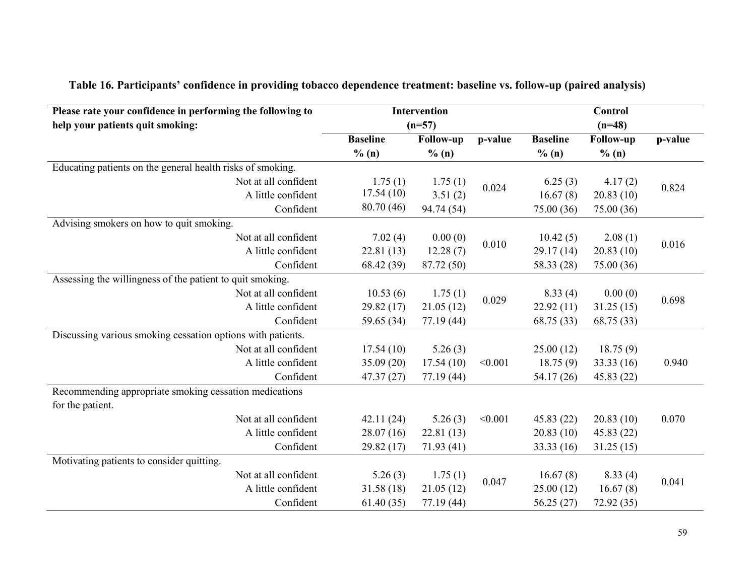**Table 16. Participants' confidence in providing tobacco dependence treatment: baseline vs. follow-up (paired analysis)**

| Please rate your confidence in performing the following to help your patients quit smoking: | Intervention (n=57) | | | Control (n=48) | | |
|---|---|---|---|---|---|---|
| | Baseline % (n) | Follow-up % (n) | p-value | Baseline % (n) | Follow-up % (n) | p-value |
| Educating patients on the general health risks of smoking. | | | | | | |
| Not at all confident | 1.75 (1) | 1.75 (1) | 0.024 | 6.25 (3) | 4.17 (2) | 0.824 |
| A little confident | 17.54 (10) | 3.51 (2) | | 16.67 (8) | 20.83 (10) | |
| Confident | 80.70 (46) | 94.74 (54) | | 75.00 (36) | 75.00 (36) | |
| Advising smokers on how to quit smoking. | | | | | | |
| Not at all confident | 7.02 (4) | 0.00 (0) | 0.010 | 10.42 (5) | 2.08 (1) | 0.016 |
| A little confident | 22.81 (13) | 12.28 (7) | | 29.17 (14) | 20.83 (10) | |
| Confident | 68.42 (39) | 87.72 (50) | | 58.33 (28) | 75.00 (36) | |
| Assessing the willingness of the patient to quit smoking. | | | | | | |
| Not at all confident | 10.53 (6) | 1.75 (1) | 0.029 | 8.33 (4) | 0.00 (0) | 0.698 |
| A little confident | 29.82 (17) | 21.05 (12) | | 22.92 (11) | 31.25 (15) | |
| Confident | 59.65 (34) | 77.19 (44) | | 68.75 (33) | 68.75 (33) | |
| Discussing various smoking cessation options with patients. | | | | | | |
| Not at all confident | 17.54 (10) | 5.26 (3) | | 25.00 (12) | 18.75 (9) | |
| A little confident | 35.09 (20) | 17.54 (10) | <0.001 | 18.75 (9) | 33.33 (16) | 0.940 |
| Confident | 47.37 (27) | 77.19 (44) | | 54.17 (26) | 45.83 (22) | |
| Recommending appropriate smoking cessation medications for the patient. | | | | | | |
| Not at all confident | 42.11 (24) | 5.26 (3) | <0.001 | 45.83 (22) | 20.83 (10) | 0.070 |
| A little confident | 28.07 (16) | 22.81 (13) | | 20.83 (10) | 45.83 (22) | |
| Confident | 29.82 (17) | 71.93 (41) | | 33.33 (16) | 31.25 (15) | |
| Motivating patients to consider quitting. | | | | | | |
| Not at all confident | 5.26 (3) | 1.75 (1) | 0.047 | 16.67 (8) | 8.33 (4) | 0.041 |
| A little confident | 31.58 (18) | 21.05 (12) | | 25.00 (12) | 16.67 (8) | |
| Confident | 61.40 (35) | 77.19 (44) | | 56.25 (27) | 72.92 (35) | |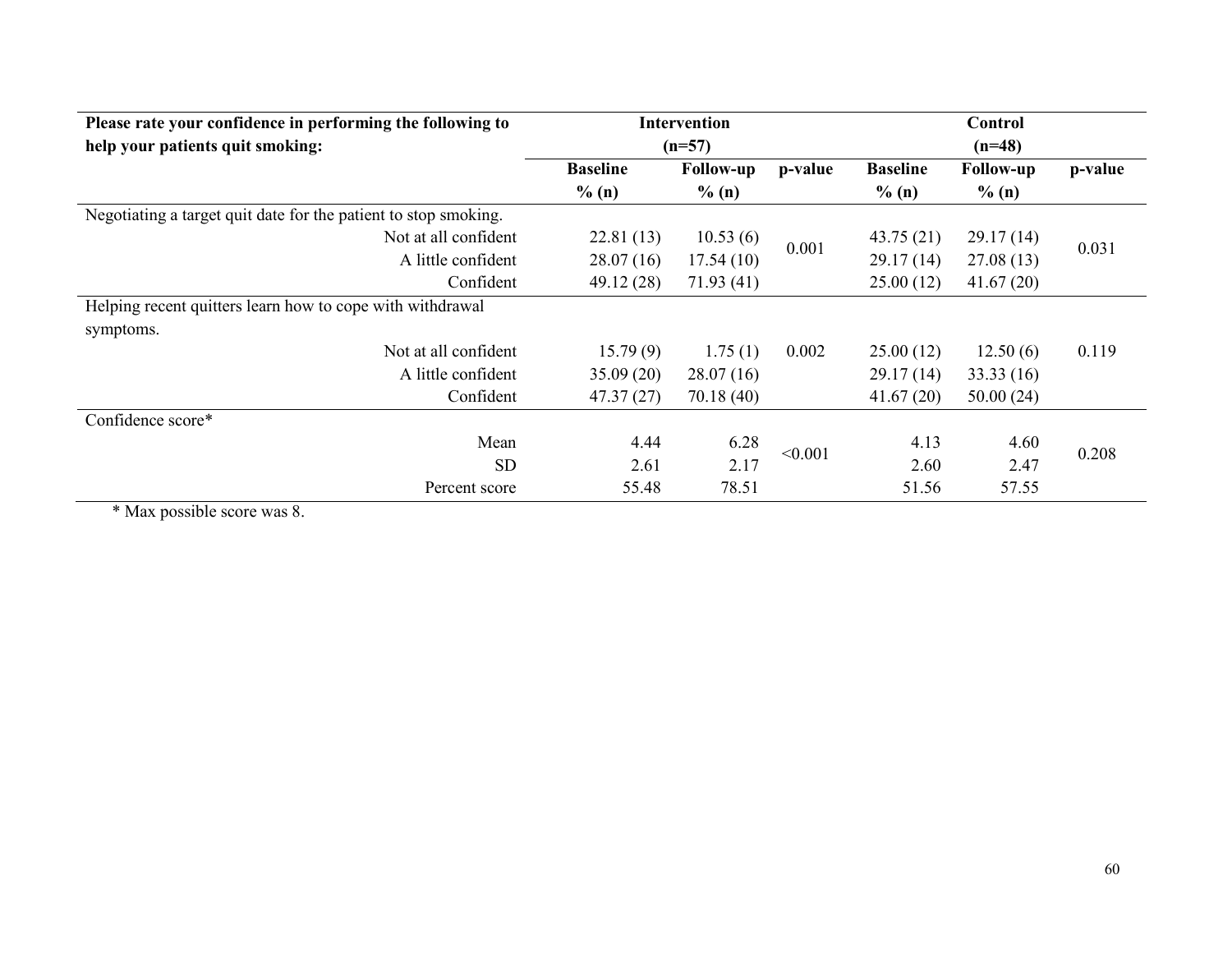| Please rate your confidence in performing the following to help your patients quit smoking: | Intervention (n=57) | | | Control (n=48) | | |
|---|---|---|---|---|---|---|
| | Baseline % (n) | Follow-up % (n) | p-value | Baseline % (n) | Follow-up % (n) | p-value |
| Negotiating a target quit date for the patient to stop smoking. | | | | | | |
| Not at all confident | 22.81 (13) | 10.53 (6) | 0.001 | 43.75 (21) | 29.17 (14) | 0.031 |
| A little confident | 28.07 (16) | 17.54 (10) | | 29.17 (14) | 27.08 (13) | |
| Confident | 49.12 (28) | 71.93 (41) | | 25.00 (12) | 41.67 (20) | |
| Helping recent quitters learn how to cope with withdrawal symptoms. | | | | | | |
| Not at all confident | 15.79 (9) | 1.75 (1) | 0.002 | 25.00 (12) | 12.50 (6) | 0.119 |
| A little confident | 35.09 (20) | 28.07 (16) | | 29.17 (14) | 33.33 (16) | |
| Confident | 47.37 (27) | 70.18 (40) | | 41.67 (20) | 50.00 (24) | |
| Confidence score* | | | | | | |
| Mean | 4.44 | 6.28 | <0.001 | 4.13 | 4.60 | 0.208 |
| SD | 2.61 | 2.17 | | 2.60 | 2.47 | |
| Percent score | 55.48 | 78.51 | | 51.56 | 57.55 | |

* Max possible score was 8.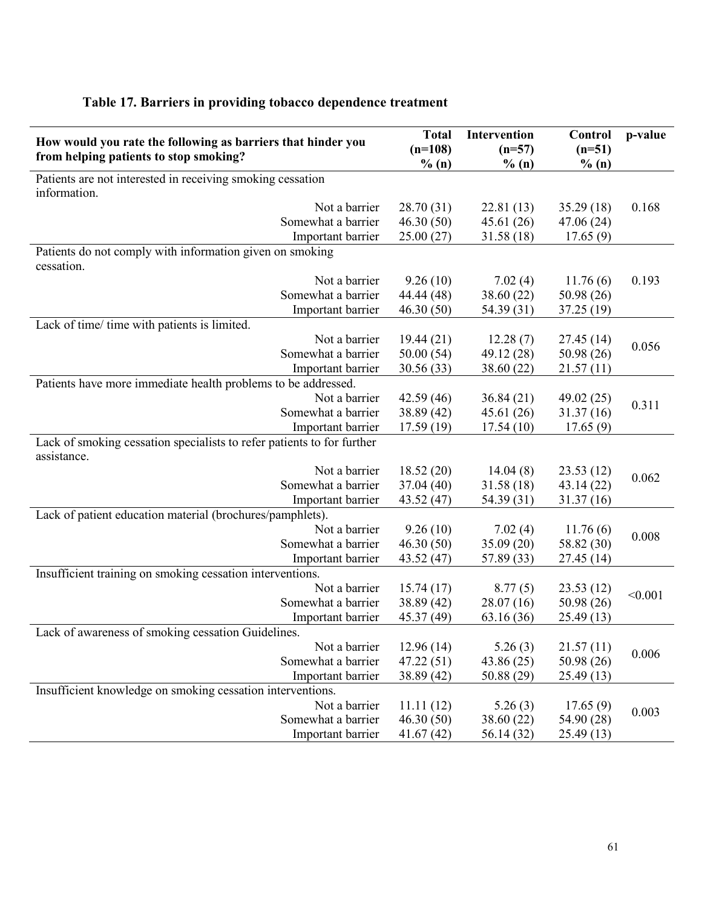**Table 17. Barriers in providing tobacco dependence treatment**

| How would you rate the following as barriers that hinder you from helping patients to stop smoking? | Total (n=108) % (n) | Intervention (n=57) % (n) | Control (n=51) % (n) | p-value |
|---|---|---|---|---|
| Patients are not interested in receiving smoking cessation information. | | | | |
| Not a barrier | 28.70 (31) | 22.81 (13) | 35.29 (18) | 0.168 |
| Somewhat a barrier | 46.30 (50) | 45.61 (26) | 47.06 (24) | |
| Important barrier | 25.00 (27) | 31.58 (18) | 17.65 (9) | |
| Patients do not comply with information given on smoking cessation. | | | | |
| Not a barrier | 9.26 (10) | 7.02 (4) | 11.76 (6) | 0.193 |
| Somewhat a barrier | 44.44 (48) | 38.60 (22) | 50.98 (26) | |
| Important barrier | 46.30 (50) | 54.39 (31) | 37.25 (19) | |
| Lack of time/ time with patients is limited. | | | | |
| Not a barrier | 19.44 (21) | 12.28 (7) | 27.45 (14) | 0.056 |
| Somewhat a barrier | 50.00 (54) | 49.12 (28) | 50.98 (26) | |
| Important barrier | 30.56 (33) | 38.60 (22) | 21.57 (11) | |
| Patients have more immediate health problems to be addressed. | | | | |
| Not a barrier | 42.59 (46) | 36.84 (21) | 49.02 (25) | 0.311 |
| Somewhat a barrier | 38.89 (42) | 45.61 (26) | 31.37 (16) | |
| Important barrier | 17.59 (19) | 17.54 (10) | 17.65 (9) | |
| Lack of smoking cessation specialists to refer patients to for further assistance. | | | | |
| Not a barrier | 18.52 (20) | 14.04 (8) | 23.53 (12) | 0.062 |
| Somewhat a barrier | 37.04 (40) | 31.58 (18) | 43.14 (22) | |
| Important barrier | 43.52 (47) | 54.39 (31) | 31.37 (16) | |
| Lack of patient education material (brochures/pamphlets). | | | | |
| Not a barrier | 9.26 (10) | 7.02 (4) | 11.76 (6) | 0.008 |
| Somewhat a barrier | 46.30 (50) | 35.09 (20) | 58.82 (30) | |
| Important barrier | 43.52 (47) | 57.89 (33) | 27.45 (14) | |
| Insufficient training on smoking cessation interventions. | | | | |
| Not a barrier | 15.74 (17) | 8.77 (5) | 23.53 (12) | <0.001 |
| Somewhat a barrier | 38.89 (42) | 28.07 (16) | 50.98 (26) | |
| Important barrier | 45.37 (49) | 63.16 (36) | 25.49 (13) | |
| Lack of awareness of smoking cessation Guidelines. | | | | |
| Not a barrier | 12.96 (14) | 5.26 (3) | 21.57 (11) | 0.006 |
| Somewhat a barrier | 47.22 (51) | 43.86 (25) | 50.98 (26) | |
| Important barrier | 38.89 (42) | 50.88 (29) | 25.49 (13) | |
| Insufficient knowledge on smoking cessation interventions. | | | | |
| Not a barrier | 11.11 (12) | 5.26 (3) | 17.65 (9) | 0.003 |
| Somewhat a barrier | 46.30 (50) | 38.60 (22) | 54.90 (28) | |
| Important barrier | 41.67 (42) | 56.14 (32) | 25.49 (13) | |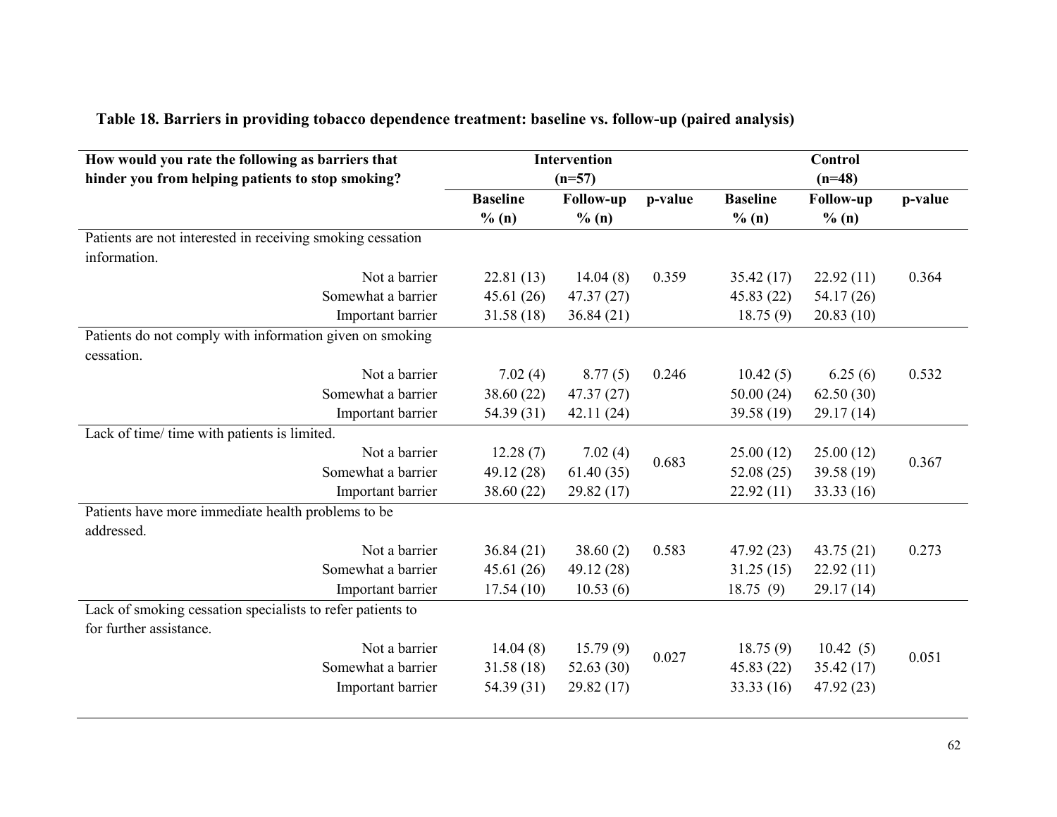**Table 18. Barriers in providing tobacco dependence treatment: baseline vs. follow-up (paired analysis)**

| How would you rate the following as barriers that hinder you from helping patients to stop smoking? | Intervention (n=57) | | | Control (n=48) | | |
|---|---|---|---|---|---|---|
| | Baseline % (n) | Follow-up % (n) | p-value | Baseline % (n) | Follow-up % (n) | p-value |
| Patients are not interested in receiving smoking cessation information. | | | | | | |
| Not a barrier | 22.81 (13) | 14.04 (8) | 0.359 | 35.42 (17) | 22.92 (11) | 0.364 |
| Somewhat a barrier | 45.61 (26) | 47.37 (27) | | 45.83 (22) | 54.17 (26) | |
| Important barrier | 31.58 (18) | 36.84 (21) | | 18.75 (9) | 20.83 (10) | |
| Patients do not comply with information given on smoking cessation. | | | | | | |
| Not a barrier | 7.02 (4) | 8.77 (5) | 0.246 | 10.42 (5) | 6.25 (6) | 0.532 |
| Somewhat a barrier | 38.60 (22) | 47.37 (27) | | 50.00 (24) | 62.50 (30) | |
| Important barrier | 54.39 (31) | 42.11 (24) | | 39.58 (19) | 29.17 (14) | |
| Lack of time/ time with patients is limited. | | | | | | |
| Not a barrier | 12.28 (7) | 7.02 (4) | 0.683 | 25.00 (12) | 25.00 (12) | 0.367 |
| Somewhat a barrier | 49.12 (28) | 61.40 (35) | | 52.08 (25) | 39.58 (19) | |
| Important barrier | 38.60 (22) | 29.82 (17) | | 22.92 (11) | 33.33 (16) | |
| Patients have more immediate health problems to be addressed. | | | | | | |
| Not a barrier | 36.84 (21) | 38.60 (2) | 0.583 | 47.92 (23) | 43.75 (21) | 0.273 |
| Somewhat a barrier | 45.61 (26) | 49.12 (28) | | 31.25 (15) | 22.92 (11) | |
| Important barrier | 17.54 (10) | 10.53 (6) | | 18.75 (9) | 29.17 (14) | |
| Lack of smoking cessation specialists to refer patients to for further assistance. | | | | | | |
| Not a barrier | 14.04 (8) | 15.79 (9) | 0.027 | 18.75 (9) | 10.42 (5) | 0.051 |
| Somewhat a barrier | 31.58 (18) | 52.63 (30) | | 45.83 (22) | 35.42 (17) | |
| Important barrier | 54.39 (31) | 29.82 (17) | | 33.33 (16) | 47.92 (23) | |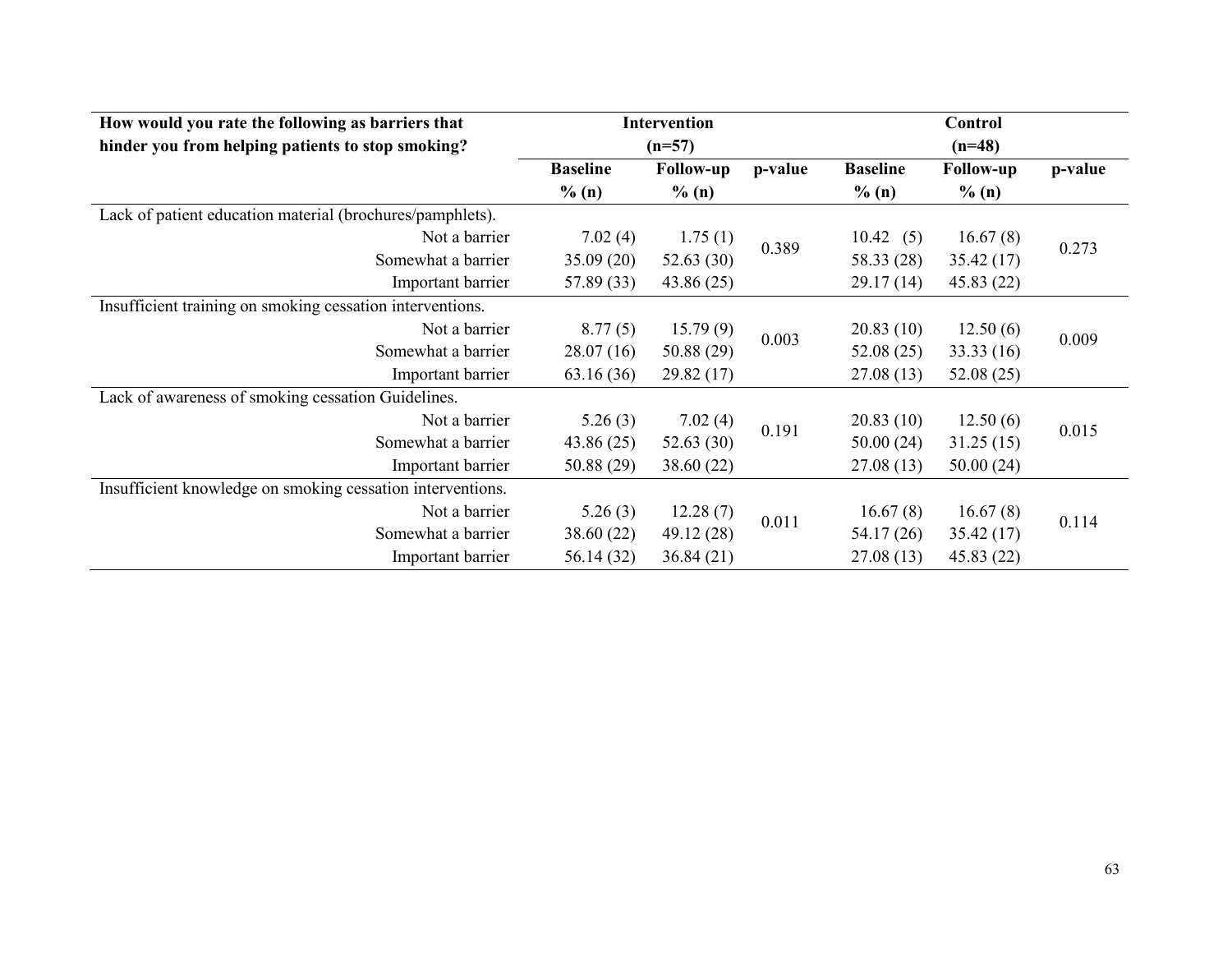| How would you rate the following as barriers that hinder you from helping patients to stop smoking? | Intervention (n=57) | | | Control (n=48) | | |
|---|---|---|---|---|---|---|
| | Baseline % (n) | Follow-up % (n) | p-value | Baseline % (n) | Follow-up % (n) | p-value |
| Lack of patient education material (brochures/pamphlets). | | | | | | |
| Not a barrier | 7.02 (4) | 1.75 (1) | 0.389 | 10.42 (5) | 16.67 (8) | 0.273 |
| Somewhat a barrier | 35.09 (20) | 52.63 (30) | | 58.33 (28) | 35.42 (17) | |
| Important barrier | 57.89 (33) | 43.86 (25) | | 29.17 (14) | 45.83 (22) | |
| Insufficient training on smoking cessation interventions. | | | | | | |
| Not a barrier | 8.77 (5) | 15.79 (9) | 0.003 | 20.83 (10) | 12.50 (6) | 0.009 |
| Somewhat a barrier | 28.07 (16) | 50.88 (29) | | 52.08 (25) | 33.33 (16) | |
| Important barrier | 63.16 (36) | 29.82 (17) | | 27.08 (13) | 52.08 (25) | |
| Lack of awareness of smoking cessation Guidelines. | | | | | | |
| Not a barrier | 5.26 (3) | 7.02 (4) | 0.191 | 20.83 (10) | 12.50 (6) | 0.015 |
| Somewhat a barrier | 43.86 (25) | 52.63 (30) | | 50.00 (24) | 31.25 (15) | |
| Important barrier | 50.88 (29) | 38.60 (22) | | 27.08 (13) | 50.00 (24) | |
| Insufficient knowledge on smoking cessation interventions. | | | | | | |
| Not a barrier | 5.26 (3) | 12.28 (7) | 0.011 | 16.67 (8) | 16.67 (8) | 0.114 |
| Somewhat a barrier | 38.60 (22) | 49.12 (28) | | 54.17 (26) | 35.42 (17) | |
| Important barrier | 56.14 (32) | 36.84 (21) | | 27.08 (13) | 45.83 (22) | |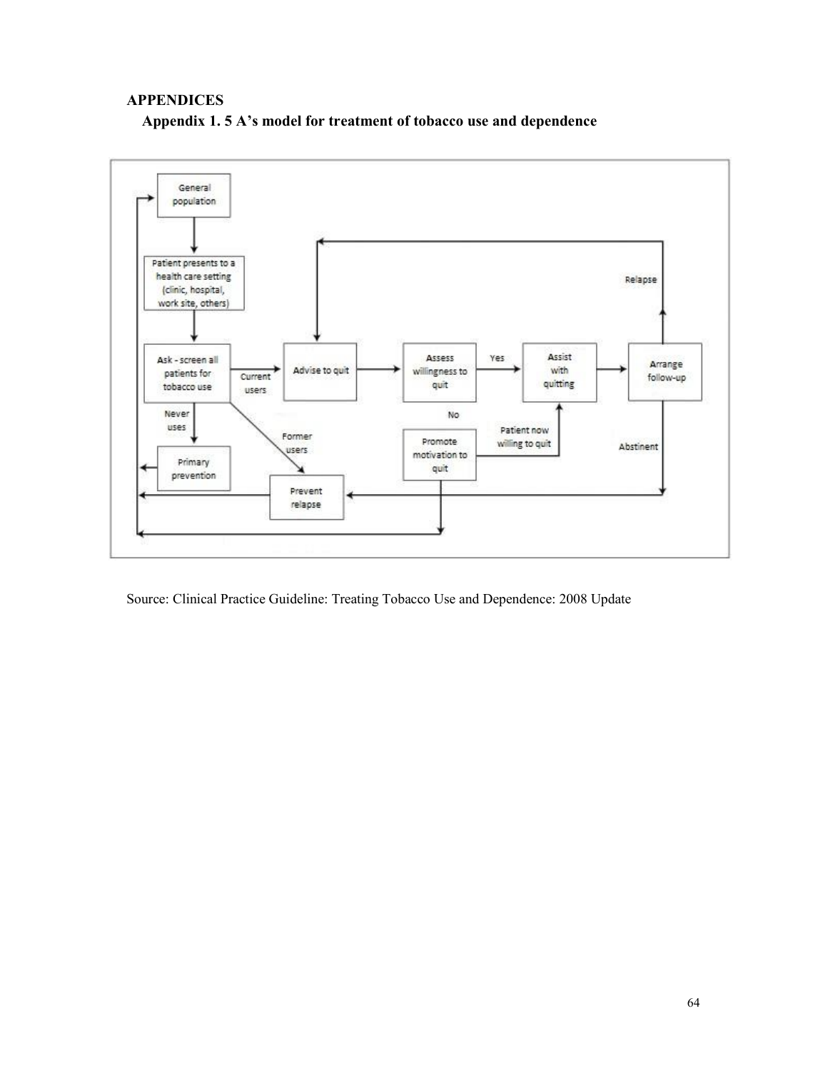# APPENDICES

## Appendix 1. 5 A's model for treatment of tobacco use and dependence

Source: Clinical Practice Guideline: Treating Tobacco Use and Dependence: 2008 Update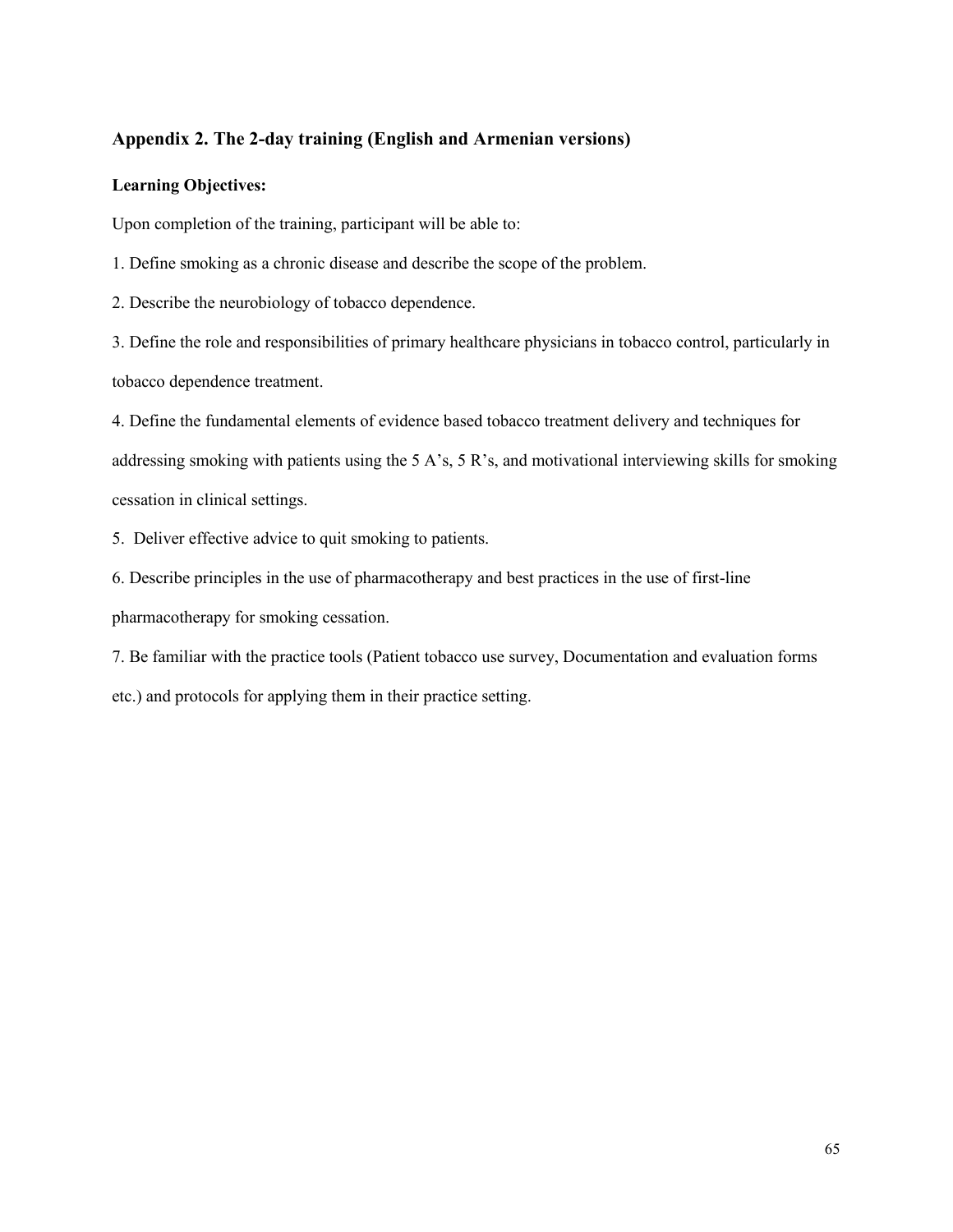## Appendix 2. The 2-day training (English and Armenian versions)

**Learning Objectives:**

Upon completion of the training, participant will be able to:

1. Define smoking as a chronic disease and describe the scope of the problem.
2. Describe the neurobiology of tobacco dependence.
3. Define the role and responsibilities of primary healthcare physicians in tobacco control, particularly in tobacco dependence treatment.
4. Define the fundamental elements of evidence based tobacco treatment delivery and techniques for addressing smoking with patients using the 5 A's, 5 R's, and motivational interviewing skills for smoking cessation in clinical settings.
5. Deliver effective advice to quit smoking to patients.
6. Describe principles in the use of pharmacotherapy and best practices in the use of first-line pharmacotherapy for smoking cessation.
7. Be familiar with the practice tools (Patient tobacco use survey, Documentation and evaluation forms etc.) and protocols for applying them in their practice setting.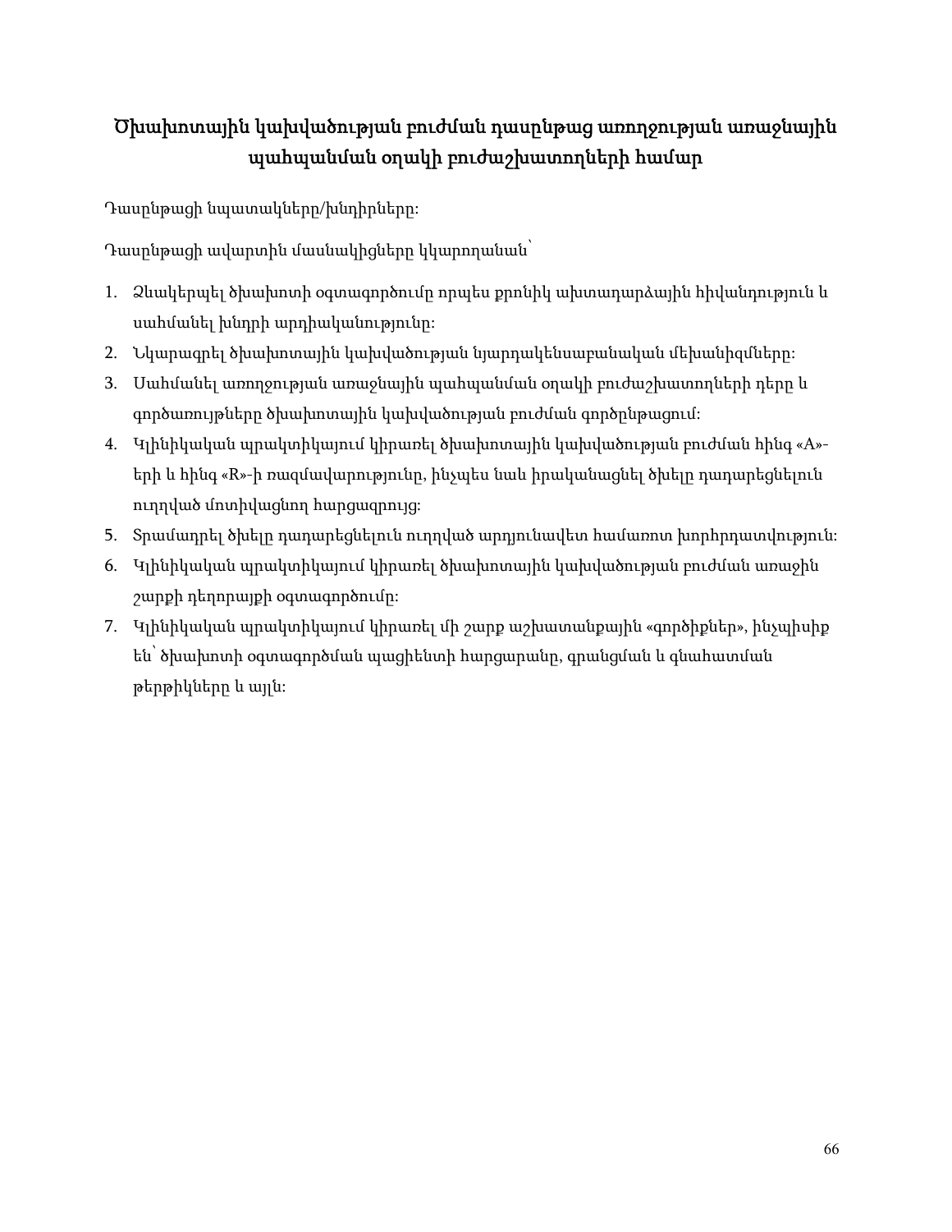## Ծխախոտային կախվածության բուժման դասընթաց առողջության առաջնային պահպանման օղակի բուժաշխատողների համար

Դասընթացի նպատակները/խնդիրները:

Դասընթացի ավարտին մասնակիցները կկարողանան՝

1. Ձևակերպել ծխախոտի օգտագործումը որպես քրոնիկ ախտադարձային հիվանդություն և սահմանել խնդրի արդիականությունը:
2. Նկարագրել ծխախոտային կախվածության նյարդակենսաբանական մեխանիզմները:
3. Սահմանել առողջության առաջնային պահպանման օղակի բուժաշխատողների դերը և գործառույթները ծխախոտային կախվածության բուժման գործընթացում:
4. Կլինիկական պրակտիկայում կիրառել ծխախոտային կախվածության բուժման հինգ «A»-երի և հինգ «R»-ի ռազմավարությունը, ինչպես նաև իրականացնել ծխելը դադարեցնելուն ուղղված մոտիվացնող հարցազրույց:
5. Տրամադրել ծխելը դադարեցնելուն ուղղված արդյունավետ համառոտ խորհրդատվություն:
6. Կլինիկական պրակտիկայում կիրառել ծխախոտային կախվածության բուժման առաջին շարքի դեղորայքի օգտագործումը:
7. Կլինիկական պրակտիկայում կիրառել մի շարք աշխատանքային «գործիքներ», ինչպիսիք են՝ ծխախոտի օգտագործման պացիենտի հարցարանը, գրանցման և գնահատման թերթիկները և այլն: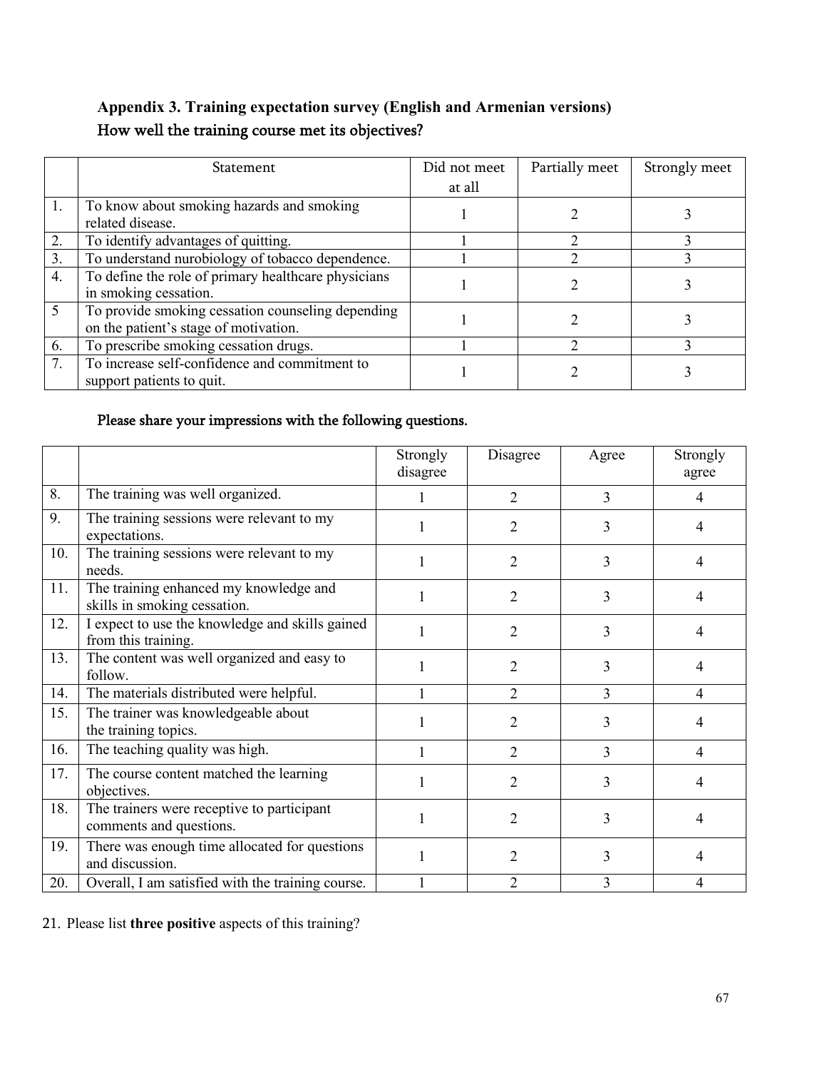### Appendix 3. Training expectation survey (English and Armenian versions)

### How well the training course met its objectives?

| | Statement | Did not meet at all | Partially meet | Strongly meet |
|---|---|---|---|---|
| 1. | To know about smoking hazards and smoking related disease. | 1 | 2 | 3 |
| 2. | To identify advantages of quitting. | 1 | 2 | 3 |
| 3. | To understand nurobiology of tobacco dependence. | 1 | 2 | 3 |
| 4. | To define the role of primary healthcare physicians in smoking cessation. | 1 | 2 | 3 |
| 5 | To provide smoking cessation counseling depending on the patient's stage of motivation. | 1 | 2 | 3 |
| 6. | To prescribe smoking cessation drugs. | 1 | 2 | 3 |
| 7. | To increase self-confidence and commitment to support patients to quit. | 1 | 2 | 3 |

### Please share your impressions with the following questions.

| | | Strongly disagree | Disagree | Agree | Strongly agree |
|---|---|---|---|---|---|
| 8. | The training was well organized. | 1 | 2 | 3 | 4 |
| 9. | The training sessions were relevant to my expectations. | 1 | 2 | 3 | 4 |
| 10. | The training sessions were relevant to my needs. | 1 | 2 | 3 | 4 |
| 11. | The training enhanced my knowledge and skills in smoking cessation. | 1 | 2 | 3 | 4 |
| 12. | I expect to use the knowledge and skills gained from this training. | 1 | 2 | 3 | 4 |
| 13. | The content was well organized and easy to follow. | 1 | 2 | 3 | 4 |
| 14. | The materials distributed were helpful. | 1 | 2 | 3 | 4 |
| 15. | The trainer was knowledgeable about the training topics. | 1 | 2 | 3 | 4 |
| 16. | The teaching quality was high. | 1 | 2 | 3 | 4 |
| 17. | The course content matched the learning objectives. | 1 | 2 | 3 | 4 |
| 18. | The trainers were receptive to participant comments and questions. | 1 | 2 | 3 | 4 |
| 19. | There was enough time allocated for questions and discussion. | 1 | 2 | 3 | 4 |
| 20. | Overall, I am satisfied with the training course. | 1 | 2 | 3 | 4 |

21. Please list **three positive** aspects of this training?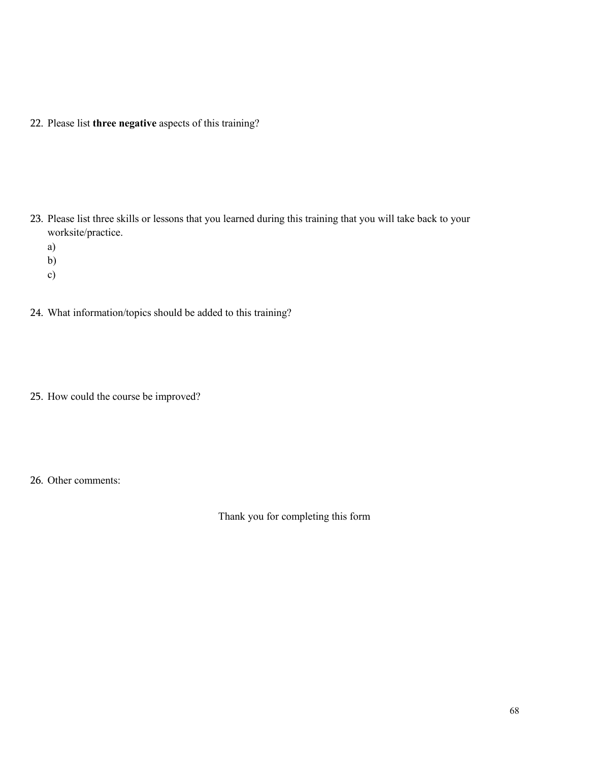22. Please list **three negative** aspects of this training?

23. Please list three skills or lessons that you learned during this training that you will take back to your worksite/practice.
    a)
    b)
    c)

24. What information/topics should be added to this training?

25. How could the course be improved?

26. Other comments:

Thank you for completing this form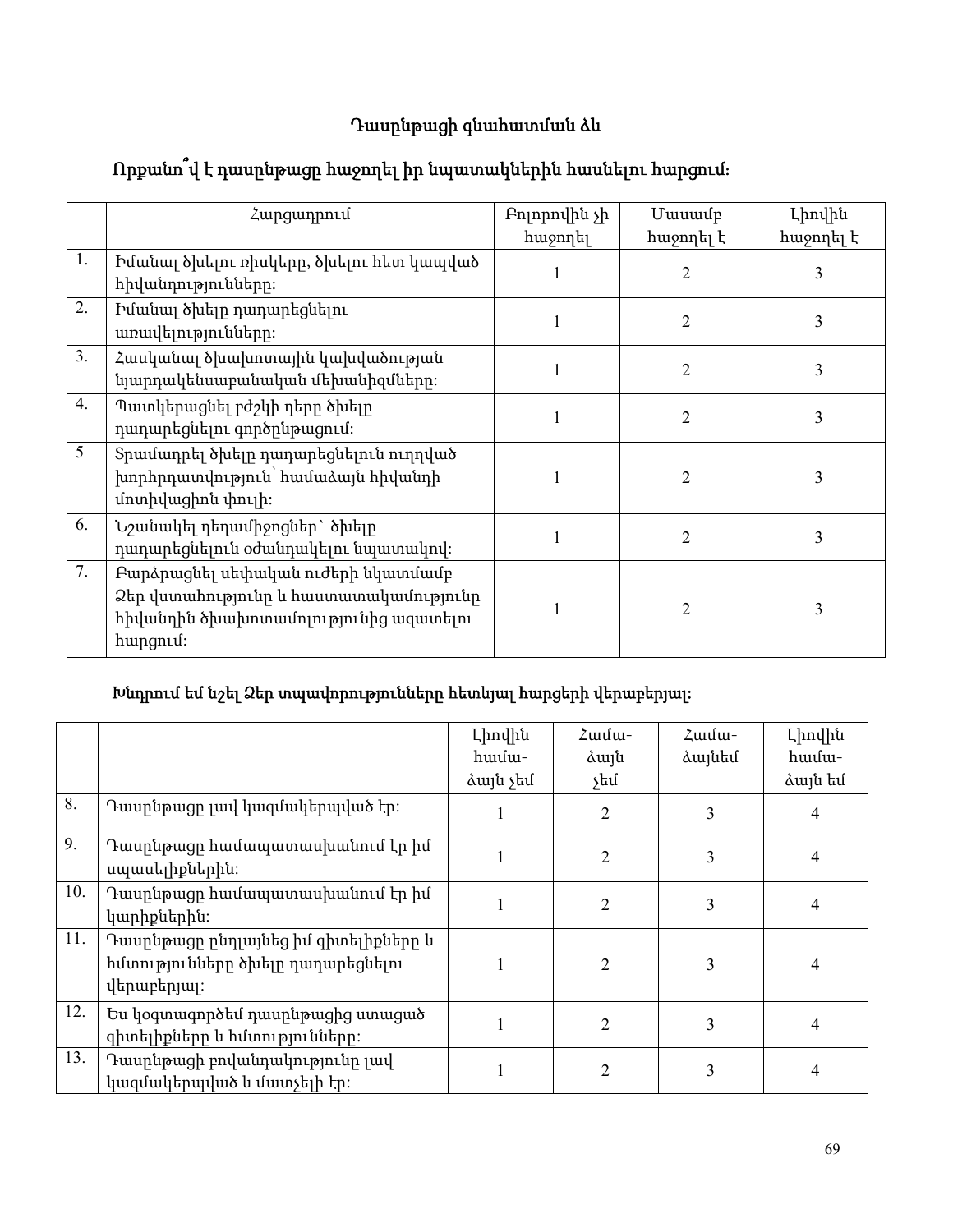## Դասընթացի գնահատման ձև

### Որքանո՞վ է դասընթացը հաջողել իր նպատակներին հասնելու հարցում:

| | Հարցադրում | Բոլորովին չի հաջողել | Մասամբ հաջողել է | Լիովին հաջողել է |
|---|---|---|---|---|
| 1. | Իմանալ ծխելու ռիսկերը, ծխելու հետ կապված հիվանդությունները: | 1 | 2 | 3 |
| 2. | Իմանալ ծխելը դադարեցնելու առավելությունները: | 1 | 2 | 3 |
| 3. | Հասկանալ ծխախոտային կախվածության նյարդակենսաբանական մեխանիզմները: | 1 | 2 | 3 |
| 4. | Պատկերացնել բժշկի դերը ծխելը դադարեցնելու գործընթացում: | 1 | 2 | 3 |
| 5 | Տրամադրել ծխելը դադարեցնելուն ուղղված խորհրդատվություն՝ համաձայն հիվանդի մոտիվացիոն փուլի: | 1 | 2 | 3 |
| 6. | Նշանակել դեղամիջոցներ՝ ծխելը դադարեցնելուն օժանդակելու նպատակով: | 1 | 2 | 3 |
| 7. | Բարձրացնել սեփական ուժերի նկատմամբ Ձեր վստահությունը և հաստատակամությունը հիվանդին ծխախոտամոլությունից ազատելու հարցում: | 1 | 2 | 3 |

### Խնդրում եմ նշել Ձեր տպավորությունները հետևյալ հարցերի վերաբերյալ:

| | | Լիովին համաձայն չեմ | Համաձայն չեմ | Համաձայնեմ | Լիովին համաձայն եմ |
|---|---|---|---|---|---|
| 8. | Դասընթացը լավ կազմակերպված էր: | 1 | 2 | 3 | 4 |
| 9. | Դասընթացը համապատասխանում էր իմ սպասելիքներին: | 1 | 2 | 3 | 4 |
| 10. | Դասընթացը համապատասխանում էր իմ կարիքներին: | 1 | 2 | 3 | 4 |
| 11. | Դասընթացը ընդլայնեց իմ գիտելիքները և հմտությունները ծխելը դադարեցնելու վերաբերյալ: | 1 | 2 | 3 | 4 |
| 12. | Ես կօգտագործեմ դասընթացից ստացած գիտելիքները և հմտությունները: | 1 | 2 | 3 | 4 |
| 13. | Դասընթացի բովանդակությունը լավ կազմակերպված և մատչելի էր: | 1 | 2 | 3 | 4 |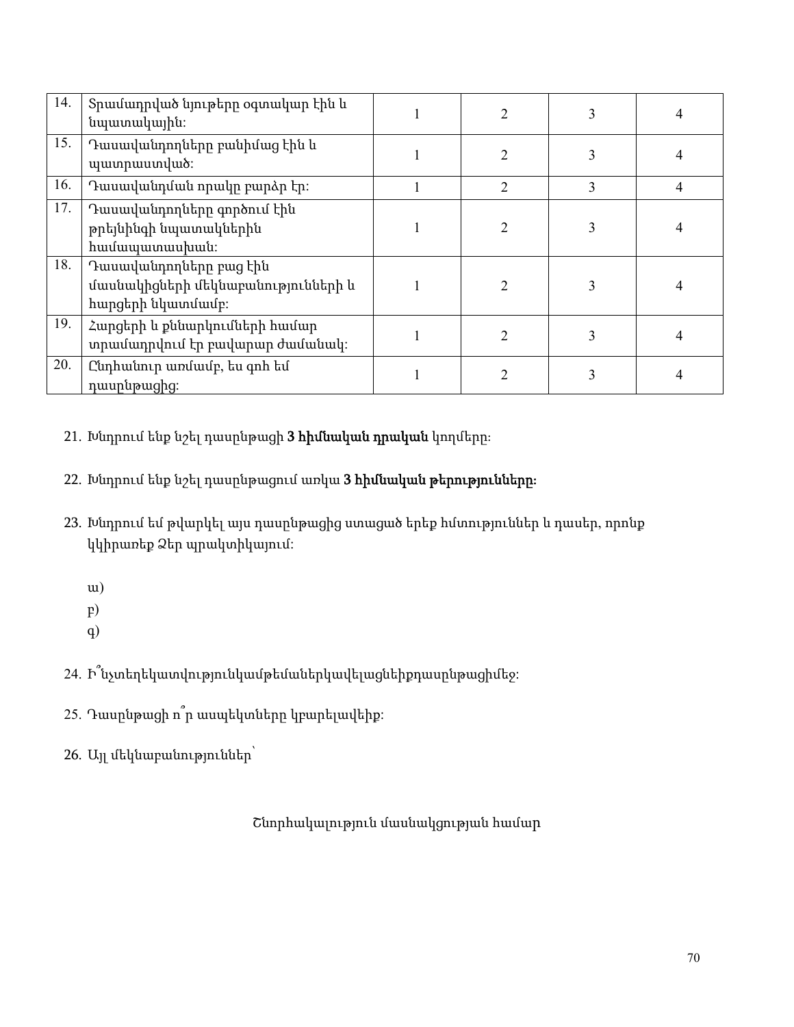| 14. | Տրամադրված նյութերը օգտակար էին և նպատակային: | 1 | 2 | 3 | 4 |
|---|---|---|---|---|---|
| 15. | Դասավանդողները բանիմաց էին և պատրաստված: | 1 | 2 | 3 | 4 |
| 16. | Դասավանդման որակը բարձր էր: | 1 | 2 | 3 | 4 |
| 17. | Դասավանդողները գործում էին թրեյնինգի նպատակներին համապատասխան: | 1 | 2 | 3 | 4 |
| 18. | Դասավանդողները բաց էին մասնակիցների մեկնաբանությունների և հարցերի նկատմամբ: | 1 | 2 | 3 | 4 |
| 19. | Հարցերի և քննարկումների համար տրամադրվում էր բավարար ժամանակ: | 1 | 2 | 3 | 4 |
| 20. | Ընդհանուր առմամբ, ես գոհ եմ դասընթացից: | 1 | 2 | 3 | 4 |

21. Խնդրում ենք նշել դասընթացի **3 հիմնական դրական** կողմերը:

22. Խնդրում ենք նշել դասընթացում առկա **3 հիմնական թերությունները:**

23. Խնդրում եմ թվարկել այս դասընթացից ստացած երեք հմտություններ և դասեր, որոնք կկիրառեք Ձեր պրակտիկայում:

    ա)
    բ)
    գ)

24. Ի՞նչտեղեկատվությունկամթեմաներկավելացնեիքդասընթացիմեջ:

25. Դասընթացի ո՞ր ասպեկտները կբարելավեիք:

26. Այլ մեկնաբանություններ՝

Շնորհակալություն մասնակցության համար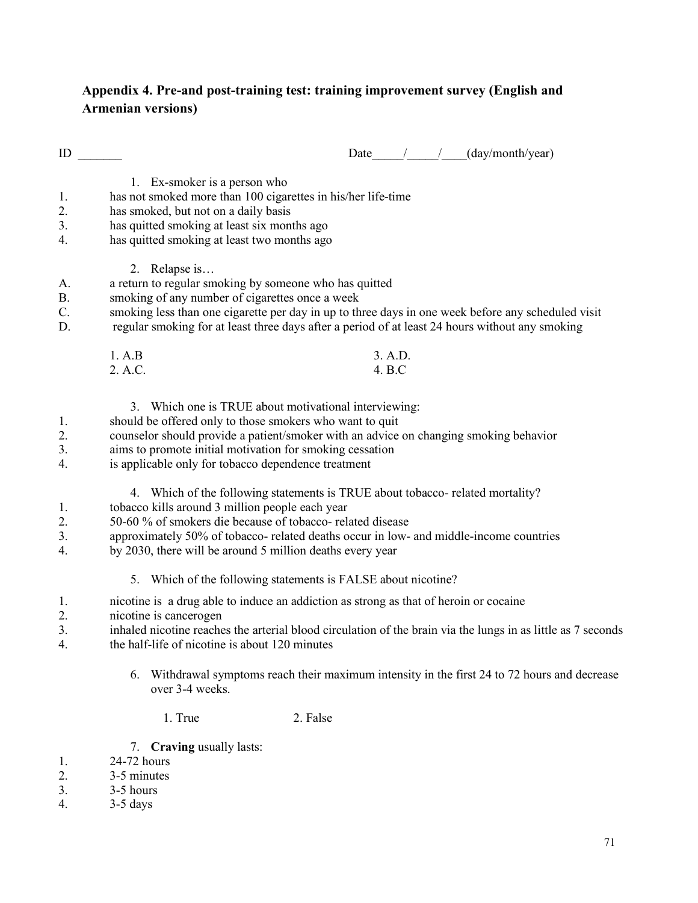### Appendix 4. Pre-and post-training test: training improvement survey (English and Armenian versions)

ID _______ Date_____/_____/____(day/month/year)

1. Ex-smoker is a person who

1. has not smoked more than 100 cigarettes in his/her life-time
2. has smoked, but not on a daily basis
3. has quitted smoking at least six months ago
4. has quitted smoking at least two months ago

2. Relapse is…

A. a return to regular smoking by someone who has quitted
B. smoking of any number of cigarettes once a week
C. smoking less than one cigarette per day in up to three days in one week before any scheduled visit
D. regular smoking for at least three days after a period of at least 24 hours without any smoking

1. A.B
2. A.C.
3. A.D.
4. B.C

3. Which one is TRUE about motivational interviewing:

1. should be offered only to those smokers who want to quit
2. counselor should provide a patient/smoker with an advice on changing smoking behavior
3. aims to promote initial motivation for smoking cessation
4. is applicable only for tobacco dependence treatment

4. Which of the following statements is TRUE about tobacco- related mortality?

1. tobacco kills around 3 million people each year
2. 50-60 % of smokers die because of tobacco- related disease
3. approximately 50% of tobacco- related deaths occur in low- and middle-income countries
4. by 2030, there will be around 5 million deaths every year

5. Which of the following statements is FALSE about nicotine?

1. nicotine is a drug able to induce an addiction as strong as that of heroin or cocaine
2. nicotine is cancerogen
3. inhaled nicotine reaches the arterial blood circulation of the brain via the lungs in as little as 7 seconds
4. the half-life of nicotine is about 120 minutes

6. Withdrawal symptoms reach their maximum intensity in the first 24 to 72 hours and decrease over 3-4 weeks.

1. True
2. False

7. **Craving** usually lasts:

1. 24-72 hours
2. 3-5 minutes
3. 3-5 hours
4. 3-5 days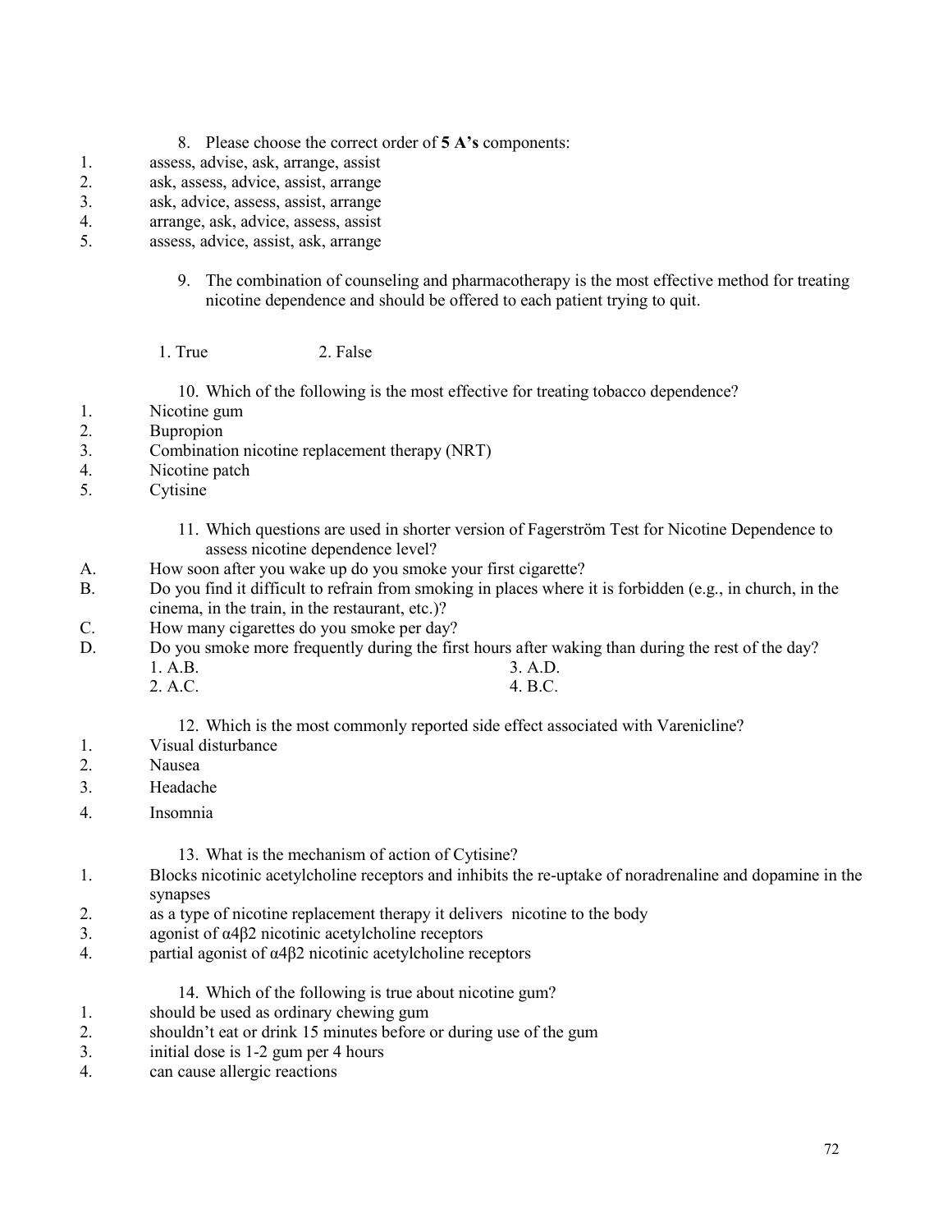8. Please choose the correct order of **5 A's** components:

1. assess, advise, ask, arrange, assist
2. ask, assess, advice, assist, arrange
3. ask, advice, assess, assist, arrange
4. arrange, ask, advice, assess, assist
5. assess, advice, assist, ask, arrange

9. The combination of counseling and pharmacotherapy is the most effective method for treating nicotine dependence and should be offered to each patient trying to quit.

1. True 2. False

10. Which of the following is the most effective for treating tobacco dependence?

1. Nicotine gum
2. Bupropion
3. Combination nicotine replacement therapy (NRT)
4. Nicotine patch
5. Cytisine

11. Which questions are used in shorter version of Fagerström Test for Nicotine Dependence to assess nicotine dependence level?

A. How soon after you wake up do you smoke your first cigarette?
B. Do you find it difficult to refrain from smoking in places where it is forbidden (e.g., in church, in the cinema, in the train, in the restaurant, etc.)?
C. How many cigarettes do you smoke per day?
D. Do you smoke more frequently during the first hours after waking than during the rest of the day?

1. A.B.
2. A.C.
3. A.D.
4. B.C.

12. Which is the most commonly reported side effect associated with Varenicline?

1. Visual disturbance
2. Nausea
3. Headache
4. Insomnia

13. What is the mechanism of action of Cytisine?

1. Blocks nicotinic acetylcholine receptors and inhibits the re-uptake of noradrenaline and dopamine in the synapses
2. as a type of nicotine replacement therapy it delivers nicotine to the body
3. agonist of $\alpha 4\beta 2$ nicotinic acetylcholine receptors
4. partial agonist of $\alpha 4\beta 2$ nicotinic acetylcholine receptors

14. Which of the following is true about nicotine gum?

1. should be used as ordinary chewing gum
2. shouldn't eat or drink 15 minutes before or during use of the gum
3. initial dose is 1-2 gum per 4 hours
4. can cause allergic reactions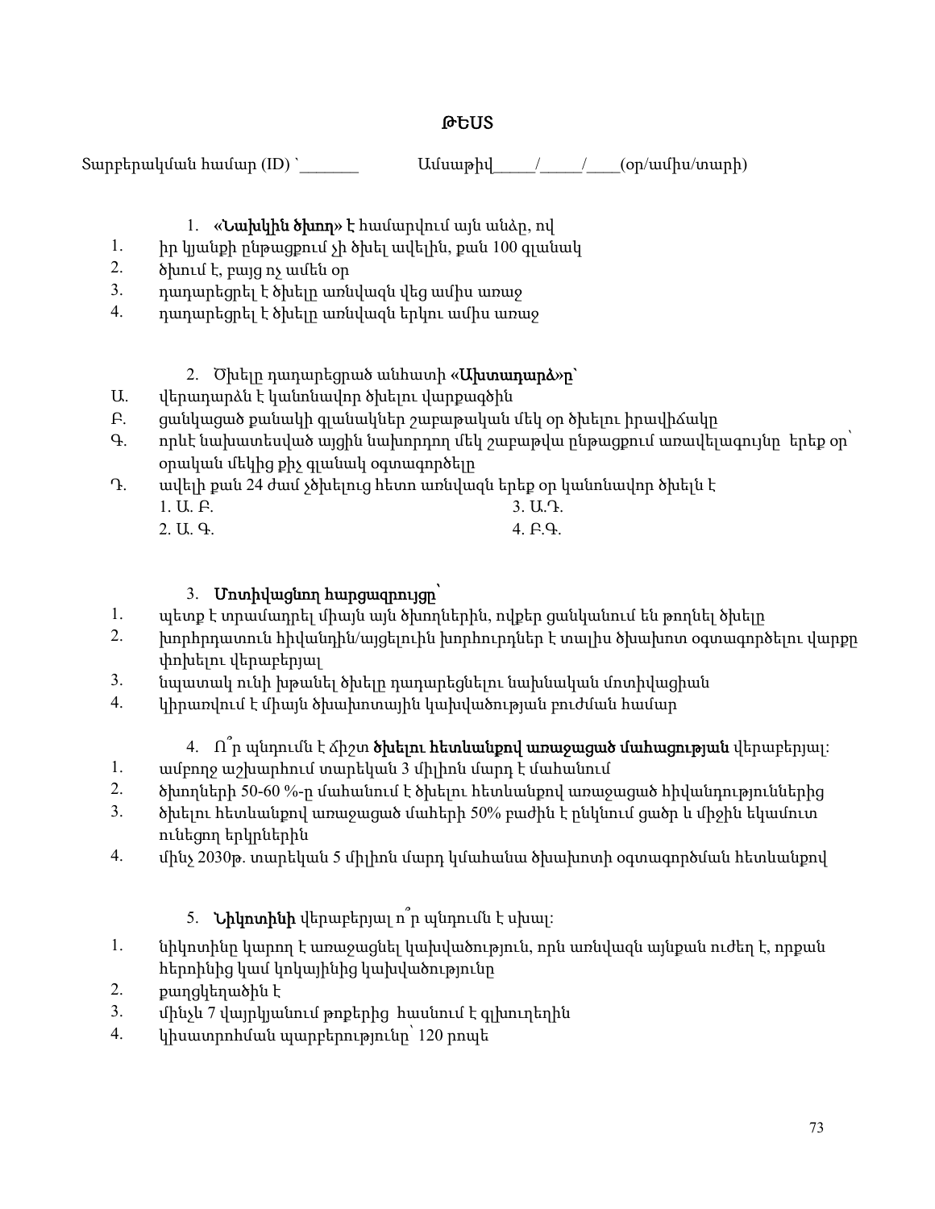## ԹԵՍՏ

Տարբերակման համար (ID) `_______ Ամսաթիվ_____/_____/____(օր/ամիս/տարի)

1. **«Նախկին ծխող»** է համարվում այն անձը, ով

1. իր կյանքի ընթացքում չի ծխել ավելին, քան 100 գլանակ
2. ծխում է, բայց ոչ ամեն օր
3. դադարեցրել է ծխելը առնվազն վեց ամիս առաջ
4. դադարեցրել է ծխելը առնվազն երկու ամիս առաջ

2. Ծխելը դադարեցրած անհատի **«Ախտադարձ»ը**՝

Ա. վերադարձն է կանոնավոր ծխելու վարքագծին

Բ. ցանկացած քանակի գլանակներ շաբաթական մեկ օր ծխելու իրավիճակը

Գ. որևէ նախատեսված այցին նախորդող մեկ շաբաթվա ընթացքում առավելագույնը երեք օր՝ օրական մեկից քիչ գլանակ օգտագործելը

Դ. ավելի քան 24 ժամ չծխելուց հետո առնվազն երեք օր կանոնավոր ծխելն է

1. Ա. Բ.
2. Ա. Գ.
3. Ա.Դ.
4. Բ.Գ.

3. **Մոտիվացնող հարցազրույցը**՝

1. պետք է տրամադրել միայն այն ծխողներին, ովքեր ցանկանում են թողնել ծխելը
2. խորհրդատուն հիվանդին/այցելուին խորհուրդներ է տալիս ծխախոտ օգտագործելու վարքը փոխելու վերաբերյալ
3. նպատակ ունի խթանել ծխելը դադարեցնելու նախնական մոտիվացիան
4. կիրառվում է միայն ծխախոտային կախվածության բուժման համար

4. Ո՞ր պնդումն է ճիշտ **ծխելու հետևանքով առաջացած մահացության** վերաբերյալ։

1. ամբողջ աշխարհում տարեկան 3 միլիոն մարդ է մահանում
2. ծխողների 50-60 %-ը մահանում է ծխելու հետևանքով առաջացած հիվանդություններից
3. ծխելու հետևանքով առաջացած մահերի 50% բաժին է ընկնում ցածր և միջին եկամուտ ունեցող երկրներին
4. մինչ 2030թ. տարեկան 5 միլիոն մարդ կմահանա ծխախոտի օգտագործման հետևանքով

5. **Նիկոտինի** վերաբերյալ ո՞ր պնդումն է սխալ։

1. նիկոտինը կարող է առաջացնել կախվածություն, որն առնվազն այնքան ուժեղ է, որքան հերոինից կամ կոկայինից կախվածությունը
2. քաղցկեղածին է
3. մինչև 7 վայրկյանում թոքերից հասնում է գլխուղեղին
4. կիսատրոհման պարբերությունը՝ 120 րոպե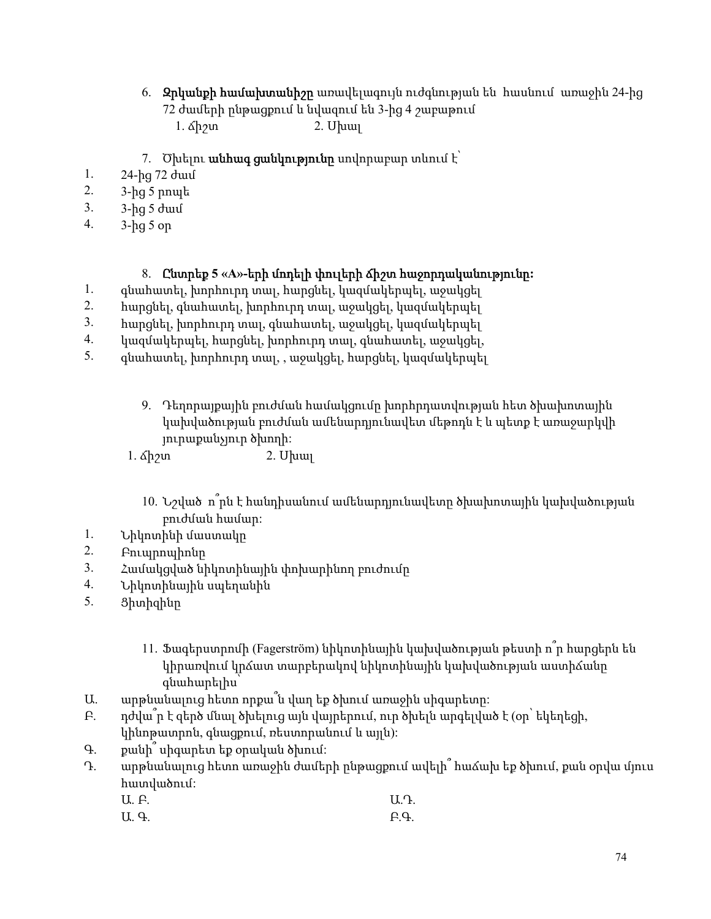6. **Զրկանքի համախտանիշը** առավելագույն ուժգնության են հասնում առաջին 24-ից 72 ժամերի ընթացքում և նվազում են 3-ից 4 շաբաթում
   1. ճիշտ  2. Սխալ

7. Ծխելու **անհագ ցանկությունը** սովորաբար տևում է՝
1. 24-ից 72 ժամ
2. 3-ից 5 րոպե
3. 3-ից 5 ժամ
4. 3-ից 5 օր

8. **Ընտրեք 5 «A»-երի մոդելի փուլերի ճիշտ հաջորդականությունը:**
1. գնահատել, խորհուրդ տալ, հարցնել, կազմակերպել, աջակցել
2. հարցնել, գնահատել, խորհուրդ տալ, աջակցել, կազմակերպել
3. հարցնել, խորհուրդ տալ, գնահատել, աջակցել, կազմակերպել
4. կազմակերպել, հարցնել, խորհուրդ տալ, գնահատել, աջակցել,
5. գնահատել, խորհուրդ տալ, , աջակցել, հարցնել, կազմակերպել

9. Դեղորայքային բուժման համակցումը խորհրդատվության հետ ծխախոտային կախվածության բուժման ամենաարդյունավետ մեթոդն է և պետք է առաջարկվի յուրաքանչյուր ծխողի:
   1. ճիշտ  2. Սխալ

10. Նշված ո՞րն է հանդիսանում ամենաարդյունավետը ծխախոտային կախվածության բուժման համար:
1. Նիկոտինի մաստակը
2. Բուպրոպիոնը
3. Համակցված նիկոտինային փոխարինող բուժումը
4. Նիկոտինային սպեղանին
5. Ցիտիզինը

11. Ֆագերստրոմի (Fagerström) նիկոտինային կախվածության թեստի ո՞ր հարցերն են կիրառվում կրճատ տարբերակով նիկոտինային կախվածության աստիճանը գնահարելիս՝

Ա. արթնանալուց հետո որքա՞ն վաղ եք ծխում առաջին սիգարետը:
Բ. դժվա՞ր է զերծ մնալ ծխելուց այն վայրերում, ուր ծխելն արգելված է (օր՝ եկեղեցի, կինոթատրոն, գնացքում, ռեստորանում և այլն):
Գ. քանի՞ սիգարետ եք օրական ծխում:
Դ. արթնանալուց հետո առաջին ժամերի ընթացքում ավելի՞ հաճախ եք ծխում, քան օրվա մյուս հատվածում:

Ա. Բ.  Ա.Դ.
Ա. Գ.  Բ.Գ.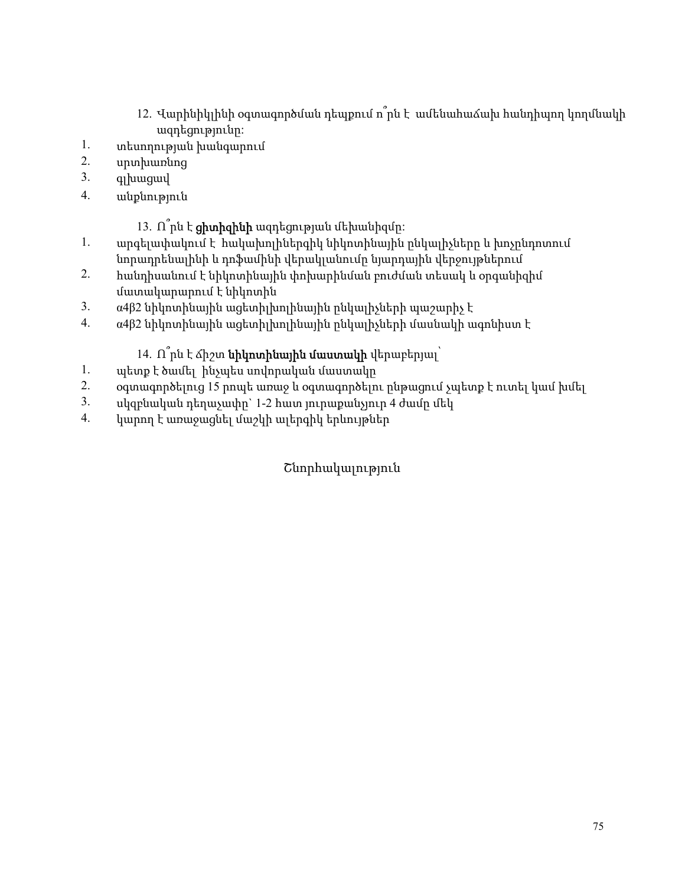12. Վարինիկլինի օգտագործման դեպքում ո՞րն է ամենահաճախ հանդիպող կողմնակի ազդեցությունը:

1. տեսողության խանգարում
2. սրտխառնոց
3. գլխացավ
4. անքնություն

13. Ո՞րն է **ցիտիզինի** ազդեցության մեխանիզմը:

1. արգելափակում է հակախոլիներգիկ նիկոտինային ընկալիչները և խոչընդոտում նորադրենալինի և դոֆամինի վերակլանումը նյարդային վերջույթներում
2. հանդիսանում է նիկոտինային փոխարինման բուժման տեսակ և օրգանիզմ մատակարարում է նիկոտին
3. α4β2 նիկոտինային ացետիլխոլինային ընկալիչների պաշարիչ է
4. α4β2 նիկոտինային ացետիլխոլինային ընկալիչների մասնակի ագոնիստ է

14. Ո՞րն է ճիշտ **նիկոտինային մաստակի** վերաբերյալ՝

1. պետք է ծամել ինչպես սովորական մաստակը
2. օգտագործելուց 15 րոպե առաջ և օգտագործելու ընթացում չպետք է ուտել կամ խմել
3. սկզբնական դեղաչափը՝ 1-2 հատ յուրաքանչյուր 4 ժամը մեկ
4. կարող է առաջացնել մաշկի ալերգիկ երևույթներ

Շնորհակալություն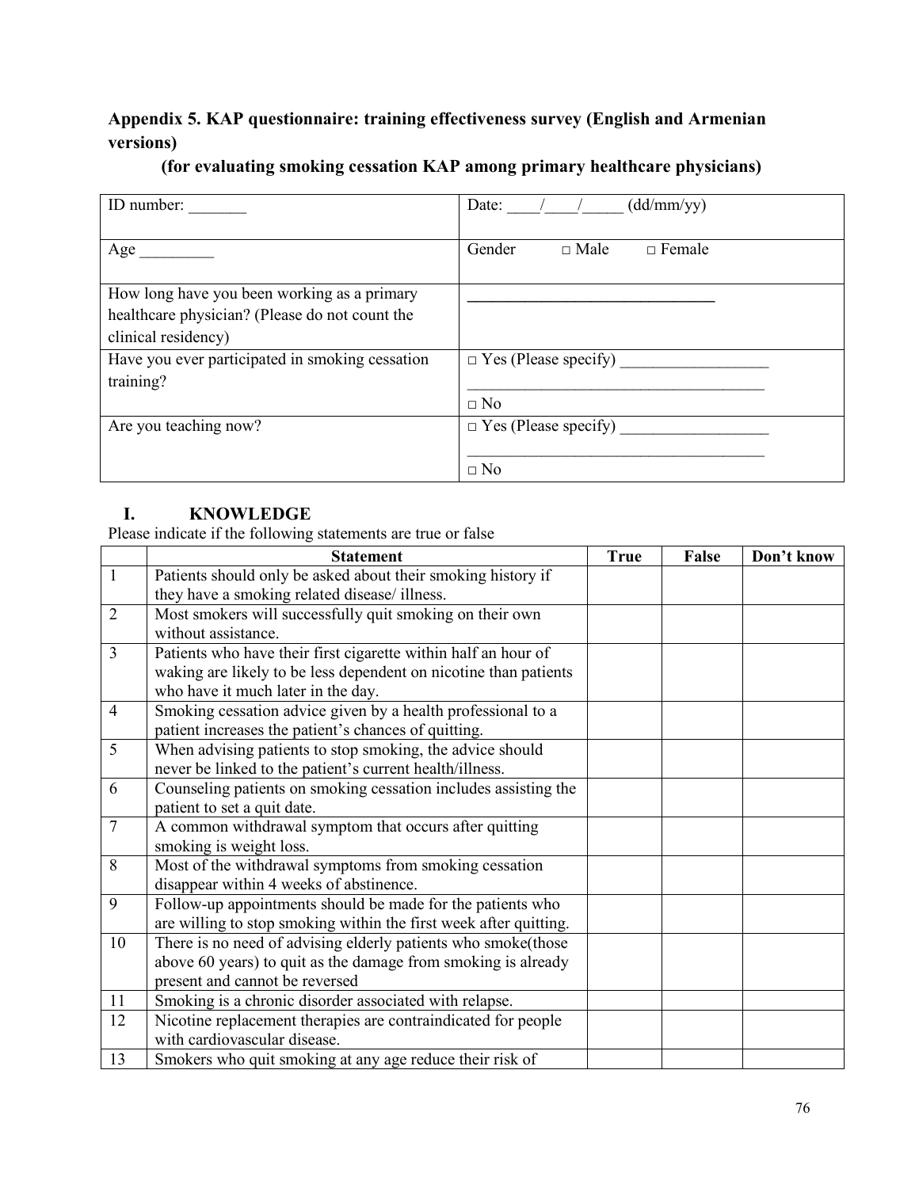## Appendix 5. KAP questionnaire: training effectiveness survey (English and Armenian versions)

### (for evaluating smoking cessation KAP among primary healthcare physicians)

| | |
|---|---|
| ID number: _______ | Date: ____/____/_____ (dd/mm/yy) |
| Age _________ | Gender □ Male □ Female |
| How long have you been working as a primary healthcare physician? (Please do not count the clinical residency) | ______________________________ |
| Have you ever participated in smoking cessation training? | □ Yes (Please specify) __________________<br>____________________________________<br>□ No |
| Are you teaching now? | □ Yes (Please specify) __________________<br>____________________________________<br>□ No |

## I. KNOWLEDGE

Please indicate if the following statements are true or false

| | Statement | True | False | Don't know |
|---|---|---|---|---|
| 1 | Patients should only be asked about their smoking history if they have a smoking related disease/ illness. | | | |
| 2 | Most smokers will successfully quit smoking on their own without assistance. | | | |
| 3 | Patients who have their first cigarette within half an hour of waking are likely to be less dependent on nicotine than patients who have it much later in the day. | | | |
| 4 | Smoking cessation advice given by a health professional to a patient increases the patient's chances of quitting. | | | |
| 5 | When advising patients to stop smoking, the advice should never be linked to the patient's current health/illness. | | | |
| 6 | Counseling patients on smoking cessation includes assisting the patient to set a quit date. | | | |
| 7 | A common withdrawal symptom that occurs after quitting smoking is weight loss. | | | |
| 8 | Most of the withdrawal symptoms from smoking cessation disappear within 4 weeks of abstinence. | | | |
| 9 | Follow-up appointments should be made for the patients who are willing to stop smoking within the first week after quitting. | | | |
| 10 | There is no need of advising elderly patients who smoke(those above 60 years) to quit as the damage from smoking is already present and cannot be reversed | | | |
| 11 | Smoking is a chronic disorder associated with relapse. | | | |
| 12 | Nicotine replacement therapies are contraindicated for people with cardiovascular disease. | | | |
| 13 | Smokers who quit smoking at any age reduce their risk of | | | |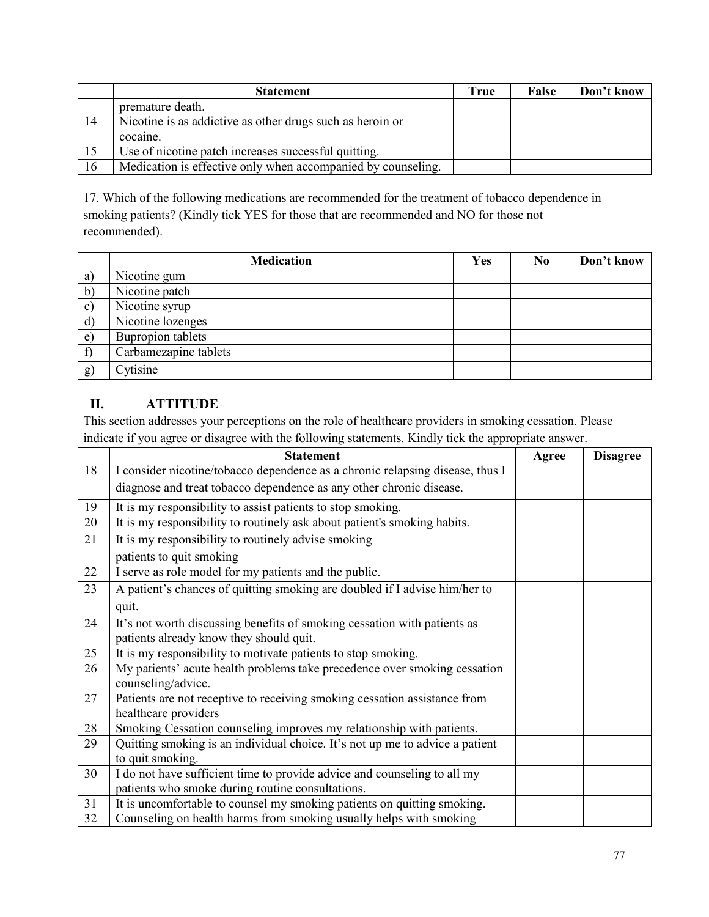|  | Statement | True | False | Don't know |
|---|---|---|---|---|
|  | premature death. |  |  |  |
| 14 | Nicotine is as addictive as other drugs such as heroin or cocaine. |  |  |  |
| 15 | Use of nicotine patch increases successful quitting. |  |  |  |
| 16 | Medication is effective only when accompanied by counseling. |  |  |  |

17. Which of the following medications are recommended for the treatment of tobacco dependence in smoking patients? (Kindly tick YES for those that are recommended and NO for those not recommended).

|  | Medication | Yes | No | Don't know |
|---|---|---|---|---|
| a) | Nicotine gum |  |  |  |
| b) | Nicotine patch |  |  |  |
| c) | Nicotine syrup |  |  |  |
| d) | Nicotine lozenges |  |  |  |
| e) | Bupropion tablets |  |  |  |
| f) | Carbamezapine tablets |  |  |  |
| g) | Cytisine |  |  |  |

## II. ATTITUDE

This section addresses your perceptions on the role of healthcare providers in smoking cessation. Please indicate if you agree or disagree with the following statements. Kindly tick the appropriate answer.

|  | Statement | Agree | Disagree |
|---|---|---|---|
| 18 | I consider nicotine/tobacco dependence as a chronic relapsing disease, thus I diagnose and treat tobacco dependence as any other chronic disease. |  |  |
| 19 | It is my responsibility to assist patients to stop smoking. |  |  |
| 20 | It is my responsibility to routinely ask about patient's smoking habits. |  |  |
| 21 | It is my responsibility to routinely advise smoking patients to quit smoking |  |  |
| 22 | I serve as role model for my patients and the public. |  |  |
| 23 | A patient's chances of quitting smoking are doubled if I advise him/her to quit. |  |  |
| 24 | It's not worth discussing benefits of smoking cessation with patients as patients already know they should quit. |  |  |
| 25 | It is my responsibility to motivate patients to stop smoking. |  |  |
| 26 | My patients' acute health problems take precedence over smoking cessation counseling/advice. |  |  |
| 27 | Patients are not receptive to receiving smoking cessation assistance from healthcare providers |  |  |
| 28 | Smoking Cessation counseling improves my relationship with patients. |  |  |
| 29 | Quitting smoking is an individual choice. It's not up me to advice a patient to quit smoking. |  |  |
| 30 | I do not have sufficient time to provide advice and counseling to all my patients who smoke during routine consultations. |  |  |
| 31 | It is uncomfortable to counsel my smoking patients on quitting smoking. |  |  |
| 32 | Counseling on health harms from smoking usually helps with smoking |  |  |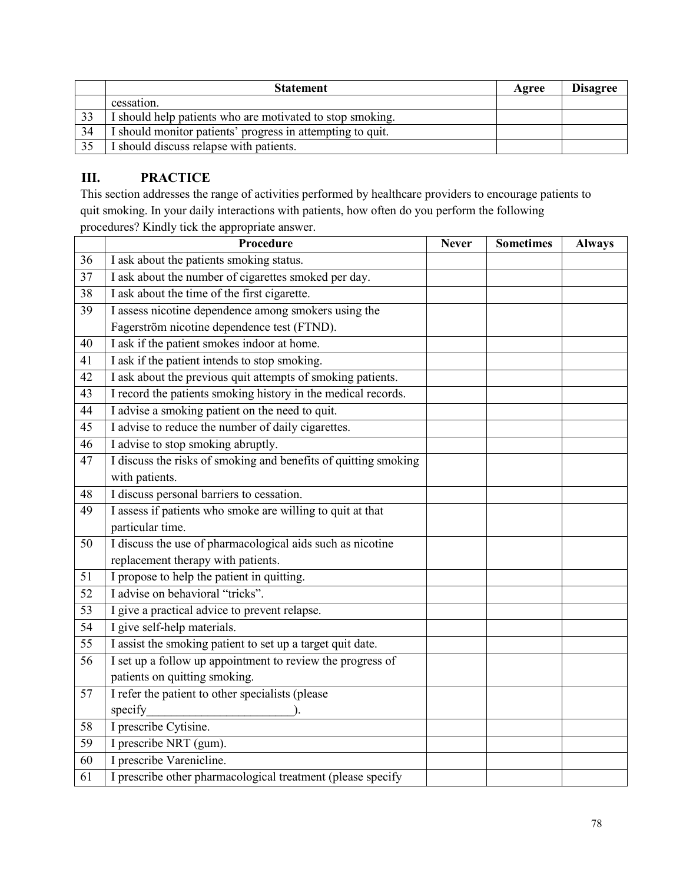|  | Statement | Agree | Disagree |
|---|---|---|---|
|  | cessation. |  |  |
| 33 | I should help patients who are motivated to stop smoking. |  |  |
| 34 | I should monitor patients' progress in attempting to quit. |  |  |
| 35 | I should discuss relapse with patients. |  |  |

## III. PRACTICE

This section addresses the range of activities performed by healthcare providers to encourage patients to quit smoking. In your daily interactions with patients, how often do you perform the following procedures? Kindly tick the appropriate answer.

|  | Procedure | Never | Sometimes | Always |
|---|---|---|---|---|
| 36 | I ask about the patients smoking status. |  |  |  |
| 37 | I ask about the number of cigarettes smoked per day. |  |  |  |
| 38 | I ask about the time of the first cigarette. |  |  |  |
| 39 | I assess nicotine dependence among smokers using the Fagerström nicotine dependence test (FTND). |  |  |  |
| 40 | I ask if the patient smokes indoor at home. |  |  |  |
| 41 | I ask if the patient intends to stop smoking. |  |  |  |
| 42 | I ask about the previous quit attempts of smoking patients. |  |  |  |
| 43 | I record the patients smoking history in the medical records. |  |  |  |
| 44 | I advise a smoking patient on the need to quit. |  |  |  |
| 45 | I advise to reduce the number of daily cigarettes. |  |  |  |
| 46 | I advise to stop smoking abruptly. |  |  |  |
| 47 | I discuss the risks of smoking and benefits of quitting smoking with patients. |  |  |  |
| 48 | I discuss personal barriers to cessation. |  |  |  |
| 49 | I assess if patients who smoke are willing to quit at that particular time. |  |  |  |
| 50 | I discuss the use of pharmacological aids such as nicotine replacement therapy with patients. |  |  |  |
| 51 | I propose to help the patient in quitting. |  |  |  |
| 52 | I advise on behavioral "tricks". |  |  |  |
| 53 | I give a practical advice to prevent relapse. |  |  |  |
| 54 | I give self-help materials. |  |  |  |
| 55 | I assist the smoking patient to set up a target quit date. |  |  |  |
| 56 | I set up a follow up appointment to review the progress of patients on quitting smoking. |  |  |  |
| 57 | I refer the patient to other specialists (please specify________________________). |  |  |  |
| 58 | I prescribe Cytisine. |  |  |  |
| 59 | I prescribe NRT (gum). |  |  |  |
| 60 | I prescribe Varenicline. |  |  |  |
| 61 | I prescribe other pharmacological treatment (please specify |  |  |  |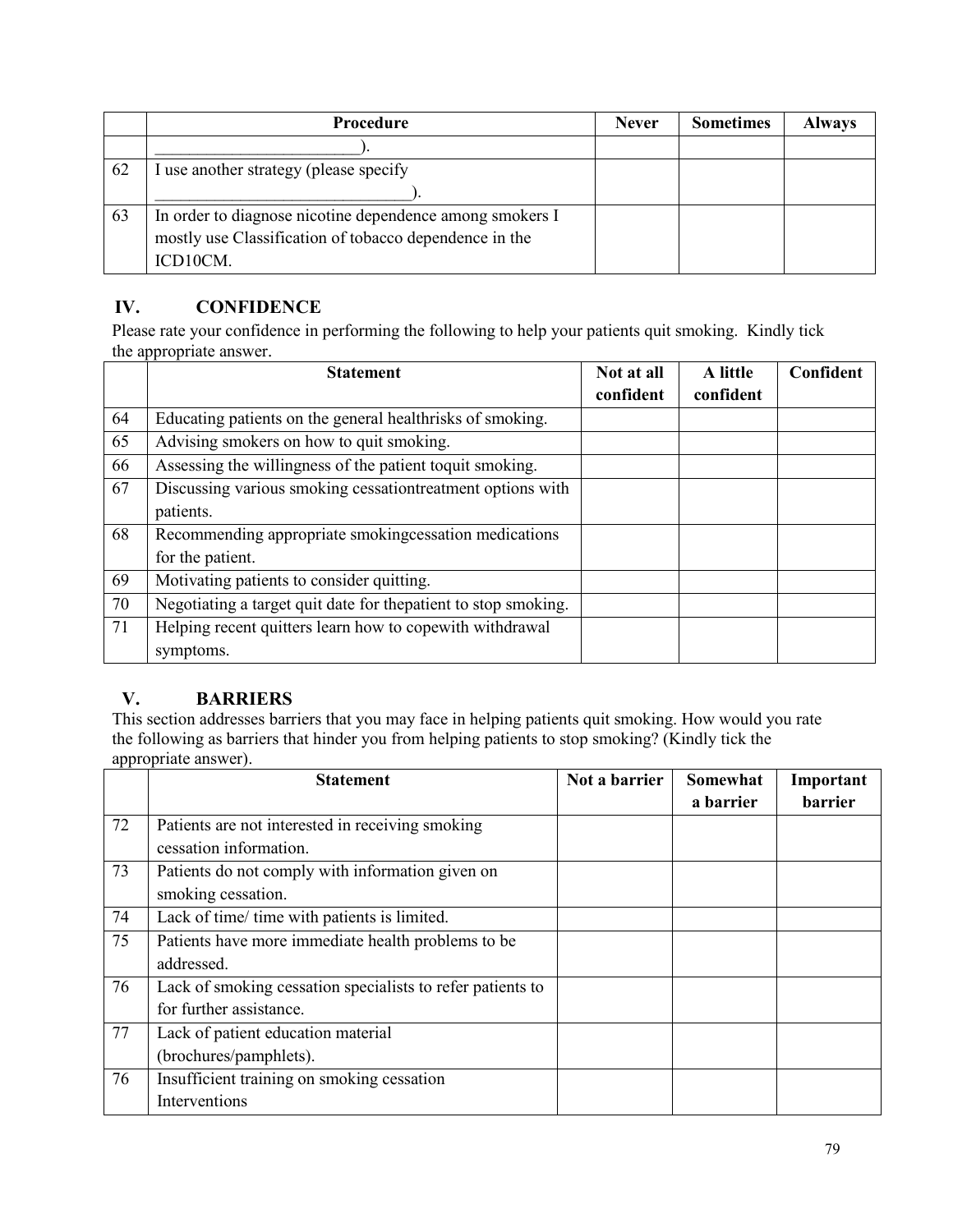|  | Procedure | Never | Sometimes | Always |
|---|---|---|---|---|
|  | ________________________). |  |  |  |
| 62 | I use another strategy (please specify ______________________________). |  |  |  |
| 63 | In order to diagnose nicotine dependence among smokers I mostly use Classification of tobacco dependence in the ICD10CM. |  |  |  |

## IV. CONFIDENCE

Please rate your confidence in performing the following to help your patients quit smoking. Kindly tick the appropriate answer.

|  | Statement | Not at all confident | A little confident | Confident |
|---|---|---|---|---|
| 64 | Educating patients on the general healthrisks of smoking. |  |  |  |
| 65 | Advising smokers on how to quit smoking. |  |  |  |
| 66 | Assessing the willingness of the patient toquit smoking. |  |  |  |
| 67 | Discussing various smoking cessationtreatment options with patients. |  |  |  |
| 68 | Recommending appropriate smokingcessation medications for the patient. |  |  |  |
| 69 | Motivating patients to consider quitting. |  |  |  |
| 70 | Negotiating a target quit date for thepatient to stop smoking. |  |  |  |
| 71 | Helping recent quitters learn how to copewith withdrawal symptoms. |  |  |  |

## V. BARRIERS

This section addresses barriers that you may face in helping patients quit smoking. How would you rate the following as barriers that hinder you from helping patients to stop smoking? (Kindly tick the appropriate answer).

|  | Statement | Not a barrier | Somewhat a barrier | Important barrier |
|---|---|---|---|---|
| 72 | Patients are not interested in receiving smoking cessation information. |  |  |  |
| 73 | Patients do not comply with information given on smoking cessation. |  |  |  |
| 74 | Lack of time/ time with patients is limited. |  |  |  |
| 75 | Patients have more immediate health problems to be addressed. |  |  |  |
| 76 | Lack of smoking cessation specialists to refer patients to for further assistance. |  |  |  |
| 77 | Lack of patient education material (brochures/pamphlets). |  |  |  |
| 76 | Insufficient training on smoking cessation Interventions |  |  |  |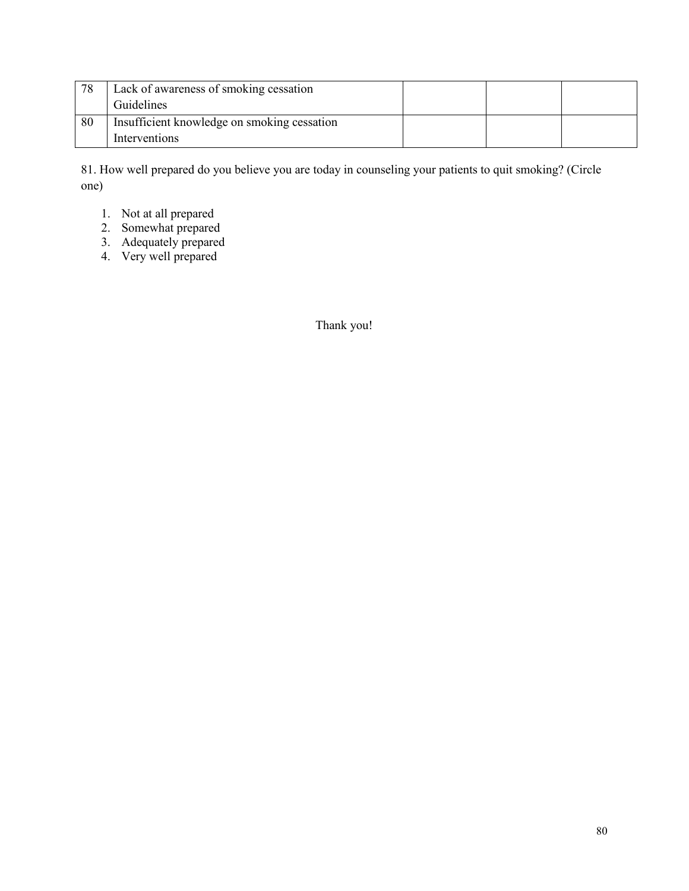| 78 | Lack of awareness of smoking cessation Guidelines | | | |
|---|---|---|---|---|
| 80 | Insufficient knowledge on smoking cessation Interventions | | | |

81. How well prepared do you believe you are today in counseling your patients to quit smoking? (Circle one)

1. Not at all prepared
2. Somewhat prepared
3. Adequately prepared
4. Very well prepared

Thank you!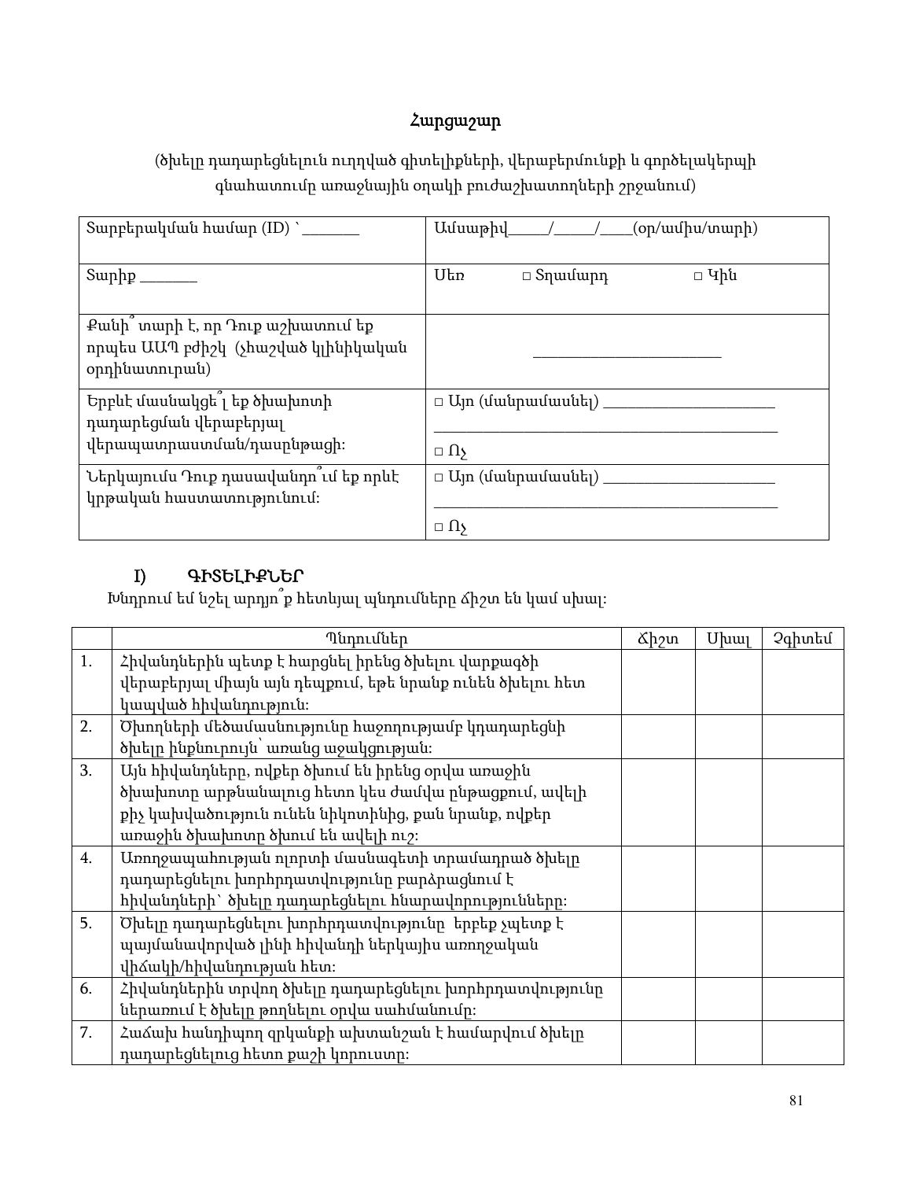# Հարցաշար

(ծխելը դադարեցնելուն ուղղված գիտելիքների, վերաբերմունքի և գործելակերպի գնահատումը առաջնային օղակի բուժաշխատողների շրջանում)

| Տարբերակման համար (ID) `_______ | Ամսաթիվ_____/_____/____(օր/ամիս/տարի) |
|---|---|
| Տարիք _______ | Սեռ ☐ Տղամարդ ☐ Կին |
| Քանի՞ տարի է, որ Դուք աշխատում եք որպես ԱԱՊ բժիշկ (չհաշված կլինիկական օրդինատուրան) | ________________________ |
| Երբևէ մասնակցե՞լ եք ծխախոտի դադարեցման վերաբերյալ վերապատրաստման/դասընթացի: | ☐ Այո (մանրամասնել) ______________________ ______________________________________________ ☐ Ոչ |
| Ներկայումս Դուք դասավանդո՞ւմ եք որևէ կրթական հաստատությունում: | ☐ Այո (մանրամասնել) ______________________ ______________________________________________ ☐ Ոչ |

## I) ԳԻՏԵԼԻՔՆԵՐ

Խնդրում եմ նշել արդյո՞ք հետևյալ պնդումները ճիշտ են կամ սխալ:

| | Պնդումներ | Ճիշտ | Սխալ | Չգիտեմ |
|---|---|---|---|---|
| 1. | Հիվանդներին պետք է հարցնել իրենց ծխելու վարքագծի վերաբերյալ միայն այն դեպքում, եթե նրանք ունեն ծխելու հետ կապված հիվանդություն: | | | |
| 2. | Ծխողների մեծամասնությունը հաջողությամբ կդադարեցնի ծխելը ինքնուրույն՝ առանց աջակցության: | | | |
| 3. | Այն հիվանդները, ովքեր ծխում են իրենց օրվա առաջին ծխախոտը արթնանալուց հետո կես ժամվա ընթացքում, ավելի քիչ կախվածություն ունեն նիկոտինից, քան նրանք, ովքեր առաջին ծխախոտը ծխում են ավելի ուշ: | | | |
| 4. | Առողջապահության ոլորտի մասնագետի տրամադրած ծխելը դադարեցնելու խորհրդատվությունը բարձրացնում է հիվանդների՝ ծխելը դադարեցնելու հնարավորությունները: | | | |
| 5. | Ծխելը դադարեցնելու խորհրդատվությունը երբեք չպետք է պայմանավորված լինի հիվանդի ներկայիս առողջական վիճակի/հիվանդության հետ: | | | |
| 6. | Հիվանդներին տրվող ծխելը դադարեցնելու խորհրդատվությունը ներառում է ծխելը թողնելու օրվա սահմանումը: | | | |
| 7. | Հաճախ հանդիպող զրկանքի ախտանշան է համարվում ծխելը դադարեցնելուց հետո քաշի կորուստը: | | | |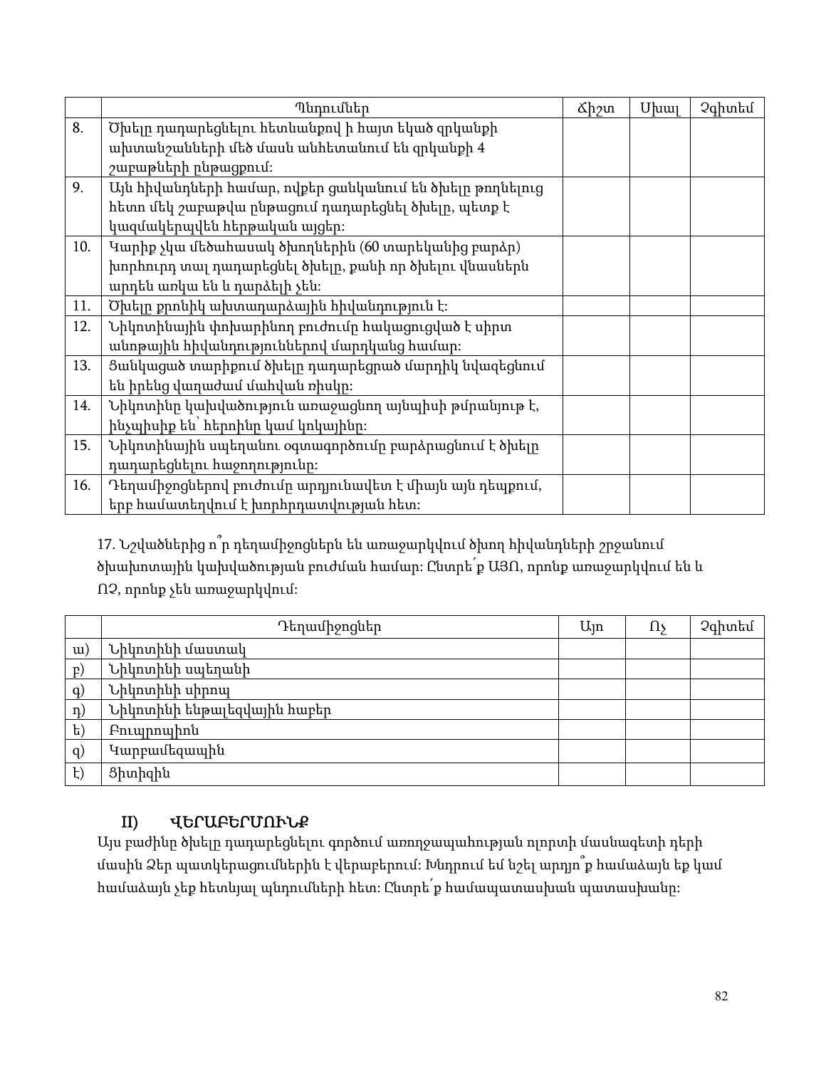| | Պնդումներ | Ճիշտ | Սխալ | Չգիտեմ |
|---|---|---|---|---|
| 8. | Ծխելը դադարեցնելու հետևանքով ի հայտ եկած զրկանքի ախտանշանների մեծ մասն անհետանում են զրկանքի 4 շաբաթների ընթացքում: | | | |
| 9. | Այն հիվանդների համար, ովքեր ցանկանում են ծխելը թողնելուց հետո մեկ շաբաթվա ընթացում դադարեցնել ծխելը, պետք է կազմակերպվեն հերթական այցեր: | | | |
| 10. | Կարիք չկա մեծահասակ ծխողներին (60 տարեկանից բարձր) խորհուրդ տալ դադարեցնել ծխելը, քանի որ ծխելու վնասներն արդեն առկա են և դարձելի չեն: | | | |
| 11. | Ծխելը քրոնիկ ախտադարձային հիվանդություն է: | | | |
| 12. | Նիկոտինային փոխարինող բուժումը հակացուցված է սիրտ անոթային հիվանդություններով մարդկանց համար: | | | |
| 13. | Ցանկացած տարիքում ծխելը դադարեցրած մարդիկ նվազեցնում են իրենց վաղաժամ մահվան ռիսկը: | | | |
| 14. | Նիկոտինը կախվածություն առաջացնող այնպիսի թմրանյութ է, ինչպիսիք են՝ հերոինը կամ կոկաինը: | | | |
| 15. | Նիկոտինային սպեղանու օգտագործումը բարձրացնում է ծխելը դադարեցնելու հաջողությունը: | | | |
| 16. | Դեղամիջոցներով բուժումը արդյունավետ է միայն այն դեպքում, երբ համատեղվում է խորհրդատվության հետ: | | | |

17. Նշվածներից ո՞ր դեղամիջոցներն են առաջարկվում ծխող հիվանդների շրջանում ծխախոտային կախվածության բուժման համար: Ընտրե՛ք ԱՅՈ, որոնք առաջարկվում են և ՈՉ, որոնք չեն առաջարկվում:

| | Դեղամիջոցներ | Այո | Ոչ | Չգիտեմ |
|---|---|---|---|---|
| ա) | Նիկոտինի մաստակ | | | |
| բ) | Նիկոտինի սպեղանի | | | |
| գ) | Նիկոտինի սփրեյ | | | |
| դ) | Նիկոտինի ենթալեզվային հաբեր | | | |
| ե) | Բուպրոպիոն | | | |
| զ) | Կարբամեզապին | | | |
| է) | Ցիտիզին | | | |

## II) ՎԵՐԱԲԵՐՄՈՒՆՔ

Այս բաժինը ծխելը դադարեցնելու գործում առողջապահության ոլորտի մասնագետի դերի մասին Ձեր պատկերացումներին է վերաբերում: Խնդրում եմ նշել արդյո՞ք համաձայն եք կամ համաձայն չեք հետևյալ պնդումների հետ: Ընտրե՛ք համապատասխան պատասխանը: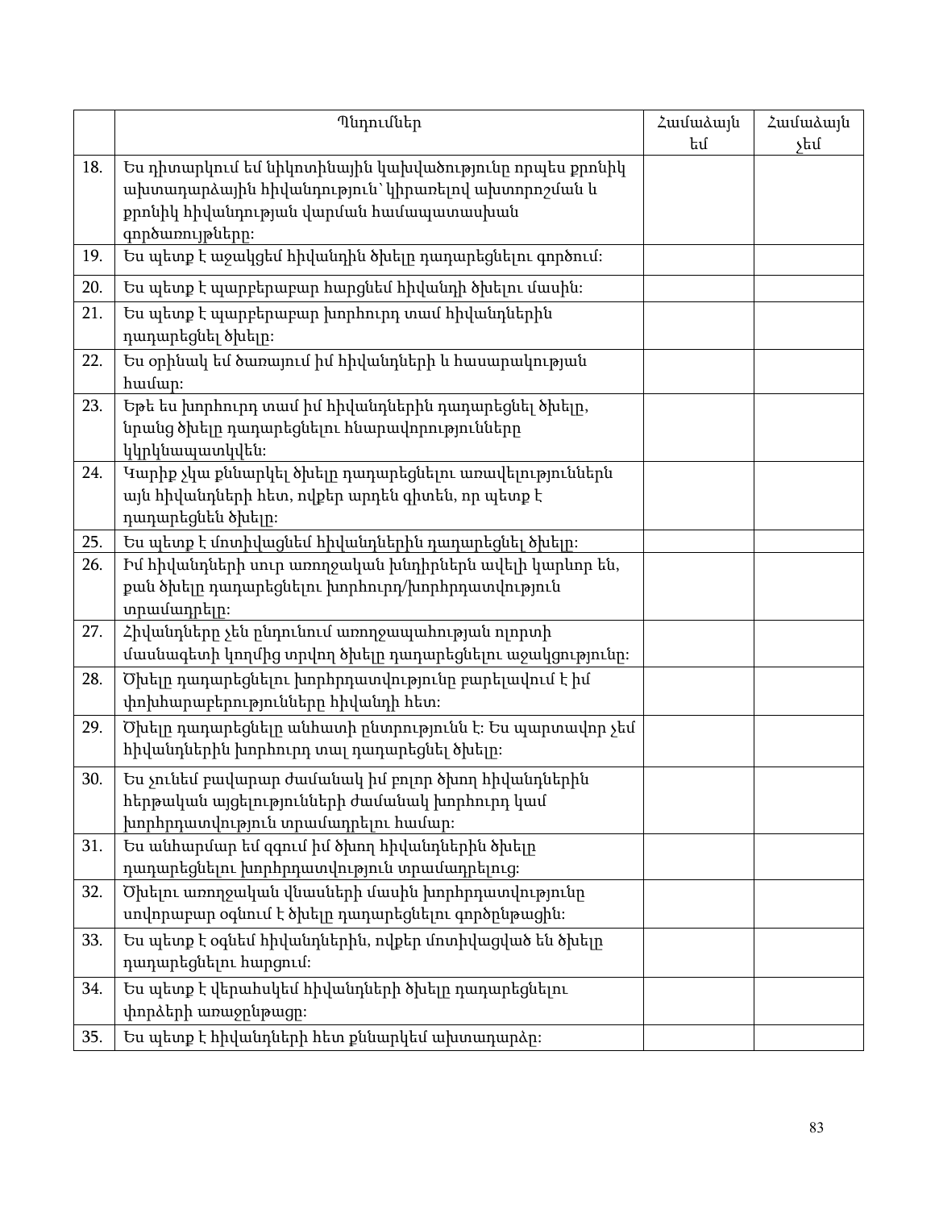| | Պնդումներ | Համաձայն եմ | Համաձայն չեմ |
|---|---|---|---|
| 18. | Ես դիտարկում եմ նիկոտինային կախվածությունը որպես քրոնիկ ախտադարձային հիվանդություն՝ կիրառելով ախտորոշման և քրոնիկ հիվանդության վարման համապատասխան գործառույթները: | | |
| 19. | Ես պետք է աջակցեմ հիվանդին ծխելը դադարեցնելու գործում: | | |
| 20. | Ես պետք է պարբերաբար հարցնեմ հիվանդի ծխելու մասին: | | |
| 21. | Ես պետք է պարբերաբար խորհուրդ տամ հիվանդներին դադարեցնել ծխելը: | | |
| 22. | Ես օրինակ եմ ծառայում իմ հիվանդների և հասարակության համար: | | |
| 23. | Եթե ես խորհուրդ տամ իմ հիվանդներին դադարեցնել ծխելը, նրանց ծխելը դադարեցնելու հնարավորությունները կկրկնապատկվեն: | | |
| 24. | Կարիք չկա քննարկել ծխելը դադարեցնելու առավելություններն այն հիվանդների հետ, ովքեր արդեն գիտեն, որ պետք է դադարեցնեն ծխելը: | | |
| 25. | Ես պետք է մոտիվացնեմ հիվանդներին դադարեցնել ծխելը: | | |
| 26. | Իմ հիվանդների սուր առողջական խնդիրներն ավելի կարևոր են, քան ծխելը դադարեցնելու խորհուրդ/խորհրդատվություն տրամադրելը: | | |
| 27. | Հիվանդները չեն ընդունում առողջապահության ոլորտի մասնագետի կողմից տրվող ծխելը դադարեցնելու աջակցությունը: | | |
| 28. | Ծխելը դադարեցնելու խորհրդատվությունը բարելավում է իմ փոխհարաբերությունները հիվանդի հետ: | | |
| 29. | Ծխելը դադարեցնելը անհատի ընտրությունն է: Ես պարտավոր չեմ հիվանդներին խորհուրդ տալ դադարեցնել ծխելը: | | |
| 30. | Ես չունեմ բավարար ժամանակ իմ բոլոր ծխող հիվանդներին հերթական այցելությունների ժամանակ խորհուրդ կամ խորհրդատվություն տրամադրելու համար: | | |
| 31. | Ես անհարմար եմ զգում իմ ծխող հիվանդներին ծխելը դադարեցնելու խորհրդատվություն տրամադրելուց: | | |
| 32. | Ծխելու առողջական վնասների մասին խորհրդատվությունը սովորաբար օգնում է ծխելը դադարեցնելու գործընթացին: | | |
| 33. | Ես պետք է օգնեմ հիվանդներին, ովքեր մոտիվացված են ծխելը դադարեցնելու հարցում: | | |
| 34. | Ես պետք է վերահսկեմ հիվանդների ծխելը դադարեցնելու փորձերի առաջընթացը: | | |
| 35. | Ես պետք է հիվանդների հետ քննարկեմ ախտադարձը: | | |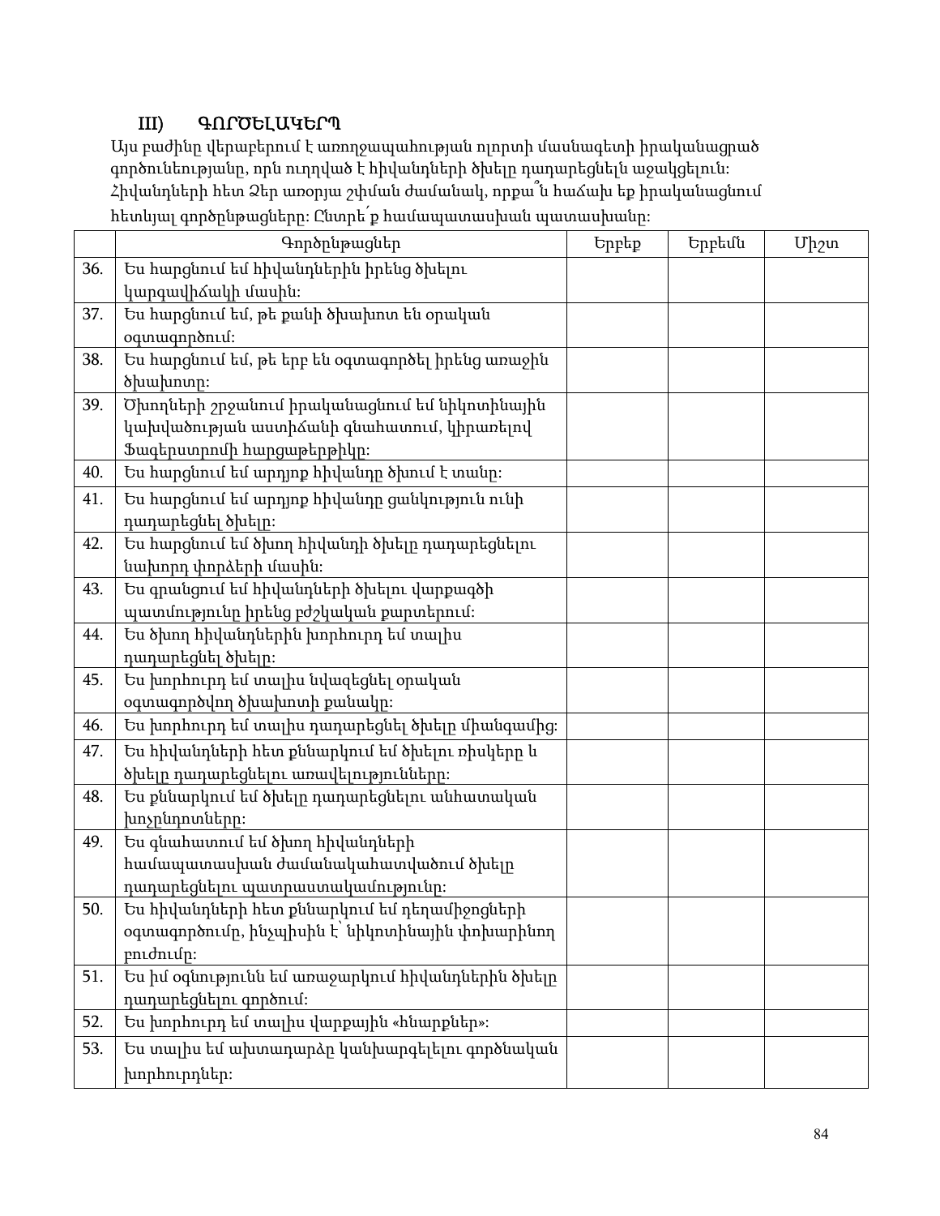### III) ԳՈՐԾԵԼԱԿԵՐՊ

Այս բաժինը վերաբերում է առողջապահության ոլորտի մասնագետի իրականացրած գործունեությանը, որն ուղղված է հիվանդների ծխելը դադարեցնելն աջակցելուն: Հիվանդների հետ Ձեր առօրյա շփման ժամանակ, որքա՞ն հաճախ եք իրականացնում հետևյալ գործընթացները: Ընտրե՛ք համապատասխան պատասխանը:

| | Գործընթացներ | Երբեք | Երբեմն | Միշտ |
|---|---|---|---|---|
| 36. | Ես հարցնում եմ հիվանդներին իրենց ծխելու կարգավիճակի մասին: | | | |
| 37. | Ես հարցնում եմ, թե քանի ծխախոտ են օրական օգտագործում: | | | |
| 38. | Ես հարցնում եմ, թե երբ են օգտագործել իրենց առաջին ծխախոտը: | | | |
| 39. | Ծխողների շրջանում իրականացնում եմ նիկոտինային կախվածության աստիճանի գնահատում, կիրառելով Ֆագերստրոմի հարցաթերթիկը: | | | |
| 40. | Ես հարցնում եմ արդյոք հիվանդը ծխում է տանը: | | | |
| 41. | Ես հարցնում եմ արդյոք հիվանդը ցանկություն ունի դադարեցնել ծխելը: | | | |
| 42. | Ես հարցնում եմ ծխող հիվանդի ծխելը դադարեցնելու նախորդ փորձերի մասին: | | | |
| 43. | Ես գրանցում եմ հիվանդների ծխելու վարքագծի պատմությունը իրենց բժշկական քարտերում: | | | |
| 44. | Ես ծխող հիվանդներին խորհուրդ եմ տալիս դադարեցնել ծխելը: | | | |
| 45. | Ես խորհուրդ եմ տալիս նվազեցնել օրական օգտագործվող ծխախոտի քանակը: | | | |
| 46. | Ես խորհուրդ եմ տալիս դադարեցնել ծխելը միանգամից: | | | |
| 47. | Ես հիվանդների հետ քննարկում եմ ծխելու ռիսկերը և ծխելը դադարեցնելու առավելությունները: | | | |
| 48. | Ես քննարկում եմ ծխելը դադարեցնելու անհատական խոչընդոտները: | | | |
| 49. | Ես գնահատում եմ ծխող հիվանդների համապատասխան ժամանակահատվածում ծխելը դադարեցնելու պատրաստակամությունը: | | | |
| 50. | Ես հիվանդների հետ քննարկում եմ դեղամիջոցների օգտագործումը, ինչպիսին է՝ նիկոտինային փոխարինող բուժումը: | | | |
| 51. | Ես իմ օգնությունն եմ առաջարկում հիվանդներին ծխելը դադարեցնելու գործում: | | | |
| 52. | Ես խորհուրդ եմ տալիս վարքային «հնարքներ»: | | | |
| 53. | Ես տալիս եմ ախտադարձը կանխարգելելու գործնական խորհուրդներ: | | | |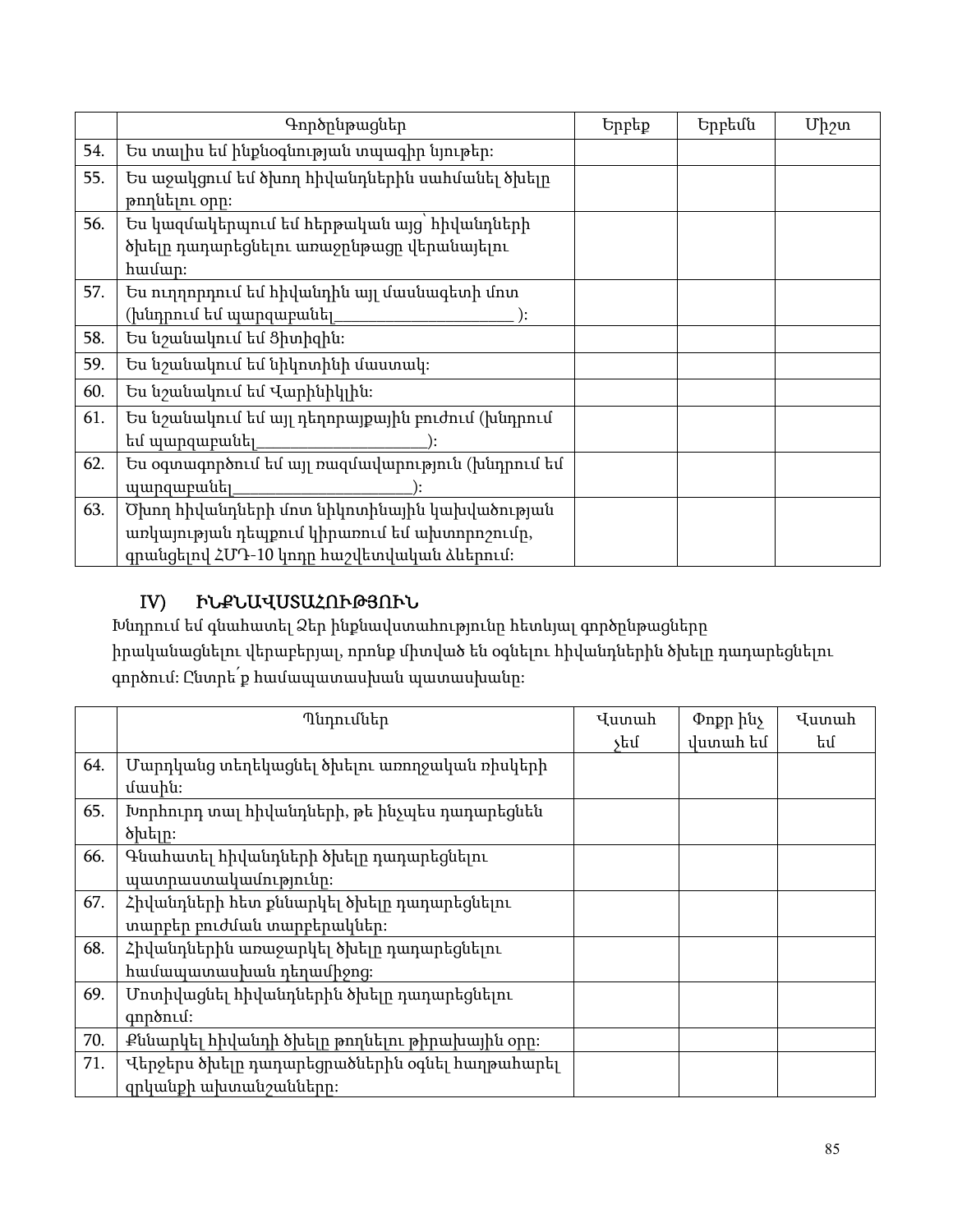| | Գործընթացներ | Երբեք | Երբեմն | Միշտ |
|---|---|---|---|---|
| 54. | Ես տալիս եմ ինքնօգնության տպագիր նյութեր: | | | |
| 55. | Ես աջակցում եմ ծխող հիվանդներին սահմանել ծխելը թողնելու օրը: | | | |
| 56. | Ես կազմակերպում եմ հերթական այց՝ հիվանդների ծխելը դադարեցնելու առաջընթացը վերանայելու համար: | | | |
| 57. | Ես ուղղորդում եմ հիվանդին այլ մասնագետի մոտ (խնդրում եմ պարզաբանել______________________ ): | | | |
| 58. | Ես նշանակում եմ Ցիտիզին: | | | |
| 59. | Ես նշանակում եմ նիկոտինի մաստակ: | | | |
| 60. | Ես նշանակում եմ Վարինիկլին: | | | |
| 61. | Ես նշանակում եմ այլ դեղորայքային բուժում (խնդրում եմ պարզաբանել_____________________): | | | |
| 62. | Ես օգտագործում եմ այլ ռազմավարություն (խնդրում եմ պարզաբանել______________________): | | | |
| 63. | Ծխող հիվանդների մոտ նիկոտինային կախվածության առկայության դեպքում կիրառում եմ ախտորոշումը, գրանցելով ՀՄԴ-10 կոդը հաշվետվական ձևերում: | | | |

## IV) ԻՆՔՆԱՎՍՏԱՀՈՒԹՅՈՒՆ

Խնդրում եմ գնահատել Ձեր ինքնավստահությունը հետևյալ գործընթացները իրականացնելու վերաբերյալ, որոնք միտված են օգնելու հիվանդներին ծխելը դադարեցնելու գործում: Ընտրե՛ք համապատասխան պատասխանը:

| | Պնդումներ | Վստահ չեմ | Փոքր ինչ վստահ եմ | Վստահ եմ |
|---|---|---|---|---|
| 64. | Մարդկանց տեղեկացնել ծխելու առողջական ռիսկերի մասին: | | | |
| 65. | Խորհուրդ տալ հիվանդների, թե ինչպես դադարեցնեն ծխելը: | | | |
| 66. | Գնահատել հիվանդների ծխելը դադարեցնելու պատրաստակամությունը: | | | |
| 67. | Հիվանդների հետ քննարկել ծխելը դադարեցնելու տարբեր բուժման տարբերակներ: | | | |
| 68. | Հիվանդներին առաջարկել ծխելը դադարեցնելու համապատասխան դեղամիջոց: | | | |
| 69. | Մոտիվացնել հիվանդներին ծխելը դադարեցնելու գործում: | | | |
| 70. | Քննարկել հիվանդի ծխելը թողնելու թիրախային օրը: | | | |
| 71. | Վերջերս ծխելը դադարեցրածներին օգնել հաղթահարել զրկանքի ախտանշանները: | | | |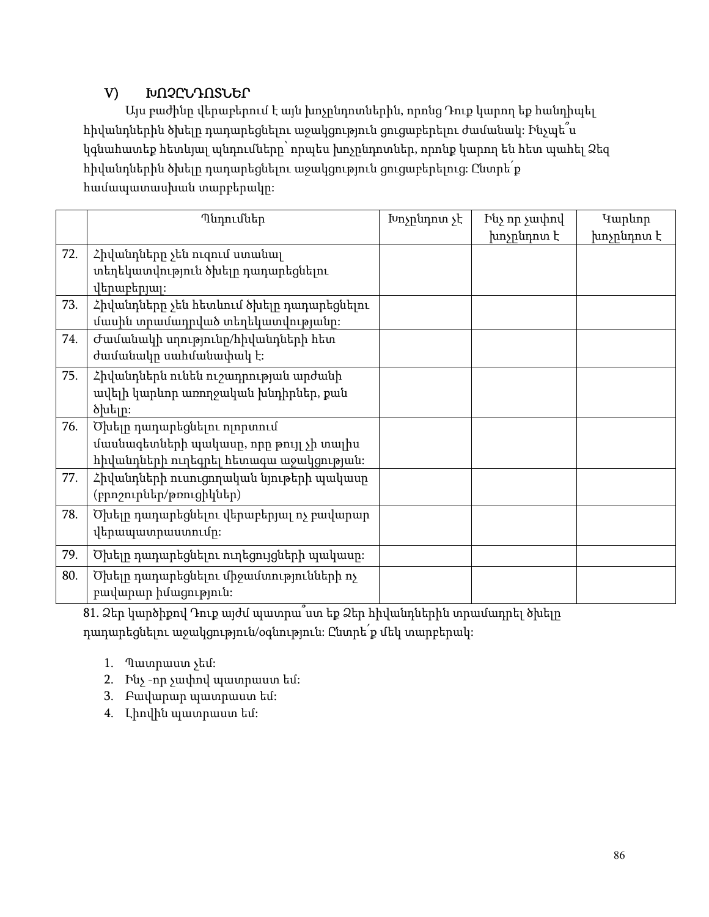## V) ԽՈՉԸՆԴՈՏՆԵՐ

Այս բաժինը վերաբերում է այն խոչընդոտներին, որոնց Դուք կարող եք հանդիպել հիվանդներին ծխելը դադարեցնելու աջակցություն ցուցաբերելու ժամանակ: Ինչպե՞ս կգնահատեք հետևյալ պնդումները՝ որպես խոչընդոտներ, որոնք կարող են հետ պահել Ձեզ հիվանդներին ծխելը դադարեցնելու աջակցություն ցուցաբերելուց: Ընտրե՛ք համապատասխան տարբերակը:

| | Պնդումներ | Խոչընդոտ չէ | Ինչ որ չափով խոչընդոտ է | Կարևոր խոչընդոտ է |
|---|---|---|---|---|
| 72. | Հիվանդները չեն ուզում ստանալ տեղեկատվություն ծխելը դադարեցնելու վերաբերյալ: | | | |
| 73. | Հիվանդները չեն հետևում ծխելը դադարեցնելու մասին տրամադրված տեղեկատվությանը: | | | |
| 74. | Ժամանակի սղությունը/հիվանդների հետ ժամանակը սահմանափակ է: | | | |
| 75. | Հիվանդներն ունեն ուշադրության արժանի ավելի կարևոր առողջական խնդիրներ, քան ծխելը: | | | |
| 76. | Ծխելը դադարեցնելու ոլորտում մասնագետների պակասը, որը թույլ չի տալիս հիվանդների ուղեգրել հետագա աջակցության: | | | |
| 77. | Հիվանդների ուսուցողական նյութերի պակասը (բրոշուրներ/թռուցիկներ) | | | |
| 78. | Ծխելը դադարեցնելու վերաբերյալ ոչ բավարար վերապատրաստումը: | | | |
| 79. | Ծխելը դադարեցնելու ուղեցույցների պակասը: | | | |
| 80. | Ծխելը դադարեցնելու միջամտությունների ոչ բավարար իմացություն: | | | |

81. Ձեր կարծիքով Դուք այժմ պատրա՞ստ եք Ձեր հիվանդներին տրամադրել ծխելը դադարեցնելու աջակցություն/օգնություն: Ընտրե՛ք մեկ տարբերակ:

1. Պատրաստ չեմ:
2. Ինչ -որ չափով պատրաստ եմ:
3. Բավարար պատրաստ եմ:
4. Լիովին պատրաստ եմ: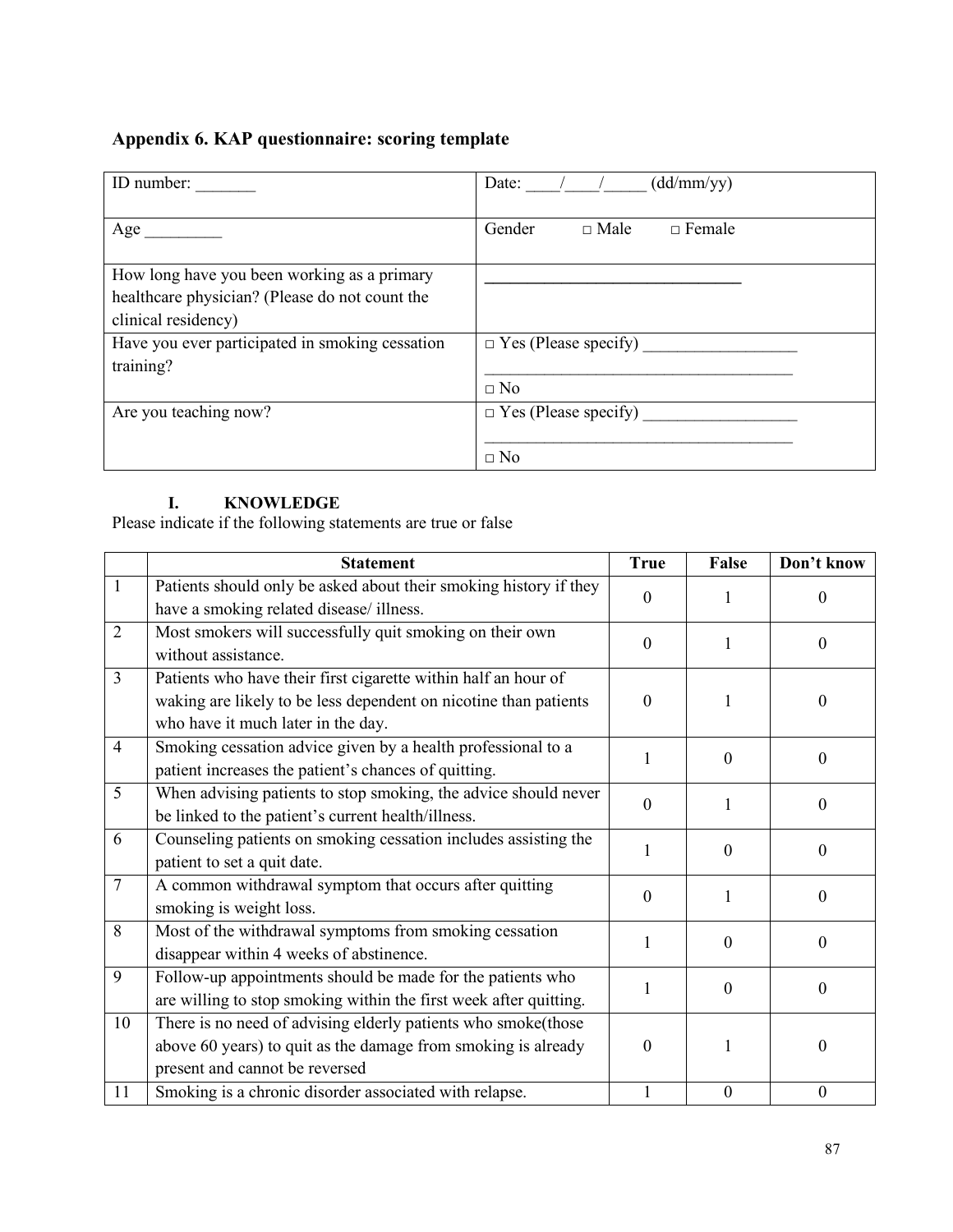## Appendix 6. KAP questionnaire: scoring template

| ID number: _______ | Date: ____/____/_____ (dd/mm/yy) |
|---|---|
| Age _________ | Gender □ Male □ Female |
| How long have you been working as a primary healthcare physician? (Please do not count the clinical residency) | ______________________________ |
| Have you ever participated in smoking cessation training? | □ Yes (Please specify) __________________ ____________________________________ □ No |
| Are you teaching now? | □ Yes (Please specify) __________________ ____________________________________ □ No |

### I. KNOWLEDGE

Please indicate if the following statements are true or false

| | Statement | True | False | Don't know |
|---|---|---|---|---|
| 1 | Patients should only be asked about their smoking history if they have a smoking related disease/ illness. | 0 | 1 | 0 |
| 2 | Most smokers will successfully quit smoking on their own without assistance. | 0 | 1 | 0 |
| 3 | Patients who have their first cigarette within half an hour of waking are likely to be less dependent on nicotine than patients who have it much later in the day. | 0 | 1 | 0 |
| 4 | Smoking cessation advice given by a health professional to a patient increases the patient's chances of quitting. | 1 | 0 | 0 |
| 5 | When advising patients to stop smoking, the advice should never be linked to the patient's current health/illness. | 0 | 1 | 0 |
| 6 | Counseling patients on smoking cessation includes assisting the patient to set a quit date. | 1 | 0 | 0 |
| 7 | A common withdrawal symptom that occurs after quitting smoking is weight loss. | 0 | 1 | 0 |
| 8 | Most of the withdrawal symptoms from smoking cessation disappear within 4 weeks of abstinence. | 1 | 0 | 0 |
| 9 | Follow-up appointments should be made for the patients who are willing to stop smoking within the first week after quitting. | 1 | 0 | 0 |
| 10 | There is no need of advising elderly patients who smoke(those above 60 years) to quit as the damage from smoking is already present and cannot be reversed | 0 | 1 | 0 |
| 11 | Smoking is a chronic disorder associated with relapse. | 1 | 0 | 0 |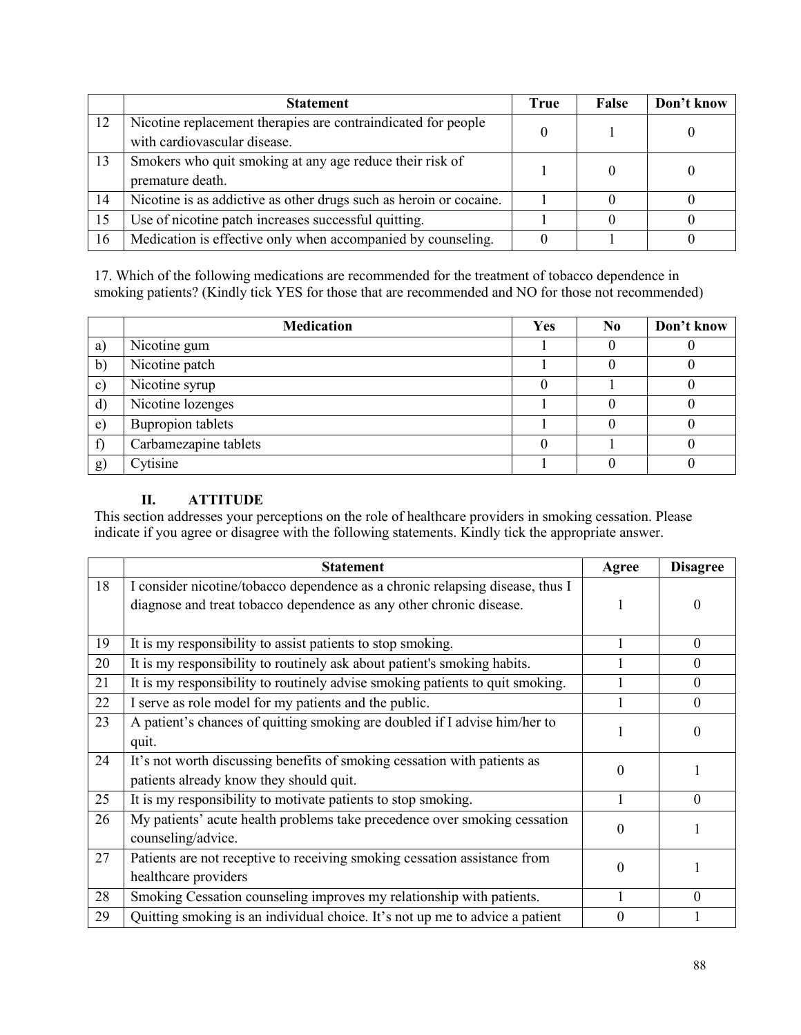|  | Statement | True | False | Don't know |
|---|---|---|---|---|
| 12 | Nicotine replacement therapies are contraindicated for people with cardiovascular disease. | 0 | 1 | 0 |
| 13 | Smokers who quit smoking at any age reduce their risk of premature death. | 1 | 0 | 0 |
| 14 | Nicotine is as addictive as other drugs such as heroin or cocaine. | 1 | 0 | 0 |
| 15 | Use of nicotine patch increases successful quitting. | 1 | 0 | 0 |
| 16 | Medication is effective only when accompanied by counseling. | 0 | 1 | 0 |

17. Which of the following medications are recommended for the treatment of tobacco dependence in smoking patients? (Kindly tick YES for those that are recommended and NO for those not recommended)

|  | Medication | Yes | No | Don't know |
|---|---|---|---|---|
| a) | Nicotine gum | 1 | 0 | 0 |
| b) | Nicotine patch | 1 | 0 | 0 |
| c) | Nicotine syrup | 0 | 1 | 0 |
| d) | Nicotine lozenges | 1 | 0 | 0 |
| e) | Bupropion tablets | 1 | 0 | 0 |
| f) | Carbamezapine tablets | 0 | 1 | 0 |
| g) | Cytisine | 1 | 0 | 0 |

## II. ATTITUDE

This section addresses your perceptions on the role of healthcare providers in smoking cessation. Please indicate if you agree or disagree with the following statements. Kindly tick the appropriate answer.

|  | Statement | Agree | Disagree |
|---|---|---|---|
| 18 | I consider nicotine/tobacco dependence as a chronic relapsing disease, thus I diagnose and treat tobacco dependence as any other chronic disease. | 1 | 0 |
| 19 | It is my responsibility to assist patients to stop smoking. | 1 | 0 |
| 20 | It is my responsibility to routinely ask about patient's smoking habits. | 1 | 0 |
| 21 | It is my responsibility to routinely advise smoking patients to quit smoking. | 1 | 0 |
| 22 | I serve as role model for my patients and the public. | 1 | 0 |
| 23 | A patient's chances of quitting smoking are doubled if I advise him/her to quit. | 1 | 0 |
| 24 | It's not worth discussing benefits of smoking cessation with patients as patients already know they should quit. | 0 | 1 |
| 25 | It is my responsibility to motivate patients to stop smoking. | 1 | 0 |
| 26 | My patients' acute health problems take precedence over smoking cessation counseling/advice. | 0 | 1 |
| 27 | Patients are not receptive to receiving smoking cessation assistance from healthcare providers | 0 | 1 |
| 28 | Smoking Cessation counseling improves my relationship with patients. | 1 | 0 |
| 29 | Quitting smoking is an individual choice. It's not up me to advice a patient | 0 | 1 |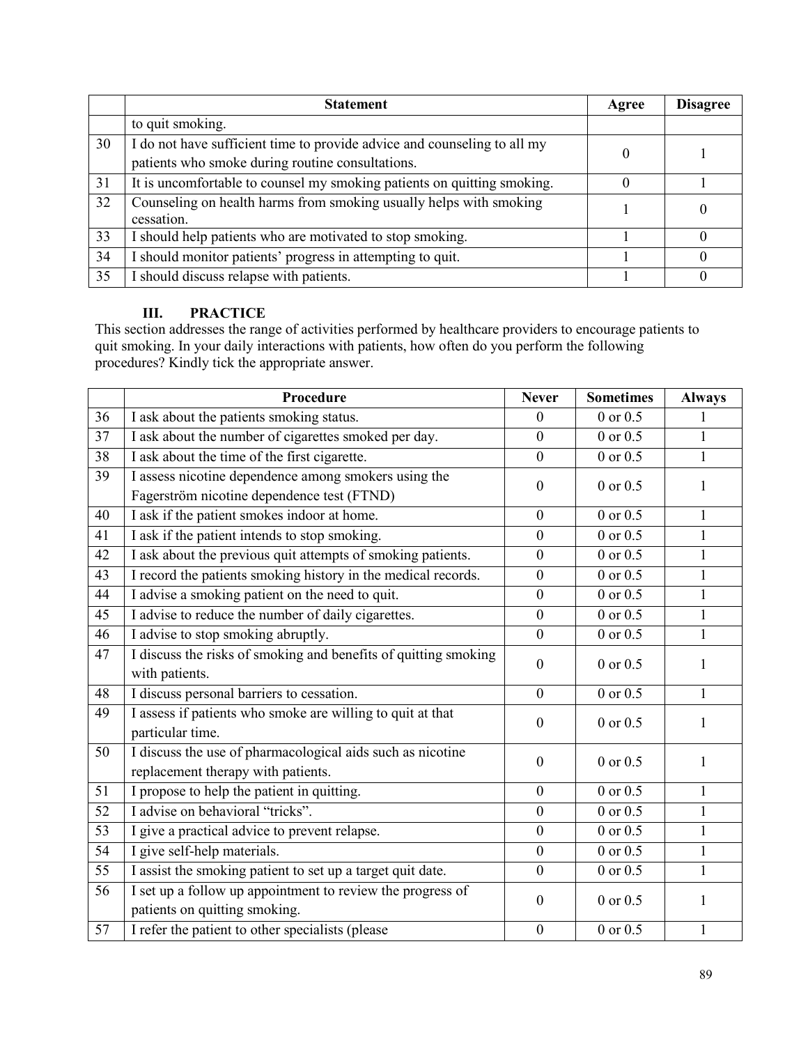| | Statement | Agree | Disagree |
|---|---|---|---|
| | to quit smoking. | | |
| 30 | I do not have sufficient time to provide advice and counseling to all my patients who smoke during routine consultations. | 0 | 1 |
| 31 | It is uncomfortable to counsel my smoking patients on quitting smoking. | 0 | 1 |
| 32 | Counseling on health harms from smoking usually helps with smoking cessation. | 1 | 0 |
| 33 | I should help patients who are motivated to stop smoking. | 1 | 0 |
| 34 | I should monitor patients' progress in attempting to quit. | 1 | 0 |
| 35 | I should discuss relapse with patients. | 1 | 0 |

### III. PRACTICE

This section addresses the range of activities performed by healthcare providers to encourage patients to quit smoking. In your daily interactions with patients, how often do you perform the following procedures? Kindly tick the appropriate answer.

| | Procedure | Never | Sometimes | Always |
|---|---|---|---|---|
| 36 | I ask about the patients smoking status. | 0 | 0 or 0.5 | 1 |
| 37 | I ask about the number of cigarettes smoked per day. | 0 | 0 or 0.5 | 1 |
| 38 | I ask about the time of the first cigarette. | 0 | 0 or 0.5 | 1 |
| 39 | I assess nicotine dependence among smokers using the Fagerström nicotine dependence test (FTND) | 0 | 0 or 0.5 | 1 |
| 40 | I ask if the patient smokes indoor at home. | 0 | 0 or 0.5 | 1 |
| 41 | I ask if the patient intends to stop smoking. | 0 | 0 or 0.5 | 1 |
| 42 | I ask about the previous quit attempts of smoking patients. | 0 | 0 or 0.5 | 1 |
| 43 | I record the patients smoking history in the medical records. | 0 | 0 or 0.5 | 1 |
| 44 | I advise a smoking patient on the need to quit. | 0 | 0 or 0.5 | 1 |
| 45 | I advise to reduce the number of daily cigarettes. | 0 | 0 or 0.5 | 1 |
| 46 | I advise to stop smoking abruptly. | 0 | 0 or 0.5 | 1 |
| 47 | I discuss the risks of smoking and benefits of quitting smoking with patients. | 0 | 0 or 0.5 | 1 |
| 48 | I discuss personal barriers to cessation. | 0 | 0 or 0.5 | 1 |
| 49 | I assess if patients who smoke are willing to quit at that particular time. | 0 | 0 or 0.5 | 1 |
| 50 | I discuss the use of pharmacological aids such as nicotine replacement therapy with patients. | 0 | 0 or 0.5 | 1 |
| 51 | I propose to help the patient in quitting. | 0 | 0 or 0.5 | 1 |
| 52 | I advise on behavioral "tricks". | 0 | 0 or 0.5 | 1 |
| 53 | I give a practical advice to prevent relapse. | 0 | 0 or 0.5 | 1 |
| 54 | I give self-help materials. | 0 | 0 or 0.5 | 1 |
| 55 | I assist the smoking patient to set up a target quit date. | 0 | 0 or 0.5 | 1 |
| 56 | I set up a follow up appointment to review the progress of patients on quitting smoking. | 0 | 0 or 0.5 | 1 |
| 57 | I refer the patient to other specialists (please | 0 | 0 or 0.5 | 1 |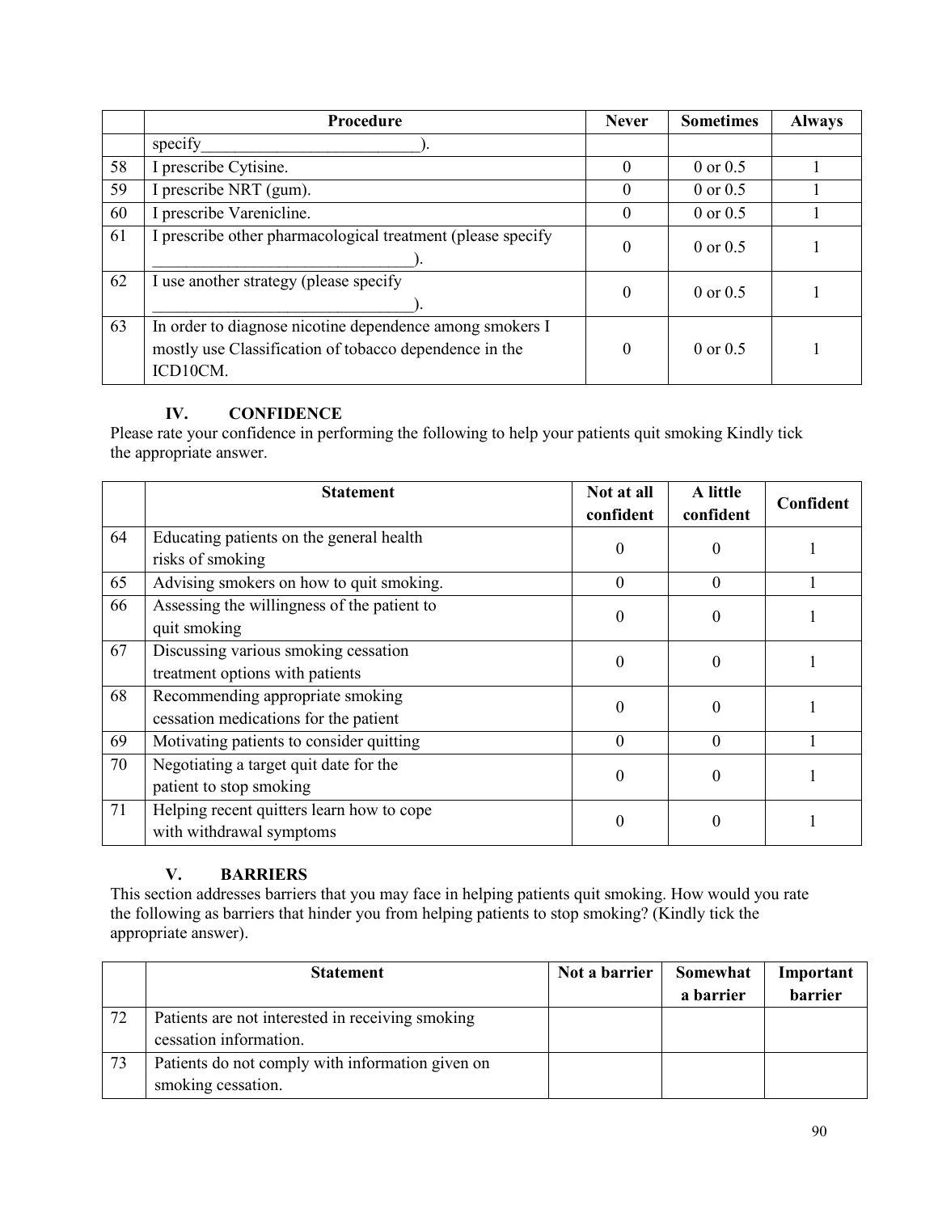| | Procedure | Never | Sometimes | Always |
|---|---|---|---|---|
| | specify___________________________). | | | |
| 58 | I prescribe Cytisine. | 0 | 0 or 0.5 | 1 |
| 59 | I prescribe NRT (gum). | 0 | 0 or 0.5 | 1 |
| 60 | I prescribe Varenicline. | 0 | 0 or 0.5 | 1 |
| 61 | I prescribe other pharmacological treatment (please specify ________________________________). | 0 | 0 or 0.5 | 1 |
| 62 | I use another strategy (please specify ________________________________). | 0 | 0 or 0.5 | 1 |
| 63 | In order to diagnose nicotine dependence among smokers I mostly use Classification of tobacco dependence in the ICD10CM. | 0 | 0 or 0.5 | 1 |

## IV. CONFIDENCE

Please rate your confidence in performing the following to help your patients quit smoking Kindly tick the appropriate answer.

| | Statement | Not at all confident | A little confident | Confident |
|---|---|---|---|---|
| 64 | Educating patients on the general health risks of smoking | 0 | 0 | 1 |
| 65 | Advising smokers on how to quit smoking. | 0 | 0 | 1 |
| 66 | Assessing the willingness of the patient to quit smoking | 0 | 0 | 1 |
| 67 | Discussing various smoking cessation treatment options with patients | 0 | 0 | 1 |
| 68 | Recommending appropriate smoking cessation medications for the patient | 0 | 0 | 1 |
| 69 | Motivating patients to consider quitting | 0 | 0 | 1 |
| 70 | Negotiating a target quit date for the patient to stop smoking | 0 | 0 | 1 |
| 71 | Helping recent quitters learn how to cope with withdrawal symptoms | 0 | 0 | 1 |

## V. BARRIERS

This section addresses barriers that you may face in helping patients quit smoking. How would you rate the following as barriers that hinder you from helping patients to stop smoking? (Kindly tick the appropriate answer).

| | Statement | Not a barrier | Somewhat a barrier | Important barrier |
|---|---|---|---|---|
| 72 | Patients are not interested in receiving smoking cessation information. | | | |
| 73 | Patients do not comply with information given on smoking cessation. | | | |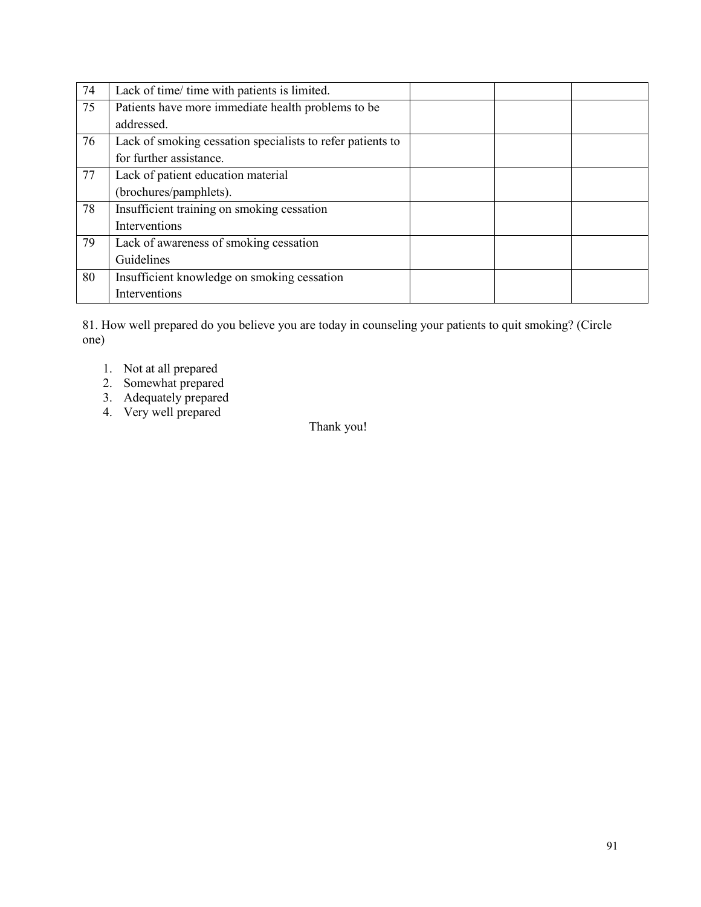| | | | | |
|---|---|---|---|---|
| 74 | Lack of time/ time with patients is limited. | | | |
| 75 | Patients have more immediate health problems to be addressed. | | | |
| 76 | Lack of smoking cessation specialists to refer patients to for further assistance. | | | |
| 77 | Lack of patient education material (brochures/pamphlets). | | | |
| 78 | Insufficient training on smoking cessation Interventions | | | |
| 79 | Lack of awareness of smoking cessation Guidelines | | | |
| 80 | Insufficient knowledge on smoking cessation Interventions | | | |

81. How well prepared do you believe you are today in counseling your patients to quit smoking? (Circle one)

1. Not at all prepared
2. Somewhat prepared
3. Adequately prepared
4. Very well prepared

Thank you!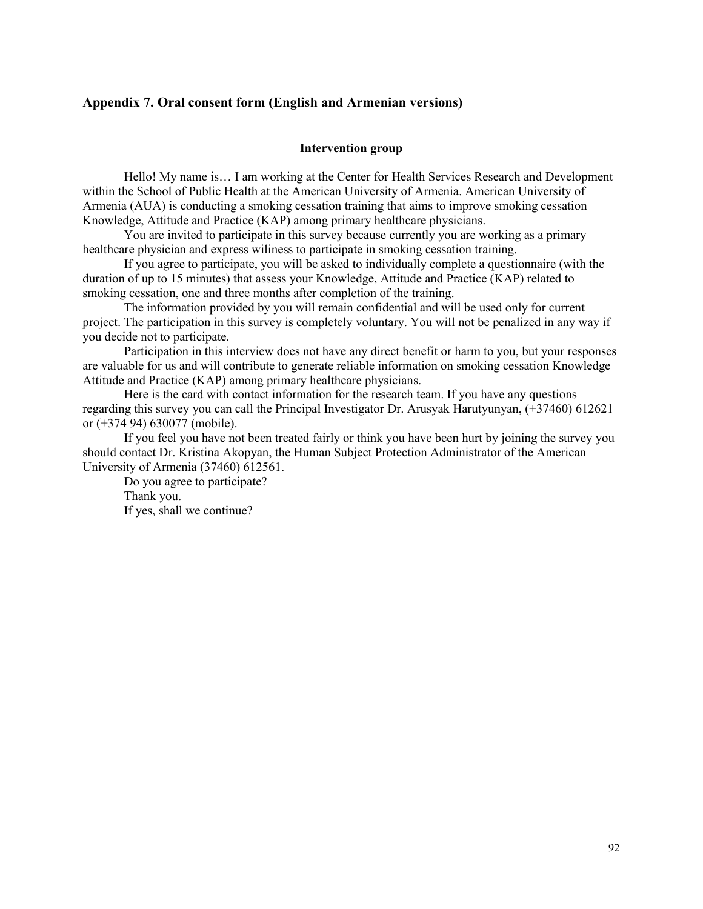## Appendix 7. Oral consent form (English and Armenian versions)

**Intervention group**

Hello! My name is… I am working at the Center for Health Services Research and Development within the School of Public Health at the American University of Armenia. American University of Armenia (AUA) is conducting a smoking cessation training that aims to improve smoking cessation Knowledge, Attitude and Practice (KAP) among primary healthcare physicians.

You are invited to participate in this survey because currently you are working as a primary healthcare physician and express wiliness to participate in smoking cessation training.

If you agree to participate, you will be asked to individually complete a questionnaire (with the duration of up to 15 minutes) that assess your Knowledge, Attitude and Practice (KAP) related to smoking cessation, one and three months after completion of the training.

The information provided by you will remain confidential and will be used only for current project. The participation in this survey is completely voluntary. You will not be penalized in any way if you decide not to participate.

Participation in this interview does not have any direct benefit or harm to you, but your responses are valuable for us and will contribute to generate reliable information on smoking cessation Knowledge Attitude and Practice (KAP) among primary healthcare physicians.

Here is the card with contact information for the research team. If you have any questions regarding this survey you can call the Principal Investigator Dr. Arusyak Harutyunyan, (+37460) 612621 or (+374 94) 630077 (mobile).

If you feel you have not been treated fairly or think you have been hurt by joining the survey you should contact Dr. Kristina Akopyan, the Human Subject Protection Administrator of the American University of Armenia (37460) 612561.

Do you agree to participate?

Thank you.

If yes, shall we continue?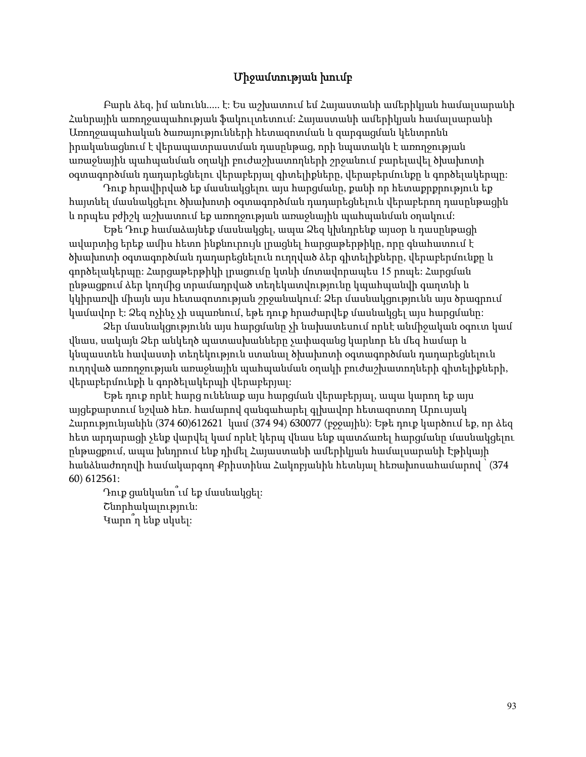## Միջամտության խումբ

Բարև ձեզ, իմ անունն..... է: Ես աշխատում եմ Հայաստանի ամերիկյան համալսարանի Հանրային առողջապահության ֆակուլտետում: Հայաստանի ամերիկյան համալսարանի Առողջապահական ծառայությունների հետազոտման և զարգացման կենտրոնն իրականացնում է վերապատրաստման դասընթաց, որի նպատակն է առողջության առաջնային պահպանման օղակի բուժաշխատողների շրջանում բարելավել ծխախոտի օգտագործման դադարեցնելու վերաբերյալ գիտելիքները, վերաբերմունքը և գործելակերպը:

Դուք հրավիրված եք մասնակցելու այս հարցմանը, քանի որ հետաքրքրություն եք հայտնել մասնակցելու ծխախոտի օգտագործման դադարեցնելուն վերաբերող դասընթացին և որպես բժիշկ աշխատում եք առողջության առաջնային պահպանման օղակում:

Եթե Դուք համաձայնեք մասնակցել, ապա Ձեզ կխնդրենք այսօր և դասընթացի ավարտից երեք ամիս հետո ինքնուրույն լրացնել հարցաթերթիկը, որը գնահատում է ծխախոտի օգտագործման դադարեցնելուն ուղղված ձեր գիտելիքները, վերաբերմունքը և գործելակերպը: Հարցաթերթիկի լրացումը կտևի մոտավորապես 15 րոպե: Հարցման ընթացքում ձեր կողմից տրամադրված տեղեկատվությունը կպահպանվի գաղտնի և կկիրառվի միայն այս հետազոտության շրջանակում: Ձեր մասնակցությունն այս ծրագրում կամավոր է: Ձեզ ոչինչ չի սպառնում, եթե դուք հրաժարվեք մասնակցել այս հարցմանը:

Ձեր մասնակցությունն այս հարցմանը չի նախատեսում որևէ անմիջական օգուտ կամ վնաս, սակայն Ձեր անկեղծ պատասխանները չափազանց կարևոր են մեզ համար և կնպաստեն հավաստի տեղեկություն ստանալ ծխախոտի օգտագործման դադարեցնելուն ուղղված առողջության առաջնային պահպանման օղակի բուժաշխատողների գիտելիքների, վերաբերմունքի և գործելակերպի վերաբերյալ:

Եթե դուք որևէ հարց ունենաք այս հարցման վերաբերյալ, ապա կարող եք այս այցեքարտում նշված հեռ. համարով զանգահարել գլխավոր հետազոտող Արուսյակ Հարությունյանին (374 60)612621 կամ (374 94) 630077 (բջջային): Եթե դուք կարծում եք, որ ձեզ հետ արդարացի չենք վարվել կամ որևէ կերպ վնաս ենք պատճառել հարցմանը մասնակցելու ընթացքում, ապա խնդրում ենք դիմել Հայաստանի ամերիկյան համալսարանի Էթիկայի հանձնաժողովի համակարգող Քրիստինա Հակոբյանին հետևյալ հեռախոսահամարով ՝ (374 60) 612561:

Դուք ցանկանու՞մ եք մասնակցել:

Շնորհակալություն:

Կարո՞ղ ենք սկսել: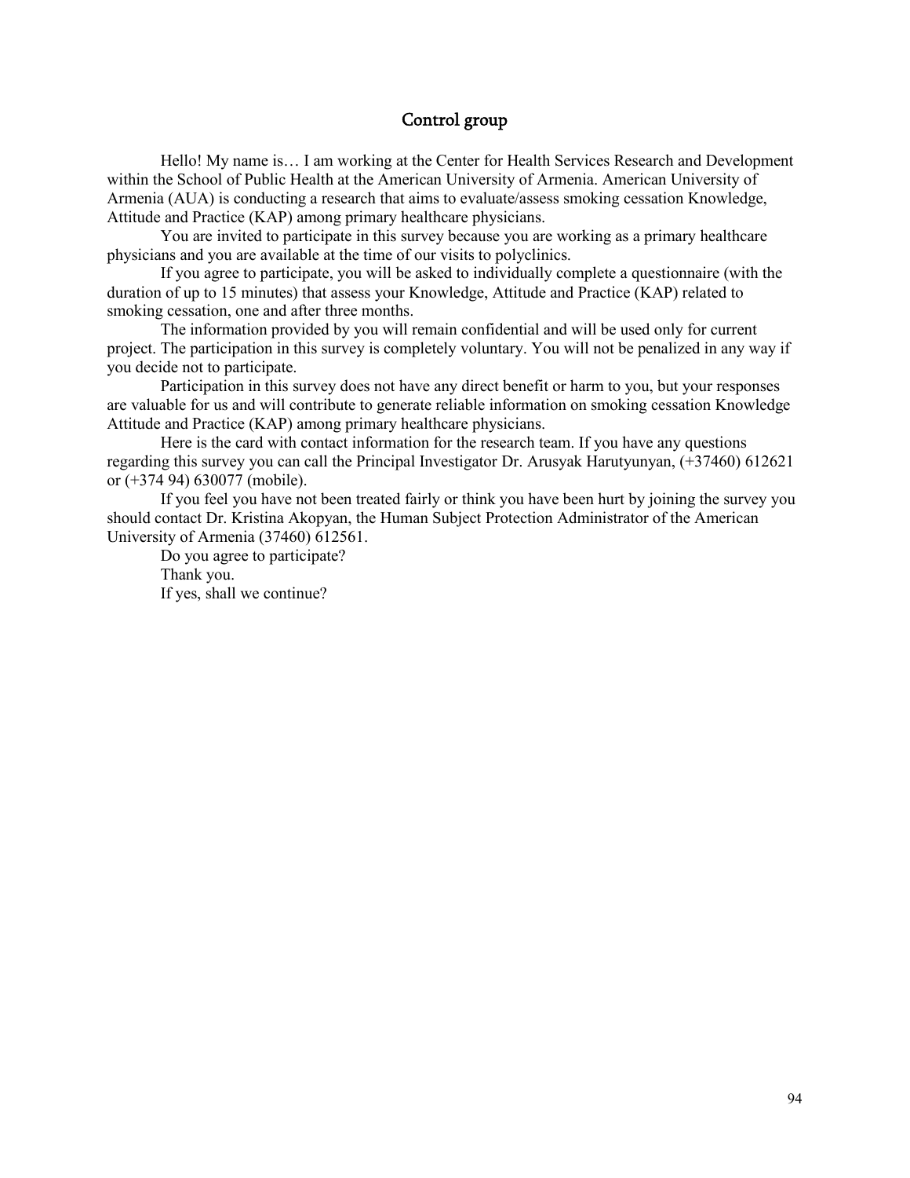## Control group

Hello! My name is… I am working at the Center for Health Services Research and Development within the School of Public Health at the American University of Armenia. American University of Armenia (AUA) is conducting a research that aims to evaluate/assess smoking cessation Knowledge, Attitude and Practice (KAP) among primary healthcare physicians.

You are invited to participate in this survey because you are working as a primary healthcare physicians and you are available at the time of our visits to polyclinics.

If you agree to participate, you will be asked to individually complete a questionnaire (with the duration of up to 15 minutes) that assess your Knowledge, Attitude and Practice (KAP) related to smoking cessation, one and after three months.

The information provided by you will remain confidential and will be used only for current project. The participation in this survey is completely voluntary. You will not be penalized in any way if you decide not to participate.

Participation in this survey does not have any direct benefit or harm to you, but your responses are valuable for us and will contribute to generate reliable information on smoking cessation Knowledge Attitude and Practice (KAP) among primary healthcare physicians.

Here is the card with contact information for the research team. If you have any questions regarding this survey you can call the Principal Investigator Dr. Arusyak Harutyunyan, (+37460) 612621 or (+374 94) 630077 (mobile).

If you feel you have not been treated fairly or think you have been hurt by joining the survey you should contact Dr. Kristina Akopyan, the Human Subject Protection Administrator of the American University of Armenia (37460) 612561.

Do you agree to participate?

Thank you.

If yes, shall we continue?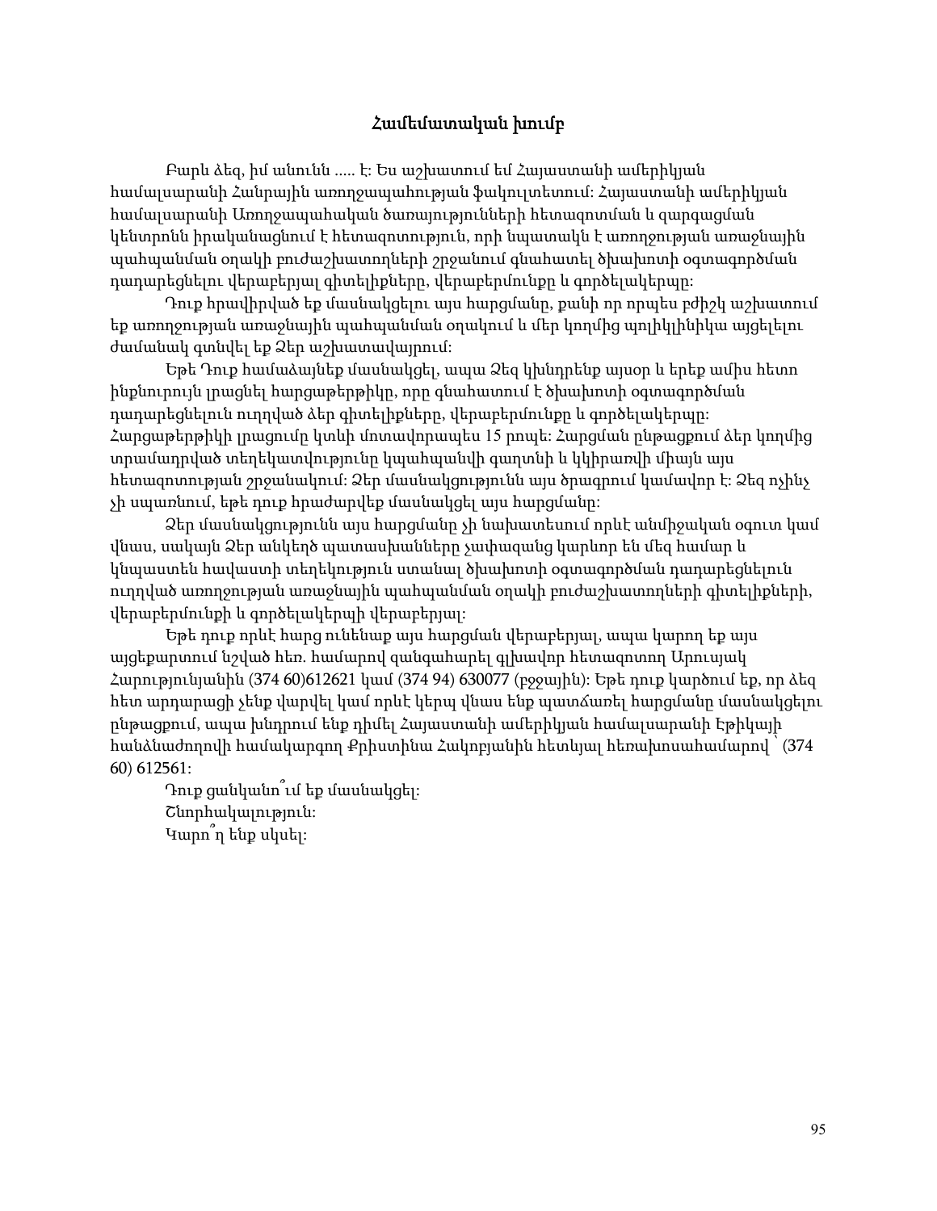## Համեմատական խումբ

Բարև ձեզ, իմ անունն ..... է: Ես աշխատում եմ Հայաստանի ամերիկյան համալսարանի Հանրային առողջապահության ֆակուլտետում: Հայաստանի ամերիկյան համալսարանի Առողջապահական ծառայությունների հետազոտման և զարգացման կենտրոնն իրականացնում է հետազոտություն, որի նպատակն է առողջության առաջնային պահպանման օղակի բուժաշխատողների շրջանում գնահատել ծխախոտի օգտագործման դադարեցնելու վերաբերյալ գիտելիքները, վերաբերմունքը և գործելակերպը:

Դուք հրավիրված եք մասնակցելու այս հարցմանը, քանի որ որպես բժիշկ աշխատում եք առողջության առաջնային պահպանման օղակում և մեր կողմից պոլիկլինիկա այցելելու ժամանակ գտնվել եք Ձեր աշխատավայրում:

Եթե Դուք համաձայնեք մասնակցել, ապա Ձեզ կխնդրենք այսօր և երեք ամիս հետո ինքնուրույն լրացնել հարցաթերթիկը, որը գնահատում է ծխախոտի օգտագործման դադարեցնելուն ուղղված ձեր գիտելիքները, վերաբերմունքը և գործելակերպը: Հարցաթերթիկի լրացումը կտևի մոտավորապես 15 րոպե: Հարցման ընթացքում ձեր կողմից տրամադրված տեղեկատվությունը կպահպանվի գաղտնի և կկիրառվի միայն այս հետազոտության շրջանակում: Ձեր մասնակցությունն այս ծրագրում կամավոր է: Ձեզ ոչինչ չի սպառնում, եթե դուք հրաժարվեք մասնակցել այս հարցմանը:

Ձեր մասնակցությունն այս հարցմանը չի նախատեսում որևէ անմիջական օգուտ կամ վնաս, սակայն Ձեր անկեղծ պատասխանները չափազանց կարևոր են մեզ համար և կնպաստեն հավաստի տեղեկություն ստանալ ծխախոտի օգտագործման դադարեցնելուն ուղղված առողջության առաջնային պահպանման օղակի բուժաշխատողների գիտելիքների, վերաբերմունքի և գործելակերպի վերաբերյալ:

Եթե դուք որևէ հարց ունենաք այս հարցման վերաբերյալ, ապա կարող եք այս այցեքարտում նշված հեռ. համարով զանգահարել գլխավոր հետազոտող Արուսյակ Հարությունյանին (374 60)612621 կամ (374 94) 630077 (բջջային): Եթե դուք կարծում եք, որ ձեզ հետ արդարացի չենք վարվել կամ որևէ կերպ վնաս ենք պատճառել հարցմանը մասնակցելու ընթացքում, ապա խնդրում ենք դիմել Հայաստանի ամերիկյան համալսարանի Էթիկայի հանձնաժողովի համակարգող Քրիստինա Հակոբյանին հետևյալ հեռախոսահամարով՝ (374 60) 612561:

Դուք ցանկանու՞մ եք մասնակցել:

Շնորհակալություն:

Կարո՞ղ ենք սկսել: